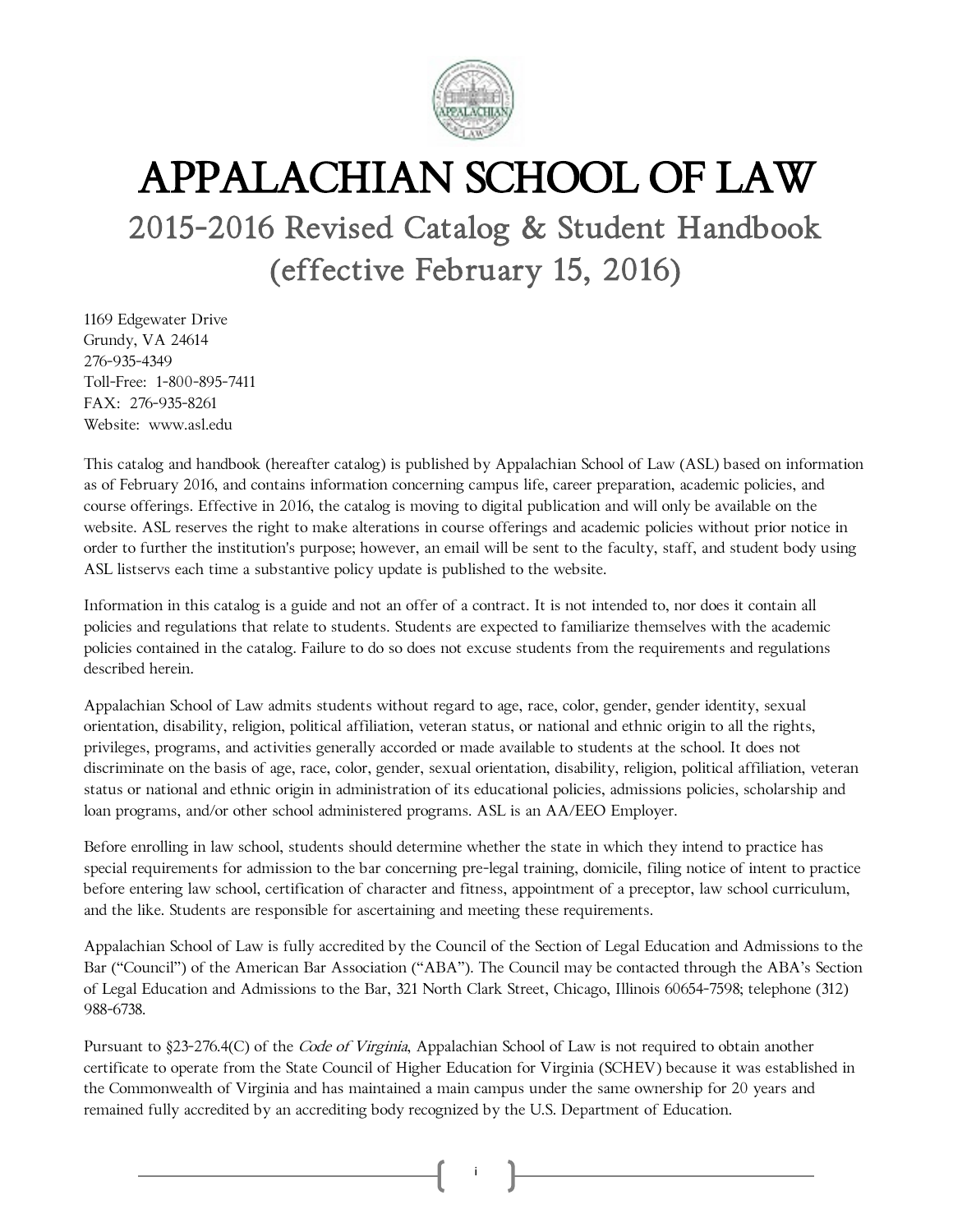# APPALACHIAN SCHOOL OF LAW

## 2015-2016 Revised Catalog & Student Handbook (effective February 15, 2016)

1169 Edgewater Drive
Grundy, VA 24614
276-935-4349
Toll-Free: 1-800-895-7411
FAX: 276-935-8261
Website: www.asl.edu

This catalog and handbook (hereafter catalog) is published by Appalachian School of Law (ASL) based on information as of February 2016, and contains information concerning campus life, career preparation, academic policies, and course offerings. Effective in 2016, the catalog is moving to digital publication and will only be available on the website. ASL reserves the right to make alterations in course offerings and academic policies without prior notice in order to further the institution's purpose; however, an email will be sent to the faculty, staff, and student body using ASL listservs each time a substantive policy update is published to the website.

Information in this catalog is a guide and not an offer of a contract. It is not intended to, nor does it contain all policies and regulations that relate to students. Students are expected to familiarize themselves with the academic policies contained in the catalog. Failure to do so does not excuse students from the requirements and regulations described herein.

Appalachian School of Law admits students without regard to age, race, color, gender, gender identity, sexual orientation, disability, religion, political affiliation, veteran status, or national and ethnic origin to all the rights, privileges, programs, and activities generally accorded or made available to students at the school. It does not discriminate on the basis of age, race, color, gender, sexual orientation, disability, religion, political affiliation, veteran status or national and ethnic origin in administration of its educational policies, admissions policies, scholarship and loan programs, and/or other school administered programs. ASL is an AA/EEO Employer.

Before enrolling in law school, students should determine whether the state in which they intend to practice has special requirements for admission to the bar concerning pre-legal training, domicile, filing notice of intent to practice before entering law school, certification of character and fitness, appointment of a preceptor, law school curriculum, and the like. Students are responsible for ascertaining and meeting these requirements.

Appalachian School of Law is fully accredited by the Council of the Section of Legal Education and Admissions to the Bar ("Council") of the American Bar Association ("ABA"). The Council may be contacted through the ABA's Section of Legal Education and Admissions to the Bar, 321 North Clark Street, Chicago, Illinois 60654-7598; telephone (312) 988-6738.

Pursuant to §23-276.4(C) of the *Code of Virginia*, Appalachian School of Law is not required to obtain another certificate to operate from the State Council of Higher Education for Virginia (SCHEV) because it was established in the Commonwealth of Virginia and has maintained a main campus under the same ownership for 20 years and remained fully accredited by an accrediting body recognized by the U.S. Department of Education.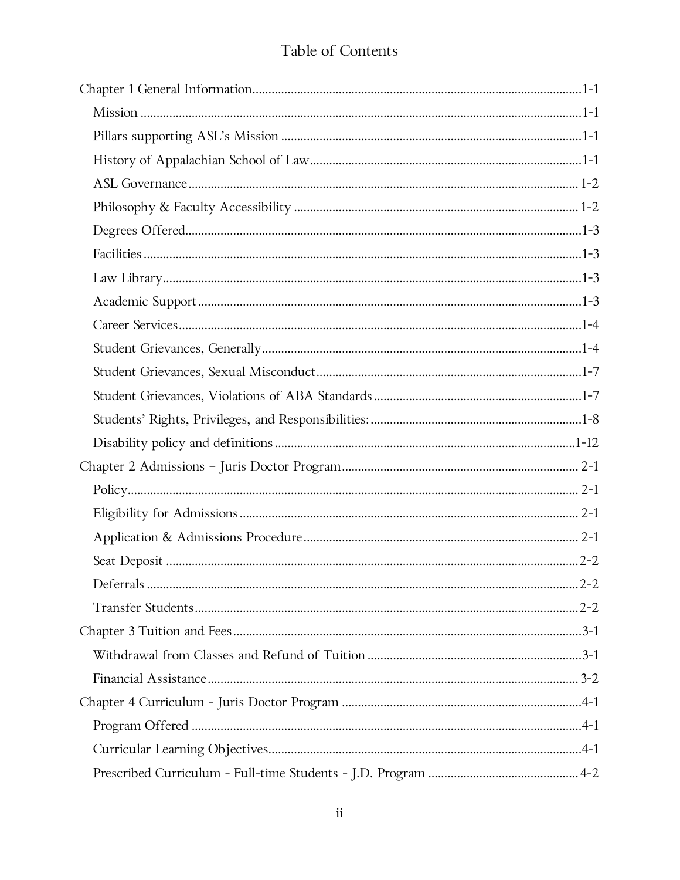# Table of Contents

Chapter 1 General Information ......................................................................................... 1-1

- Mission ......................................................................................................................... 1-1
- Pillars supporting ASL's Mission ............................................................................... 1-1
- History of Appalachian School of Law ...................................................................... 1-1
- ASL Governance .......................................................................................................... 1-2
- Philosophy & Faculty Accessibility ........................................................................... 1-2
- Degrees Offered ............................................................................................................ 1-3
- Facilities ........................................................................................................................ 1-3
- Law Library .................................................................................................................. 1-3
- Academic Support ........................................................................................................ 1-3
- Career Services ............................................................................................................. 1-4
- Student Grievances, Generally ..................................................................................... 1-4
- Student Grievances, Sexual Misconduct ..................................................................... 1-7
- Student Grievances, Violations of ABA Standards ..................................................... 1-7
- Students' Rights, Privileges, and Responsibilities: ...................................................... 1-8
- Disability policy and definitions ................................................................................. 1-12

Chapter 2 Admissions – Juris Doctor Program ................................................................... 2-1

- Policy ............................................................................................................................ 2-1
- Eligibility for Admissions ............................................................................................ 2-1
- Application & Admissions Procedure ......................................................................... 2-1
- Seat Deposit .................................................................................................................. 2-2
- Deferrals ....................................................................................................................... 2-2
- Transfer Students .......................................................................................................... 2-2

Chapter 3 Tuition and Fees .................................................................................................. 3-1

- Withdrawal from Classes and Refund of Tuition ......................................................... 3-1
- Financial Assistance ..................................................................................................... 3-2

Chapter 4 Curriculum - Juris Doctor Program .................................................................... 4-1

- Program Offered ........................................................................................................... 4-1
- Curricular Learning Objectives .................................................................................... 4-1
- Prescribed Curriculum - Full-time Students - J.D. Program ........................................ 4-2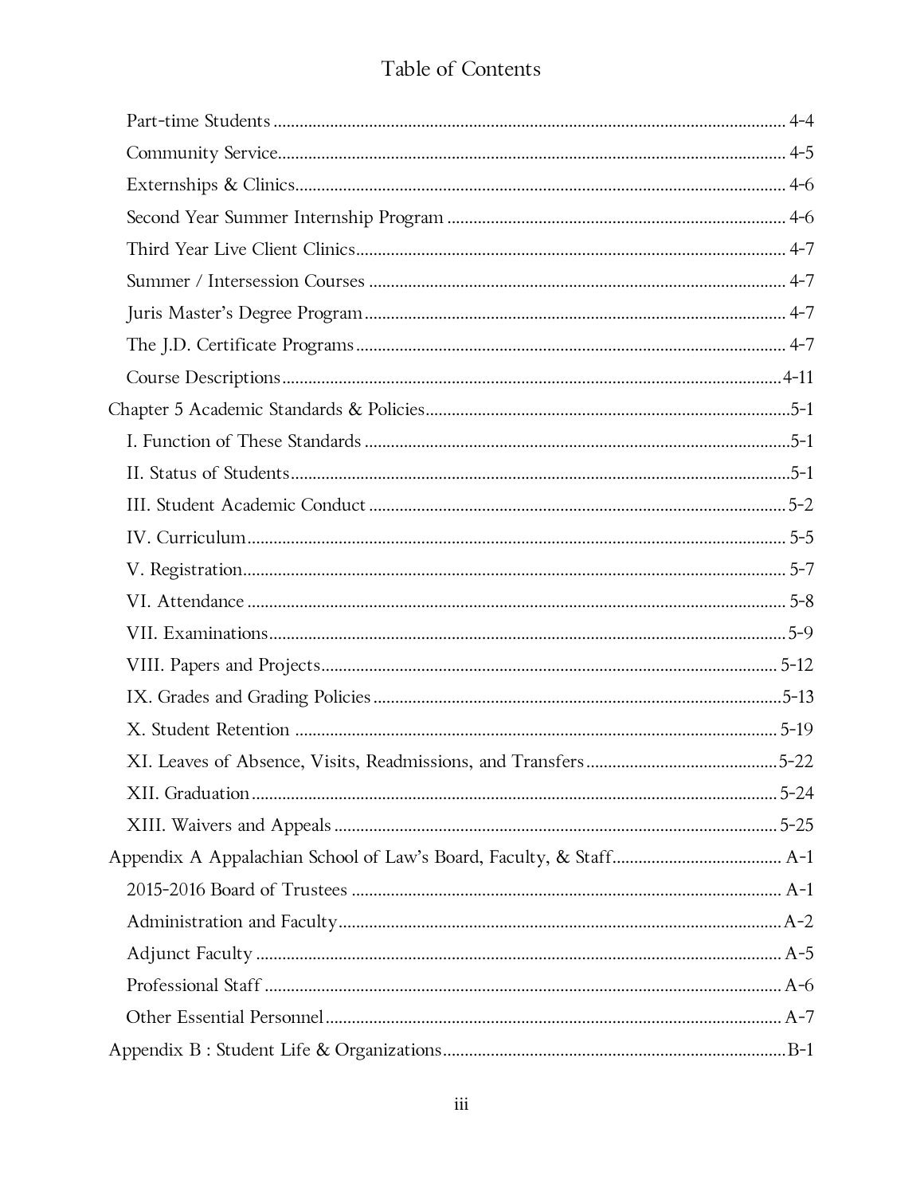# Table of Contents

- Part-time Students ... 4-4
- Community Service ... 4-5
- Externships & Clinics ... 4-6
- Second Year Summer Internship Program ... 4-6
- Third Year Live Client Clinics ... 4-7
- Summer / Intersession Courses ... 4-7
- Juris Master's Degree Program ... 4-7
- The J.D. Certificate Programs ... 4-7
- Course Descriptions ... 4-11

Chapter 5 Academic Standards & Policies ... 5-1

- I. Function of These Standards ... 5-1
- II. Status of Students ... 5-1
- III. Student Academic Conduct ... 5-2
- IV. Curriculum ... 5-5
- V. Registration ... 5-7
- VI. Attendance ... 5-8
- VII. Examinations ... 5-9
- VIII. Papers and Projects ... 5-12
- IX. Grades and Grading Policies ... 5-13
- X. Student Retention ... 5-19
- XI. Leaves of Absence, Visits, Readmissions, and Transfers ... 5-22
- XII. Graduation ... 5-24
- XIII. Waivers and Appeals ... 5-25

Appendix A Appalachian School of Law's Board, Faculty, & Staff ... A-1

- 2015-2016 Board of Trustees ... A-1
- Administration and Faculty ... A-2
- Adjunct Faculty ... A-5
- Professional Staff ... A-6
- Other Essential Personnel ... A-7

Appendix B : Student Life & Organizations ... B-1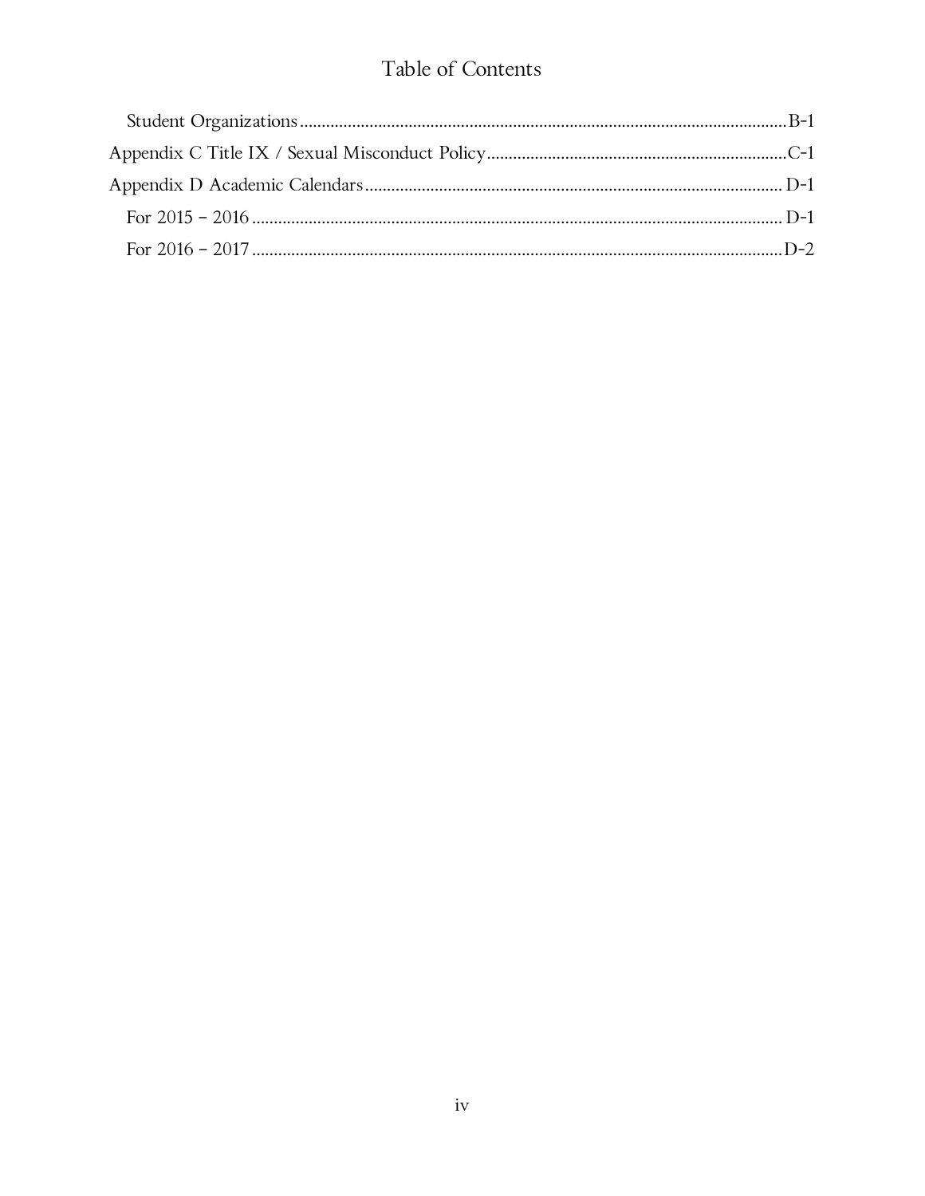# Table of Contents

- Student Organizations ........................................................................ B-1
- Appendix C Title IX / Sexual Misconduct Policy .......................................... C-1
- Appendix D Academic Calendars ............................................................ D-1
  - For 2015 – 2016 ........................................................................ D-1
  - For 2016 – 2017 ........................................................................ D-2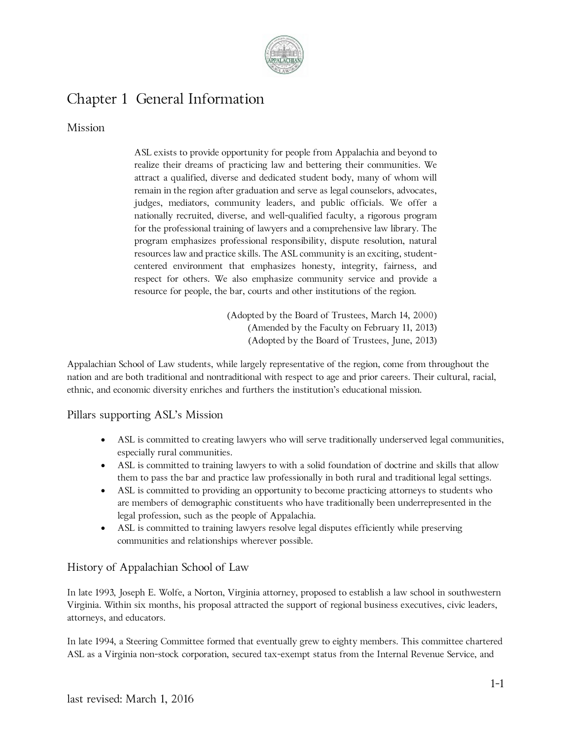# Chapter 1 General Information

## Mission

> ASL exists to provide opportunity for people from Appalachia and beyond to realize their dreams of practicing law and bettering their communities. We attract a qualified, diverse and dedicated student body, many of whom will remain in the region after graduation and serve as legal counselors, advocates, judges, mediators, community leaders, and public officials. We offer a nationally recruited, diverse, and well-qualified faculty, a rigorous program for the professional training of lawyers and a comprehensive law library. The program emphasizes professional responsibility, dispute resolution, natural resources law and practice skills. The ASL community is an exciting, student-centered environment that emphasizes honesty, integrity, fairness, and respect for others. We also emphasize community service and provide a resource for people, the bar, courts and other institutions of the region.
>
> (Adopted by the Board of Trustees, March 14, 2000)
> (Amended by the Faculty on February 11, 2013)
> (Adopted by the Board of Trustees, June, 2013)

Appalachian School of Law students, while largely representative of the region, come from throughout the nation and are both traditional and nontraditional with respect to age and prior careers. Their cultural, racial, ethnic, and economic diversity enriches and furthers the institution's educational mission.

## Pillars supporting ASL's Mission

- ASL is committed to creating lawyers who will serve traditionally underserved legal communities, especially rural communities.
- ASL is committed to training lawyers to with a solid foundation of doctrine and skills that allow them to pass the bar and practice law professionally in both rural and traditional legal settings.
- ASL is committed to providing an opportunity to become practicing attorneys to students who are members of demographic constituents who have traditionally been underrepresented in the legal profession, such as the people of Appalachia.
- ASL is committed to training lawyers resolve legal disputes efficiently while preserving communities and relationships wherever possible.

## History of Appalachian School of Law

In late 1993, Joseph E. Wolfe, a Norton, Virginia attorney, proposed to establish a law school in southwestern Virginia. Within six months, his proposal attracted the support of regional business executives, civic leaders, attorneys, and educators.

In late 1994, a Steering Committee formed that eventually grew to eighty members. This committee chartered ASL as a Virginia non-stock corporation, secured tax-exempt status from the Internal Revenue Service, and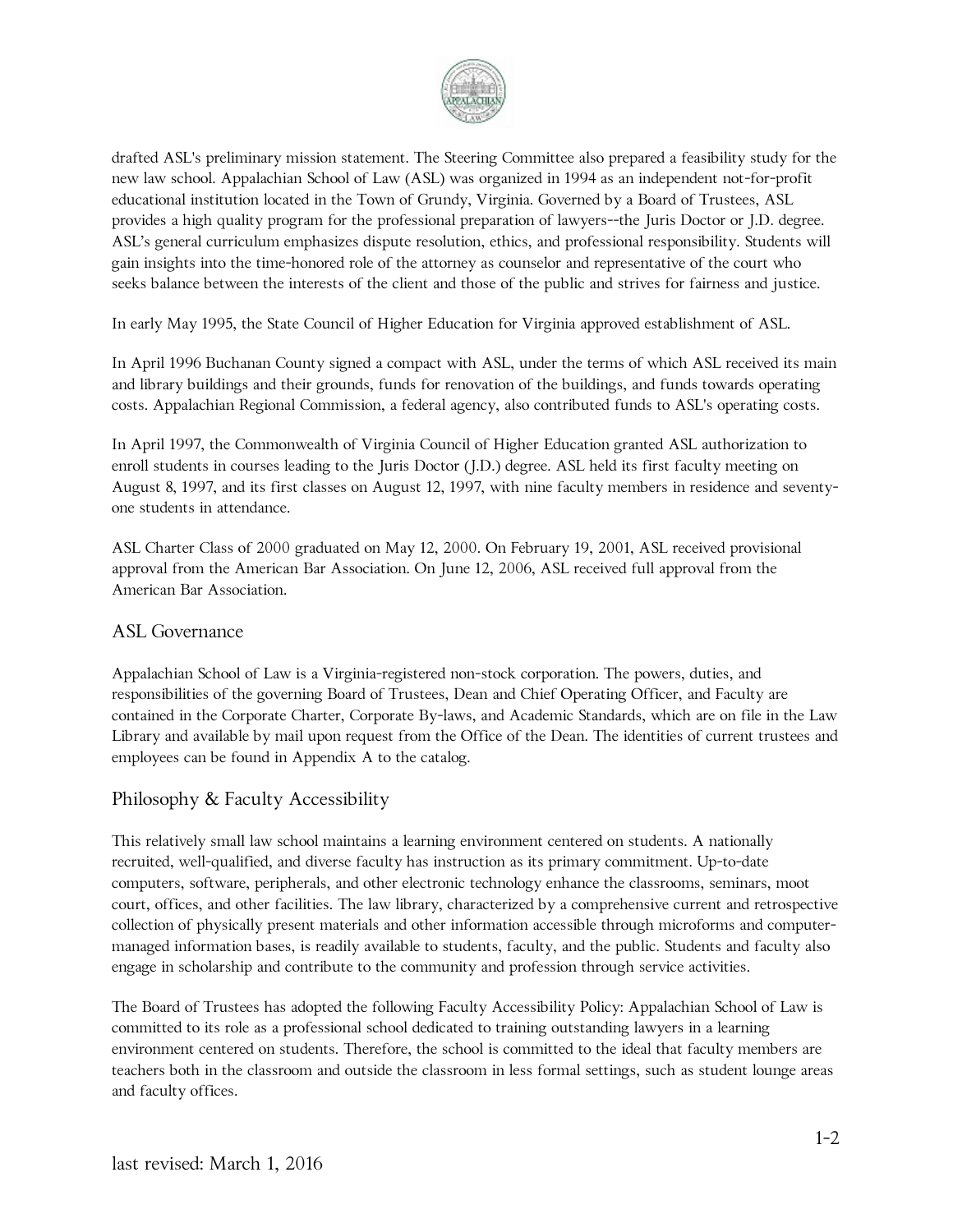drafted ASL's preliminary mission statement. The Steering Committee also prepared a feasibility study for the new law school. Appalachian School of Law (ASL) was organized in 1994 as an independent not-for-profit educational institution located in the Town of Grundy, Virginia. Governed by a Board of Trustees, ASL provides a high quality program for the professional preparation of lawyers--the Juris Doctor or J.D. degree. ASL's general curriculum emphasizes dispute resolution, ethics, and professional responsibility. Students will gain insights into the time-honored role of the attorney as counselor and representative of the court who seeks balance between the interests of the client and those of the public and strives for fairness and justice.

In early May 1995, the State Council of Higher Education for Virginia approved establishment of ASL.

In April 1996 Buchanan County signed a compact with ASL, under the terms of which ASL received its main and library buildings and their grounds, funds for renovation of the buildings, and funds towards operating costs. Appalachian Regional Commission, a federal agency, also contributed funds to ASL's operating costs.

In April 1997, the Commonwealth of Virginia Council of Higher Education granted ASL authorization to enroll students in courses leading to the Juris Doctor (J.D.) degree. ASL held its first faculty meeting on August 8, 1997, and its first classes on August 12, 1997, with nine faculty members in residence and seventy-one students in attendance.

ASL Charter Class of 2000 graduated on May 12, 2000. On February 19, 2001, ASL received provisional approval from the American Bar Association. On June 12, 2006, ASL received full approval from the American Bar Association.

## ASL Governance

Appalachian School of Law is a Virginia-registered non-stock corporation. The powers, duties, and responsibilities of the governing Board of Trustees, Dean and Chief Operating Officer, and Faculty are contained in the Corporate Charter, Corporate By-laws, and Academic Standards, which are on file in the Law Library and available by mail upon request from the Office of the Dean. The identities of current trustees and employees can be found in Appendix A to the catalog.

## Philosophy & Faculty Accessibility

This relatively small law school maintains a learning environment centered on students. A nationally recruited, well-qualified, and diverse faculty has instruction as its primary commitment. Up-to-date computers, software, peripherals, and other electronic technology enhance the classrooms, seminars, moot court, offices, and other facilities. The law library, characterized by a comprehensive current and retrospective collection of physically present materials and other information accessible through microforms and computer-managed information bases, is readily available to students, faculty, and the public. Students and faculty also engage in scholarship and contribute to the community and profession through service activities.

The Board of Trustees has adopted the following Faculty Accessibility Policy: Appalachian School of Law is committed to its role as a professional school dedicated to training outstanding lawyers in a learning environment centered on students. Therefore, the school is committed to the ideal that faculty members are teachers both in the classroom and outside the classroom in less formal settings, such as student lounge areas and faculty offices.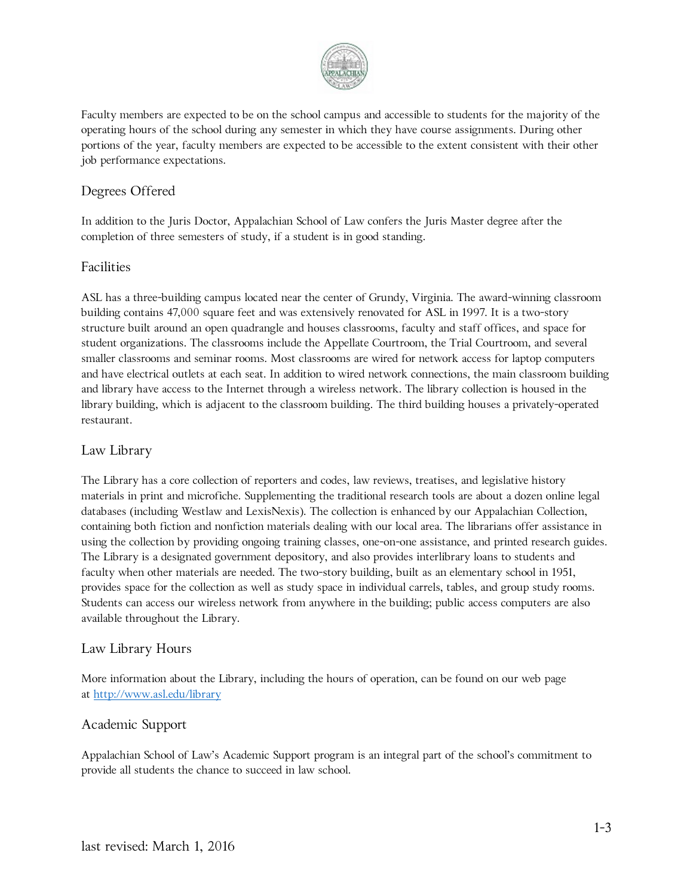Faculty members are expected to be on the school campus and accessible to students for the majority of the operating hours of the school during any semester in which they have course assignments. During other portions of the year, faculty members are expected to be accessible to the extent consistent with their other job performance expectations.

## Degrees Offered

In addition to the Juris Doctor, Appalachian School of Law confers the Juris Master degree after the completion of three semesters of study, if a student is in good standing.

## Facilities

ASL has a three-building campus located near the center of Grundy, Virginia. The award-winning classroom building contains 47,000 square feet and was extensively renovated for ASL in 1997. It is a two-story structure built around an open quadrangle and houses classrooms, faculty and staff offices, and space for student organizations. The classrooms include the Appellate Courtroom, the Trial Courtroom, and several smaller classrooms and seminar rooms. Most classrooms are wired for network access for laptop computers and have electrical outlets at each seat. In addition to wired network connections, the main classroom building and library have access to the Internet through a wireless network. The library collection is housed in the library building, which is adjacent to the classroom building. The third building houses a privately-operated restaurant.

## Law Library

The Library has a core collection of reporters and codes, law reviews, treatises, and legislative history materials in print and microfiche. Supplementing the traditional research tools are about a dozen online legal databases (including Westlaw and LexisNexis). The collection is enhanced by our Appalachian Collection, containing both fiction and nonfiction materials dealing with our local area. The librarians offer assistance in using the collection by providing ongoing training classes, one-on-one assistance, and printed research guides. The Library is a designated government depository, and also provides interlibrary loans to students and faculty when other materials are needed. The two-story building, built as an elementary school in 1951, provides space for the collection as well as study space in individual carrels, tables, and group study rooms. Students can access our wireless network from anywhere in the building; public access computers are also available throughout the Library.

## Law Library Hours

More information about the Library, including the hours of operation, can be found on our web page at [http://www.asl.edu/library](http://www.asl.edu/library)

## Academic Support

Appalachian School of Law's Academic Support program is an integral part of the school's commitment to provide all students the chance to succeed in law school.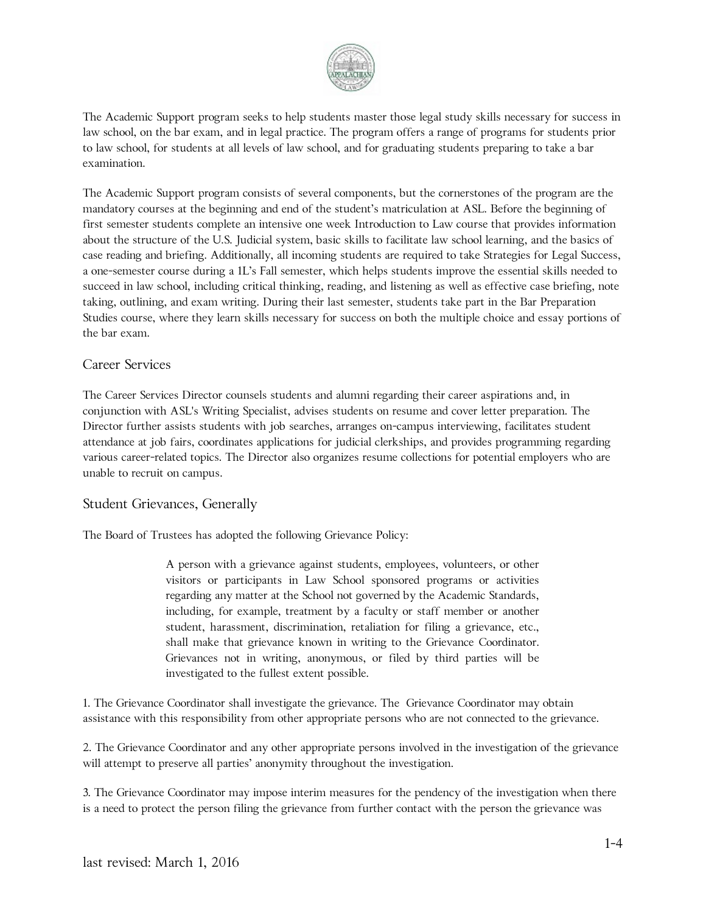The Academic Support program seeks to help students master those legal study skills necessary for success in law school, on the bar exam, and in legal practice. The program offers a range of programs for students prior to law school, for students at all levels of law school, and for graduating students preparing to take a bar examination.

The Academic Support program consists of several components, but the cornerstones of the program are the mandatory courses at the beginning and end of the student's matriculation at ASL. Before the beginning of first semester students complete an intensive one week Introduction to Law course that provides information about the structure of the U.S. Judicial system, basic skills to facilitate law school learning, and the basics of case reading and briefing. Additionally, all incoming students are required to take Strategies for Legal Success, a one-semester course during a 1L's Fall semester, which helps students improve the essential skills needed to succeed in law school, including critical thinking, reading, and listening as well as effective case briefing, note taking, outlining, and exam writing. During their last semester, students take part in the Bar Preparation Studies course, where they learn skills necessary for success on both the multiple choice and essay portions of the bar exam.

## Career Services

The Career Services Director counsels students and alumni regarding their career aspirations and, in conjunction with ASL's Writing Specialist, advises students on resume and cover letter preparation. The Director further assists students with job searches, arranges on-campus interviewing, facilitates student attendance at job fairs, coordinates applications for judicial clerkships, and provides programming regarding various career-related topics. The Director also organizes resume collections for potential employers who are unable to recruit on campus.

## Student Grievances, Generally

The Board of Trustees has adopted the following Grievance Policy:

> A person with a grievance against students, employees, volunteers, or other visitors or participants in Law School sponsored programs or activities regarding any matter at the School not governed by the Academic Standards, including, for example, treatment by a faculty or staff member or another student, harassment, discrimination, retaliation for filing a grievance, etc., shall make that grievance known in writing to the Grievance Coordinator. Grievances not in writing, anonymous, or filed by third parties will be investigated to the fullest extent possible.

1. The Grievance Coordinator shall investigate the grievance. The Grievance Coordinator may obtain assistance with this responsibility from other appropriate persons who are not connected to the grievance.

2. The Grievance Coordinator and any other appropriate persons involved in the investigation of the grievance will attempt to preserve all parties' anonymity throughout the investigation.

3. The Grievance Coordinator may impose interim measures for the pendency of the investigation when there is a need to protect the person filing the grievance from further contact with the person the grievance was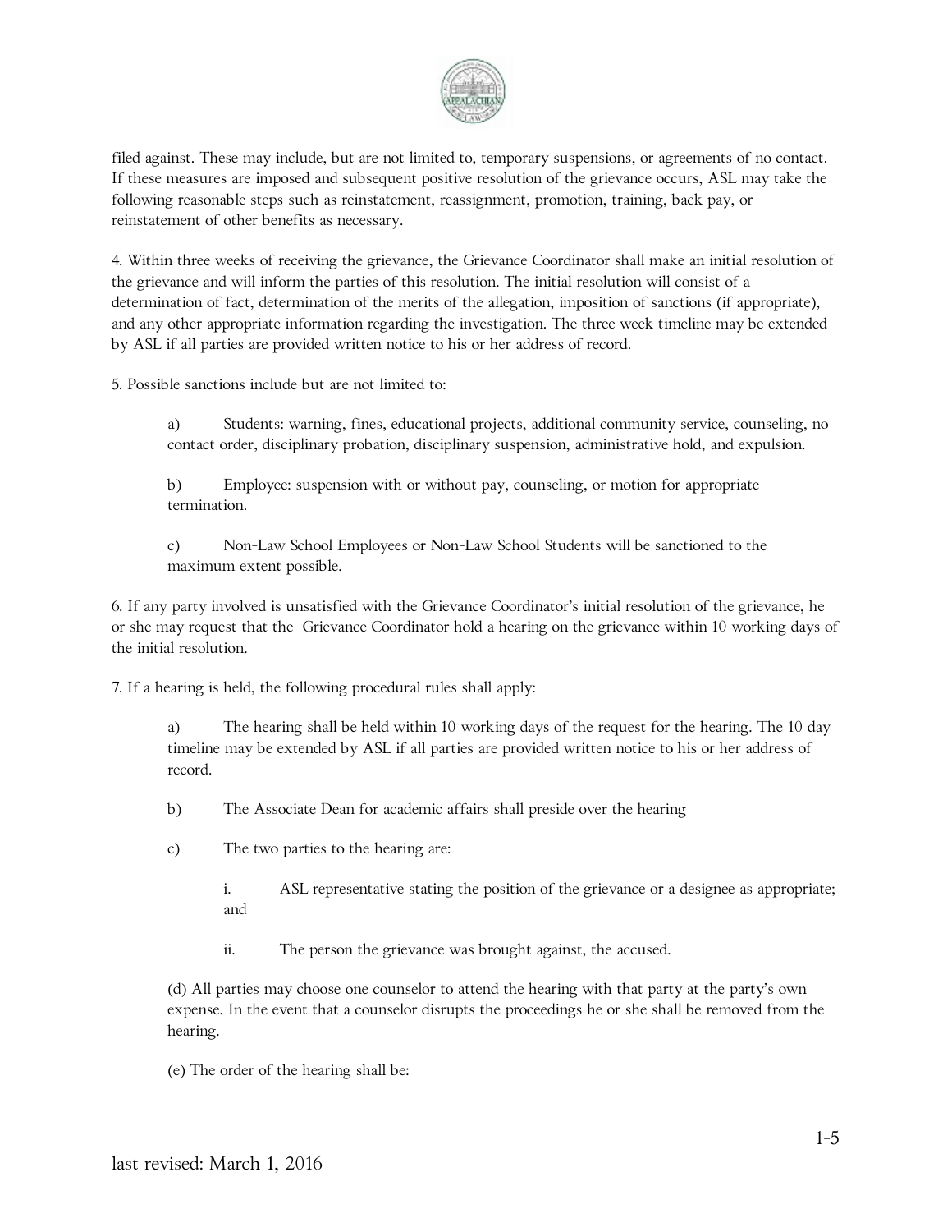filed against. These may include, but are not limited to, temporary suspensions, or agreements of no contact. If these measures are imposed and subsequent positive resolution of the grievance occurs, ASL may take the following reasonable steps such as reinstatement, reassignment, promotion, training, back pay, or reinstatement of other benefits as necessary.

4. Within three weeks of receiving the grievance, the Grievance Coordinator shall make an initial resolution of the grievance and will inform the parties of this resolution. The initial resolution will consist of a determination of fact, determination of the merits of the allegation, imposition of sanctions (if appropriate), and any other appropriate information regarding the investigation. The three week timeline may be extended by ASL if all parties are provided written notice to his or her address of record.

5. Possible sanctions include but are not limited to:

a) Students: warning, fines, educational projects, additional community service, counseling, no contact order, disciplinary probation, disciplinary suspension, administrative hold, and expulsion.

b) Employee: suspension with or without pay, counseling, or motion for appropriate termination.

c) Non-Law School Employees or Non-Law School Students will be sanctioned to the maximum extent possible.

6. If any party involved is unsatisfied with the Grievance Coordinator's initial resolution of the grievance, he or she may request that the Grievance Coordinator hold a hearing on the grievance within 10 working days of the initial resolution.

7. If a hearing is held, the following procedural rules shall apply:

a) The hearing shall be held within 10 working days of the request for the hearing. The 10 day timeline may be extended by ASL if all parties are provided written notice to his or her address of record.

b) The Associate Dean for academic affairs shall preside over the hearing

c) The two parties to the hearing are:

i. ASL representative stating the position of the grievance or a designee as appropriate; and

ii. The person the grievance was brought against, the accused.

(d) All parties may choose one counselor to attend the hearing with that party at the party's own expense. In the event that a counselor disrupts the proceedings he or she shall be removed from the hearing.

(e) The order of the hearing shall be:

last revised: March 1, 2016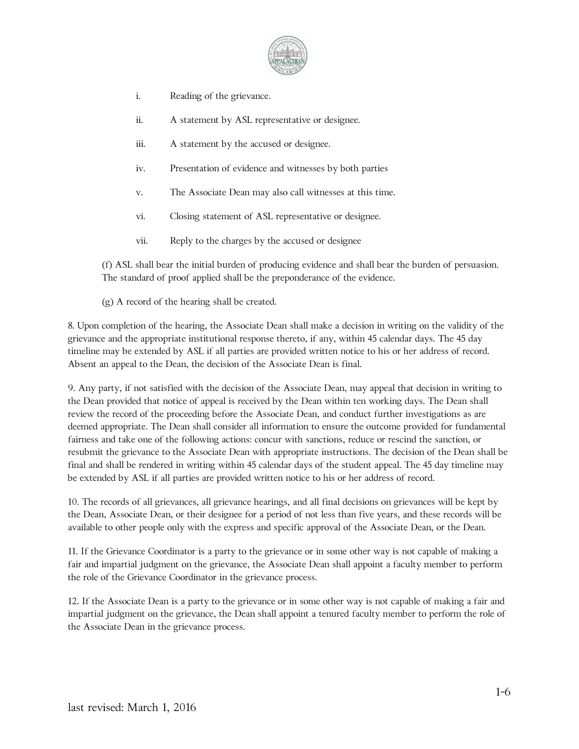i. Reading of the grievance.

ii. A statement by ASL representative or designee.

iii. A statement by the accused or designee.

iv. Presentation of evidence and witnesses by both parties

v. The Associate Dean may also call witnesses at this time.

vi. Closing statement of ASL representative or designee.

vii. Reply to the charges by the accused or designee

(f) ASL shall bear the initial burden of producing evidence and shall bear the burden of persuasion. The standard of proof applied shall be the preponderance of the evidence.

(g) A record of the hearing shall be created.

8. Upon completion of the hearing, the Associate Dean shall make a decision in writing on the validity of the grievance and the appropriate institutional response thereto, if any, within 45 calendar days. The 45 day timeline may be extended by ASL if all parties are provided written notice to his or her address of record. Absent an appeal to the Dean, the decision of the Associate Dean is final.

9. Any party, if not satisfied with the decision of the Associate Dean, may appeal that decision in writing to the Dean provided that notice of appeal is received by the Dean within ten working days. The Dean shall review the record of the proceeding before the Associate Dean, and conduct further investigations as are deemed appropriate. The Dean shall consider all information to ensure the outcome provided for fundamental fairness and take one of the following actions: concur with sanctions, reduce or rescind the sanction, or resubmit the grievance to the Associate Dean with appropriate instructions. The decision of the Dean shall be final and shall be rendered in writing within 45 calendar days of the student appeal. The 45 day timeline may be extended by ASL if all parties are provided written notice to his or her address of record.

10. The records of all grievances, all grievance hearings, and all final decisions on grievances will be kept by the Dean, Associate Dean, or their designee for a period of not less than five years, and these records will be available to other people only with the express and specific approval of the Associate Dean, or the Dean.

11. If the Grievance Coordinator is a party to the grievance or in some other way is not capable of making a fair and impartial judgment on the grievance, the Associate Dean shall appoint a faculty member to perform the role of the Grievance Coordinator in the grievance process.

12. If the Associate Dean is a party to the grievance or in some other way is not capable of making a fair and impartial judgment on the grievance, the Dean shall appoint a tenured faculty member to perform the role of the Associate Dean in the grievance process.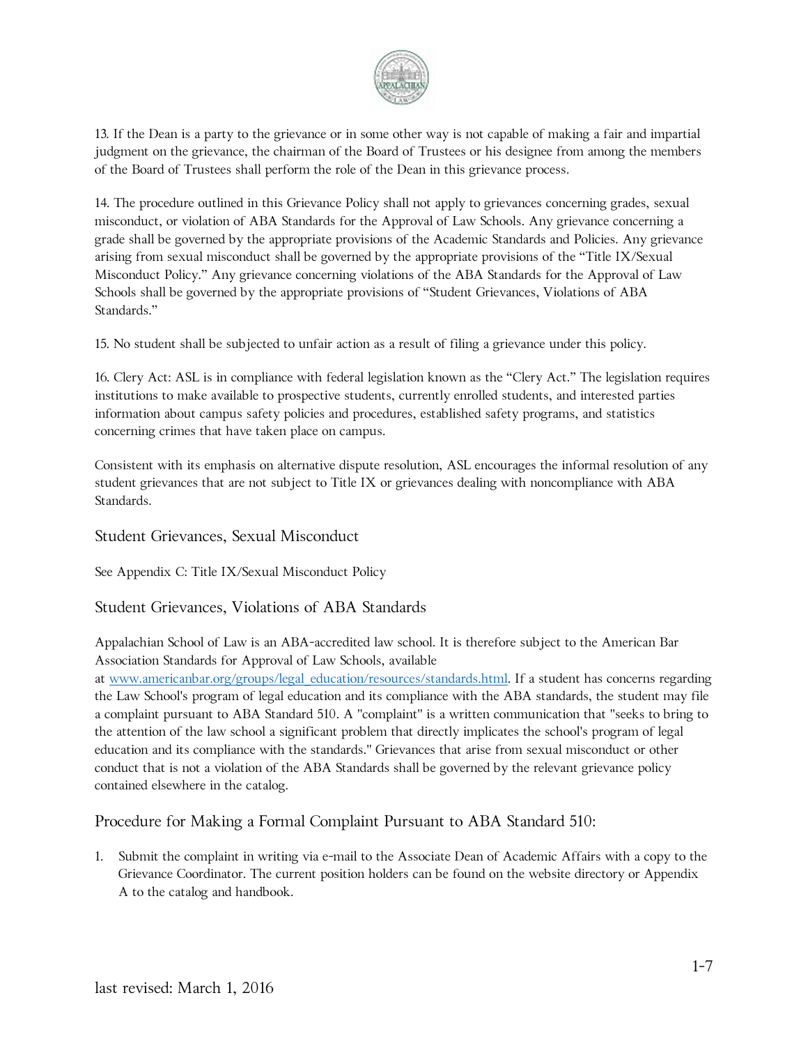13. If the Dean is a party to the grievance or in some other way is not capable of making a fair and impartial judgment on the grievance, the chairman of the Board of Trustees or his designee from among the members of the Board of Trustees shall perform the role of the Dean in this grievance process.

14. The procedure outlined in this Grievance Policy shall not apply to grievances concerning grades, sexual misconduct, or violation of ABA Standards for the Approval of Law Schools. Any grievance concerning a grade shall be governed by the appropriate provisions of the Academic Standards and Policies. Any grievance arising from sexual misconduct shall be governed by the appropriate provisions of the "Title IX/Sexual Misconduct Policy." Any grievance concerning violations of the ABA Standards for the Approval of Law Schools shall be governed by the appropriate provisions of "Student Grievances, Violations of ABA Standards."

15. No student shall be subjected to unfair action as a result of filing a grievance under this policy.

16. Clery Act: ASL is in compliance with federal legislation known as the "Clery Act." The legislation requires institutions to make available to prospective students, currently enrolled students, and interested parties information about campus safety policies and procedures, established safety programs, and statistics concerning crimes that have taken place on campus.

Consistent with its emphasis on alternative dispute resolution, ASL encourages the informal resolution of any student grievances that are not subject to Title IX or grievances dealing with noncompliance with ABA Standards.

## Student Grievances, Sexual Misconduct

See Appendix C: Title IX/Sexual Misconduct Policy

## Student Grievances, Violations of ABA Standards

Appalachian School of Law is an ABA-accredited law school. It is therefore subject to the American Bar Association Standards for Approval of Law Schools, available at www.americanbar.org/groups/legal_education/resources/standards.html. If a student has concerns regarding the Law School's program of legal education and its compliance with the ABA standards, the student may file a complaint pursuant to ABA Standard 510. A "complaint" is a written communication that "seeks to bring to the attention of the law school a significant problem that directly implicates the school's program of legal education and its compliance with the standards." Grievances that arise from sexual misconduct or other conduct that is not a violation of the ABA Standards shall be governed by the relevant grievance policy contained elsewhere in the catalog.

## Procedure for Making a Formal Complaint Pursuant to ABA Standard 510:

1. Submit the complaint in writing via e-mail to the Associate Dean of Academic Affairs with a copy to the Grievance Coordinator. The current position holders can be found on the website directory or Appendix A to the catalog and handbook.

last revised: March 1, 2016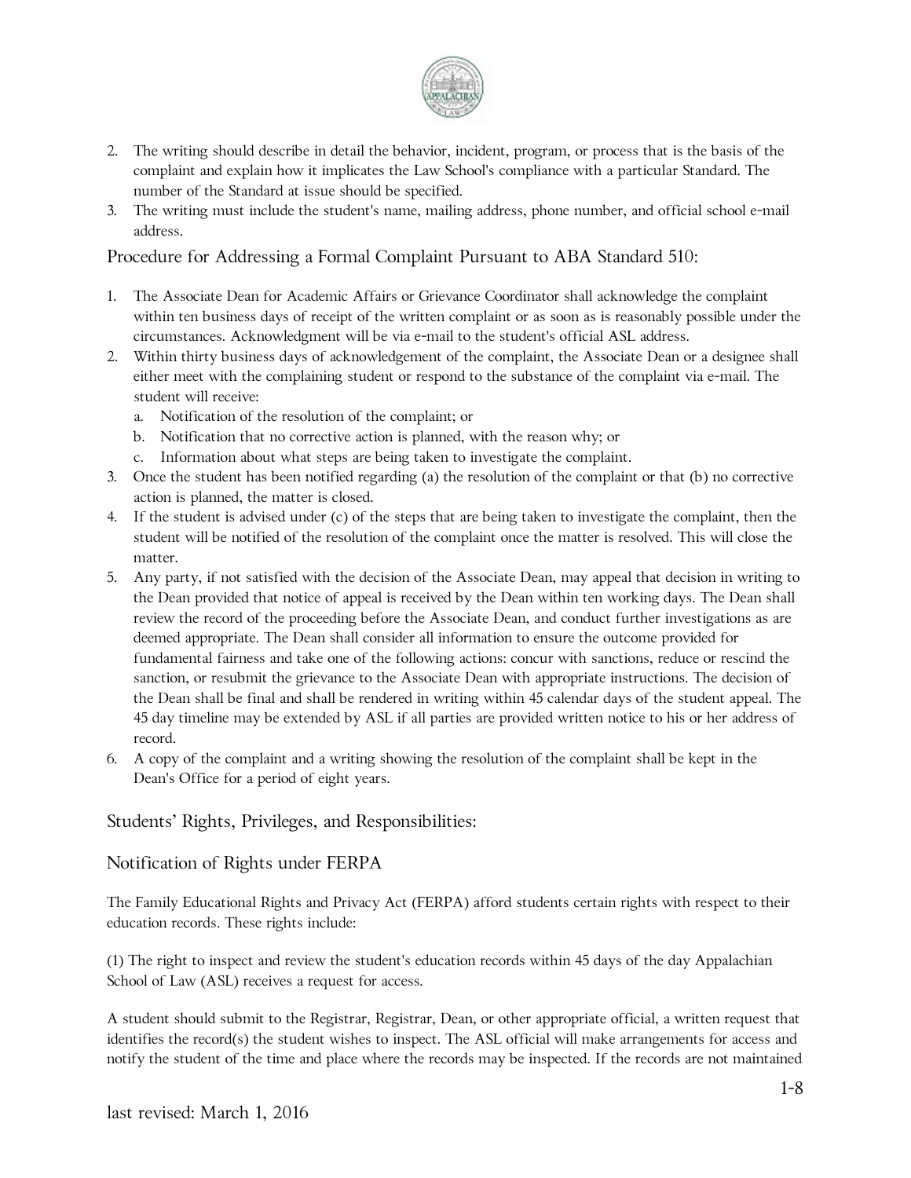2. The writing should describe in detail the behavior, incident, program, or process that is the basis of the complaint and explain how it implicates the Law School's compliance with a particular Standard. The number of the Standard at issue should be specified.
3. The writing must include the student's name, mailing address, phone number, and official school e-mail address.

## Procedure for Addressing a Formal Complaint Pursuant to ABA Standard 510:

1. The Associate Dean for Academic Affairs or Grievance Coordinator shall acknowledge the complaint within ten business days of receipt of the written complaint or as soon as is reasonably possible under the circumstances. Acknowledgment will be via e-mail to the student's official ASL address.
2. Within thirty business days of acknowledgement of the complaint, the Associate Dean or a designee shall either meet with the complaining student or respond to the substance of the complaint via e-mail. The student will receive:
   a. Notification of the resolution of the complaint; or
   b. Notification that no corrective action is planned, with the reason why; or
   c. Information about what steps are being taken to investigate the complaint.
3. Once the student has been notified regarding (a) the resolution of the complaint or that (b) no corrective action is planned, the matter is closed.
4. If the student is advised under (c) of the steps that are being taken to investigate the complaint, then the student will be notified of the resolution of the complaint once the matter is resolved. This will close the matter.
5. Any party, if not satisfied with the decision of the Associate Dean, may appeal that decision in writing to the Dean provided that notice of appeal is received by the Dean within ten working days. The Dean shall review the record of the proceeding before the Associate Dean, and conduct further investigations as are deemed appropriate. The Dean shall consider all information to ensure the outcome provided for fundamental fairness and take one of the following actions: concur with sanctions, reduce or rescind the sanction, or resubmit the grievance to the Associate Dean with appropriate instructions. The decision of the Dean shall be final and shall be rendered in writing within 45 calendar days of the student appeal. The 45 day timeline may be extended by ASL if all parties are provided written notice to his or her address of record.
6. A copy of the complaint and a writing showing the resolution of the complaint shall be kept in the Dean's Office for a period of eight years.

## Students' Rights, Privileges, and Responsibilities:

## Notification of Rights under FERPA

The Family Educational Rights and Privacy Act (FERPA) afford students certain rights with respect to their education records. These rights include:

(1) The right to inspect and review the student's education records within 45 days of the day Appalachian School of Law (ASL) receives a request for access.

A student should submit to the Registrar, Registrar, Dean, or other appropriate official, a written request that identifies the record(s) the student wishes to inspect. The ASL official will make arrangements for access and notify the student of the time and place where the records may be inspected. If the records are not maintained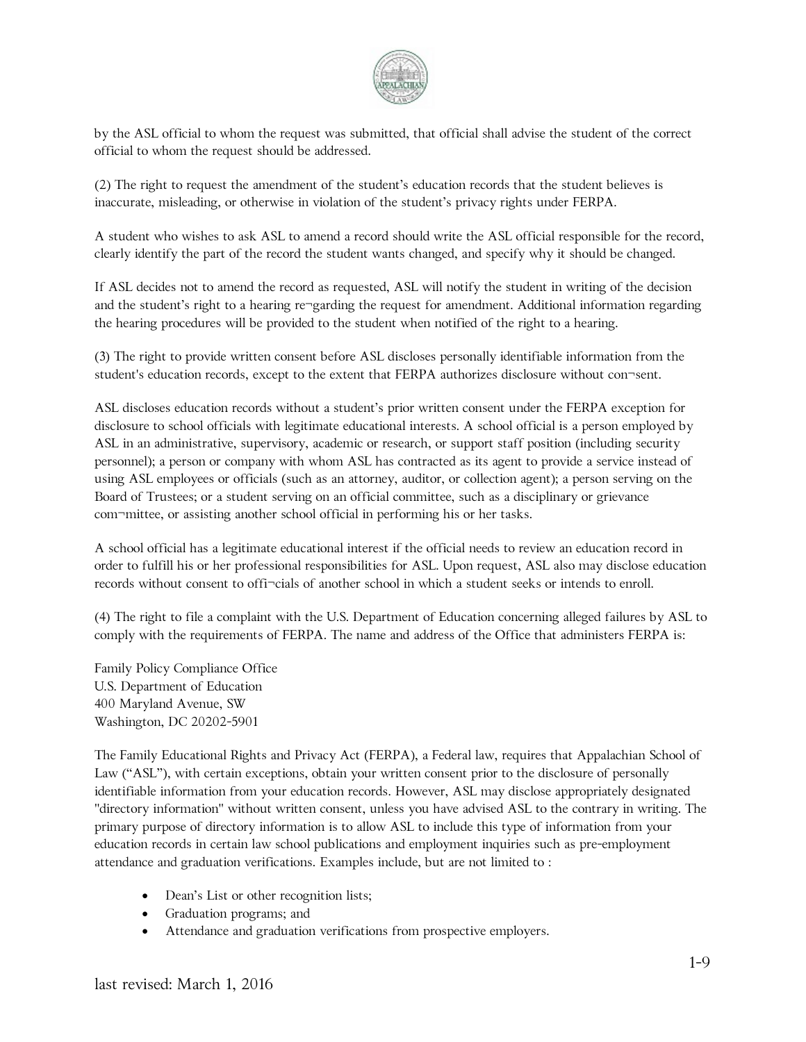by the ASL official to whom the request was submitted, that official shall advise the student of the correct official to whom the request should be addressed.

(2) The right to request the amendment of the student's education records that the student believes is inaccurate, misleading, or otherwise in violation of the student's privacy rights under FERPA.

A student who wishes to ask ASL to amend a record should write the ASL official responsible for the record, clearly identify the part of the record the student wants changed, and specify why it should be changed.

If ASL decides not to amend the record as requested, ASL will notify the student in writing of the decision and the student's right to a hearing re¬garding the request for amendment. Additional information regarding the hearing procedures will be provided to the student when notified of the right to a hearing.

(3) The right to provide written consent before ASL discloses personally identifiable information from the student's education records, except to the extent that FERPA authorizes disclosure without con¬sent.

ASL discloses education records without a student's prior written consent under the FERPA exception for disclosure to school officials with legitimate educational interests. A school official is a person employed by ASL in an administrative, supervisory, academic or research, or support staff position (including security personnel); a person or company with whom ASL has contracted as its agent to provide a service instead of using ASL employees or officials (such as an attorney, auditor, or collection agent); a person serving on the Board of Trustees; or a student serving on an official committee, such as a disciplinary or grievance com¬mittee, or assisting another school official in performing his or her tasks.

A school official has a legitimate educational interest if the official needs to review an education record in order to fulfill his or her professional responsibilities for ASL. Upon request, ASL also may disclose education records without consent to offi¬cials of another school in which a student seeks or intends to enroll.

(4) The right to file a complaint with the U.S. Department of Education concerning alleged failures by ASL to comply with the requirements of FERPA. The name and address of the Office that administers FERPA is:

Family Policy Compliance Office
U.S. Department of Education
400 Maryland Avenue, SW
Washington, DC 20202-5901

The Family Educational Rights and Privacy Act (FERPA), a Federal law, requires that Appalachian School of Law ("ASL"), with certain exceptions, obtain your written consent prior to the disclosure of personally identifiable information from your education records. However, ASL may disclose appropriately designated "directory information" without written consent, unless you have advised ASL to the contrary in writing. The primary purpose of directory information is to allow ASL to include this type of information from your education records in certain law school publications and employment inquiries such as pre-employment attendance and graduation verifications. Examples include, but are not limited to :

- Dean's List or other recognition lists;
- Graduation programs; and
- Attendance and graduation verifications from prospective employers.

last revised: March 1, 2016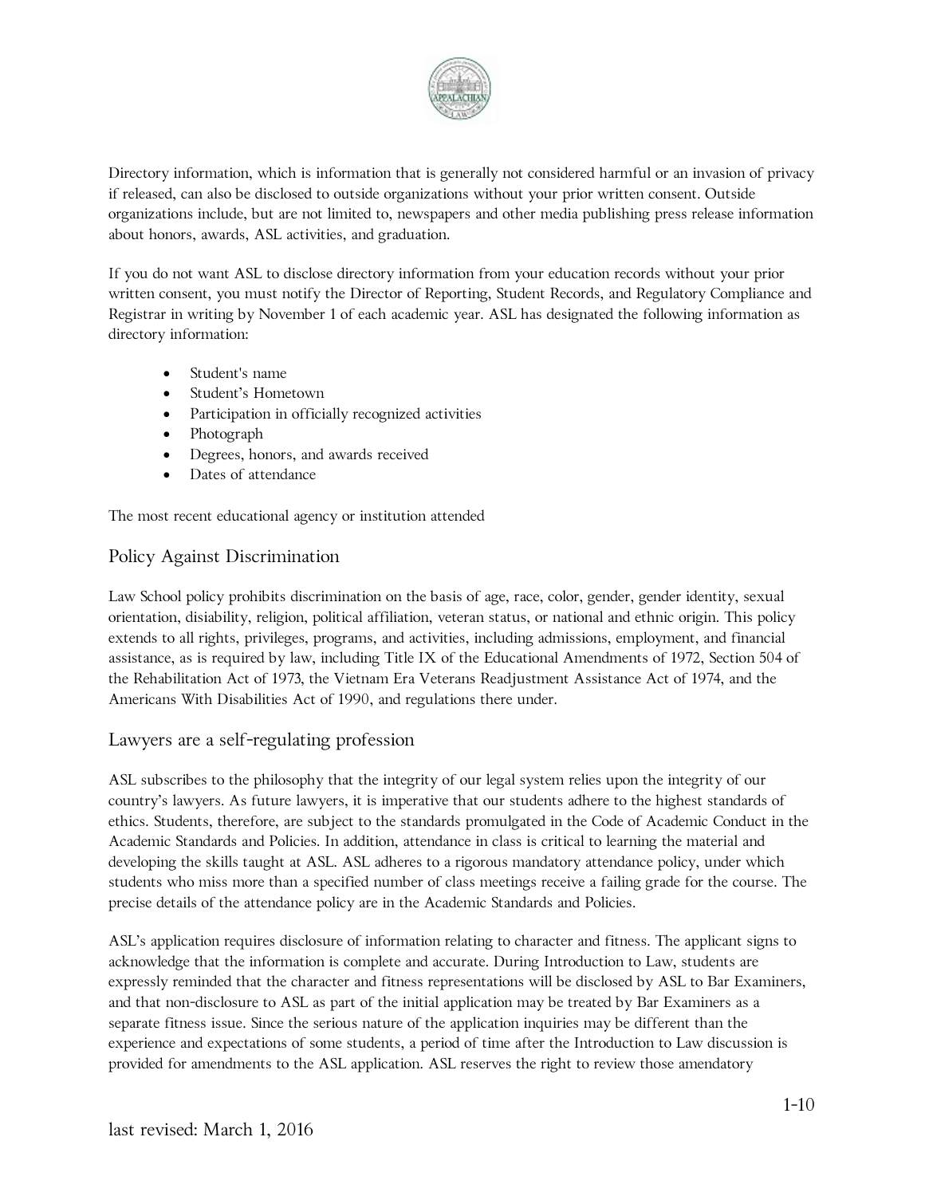Directory information, which is information that is generally not considered harmful or an invasion of privacy if released, can also be disclosed to outside organizations without your prior written consent. Outside organizations include, but are not limited to, newspapers and other media publishing press release information about honors, awards, ASL activities, and graduation.

If you do not want ASL to disclose directory information from your education records without your prior written consent, you must notify the Director of Reporting, Student Records, and Regulatory Compliance and Registrar in writing by November 1 of each academic year. ASL has designated the following information as directory information:

- Student's name
- Student's Hometown
- Participation in officially recognized activities
- Photograph
- Degrees, honors, and awards received
- Dates of attendance

The most recent educational agency or institution attended

## Policy Against Discrimination

Law School policy prohibits discrimination on the basis of age, race, color, gender, gender identity, sexual orientation, disiability, religion, political affiliation, veteran status, or national and ethnic origin. This policy extends to all rights, privileges, programs, and activities, including admissions, employment, and financial assistance, as is required by law, including Title IX of the Educational Amendments of 1972, Section 504 of the Rehabilitation Act of 1973, the Vietnam Era Veterans Readjustment Assistance Act of 1974, and the Americans With Disabilities Act of 1990, and regulations there under.

## Lawyers are a self-regulating profession

ASL subscribes to the philosophy that the integrity of our legal system relies upon the integrity of our country's lawyers. As future lawyers, it is imperative that our students adhere to the highest standards of ethics. Students, therefore, are subject to the standards promulgated in the Code of Academic Conduct in the Academic Standards and Policies. In addition, attendance in class is critical to learning the material and developing the skills taught at ASL. ASL adheres to a rigorous mandatory attendance policy, under which students who miss more than a specified number of class meetings receive a failing grade for the course. The precise details of the attendance policy are in the Academic Standards and Policies.

ASL's application requires disclosure of information relating to character and fitness. The applicant signs to acknowledge that the information is complete and accurate. During Introduction to Law, students are expressly reminded that the character and fitness representations will be disclosed by ASL to Bar Examiners, and that non-disclosure to ASL as part of the initial application may be treated by Bar Examiners as a separate fitness issue. Since the serious nature of the application inquiries may be different than the experience and expectations of some students, a period of time after the Introduction to Law discussion is provided for amendments to the ASL application. ASL reserves the right to review those amendatory

last revised: March 1, 2016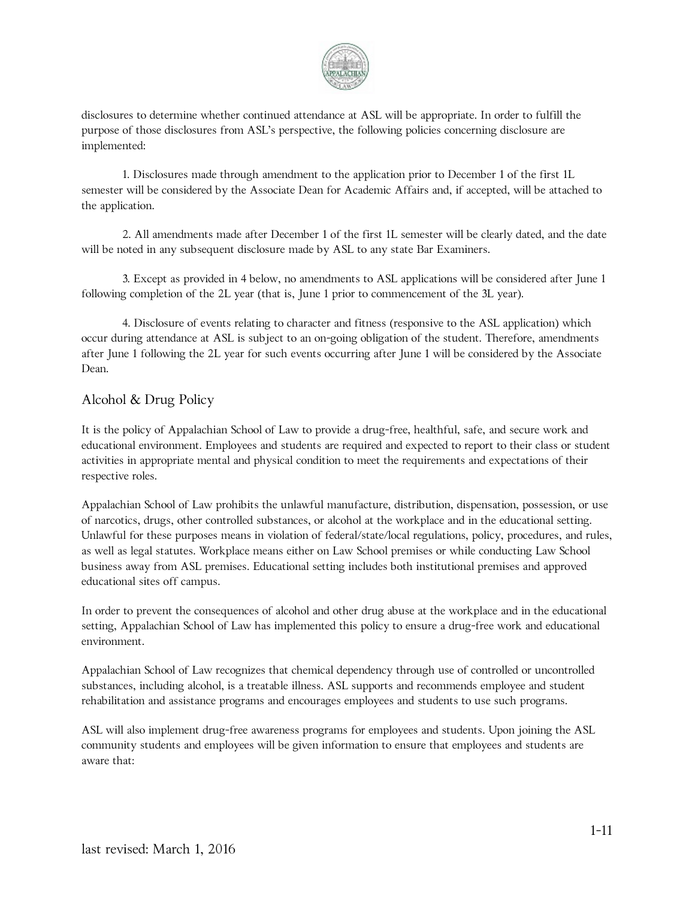disclosures to determine whether continued attendance at ASL will be appropriate. In order to fulfill the purpose of those disclosures from ASL's perspective, the following policies concerning disclosure are implemented:

1. Disclosures made through amendment to the application prior to December 1 of the first 1L semester will be considered by the Associate Dean for Academic Affairs and, if accepted, will be attached to the application.

2. All amendments made after December 1 of the first 1L semester will be clearly dated, and the date will be noted in any subsequent disclosure made by ASL to any state Bar Examiners.

3. Except as provided in 4 below, no amendments to ASL applications will be considered after June 1 following completion of the 2L year (that is, June 1 prior to commencement of the 3L year).

4. Disclosure of events relating to character and fitness (responsive to the ASL application) which occur during attendance at ASL is subject to an on-going obligation of the student. Therefore, amendments after June 1 following the 2L year for such events occurring after June 1 will be considered by the Associate Dean.

## Alcohol & Drug Policy

It is the policy of Appalachian School of Law to provide a drug-free, healthful, safe, and secure work and educational environment. Employees and students are required and expected to report to their class or student activities in appropriate mental and physical condition to meet the requirements and expectations of their respective roles.

Appalachian School of Law prohibits the unlawful manufacture, distribution, dispensation, possession, or use of narcotics, drugs, other controlled substances, or alcohol at the workplace and in the educational setting. Unlawful for these purposes means in violation of federal/state/local regulations, policy, procedures, and rules, as well as legal statutes. Workplace means either on Law School premises or while conducting Law School business away from ASL premises. Educational setting includes both institutional premises and approved educational sites off campus.

In order to prevent the consequences of alcohol and other drug abuse at the workplace and in the educational setting, Appalachian School of Law has implemented this policy to ensure a drug-free work and educational environment.

Appalachian School of Law recognizes that chemical dependency through use of controlled or uncontrolled substances, including alcohol, is a treatable illness. ASL supports and recommends employee and student rehabilitation and assistance programs and encourages employees and students to use such programs.

ASL will also implement drug-free awareness programs for employees and students. Upon joining the ASL community students and employees will be given information to ensure that employees and students are aware that: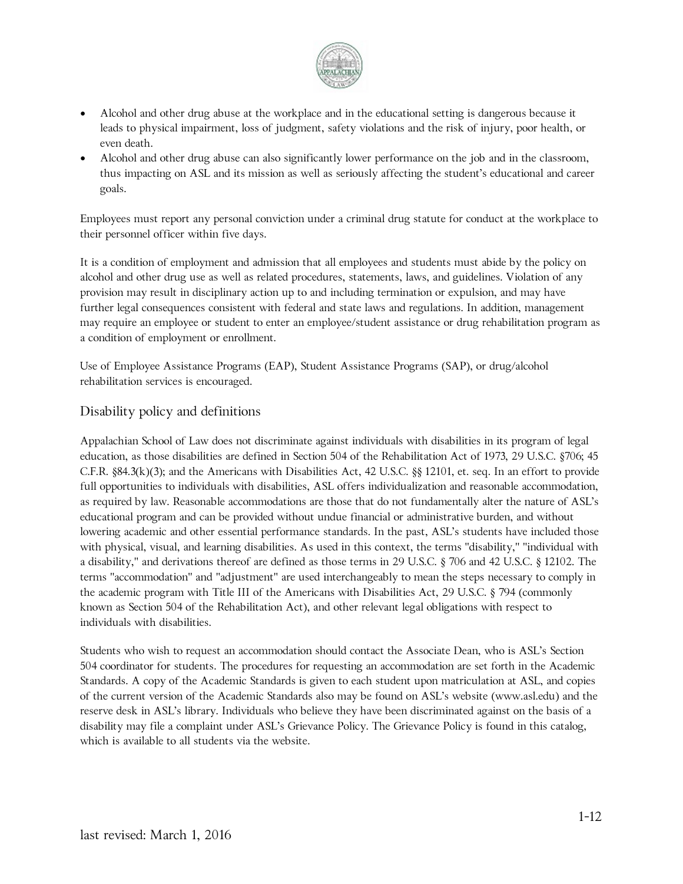- Alcohol and other drug abuse at the workplace and in the educational setting is dangerous because it leads to physical impairment, loss of judgment, safety violations and the risk of injury, poor health, or even death.
- Alcohol and other drug abuse can also significantly lower performance on the job and in the classroom, thus impacting on ASL and its mission as well as seriously affecting the student's educational and career goals.

Employees must report any personal conviction under a criminal drug statute for conduct at the workplace to their personnel officer within five days.

It is a condition of employment and admission that all employees and students must abide by the policy on alcohol and other drug use as well as related procedures, statements, laws, and guidelines. Violation of any provision may result in disciplinary action up to and including termination or expulsion, and may have further legal consequences consistent with federal and state laws and regulations. In addition, management may require an employee or student to enter an employee/student assistance or drug rehabilitation program as a condition of employment or enrollment.

Use of Employee Assistance Programs (EAP), Student Assistance Programs (SAP), or drug/alcohol rehabilitation services is encouraged.

## Disability policy and definitions

Appalachian School of Law does not discriminate against individuals with disabilities in its program of legal education, as those disabilities are defined in Section 504 of the Rehabilitation Act of 1973, 29 U.S.C. §706; 45 C.F.R. §84.3(k)(3); and the Americans with Disabilities Act, 42 U.S.C. §§ 12101, et. seq. In an effort to provide full opportunities to individuals with disabilities, ASL offers individualization and reasonable accommodation, as required by law. Reasonable accommodations are those that do not fundamentally alter the nature of ASL's educational program and can be provided without undue financial or administrative burden, and without lowering academic and other essential performance standards. In the past, ASL's students have included those with physical, visual, and learning disabilities. As used in this context, the terms "disability," "individual with a disability," and derivations thereof are defined as those terms in 29 U.S.C. § 706 and 42 U.S.C. § 12102. The terms "accommodation" and "adjustment" are used interchangeably to mean the steps necessary to comply in the academic program with Title III of the Americans with Disabilities Act, 29 U.S.C. § 794 (commonly known as Section 504 of the Rehabilitation Act), and other relevant legal obligations with respect to individuals with disabilities.

Students who wish to request an accommodation should contact the Associate Dean, who is ASL's Section 504 coordinator for students. The procedures for requesting an accommodation are set forth in the Academic Standards. A copy of the Academic Standards is given to each student upon matriculation at ASL, and copies of the current version of the Academic Standards also may be found on ASL's website (www.asl.edu) and the reserve desk in ASL's library. Individuals who believe they have been discriminated against on the basis of a disability may file a complaint under ASL's Grievance Policy. The Grievance Policy is found in this catalog, which is available to all students via the website.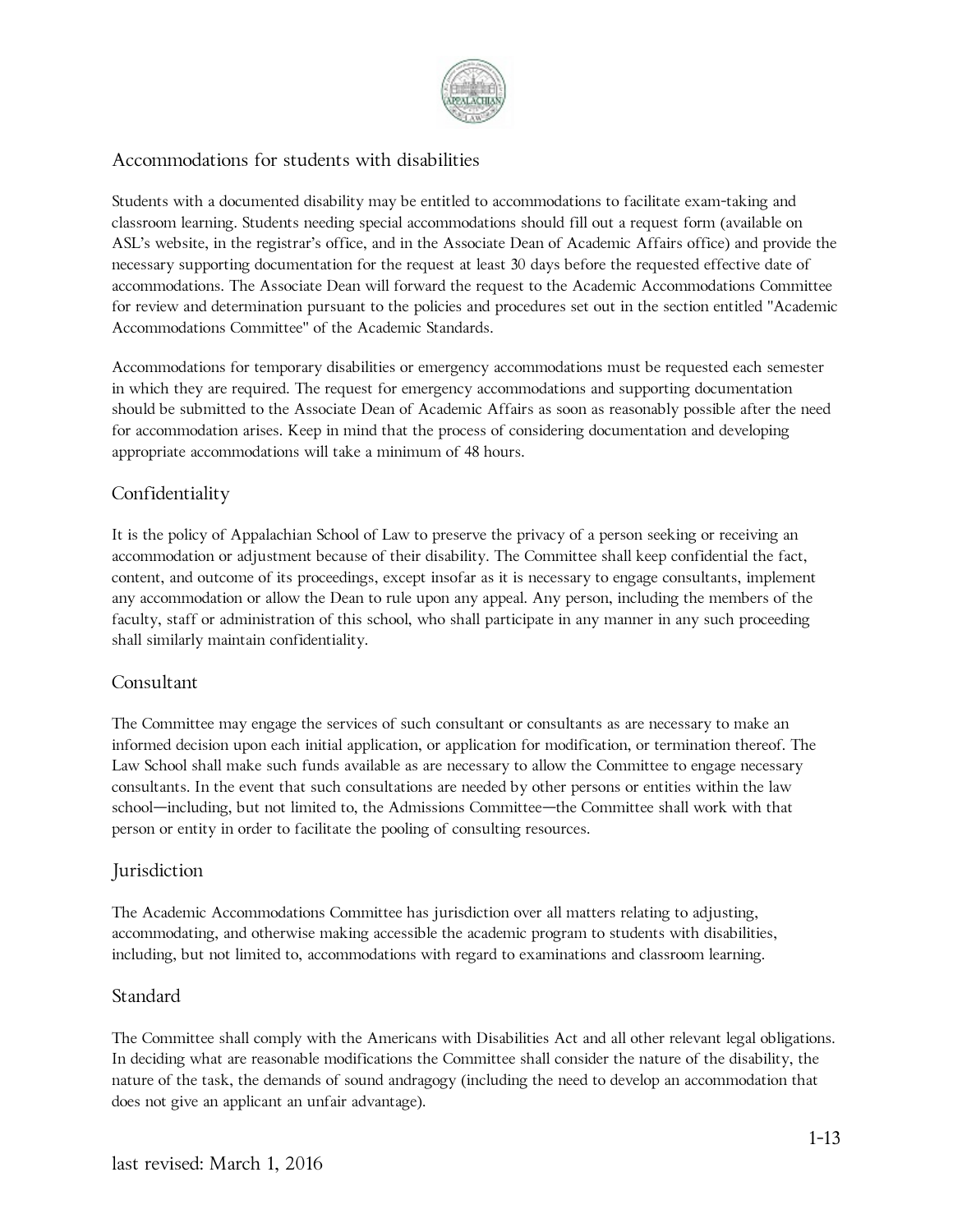## Accommodations for students with disabilities

Students with a documented disability may be entitled to accommodations to facilitate exam-taking and classroom learning. Students needing special accommodations should fill out a request form (available on ASL's website, in the registrar's office, and in the Associate Dean of Academic Affairs office) and provide the necessary supporting documentation for the request at least 30 days before the requested effective date of accommodations. The Associate Dean will forward the request to the Academic Accommodations Committee for review and determination pursuant to the policies and procedures set out in the section entitled "Academic Accommodations Committee" of the Academic Standards.

Accommodations for temporary disabilities or emergency accommodations must be requested each semester in which they are required. The request for emergency accommodations and supporting documentation should be submitted to the Associate Dean of Academic Affairs as soon as reasonably possible after the need for accommodation arises. Keep in mind that the process of considering documentation and developing appropriate accommodations will take a minimum of 48 hours.

### Confidentiality

It is the policy of Appalachian School of Law to preserve the privacy of a person seeking or receiving an accommodation or adjustment because of their disability. The Committee shall keep confidential the fact, content, and outcome of its proceedings, except insofar as it is necessary to engage consultants, implement any accommodation or allow the Dean to rule upon any appeal. Any person, including the members of the faculty, staff or administration of this school, who shall participate in any manner in any such proceeding shall similarly maintain confidentiality.

### Consultant

The Committee may engage the services of such consultant or consultants as are necessary to make an informed decision upon each initial application, or application for modification, or termination thereof. The Law School shall make such funds available as are necessary to allow the Committee to engage necessary consultants. In the event that such consultations are needed by other persons or entities within the law school—including, but not limited to, the Admissions Committee—the Committee shall work with that person or entity in order to facilitate the pooling of consulting resources.

### Jurisdiction

The Academic Accommodations Committee has jurisdiction over all matters relating to adjusting, accommodating, and otherwise making accessible the academic program to students with disabilities, including, but not limited to, accommodations with regard to examinations and classroom learning.

### Standard

The Committee shall comply with the Americans with Disabilities Act and all other relevant legal obligations. In deciding what are reasonable modifications the Committee shall consider the nature of the disability, the nature of the task, the demands of sound andragogy (including the need to develop an accommodation that does not give an applicant an unfair advantage).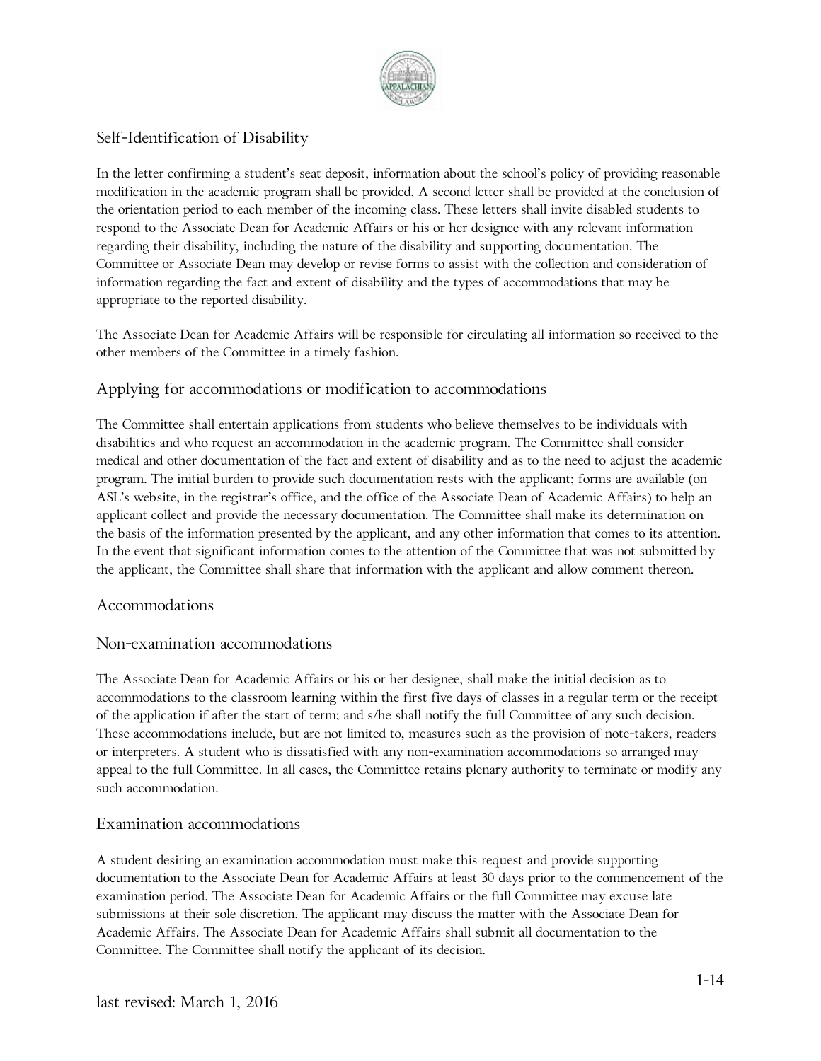## Self-Identification of Disability

In the letter confirming a student's seat deposit, information about the school's policy of providing reasonable modification in the academic program shall be provided. A second letter shall be provided at the conclusion of the orientation period to each member of the incoming class. These letters shall invite disabled students to respond to the Associate Dean for Academic Affairs or his or her designee with any relevant information regarding their disability, including the nature of the disability and supporting documentation. The Committee or Associate Dean may develop or revise forms to assist with the collection and consideration of information regarding the fact and extent of disability and the types of accommodations that may be appropriate to the reported disability.

The Associate Dean for Academic Affairs will be responsible for circulating all information so received to the other members of the Committee in a timely fashion.

## Applying for accommodations or modification to accommodations

The Committee shall entertain applications from students who believe themselves to be individuals with disabilities and who request an accommodation in the academic program. The Committee shall consider medical and other documentation of the fact and extent of disability and as to the need to adjust the academic program. The initial burden to provide such documentation rests with the applicant; forms are available (on ASL's website, in the registrar's office, and the office of the Associate Dean of Academic Affairs) to help an applicant collect and provide the necessary documentation. The Committee shall make its determination on the basis of the information presented by the applicant, and any other information that comes to its attention. In the event that significant information comes to the attention of the Committee that was not submitted by the applicant, the Committee shall share that information with the applicant and allow comment thereon.

## Accommodations

### Non-examination accommodations

The Associate Dean for Academic Affairs or his or her designee, shall make the initial decision as to accommodations to the classroom learning within the first five days of classes in a regular term or the receipt of the application if after the start of term; and s/he shall notify the full Committee of any such decision. These accommodations include, but are not limited to, measures such as the provision of note-takers, readers or interpreters. A student who is dissatisfied with any non-examination accommodations so arranged may appeal to the full Committee. In all cases, the Committee retains plenary authority to terminate or modify any such accommodation.

### Examination accommodations

A student desiring an examination accommodation must make this request and provide supporting documentation to the Associate Dean for Academic Affairs at least 30 days prior to the commencement of the examination period. The Associate Dean for Academic Affairs or the full Committee may excuse late submissions at their sole discretion. The applicant may discuss the matter with the Associate Dean for Academic Affairs. The Associate Dean for Academic Affairs shall submit all documentation to the Committee. The Committee shall notify the applicant of its decision.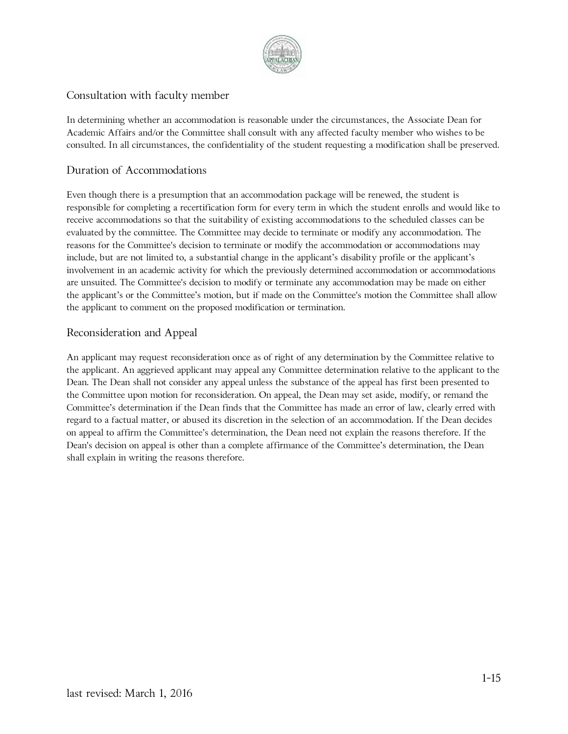## Consultation with faculty member

In determining whether an accommodation is reasonable under the circumstances, the Associate Dean for Academic Affairs and/or the Committee shall consult with any affected faculty member who wishes to be consulted. In all circumstances, the confidentiality of the student requesting a modification shall be preserved.

## Duration of Accommodations

Even though there is a presumption that an accommodation package will be renewed, the student is responsible for completing a recertification form for every term in which the student enrolls and would like to receive accommodations so that the suitability of existing accommodations to the scheduled classes can be evaluated by the committee. The Committee may decide to terminate or modify any accommodation. The reasons for the Committee's decision to terminate or modify the accommodation or accommodations may include, but are not limited to, a substantial change in the applicant's disability profile or the applicant's involvement in an academic activity for which the previously determined accommodation or accommodations are unsuited. The Committee's decision to modify or terminate any accommodation may be made on either the applicant's or the Committee's motion, but if made on the Committee's motion the Committee shall allow the applicant to comment on the proposed modification or termination.

## Reconsideration and Appeal

An applicant may request reconsideration once as of right of any determination by the Committee relative to the applicant. An aggrieved applicant may appeal any Committee determination relative to the applicant to the Dean. The Dean shall not consider any appeal unless the substance of the appeal has first been presented to the Committee upon motion for reconsideration. On appeal, the Dean may set aside, modify, or remand the Committee's determination if the Dean finds that the Committee has made an error of law, clearly erred with regard to a factual matter, or abused its discretion in the selection of an accommodation. If the Dean decides on appeal to affirm the Committee's determination, the Dean need not explain the reasons therefore. If the Dean's decision on appeal is other than a complete affirmance of the Committee's determination, the Dean shall explain in writing the reasons therefore.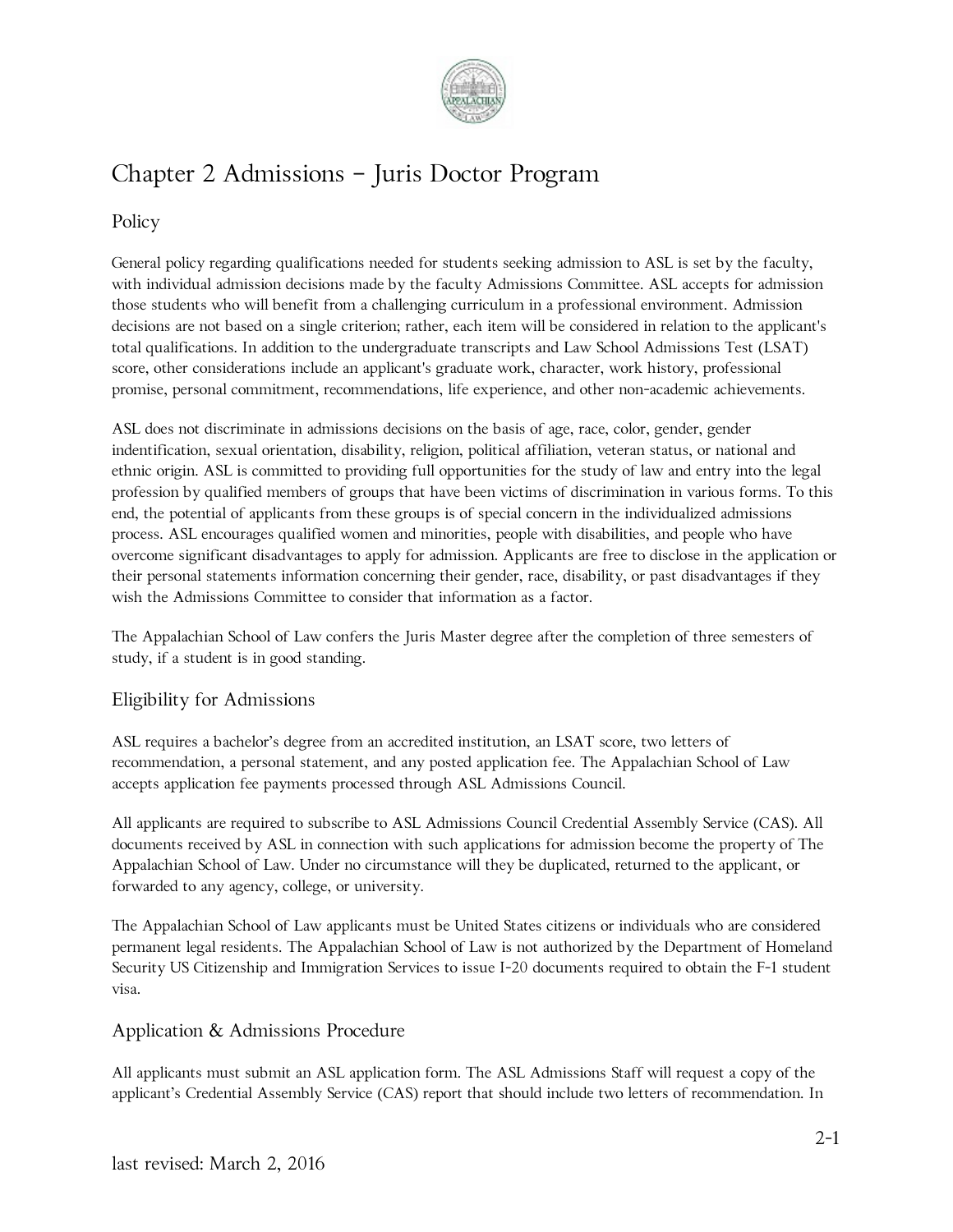# Chapter 2 Admissions – Juris Doctor Program

## Policy

General policy regarding qualifications needed for students seeking admission to ASL is set by the faculty, with individual admission decisions made by the faculty Admissions Committee. ASL accepts for admission those students who will benefit from a challenging curriculum in a professional environment. Admission decisions are not based on a single criterion; rather, each item will be considered in relation to the applicant's total qualifications. In addition to the undergraduate transcripts and Law School Admissions Test (LSAT) score, other considerations include an applicant's graduate work, character, work history, professional promise, personal commitment, recommendations, life experience, and other non-academic achievements.

ASL does not discriminate in admissions decisions on the basis of age, race, color, gender, gender indentification, sexual orientation, disability, religion, political affiliation, veteran status, or national and ethnic origin. ASL is committed to providing full opportunities for the study of law and entry into the legal profession by qualified members of groups that have been victims of discrimination in various forms. To this end, the potential of applicants from these groups is of special concern in the individualized admissions process. ASL encourages qualified women and minorities, people with disabilities, and people who have overcome significant disadvantages to apply for admission. Applicants are free to disclose in the application or their personal statements information concerning their gender, race, disability, or past disadvantages if they wish the Admissions Committee to consider that information as a factor.

The Appalachian School of Law confers the Juris Master degree after the completion of three semesters of study, if a student is in good standing.

## Eligibility for Admissions

ASL requires a bachelor's degree from an accredited institution, an LSAT score, two letters of recommendation, a personal statement, and any posted application fee. The Appalachian School of Law accepts application fee payments processed through ASL Admissions Council.

All applicants are required to subscribe to ASL Admissions Council Credential Assembly Service (CAS). All documents received by ASL in connection with such applications for admission become the property of The Appalachian School of Law. Under no circumstance will they be duplicated, returned to the applicant, or forwarded to any agency, college, or university.

The Appalachian School of Law applicants must be United States citizens or individuals who are considered permanent legal residents. The Appalachian School of Law is not authorized by the Department of Homeland Security US Citizenship and Immigration Services to issue I-20 documents required to obtain the F-1 student visa.

## Application & Admissions Procedure

All applicants must submit an ASL application form. The ASL Admissions Staff will request a copy of the applicant's Credential Assembly Service (CAS) report that should include two letters of recommendation. In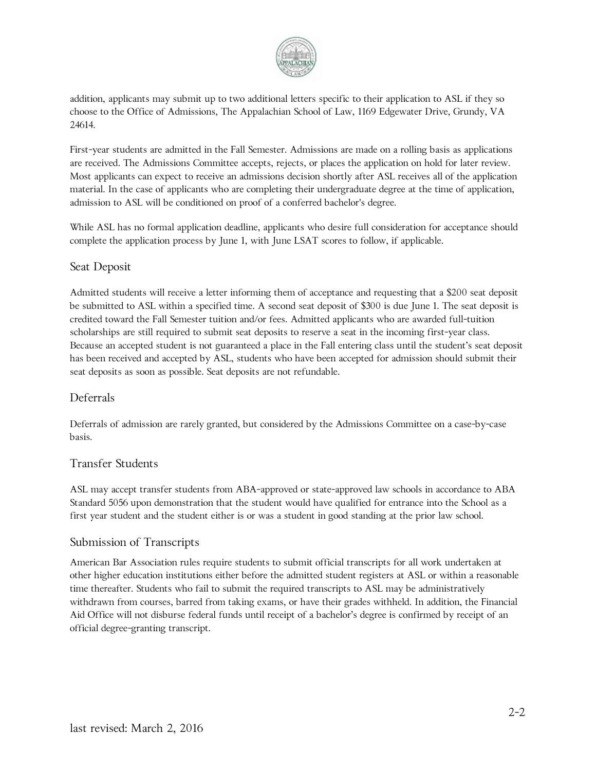addition, applicants may submit up to two additional letters specific to their application to ASL if they so choose to the Office of Admissions, The Appalachian School of Law, 1169 Edgewater Drive, Grundy, VA 24614.

First-year students are admitted in the Fall Semester. Admissions are made on a rolling basis as applications are received. The Admissions Committee accepts, rejects, or places the application on hold for later review. Most applicants can expect to receive an admissions decision shortly after ASL receives all of the application material. In the case of applicants who are completing their undergraduate degree at the time of application, admission to ASL will be conditioned on proof of a conferred bachelor's degree.

While ASL has no formal application deadline, applicants who desire full consideration for acceptance should complete the application process by June 1, with June LSAT scores to follow, if applicable.

## Seat Deposit

Admitted students will receive a letter informing them of acceptance and requesting that a $200 seat deposit be submitted to ASL within a specified time. A second seat deposit of $300 is due June 1. The seat deposit is credited toward the Fall Semester tuition and/or fees. Admitted applicants who are awarded full-tuition scholarships are still required to submit seat deposits to reserve a seat in the incoming first-year class. Because an accepted student is not guaranteed a place in the Fall entering class until the student's seat deposit has been received and accepted by ASL, students who have been accepted for admission should submit their seat deposits as soon as possible. Seat deposits are not refundable.

## Deferrals

Deferrals of admission are rarely granted, but considered by the Admissions Committee on a case-by-case basis.

## Transfer Students

ASL may accept transfer students from ABA-approved or state-approved law schools in accordance to ABA Standard 5056 upon demonstration that the student would have qualified for entrance into the School as a first year student and the student either is or was a student in good standing at the prior law school.

## Submission of Transcripts

American Bar Association rules require students to submit official transcripts for all work undertaken at other higher education institutions either before the admitted student registers at ASL or within a reasonable time thereafter. Students who fail to submit the required transcripts to ASL may be administratively withdrawn from courses, barred from taking exams, or have their grades withheld. In addition, the Financial Aid Office will not disburse federal funds until receipt of a bachelor's degree is confirmed by receipt of an official degree-granting transcript.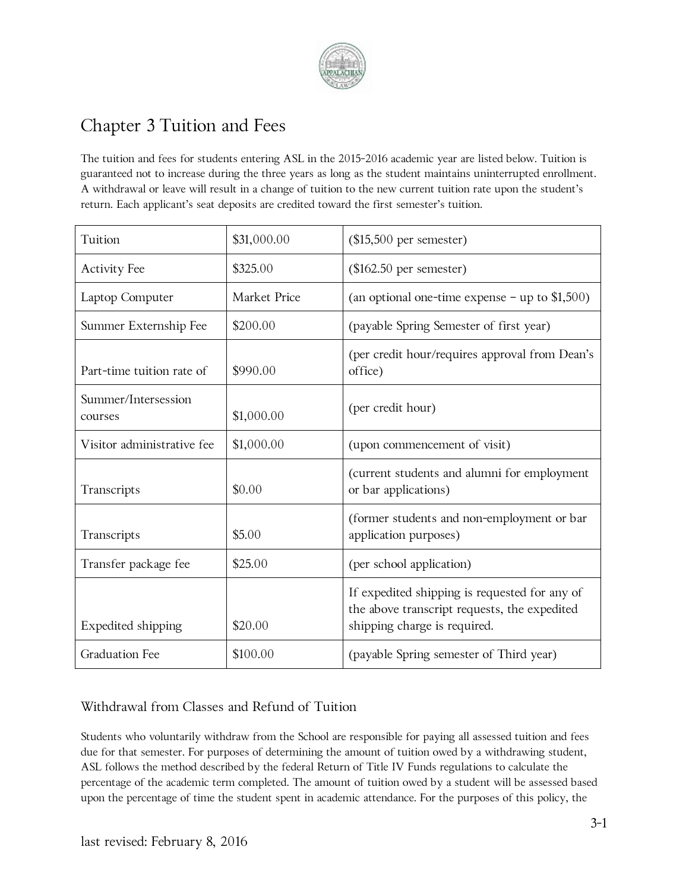# Chapter 3 Tuition and Fees

The tuition and fees for students entering ASL in the 2015-2016 academic year are listed below. Tuition is guaranteed not to increase during the three years as long as the student maintains uninterrupted enrollment. A withdrawal or leave will result in a change of tuition to the new current tuition rate upon the student's return. Each applicant's seat deposits are credited toward the first semester's tuition.

| | | |
|---|---|---|
| Tuition | $31,000.00 | ($15,500 per semester) |
| Activity Fee | $325.00 | ($162.50 per semester) |
| Laptop Computer | Market Price | (an optional one-time expense – up to $1,500) |
| Summer Externship Fee | $200.00 | (payable Spring Semester of first year) |
| Part-time tuition rate of | $990.00 | (per credit hour/requires approval from Dean's office) |
| Summer/Intersession courses | $1,000.00 | (per credit hour) |
| Visitor administrative fee | $1,000.00 | (upon commencement of visit) |
| Transcripts | $0.00 | (current students and alumni for employment or bar applications) |
| Transcripts | $5.00 | (former students and non-employment or bar application purposes) |
| Transfer package fee | $25.00 | (per school application) |
| Expedited shipping | $20.00 | If expedited shipping is requested for any of the above transcript requests, the expedited shipping charge is required. |
| Graduation Fee | $100.00 | (payable Spring semester of Third year) |

## Withdrawal from Classes and Refund of Tuition

Students who voluntarily withdraw from the School are responsible for paying all assessed tuition and fees due for that semester. For purposes of determining the amount of tuition owed by a withdrawing student, ASL follows the method described by the federal Return of Title IV Funds regulations to calculate the percentage of the academic term completed. The amount of tuition owed by a student will be assessed based upon the percentage of time the student spent in academic attendance. For the purposes of this policy, the

last revised: February 8, 2016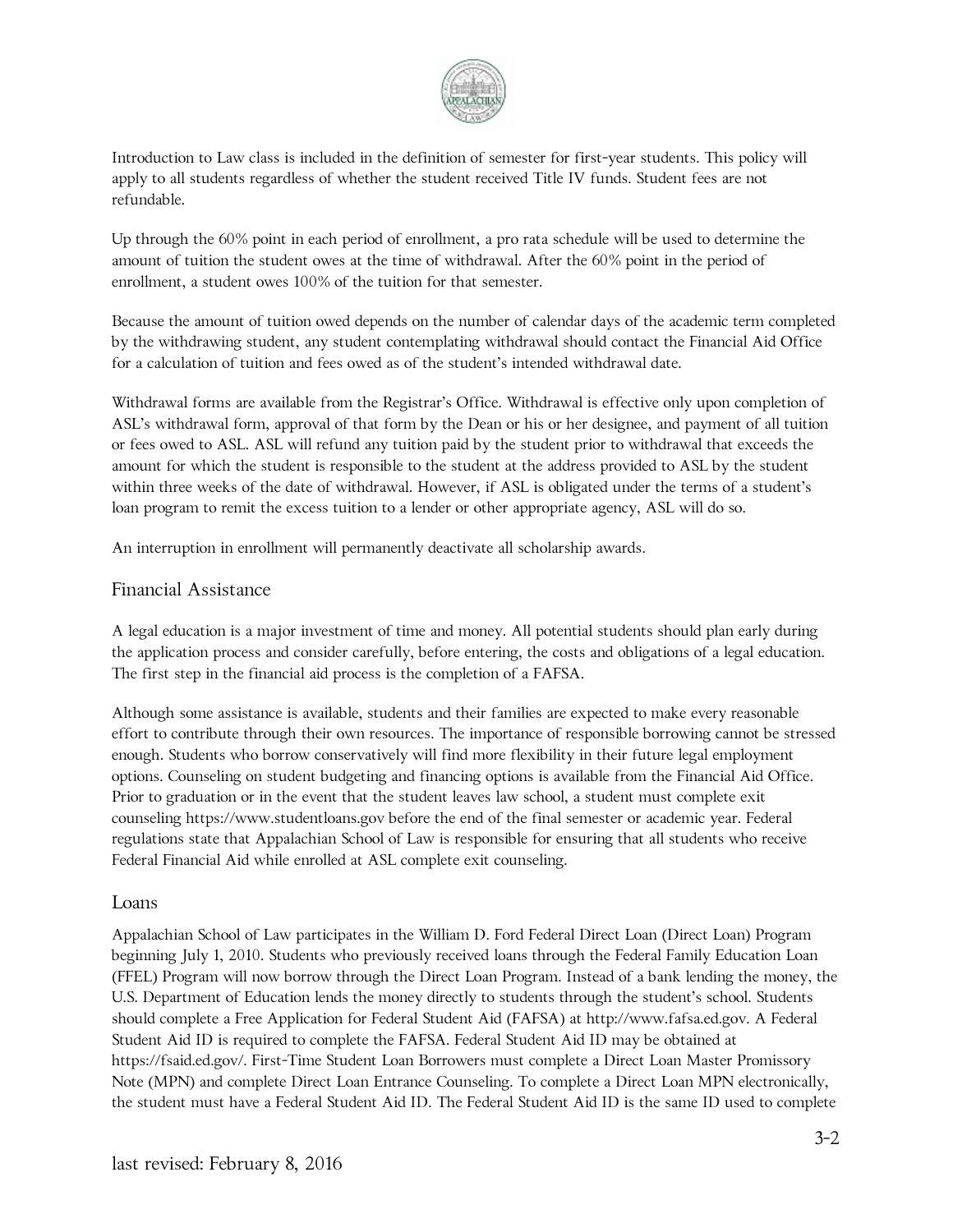Introduction to Law class is included in the definition of semester for first-year students. This policy will apply to all students regardless of whether the student received Title IV funds. Student fees are not refundable.

Up through the 60% point in each period of enrollment, a pro rata schedule will be used to determine the amount of tuition the student owes at the time of withdrawal. After the 60% point in the period of enrollment, a student owes 100% of the tuition for that semester.

Because the amount of tuition owed depends on the number of calendar days of the academic term completed by the withdrawing student, any student contemplating withdrawal should contact the Financial Aid Office for a calculation of tuition and fees owed as of the student's intended withdrawal date.

Withdrawal forms are available from the Registrar's Office. Withdrawal is effective only upon completion of ASL's withdrawal form, approval of that form by the Dean or his or her designee, and payment of all tuition or fees owed to ASL. ASL will refund any tuition paid by the student prior to withdrawal that exceeds the amount for which the student is responsible to the student at the address provided to ASL by the student within three weeks of the date of withdrawal. However, if ASL is obligated under the terms of a student's loan program to remit the excess tuition to a lender or other appropriate agency, ASL will do so.

An interruption in enrollment will permanently deactivate all scholarship awards.

## Financial Assistance

A legal education is a major investment of time and money. All potential students should plan early during the application process and consider carefully, before entering, the costs and obligations of a legal education. The first step in the financial aid process is the completion of a FAFSA.

Although some assistance is available, students and their families are expected to make every reasonable effort to contribute through their own resources. The importance of responsible borrowing cannot be stressed enough. Students who borrow conservatively will find more flexibility in their future legal employment options. Counseling on student budgeting and financing options is available from the Financial Aid Office. Prior to graduation or in the event that the student leaves law school, a student must complete exit counseling https://www.studentloans.gov before the end of the final semester or academic year. Federal regulations state that Appalachian School of Law is responsible for ensuring that all students who receive Federal Financial Aid while enrolled at ASL complete exit counseling.

## Loans

Appalachian School of Law participates in the William D. Ford Federal Direct Loan (Direct Loan) Program beginning July 1, 2010. Students who previously received loans through the Federal Family Education Loan (FFEL) Program will now borrow through the Direct Loan Program. Instead of a bank lending the money, the U.S. Department of Education lends the money directly to students through the student's school. Students should complete a Free Application for Federal Student Aid (FAFSA) at http://www.fafsa.ed.gov. A Federal Student Aid ID is required to complete the FAFSA. Federal Student Aid ID may be obtained at https://fsaid.ed.gov/. First-Time Student Loan Borrowers must complete a Direct Loan Master Promissory Note (MPN) and complete Direct Loan Entrance Counseling. To complete a Direct Loan MPN electronically, the student must have a Federal Student Aid ID. The Federal Student Aid ID is the same ID used to complete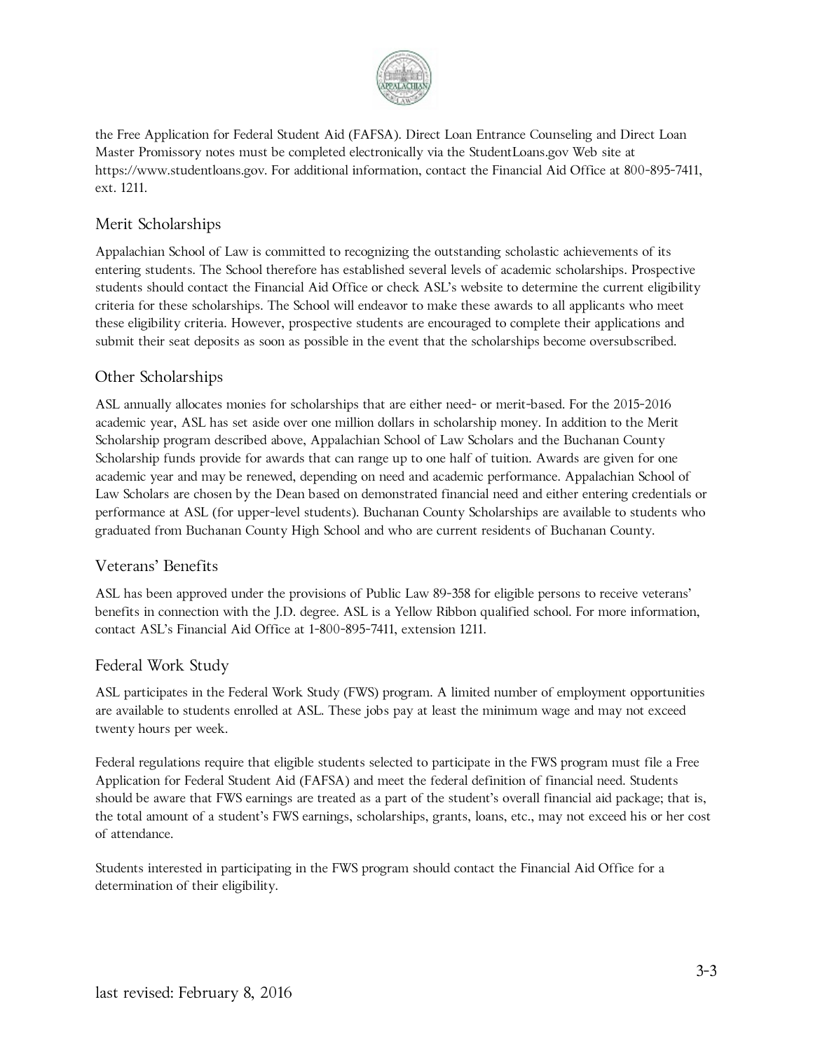the Free Application for Federal Student Aid (FAFSA). Direct Loan Entrance Counseling and Direct Loan Master Promissory notes must be completed electronically via the StudentLoans.gov Web site at https://www.studentloans.gov. For additional information, contact the Financial Aid Office at 800-895-7411, ext. 1211.

## Merit Scholarships

Appalachian School of Law is committed to recognizing the outstanding scholastic achievements of its entering students. The School therefore has established several levels of academic scholarships. Prospective students should contact the Financial Aid Office or check ASL's website to determine the current eligibility criteria for these scholarships. The School will endeavor to make these awards to all applicants who meet these eligibility criteria. However, prospective students are encouraged to complete their applications and submit their seat deposits as soon as possible in the event that the scholarships become oversubscribed.

## Other Scholarships

ASL annually allocates monies for scholarships that are either need- or merit-based. For the 2015-2016 academic year, ASL has set aside over one million dollars in scholarship money. In addition to the Merit Scholarship program described above, Appalachian School of Law Scholars and the Buchanan County Scholarship funds provide for awards that can range up to one half of tuition. Awards are given for one academic year and may be renewed, depending on need and academic performance. Appalachian School of Law Scholars are chosen by the Dean based on demonstrated financial need and either entering credentials or performance at ASL (for upper-level students). Buchanan County Scholarships are available to students who graduated from Buchanan County High School and who are current residents of Buchanan County.

## Veterans' Benefits

ASL has been approved under the provisions of Public Law 89-358 for eligible persons to receive veterans' benefits in connection with the J.D. degree. ASL is a Yellow Ribbon qualified school. For more information, contact ASL's Financial Aid Office at 1-800-895-7411, extension 1211.

## Federal Work Study

ASL participates in the Federal Work Study (FWS) program. A limited number of employment opportunities are available to students enrolled at ASL. These jobs pay at least the minimum wage and may not exceed twenty hours per week.

Federal regulations require that eligible students selected to participate in the FWS program must file a Free Application for Federal Student Aid (FAFSA) and meet the federal definition of financial need. Students should be aware that FWS earnings are treated as a part of the student's overall financial aid package; that is, the total amount of a student's FWS earnings, scholarships, grants, loans, etc., may not exceed his or her cost of attendance.

Students interested in participating in the FWS program should contact the Financial Aid Office for a determination of their eligibility.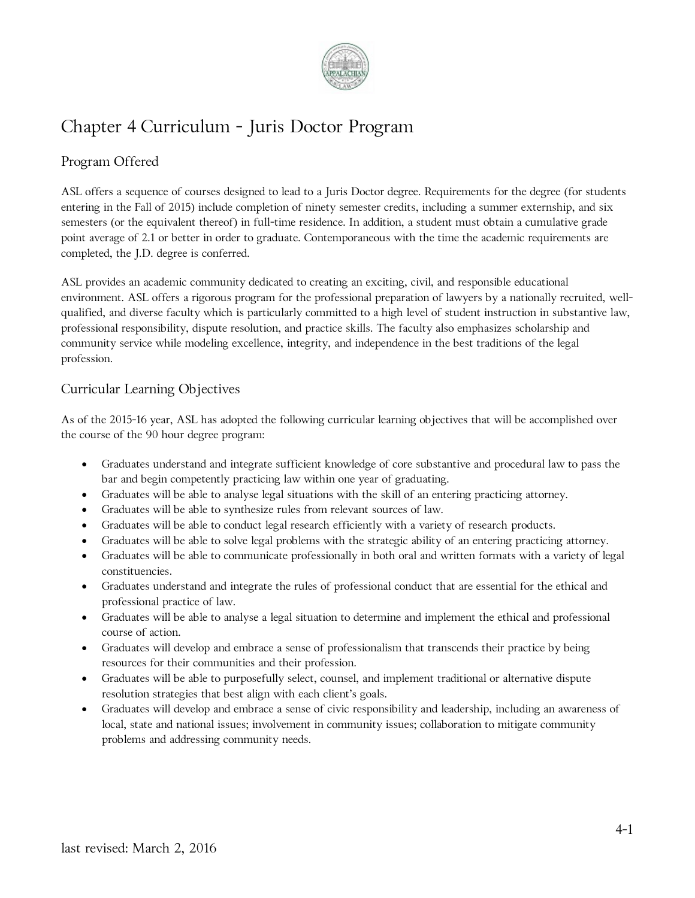# Chapter 4 Curriculum - Juris Doctor Program

## Program Offered

ASL offers a sequence of courses designed to lead to a Juris Doctor degree. Requirements for the degree (for students entering in the Fall of 2015) include completion of ninety semester credits, including a summer externship, and six semesters (or the equivalent thereof) in full-time residence. In addition, a student must obtain a cumulative grade point average of 2.1 or better in order to graduate. Contemporaneous with the time the academic requirements are completed, the J.D. degree is conferred.

ASL provides an academic community dedicated to creating an exciting, civil, and responsible educational environment. ASL offers a rigorous program for the professional preparation of lawyers by a nationally recruited, well-qualified, and diverse faculty which is particularly committed to a high level of student instruction in substantive law, professional responsibility, dispute resolution, and practice skills. The faculty also emphasizes scholarship and community service while modeling excellence, integrity, and independence in the best traditions of the legal profession.

## Curricular Learning Objectives

As of the 2015-16 year, ASL has adopted the following curricular learning objectives that will be accomplished over the course of the 90 hour degree program:

- Graduates understand and integrate sufficient knowledge of core substantive and procedural law to pass the bar and begin competently practicing law within one year of graduating.
- Graduates will be able to analyse legal situations with the skill of an entering practicing attorney.
- Graduates will be able to synthesize rules from relevant sources of law.
- Graduates will be able to conduct legal research efficiently with a variety of research products.
- Graduates will be able to solve legal problems with the strategic ability of an entering practicing attorney.
- Graduates will be able to communicate professionally in both oral and written formats with a variety of legal constituencies.
- Graduates understand and integrate the rules of professional conduct that are essential for the ethical and professional practice of law.
- Graduates will be able to analyse a legal situation to determine and implement the ethical and professional course of action.
- Graduates will develop and embrace a sense of professionalism that transcends their practice by being resources for their communities and their profession.
- Graduates will be able to purposefully select, counsel, and implement traditional or alternative dispute resolution strategies that best align with each client's goals.
- Graduates will develop and embrace a sense of civic responsibility and leadership, including an awareness of local, state and national issues; involvement in community issues; collaboration to mitigate community problems and addressing community needs.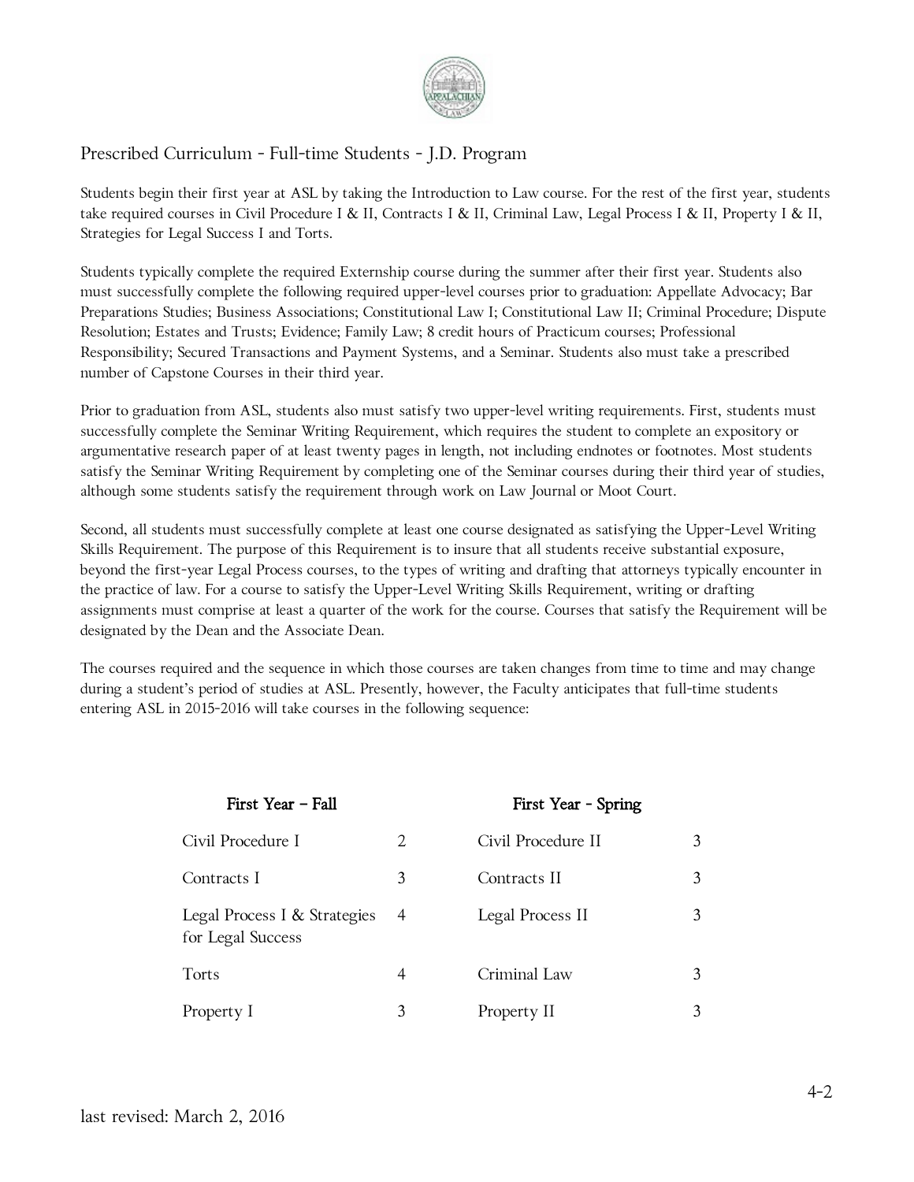# Prescribed Curriculum - Full-time Students - J.D. Program

Students begin their first year at ASL by taking the Introduction to Law course. For the rest of the first year, students take required courses in Civil Procedure I & II, Contracts I & II, Criminal Law, Legal Process I & II, Property I & II, Strategies for Legal Success I and Torts.

Students typically complete the required Externship course during the summer after their first year. Students also must successfully complete the following required upper-level courses prior to graduation: Appellate Advocacy; Bar Preparations Studies; Business Associations; Constitutional Law I; Constitutional Law II; Criminal Procedure; Dispute Resolution; Estates and Trusts; Evidence; Family Law; 8 credit hours of Practicum courses; Professional Responsibility; Secured Transactions and Payment Systems, and a Seminar. Students also must take a prescribed number of Capstone Courses in their third year.

Prior to graduation from ASL, students also must satisfy two upper-level writing requirements. First, students must successfully complete the Seminar Writing Requirement, which requires the student to complete an expository or argumentative research paper of at least twenty pages in length, not including endnotes or footnotes. Most students satisfy the Seminar Writing Requirement by completing one of the Seminar courses during their third year of studies, although some students satisfy the requirement through work on Law Journal or Moot Court.

Second, all students must successfully complete at least one course designated as satisfying the Upper-Level Writing Skills Requirement. The purpose of this Requirement is to insure that all students receive substantial exposure, beyond the first-year Legal Process courses, to the types of writing and drafting that attorneys typically encounter in the practice of law. For a course to satisfy the Upper-Level Writing Skills Requirement, writing or drafting assignments must comprise at least a quarter of the work for the course. Courses that satisfy the Requirement will be designated by the Dean and the Associate Dean.

The courses required and the sequence in which those courses are taken changes from time to time and may change during a student's period of studies at ASL. Presently, however, the Faculty anticipates that full-time students entering ASL in 2015-2016 will take courses in the following sequence:

| First Year – Fall | | First Year - Spring | |
|---|---|---|---|
| Civil Procedure I | 2 | Civil Procedure II | 3 |
| Contracts I | 3 | Contracts II | 3 |
| Legal Process I & Strategies for Legal Success | 4 | Legal Process II | 3 |
| Torts | 4 | Criminal Law | 3 |
| Property I | 3 | Property II | 3 |

last revised: March 2, 2016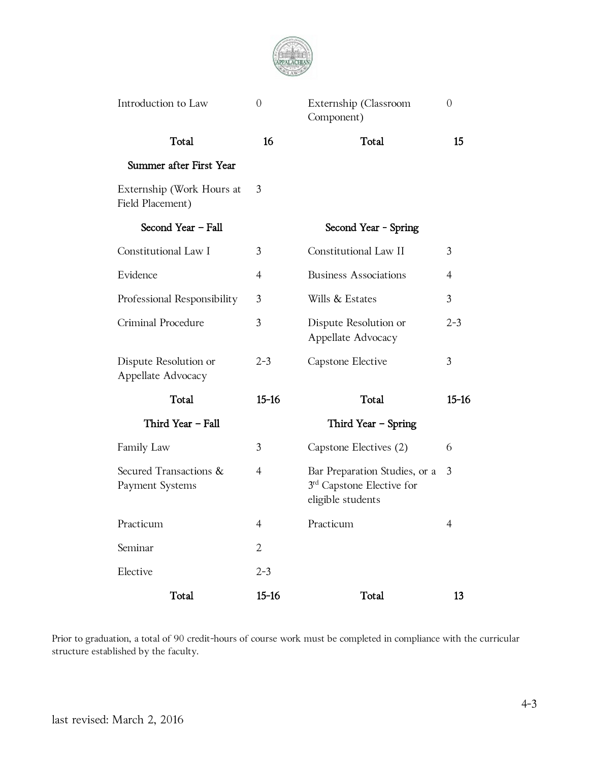| | | | |
|---|---|---|---|
| Introduction to Law | 0 | Externship (Classroom Component) | 0 |
| **Total** | **16** | **Total** | **15** |
| **Summer after First Year** | | | |
| Externship (Work Hours at Field Placement) | 3 | | |
| **Second Year – Fall** | | **Second Year - Spring** | |
| Constitutional Law I | 3 | Constitutional Law II | 3 |
| Evidence | 4 | Business Associations | 4 |
| Professional Responsibility | 3 | Wills & Estates | 3 |
| Criminal Procedure | 3 | Dispute Resolution or Appellate Advocacy | 2-3 |
| Dispute Resolution or Appellate Advocacy | 2-3 | Capstone Elective | 3 |
| **Total** | **15-16** | **Total** | **15-16** |
| **Third Year – Fall** | | **Third Year – Spring** | |
| Family Law | 3 | Capstone Electives (2) | 6 |
| Secured Transactions & Payment Systems | 4 | Bar Preparation Studies, or a 3rd Capstone Elective for eligible students | 3 |
| Practicum | 4 | Practicum | 4 |
| Seminar | 2 | | |
| Elective | 2-3 | | |
| **Total** | **15-16** | **Total** | **13** |

Prior to graduation, a total of 90 credit-hours of course work must be completed in compliance with the curricular structure established by the faculty.

last revised: March 2, 2016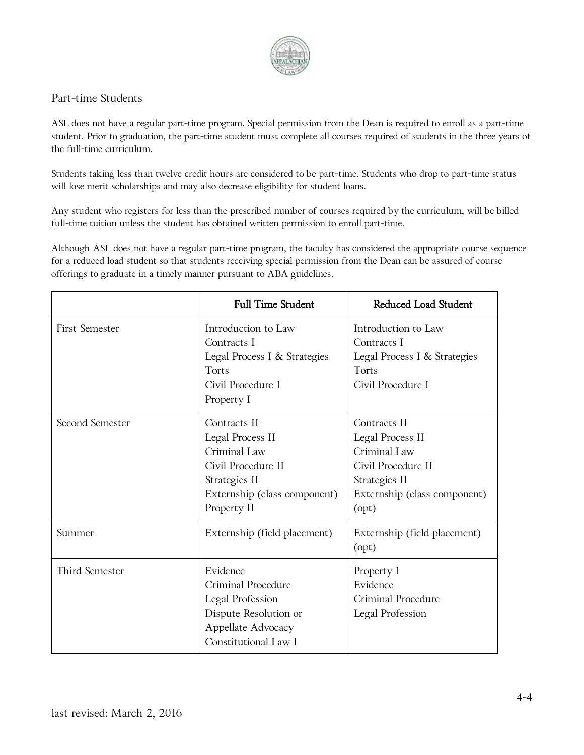## Part-time Students

ASL does not have a regular part-time program. Special permission from the Dean is required to enroll as a part-time student. Prior to graduation, the part-time student must complete all courses required of students in the three years of the full-time curriculum.

Students taking less than twelve credit hours are considered to be part-time. Students who drop to part-time status will lose merit scholarships and may also decrease eligibility for student loans.

Any student who registers for less than the prescribed number of courses required by the curriculum, will be billed full-time tuition unless the student has obtained written permission to enroll part-time.

Although ASL does not have a regular part-time program, the faculty has considered the appropriate course sequence for a reduced load student so that students receiving special permission from the Dean can be assured of course offerings to graduate in a timely manner pursuant to ABA guidelines.

| | Full Time Student | Reduced Load Student |
|---|---|---|
| First Semester | Introduction to Law<br>Contracts I<br>Legal Process I & Strategies<br>Torts<br>Civil Procedure I<br>Property I | Introduction to Law<br>Contracts I<br>Legal Process I & Strategies<br>Torts<br>Civil Procedure I |
| Second Semester | Contracts II<br>Legal Process II<br>Criminal Law<br>Civil Procedure II<br>Strategies II<br>Externship (class component)<br>Property II | Contracts II<br>Legal Process II<br>Criminal Law<br>Civil Procedure II<br>Strategies II<br>Externship (class component) (opt) |
| Summer | Externship (field placement) | Externship (field placement) (opt) |
| Third Semester | Evidence<br>Criminal Procedure<br>Legal Profession<br>Dispute Resolution or Appellate Advocacy<br>Constitutional Law I | Property I<br>Evidence<br>Criminal Procedure<br>Legal Profession |

last revised: March 2, 2016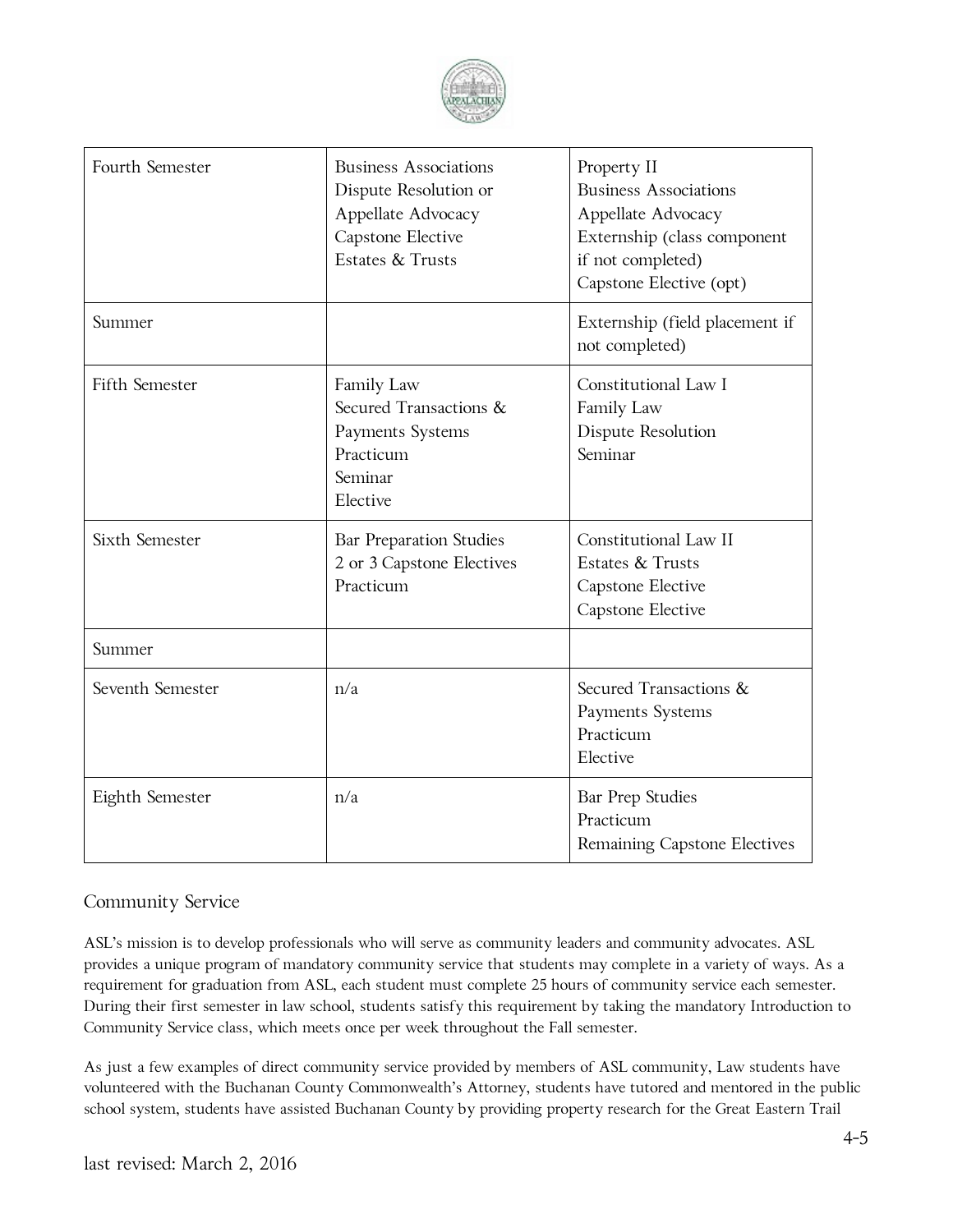| | | |
|---|---|---|
| Fourth Semester | Business Associations<br>Dispute Resolution or Appellate Advocacy<br>Capstone Elective<br>Estates & Trusts | Property II<br>Business Associations<br>Appellate Advocacy<br>Externship (class component if not completed)<br>Capstone Elective (opt) |
| Summer | | Externship (field placement if not completed) |
| Fifth Semester | Family Law<br>Secured Transactions & Payments Systems<br>Practicum<br>Seminar<br>Elective | Constitutional Law I<br>Family Law<br>Dispute Resolution<br>Seminar |
| Sixth Semester | Bar Preparation Studies<br>2 or 3 Capstone Electives<br>Practicum | Constitutional Law II<br>Estates & Trusts<br>Capstone Elective<br>Capstone Elective |
| Summer | | |
| Seventh Semester | n/a | Secured Transactions & Payments Systems<br>Practicum<br>Elective |
| Eighth Semester | n/a | Bar Prep Studies<br>Practicum<br>Remaining Capstone Electives |

## Community Service

ASL's mission is to develop professionals who will serve as community leaders and community advocates. ASL provides a unique program of mandatory community service that students may complete in a variety of ways. As a requirement for graduation from ASL, each student must complete 25 hours of community service each semester. During their first semester in law school, students satisfy this requirement by taking the mandatory Introduction to Community Service class, which meets once per week throughout the Fall semester.

As just a few examples of direct community service provided by members of ASL community, Law students have volunteered with the Buchanan County Commonwealth's Attorney, students have tutored and mentored in the public school system, students have assisted Buchanan County by providing property research for the Great Eastern Trail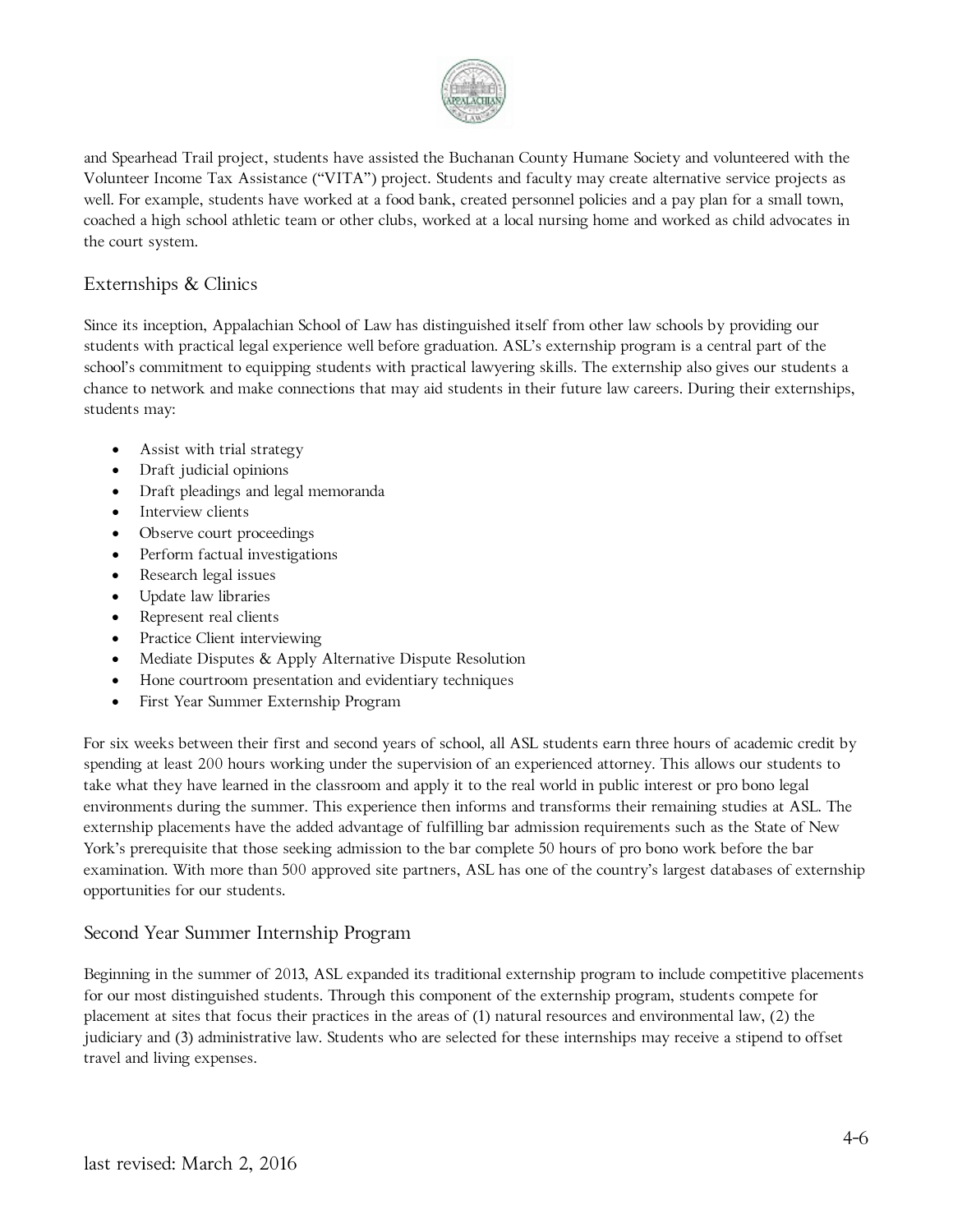and Spearhead Trail project, students have assisted the Buchanan County Humane Society and volunteered with the Volunteer Income Tax Assistance ("VITA") project. Students and faculty may create alternative service projects as well. For example, students have worked at a food bank, created personnel policies and a pay plan for a small town, coached a high school athletic team or other clubs, worked at a local nursing home and worked as child advocates in the court system.

## Externships & Clinics

Since its inception, Appalachian School of Law has distinguished itself from other law schools by providing our students with practical legal experience well before graduation. ASL's externship program is a central part of the school's commitment to equipping students with practical lawyering skills. The externship also gives our students a chance to network and make connections that may aid students in their future law careers. During their externships, students may:

- Assist with trial strategy
- Draft judicial opinions
- Draft pleadings and legal memoranda
- Interview clients
- Observe court proceedings
- Perform factual investigations
- Research legal issues
- Update law libraries
- Represent real clients
- Practice Client interviewing
- Mediate Disputes & Apply Alternative Dispute Resolution
- Hone courtroom presentation and evidentiary techniques
- First Year Summer Externship Program

For six weeks between their first and second years of school, all ASL students earn three hours of academic credit by spending at least 200 hours working under the supervision of an experienced attorney. This allows our students to take what they have learned in the classroom and apply it to the real world in public interest or pro bono legal environments during the summer. This experience then informs and transforms their remaining studies at ASL. The externship placements have the added advantage of fulfilling bar admission requirements such as the State of New York's prerequisite that those seeking admission to the bar complete 50 hours of pro bono work before the bar examination. With more than 500 approved site partners, ASL has one of the country's largest databases of externship opportunities for our students.

## Second Year Summer Internship Program

Beginning in the summer of 2013, ASL expanded its traditional externship program to include competitive placements for our most distinguished students. Through this component of the externship program, students compete for placement at sites that focus their practices in the areas of (1) natural resources and environmental law, (2) the judiciary and (3) administrative law. Students who are selected for these internships may receive a stipend to offset travel and living expenses.

last revised: March 2, 2016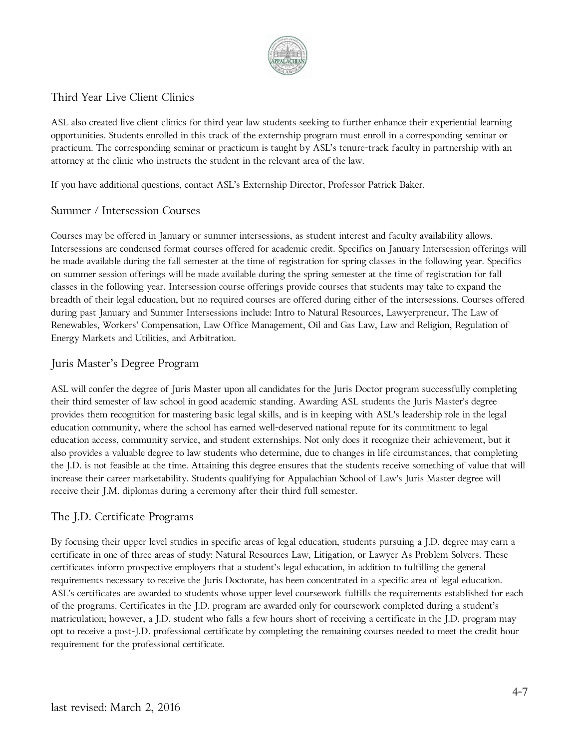## Third Year Live Client Clinics

ASL also created live client clinics for third year law students seeking to further enhance their experiential learning opportunities. Students enrolled in this track of the externship program must enroll in a corresponding seminar or practicum. The corresponding seminar or practicum is taught by ASL's tenure-track faculty in partnership with an attorney at the clinic who instructs the student in the relevant area of the law.

If you have additional questions, contact ASL's Externship Director, Professor Patrick Baker.

## Summer / Intersession Courses

Courses may be offered in January or summer intersessions, as student interest and faculty availability allows. Intersessions are condensed format courses offered for academic credit. Specifics on January Intersession offerings will be made available during the fall semester at the time of registration for spring classes in the following year. Specifics on summer session offerings will be made available during the spring semester at the time of registration for fall classes in the following year. Intersession course offerings provide courses that students may take to expand the breadth of their legal education, but no required courses are offered during either of the intersessions. Courses offered during past January and Summer Intersessions include: Intro to Natural Resources, Lawyerpreneur, The Law of Renewables, Workers' Compensation, Law Office Management, Oil and Gas Law, Law and Religion, Regulation of Energy Markets and Utilities, and Arbitration.

## Juris Master's Degree Program

ASL will confer the degree of Juris Master upon all candidates for the Juris Doctor program successfully completing their third semester of law school in good academic standing. Awarding ASL students the Juris Master's degree provides them recognition for mastering basic legal skills, and is in keeping with ASL's leadership role in the legal education community, where the school has earned well-deserved national repute for its commitment to legal education access, community service, and student externships. Not only does it recognize their achievement, but it also provides a valuable degree to law students who determine, due to changes in life circumstances, that completing the J.D. is not feasible at the time. Attaining this degree ensures that the students receive something of value that will increase their career marketability. Students qualifying for Appalachian School of Law's Juris Master degree will receive their J.M. diplomas during a ceremony after their third full semester.

## The J.D. Certificate Programs

By focusing their upper level studies in specific areas of legal education, students pursuing a J.D. degree may earn a certificate in one of three areas of study: Natural Resources Law, Litigation, or Lawyer As Problem Solvers. These certificates inform prospective employers that a student's legal education, in addition to fulfilling the general requirements necessary to receive the Juris Doctorate, has been concentrated in a specific area of legal education. ASL's certificates are awarded to students whose upper level coursework fulfills the requirements established for each of the programs. Certificates in the J.D. program are awarded only for coursework completed during a student's matriculation; however, a J.D. student who falls a few hours short of receiving a certificate in the J.D. program may opt to receive a post-J.D. professional certificate by completing the remaining courses needed to meet the credit hour requirement for the professional certificate.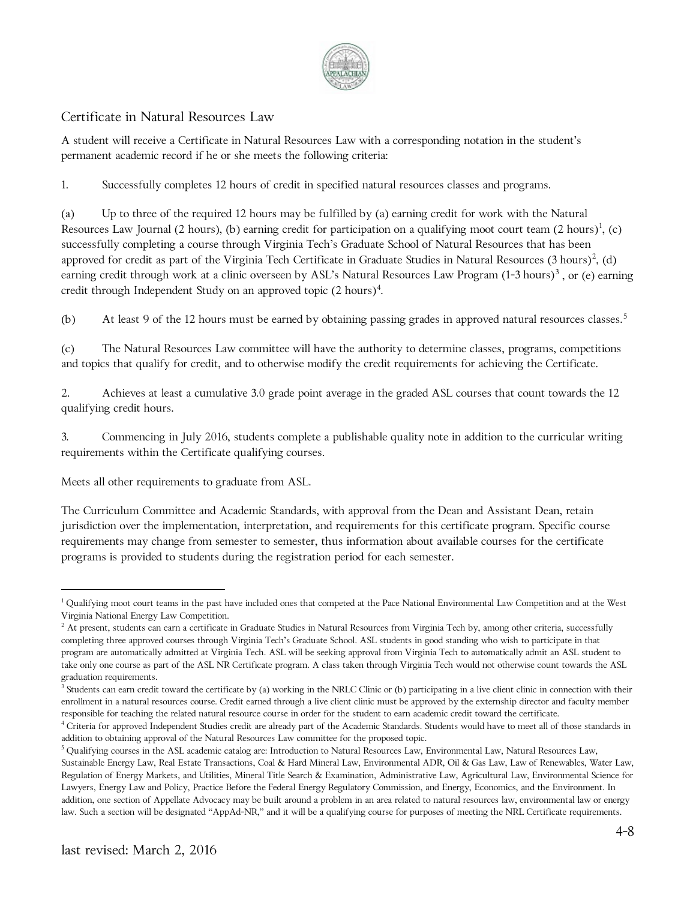## Certificate in Natural Resources Law

A student will receive a Certificate in Natural Resources Law with a corresponding notation in the student's permanent academic record if he or she meets the following criteria:

1. Successfully completes 12 hours of credit in specified natural resources classes and programs.

(a) Up to three of the required 12 hours may be fulfilled by (a) earning credit for work with the Natural Resources Law Journal (2 hours), (b) earning credit for participation on a qualifying moot court team (2 hours)[1], (c) successfully completing a course through Virginia Tech's Graduate School of Natural Resources that has been approved for credit as part of the Virginia Tech Certificate in Graduate Studies in Natural Resources (3 hours)[2], (d) earning credit through work at a clinic overseen by ASL's Natural Resources Law Program (1-3 hours)[3] , or (e) earning credit through Independent Study on an approved topic (2 hours)[4].

(b) At least 9 of the 12 hours must be earned by obtaining passing grades in approved natural resources classes.[5]

(c) The Natural Resources Law committee will have the authority to determine classes, programs, competitions and topics that qualify for credit, and to otherwise modify the credit requirements for achieving the Certificate.

2. Achieves at least a cumulative 3.0 grade point average in the graded ASL courses that count towards the 12 qualifying credit hours.

3. Commencing in July 2016, students complete a publishable quality note in addition to the curricular writing requirements within the Certificate qualifying courses.

Meets all other requirements to graduate from ASL.

The Curriculum Committee and Academic Standards, with approval from the Dean and Assistant Dean, retain jurisdiction over the implementation, interpretation, and requirements for this certificate program. Specific course requirements may change from semester to semester, thus information about available courses for the certificate programs is provided to students during the registration period for each semester.

---

[1] Qualifying moot court teams in the past have included ones that competed at the Pace National Environmental Law Competition and at the West Virginia National Energy Law Competition.

[2] At present, students can earn a certificate in Graduate Studies in Natural Resources from Virginia Tech by, among other criteria, successfully completing three approved courses through Virginia Tech's Graduate School. ASL students in good standing who wish to participate in that program are automatically admitted at Virginia Tech. ASL will be seeking approval from Virginia Tech to automatically admit an ASL student to take only one course as part of the ASL NR Certificate program. A class taken through Virginia Tech would not otherwise count towards the ASL graduation requirements.

[3] Students can earn credit toward the certificate by (a) working in the NRLC Clinic or (b) participating in a live client clinic in connection with their enrollment in a natural resources course. Credit earned through a live client clinic must be approved by the externship director and faculty member responsible for teaching the related natural resource course in order for the student to earn academic credit toward the certificate.

[4] Criteria for approved Independent Studies credit are already part of the Academic Standards. Students would have to meet all of those standards in addition to obtaining approval of the Natural Resources Law committee for the proposed topic.

[5] Qualifying courses in the ASL academic catalog are: Introduction to Natural Resources Law, Environmental Law, Natural Resources Law, Sustainable Energy Law, Real Estate Transactions, Coal & Hard Mineral Law, Environmental ADR, Oil & Gas Law, Law of Renewables, Water Law, Regulation of Energy Markets, and Utilities, Mineral Title Search & Examination, Administrative Law, Agricultural Law, Environmental Science for Lawyers, Energy Law and Policy, Practice Before the Federal Energy Regulatory Commission, and Energy, Economics, and the Environment. In addition, one section of Appellate Advocacy may be built around a problem in an area related to natural resources law, environmental law or energy law. Such a section will be designated "AppAd-NR," and it will be a qualifying course for purposes of meeting the NRL Certificate requirements.

last revised: March 2, 2016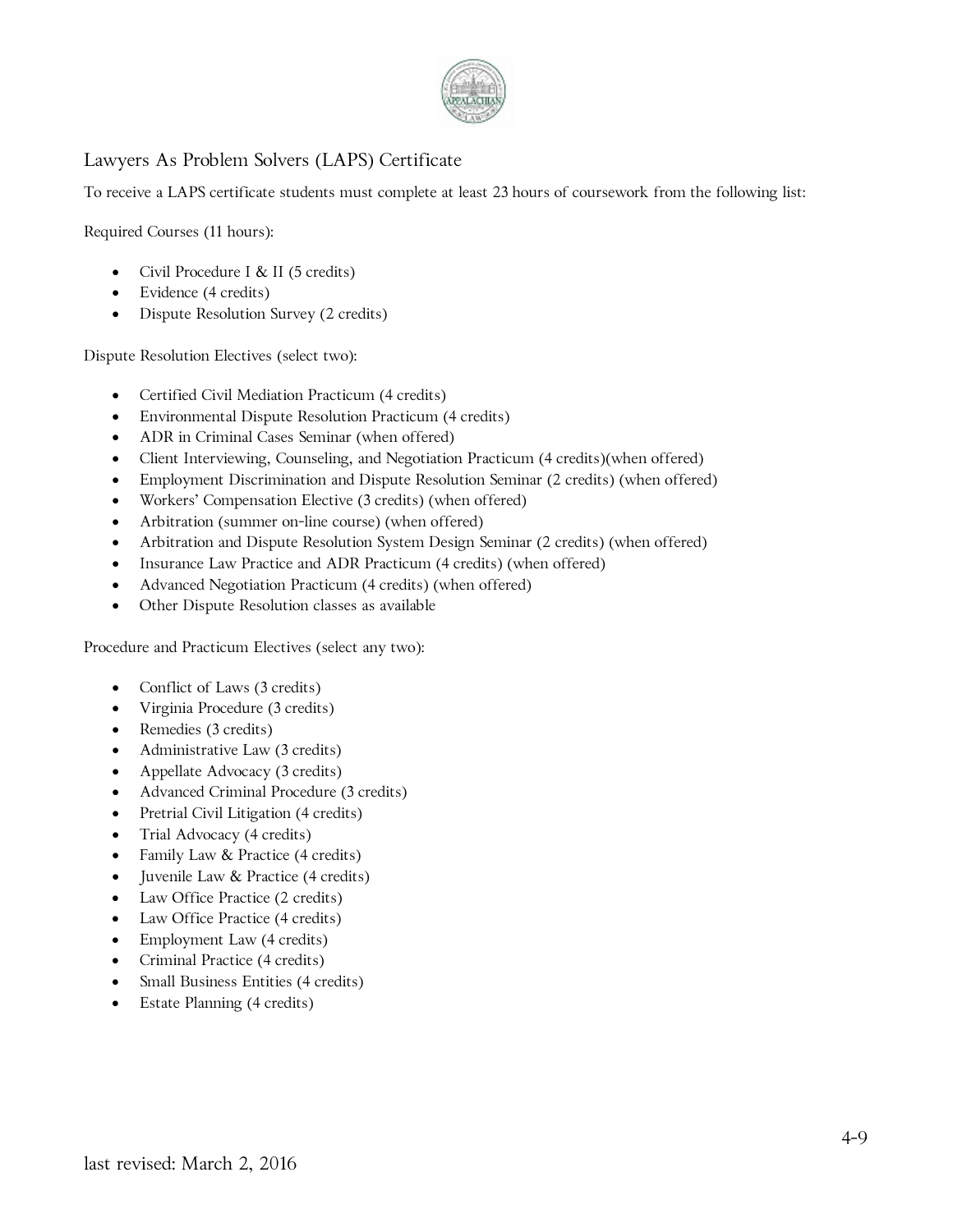## Lawyers As Problem Solvers (LAPS) Certificate

To receive a LAPS certificate students must complete at least 23 hours of coursework from the following list:

Required Courses (11 hours):

- Civil Procedure I & II (5 credits)
- Evidence (4 credits)
- Dispute Resolution Survey (2 credits)

Dispute Resolution Electives (select two):

- Certified Civil Mediation Practicum (4 credits)
- Environmental Dispute Resolution Practicum (4 credits)
- ADR in Criminal Cases Seminar (when offered)
- Client Interviewing, Counseling, and Negotiation Practicum (4 credits)(when offered)
- Employment Discrimination and Dispute Resolution Seminar (2 credits) (when offered)
- Workers' Compensation Elective (3 credits) (when offered)
- Arbitration (summer on-line course) (when offered)
- Arbitration and Dispute Resolution System Design Seminar (2 credits) (when offered)
- Insurance Law Practice and ADR Practicum (4 credits) (when offered)
- Advanced Negotiation Practicum (4 credits) (when offered)
- Other Dispute Resolution classes as available

Procedure and Practicum Electives (select any two):

- Conflict of Laws (3 credits)
- Virginia Procedure (3 credits)
- Remedies (3 credits)
- Administrative Law (3 credits)
- Appellate Advocacy (3 credits)
- Advanced Criminal Procedure (3 credits)
- Pretrial Civil Litigation (4 credits)
- Trial Advocacy (4 credits)
- Family Law & Practice (4 credits)
- Juvenile Law & Practice (4 credits)
- Law Office Practice (2 credits)
- Law Office Practice (4 credits)
- Employment Law (4 credits)
- Criminal Practice (4 credits)
- Small Business Entities (4 credits)
- Estate Planning (4 credits)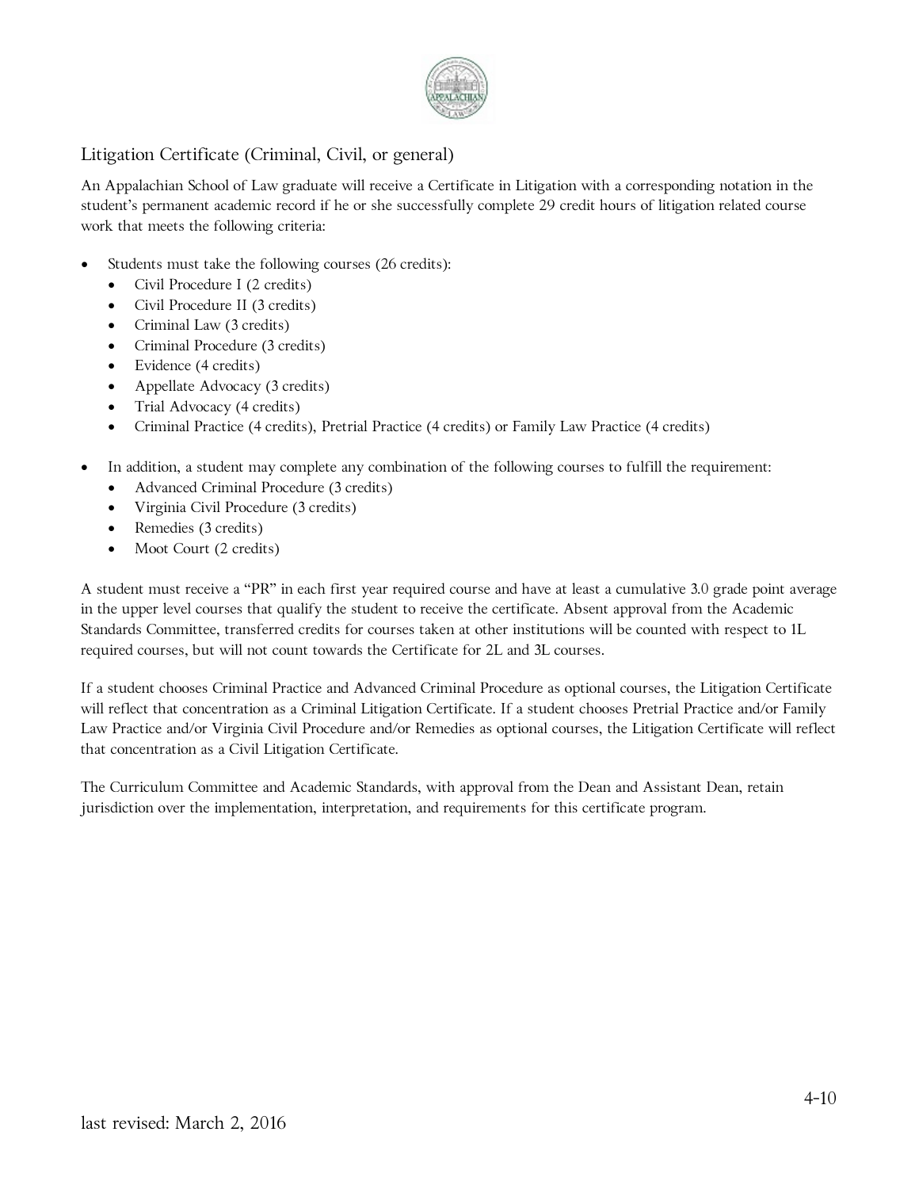## Litigation Certificate (Criminal, Civil, or general)

An Appalachian School of Law graduate will receive a Certificate in Litigation with a corresponding notation in the student's permanent academic record if he or she successfully complete 29 credit hours of litigation related course work that meets the following criteria:

- Students must take the following courses (26 credits):
  - Civil Procedure I (2 credits)
  - Civil Procedure II (3 credits)
  - Criminal Law (3 credits)
  - Criminal Procedure (3 credits)
  - Evidence (4 credits)
  - Appellate Advocacy (3 credits)
  - Trial Advocacy (4 credits)
  - Criminal Practice (4 credits), Pretrial Practice (4 credits) or Family Law Practice (4 credits)

- In addition, a student may complete any combination of the following courses to fulfill the requirement:
  - Advanced Criminal Procedure (3 credits)
  - Virginia Civil Procedure (3 credits)
  - Remedies (3 credits)
  - Moot Court (2 credits)

A student must receive a "PR" in each first year required course and have at least a cumulative 3.0 grade point average in the upper level courses that qualify the student to receive the certificate. Absent approval from the Academic Standards Committee, transferred credits for courses taken at other institutions will be counted with respect to 1L required courses, but will not count towards the Certificate for 2L and 3L courses.

If a student chooses Criminal Practice and Advanced Criminal Procedure as optional courses, the Litigation Certificate will reflect that concentration as a Criminal Litigation Certificate. If a student chooses Pretrial Practice and/or Family Law Practice and/or Virginia Civil Procedure and/or Remedies as optional courses, the Litigation Certificate will reflect that concentration as a Civil Litigation Certificate.

The Curriculum Committee and Academic Standards, with approval from the Dean and Assistant Dean, retain jurisdiction over the implementation, interpretation, and requirements for this certificate program.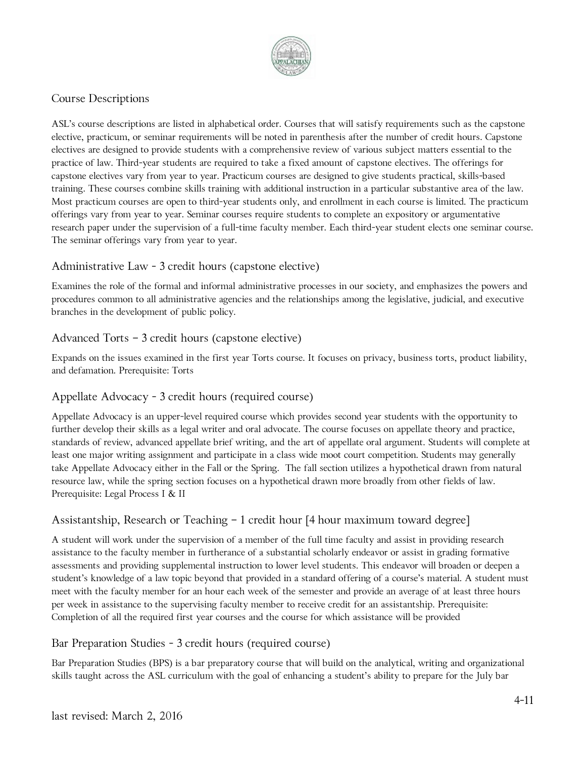## Course Descriptions

ASL's course descriptions are listed in alphabetical order. Courses that will satisfy requirements such as the capstone elective, practicum, or seminar requirements will be noted in parenthesis after the number of credit hours. Capstone electives are designed to provide students with a comprehensive review of various subject matters essential to the practice of law. Third-year students are required to take a fixed amount of capstone electives. The offerings for capstone electives vary from year to year. Practicum courses are designed to give students practical, skills-based training. These courses combine skills training with additional instruction in a particular substantive area of the law. Most practicum courses are open to third-year students only, and enrollment in each course is limited. The practicum offerings vary from year to year. Seminar courses require students to complete an expository or argumentative research paper under the supervision of a full-time faculty member. Each third-year student elects one seminar course. The seminar offerings vary from year to year.

### Administrative Law - 3 credit hours (capstone elective)

Examines the role of the formal and informal administrative processes in our society, and emphasizes the powers and procedures common to all administrative agencies and the relationships among the legislative, judicial, and executive branches in the development of public policy.

### Advanced Torts – 3 credit hours (capstone elective)

Expands on the issues examined in the first year Torts course. It focuses on privacy, business torts, product liability, and defamation. Prerequisite: Torts

### Appellate Advocacy - 3 credit hours (required course)

Appellate Advocacy is an upper-level required course which provides second year students with the opportunity to further develop their skills as a legal writer and oral advocate. The course focuses on appellate theory and practice, standards of review, advanced appellate brief writing, and the art of appellate oral argument. Students will complete at least one major writing assignment and participate in a class wide moot court competition. Students may generally take Appellate Advocacy either in the Fall or the Spring. The fall section utilizes a hypothetical drawn from natural resource law, while the spring section focuses on a hypothetical drawn more broadly from other fields of law. Prerequisite: Legal Process I & II

### Assistantship, Research or Teaching – 1 credit hour [4 hour maximum toward degree]

A student will work under the supervision of a member of the full time faculty and assist in providing research assistance to the faculty member in furtherance of a substantial scholarly endeavor or assist in grading formative assessments and providing supplemental instruction to lower level students. This endeavor will broaden or deepen a student's knowledge of a law topic beyond that provided in a standard offering of a course's material. A student must meet with the faculty member for an hour each week of the semester and provide an average of at least three hours per week in assistance to the supervising faculty member to receive credit for an assistantship. Prerequisite: Completion of all the required first year courses and the course for which assistance will be provided

### Bar Preparation Studies - 3 credit hours (required course)

Bar Preparation Studies (BPS) is a bar preparatory course that will build on the analytical, writing and organizational skills taught across the ASL curriculum with the goal of enhancing a student's ability to prepare for the July bar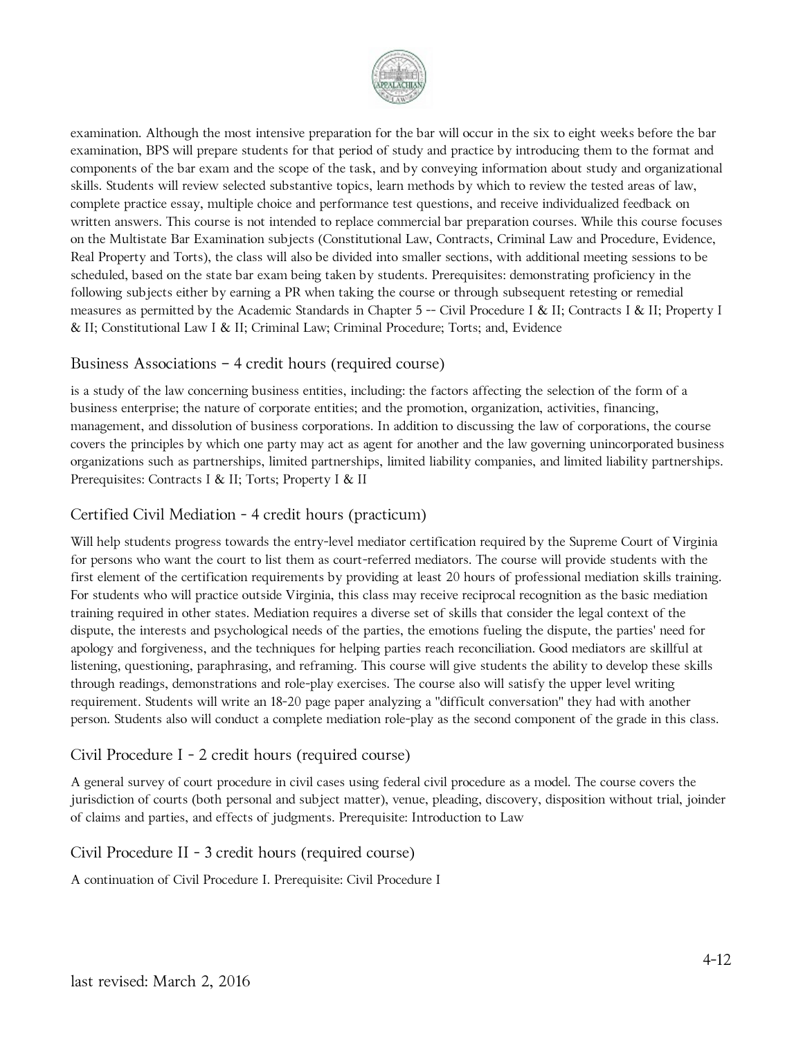examination. Although the most intensive preparation for the bar will occur in the six to eight weeks before the bar examination, BPS will prepare students for that period of study and practice by introducing them to the format and components of the bar exam and the scope of the task, and by conveying information about study and organizational skills. Students will review selected substantive topics, learn methods by which to review the tested areas of law, complete practice essay, multiple choice and performance test questions, and receive individualized feedback on written answers. This course is not intended to replace commercial bar preparation courses. While this course focuses on the Multistate Bar Examination subjects (Constitutional Law, Contracts, Criminal Law and Procedure, Evidence, Real Property and Torts), the class will also be divided into smaller sections, with additional meeting sessions to be scheduled, based on the state bar exam being taken by students. Prerequisites: demonstrating proficiency in the following subjects either by earning a PR when taking the course or through subsequent retesting or remedial measures as permitted by the Academic Standards in Chapter 5 -- Civil Procedure I & II; Contracts I & II; Property I & II; Constitutional Law I & II; Criminal Law; Criminal Procedure; Torts; and, Evidence

## Business Associations – 4 credit hours (required course)

is a study of the law concerning business entities, including: the factors affecting the selection of the form of a business enterprise; the nature of corporate entities; and the promotion, organization, activities, financing, management, and dissolution of business corporations. In addition to discussing the law of corporations, the course covers the principles by which one party may act as agent for another and the law governing unincorporated business organizations such as partnerships, limited partnerships, limited liability companies, and limited liability partnerships. Prerequisites: Contracts I & II; Torts; Property I & II

## Certified Civil Mediation - 4 credit hours (practicum)

Will help students progress towards the entry-level mediator certification required by the Supreme Court of Virginia for persons who want the court to list them as court-referred mediators. The course will provide students with the first element of the certification requirements by providing at least 20 hours of professional mediation skills training. For students who will practice outside Virginia, this class may receive reciprocal recognition as the basic mediation training required in other states. Mediation requires a diverse set of skills that consider the legal context of the dispute, the interests and psychological needs of the parties, the emotions fueling the dispute, the parties' need for apology and forgiveness, and the techniques for helping parties reach reconciliation. Good mediators are skillful at listening, questioning, paraphrasing, and reframing. This course will give students the ability to develop these skills through readings, demonstrations and role-play exercises. The course also will satisfy the upper level writing requirement. Students will write an 18-20 page paper analyzing a "difficult conversation" they had with another person. Students also will conduct a complete mediation role-play as the second component of the grade in this class.

## Civil Procedure I - 2 credit hours (required course)

A general survey of court procedure in civil cases using federal civil procedure as a model. The course covers the jurisdiction of courts (both personal and subject matter), venue, pleading, discovery, disposition without trial, joinder of claims and parties, and effects of judgments. Prerequisite: Introduction to Law

## Civil Procedure II - 3 credit hours (required course)

A continuation of Civil Procedure I. Prerequisite: Civil Procedure I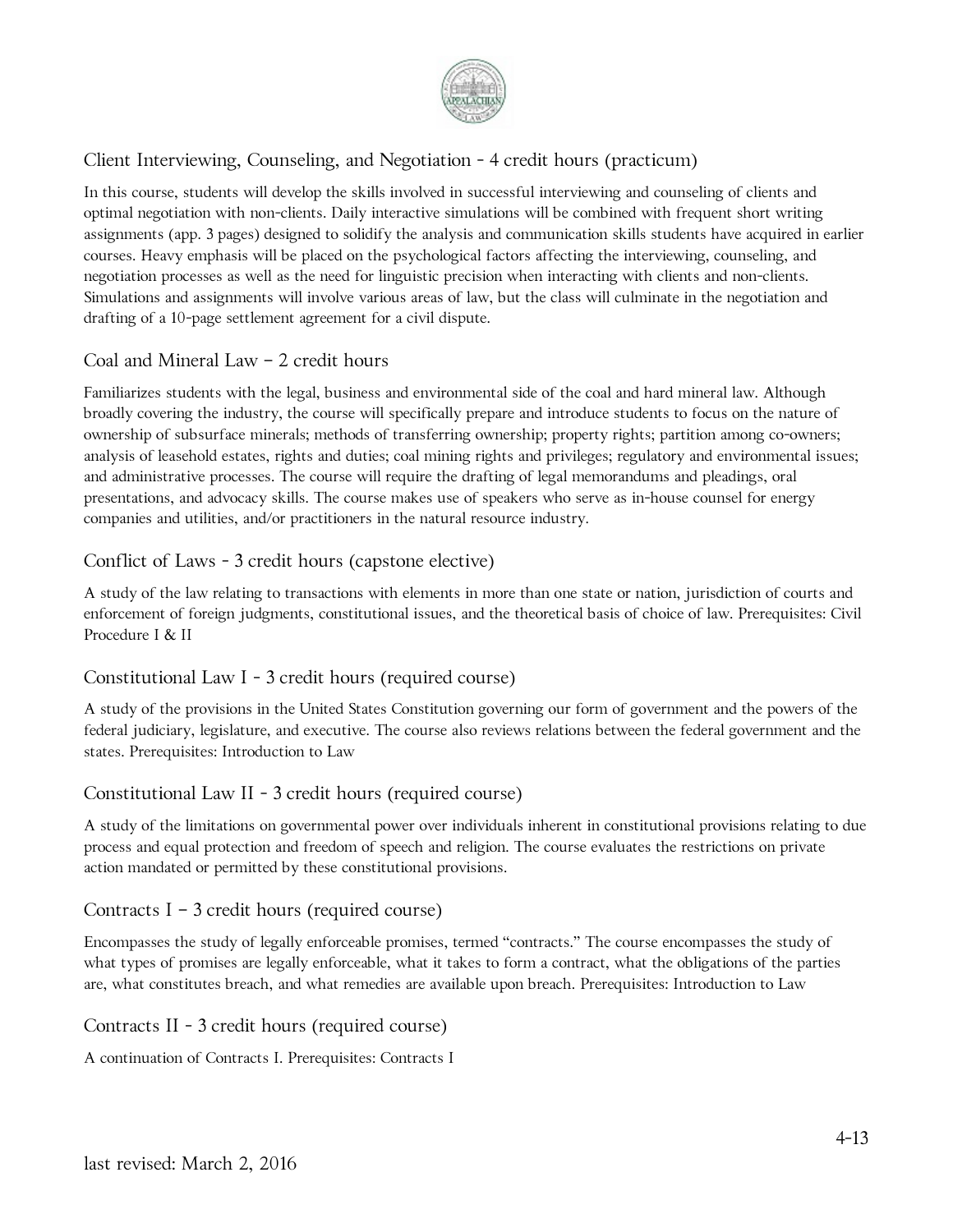### Client Interviewing, Counseling, and Negotiation - 4 credit hours (practicum)

In this course, students will develop the skills involved in successful interviewing and counseling of clients and optimal negotiation with non-clients. Daily interactive simulations will be combined with frequent short writing assignments (app. 3 pages) designed to solidify the analysis and communication skills students have acquired in earlier courses. Heavy emphasis will be placed on the psychological factors affecting the interviewing, counseling, and negotiation processes as well as the need for linguistic precision when interacting with clients and non-clients. Simulations and assignments will involve various areas of law, but the class will culminate in the negotiation and drafting of a 10-page settlement agreement for a civil dispute.

### Coal and Mineral Law – 2 credit hours

Familiarizes students with the legal, business and environmental side of the coal and hard mineral law. Although broadly covering the industry, the course will specifically prepare and introduce students to focus on the nature of ownership of subsurface minerals; methods of transferring ownership; property rights; partition among co-owners; analysis of leasehold estates, rights and duties; coal mining rights and privileges; regulatory and environmental issues; and administrative processes. The course will require the drafting of legal memorandums and pleadings, oral presentations, and advocacy skills. The course makes use of speakers who serve as in-house counsel for energy companies and utilities, and/or practitioners in the natural resource industry.

### Conflict of Laws - 3 credit hours (capstone elective)

A study of the law relating to transactions with elements in more than one state or nation, jurisdiction of courts and enforcement of foreign judgments, constitutional issues, and the theoretical basis of choice of law. Prerequisites: Civil Procedure I & II

### Constitutional Law I - 3 credit hours (required course)

A study of the provisions in the United States Constitution governing our form of government and the powers of the federal judiciary, legislature, and executive. The course also reviews relations between the federal government and the states. Prerequisites: Introduction to Law

### Constitutional Law II - 3 credit hours (required course)

A study of the limitations on governmental power over individuals inherent in constitutional provisions relating to due process and equal protection and freedom of speech and religion. The course evaluates the restrictions on private action mandated or permitted by these constitutional provisions.

### Contracts I – 3 credit hours (required course)

Encompasses the study of legally enforceable promises, termed "contracts." The course encompasses the study of what types of promises are legally enforceable, what it takes to form a contract, what the obligations of the parties are, what constitutes breach, and what remedies are available upon breach. Prerequisites: Introduction to Law

### Contracts II - 3 credit hours (required course)

A continuation of Contracts I. Prerequisites: Contracts I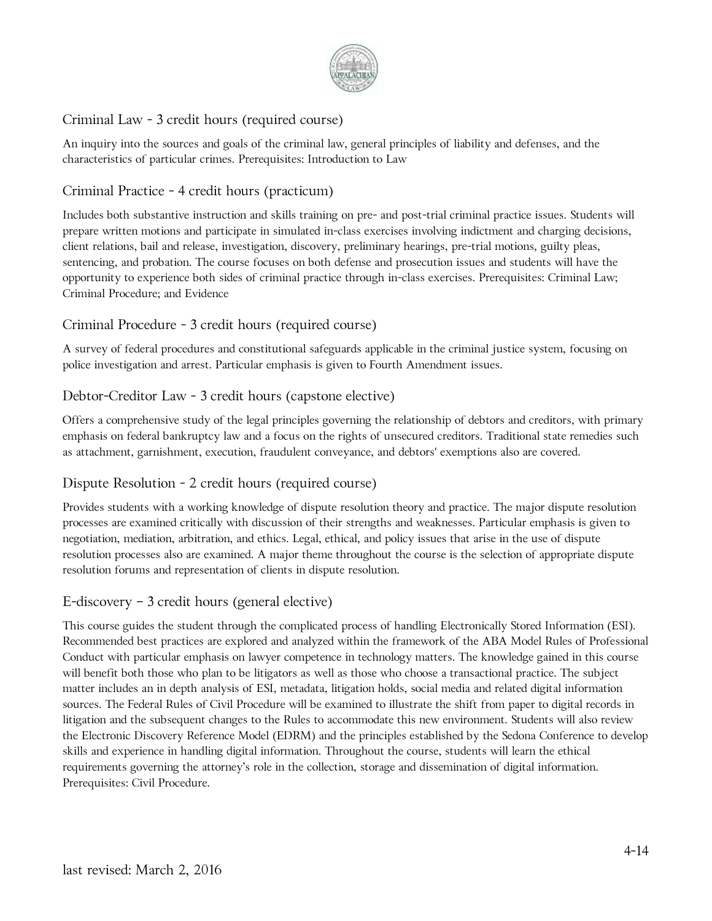### Criminal Law - 3 credit hours (required course)

An inquiry into the sources and goals of the criminal law, general principles of liability and defenses, and the characteristics of particular crimes. Prerequisites: Introduction to Law

### Criminal Practice - 4 credit hours (practicum)

Includes both substantive instruction and skills training on pre- and post-trial criminal practice issues. Students will prepare written motions and participate in simulated in-class exercises involving indictment and charging decisions, client relations, bail and release, investigation, discovery, preliminary hearings, pre-trial motions, guilty pleas, sentencing, and probation. The course focuses on both defense and prosecution issues and students will have the opportunity to experience both sides of criminal practice through in-class exercises. Prerequisites: Criminal Law; Criminal Procedure; and Evidence

### Criminal Procedure - 3 credit hours (required course)

A survey of federal procedures and constitutional safeguards applicable in the criminal justice system, focusing on police investigation and arrest. Particular emphasis is given to Fourth Amendment issues.

### Debtor-Creditor Law - 3 credit hours (capstone elective)

Offers a comprehensive study of the legal principles governing the relationship of debtors and creditors, with primary emphasis on federal bankruptcy law and a focus on the rights of unsecured creditors. Traditional state remedies such as attachment, garnishment, execution, fraudulent conveyance, and debtors' exemptions also are covered.

### Dispute Resolution - 2 credit hours (required course)

Provides students with a working knowledge of dispute resolution theory and practice. The major dispute resolution processes are examined critically with discussion of their strengths and weaknesses. Particular emphasis is given to negotiation, mediation, arbitration, and ethics. Legal, ethical, and policy issues that arise in the use of dispute resolution processes also are examined. A major theme throughout the course is the selection of appropriate dispute resolution forums and representation of clients in dispute resolution.

### E-discovery – 3 credit hours (general elective)

This course guides the student through the complicated process of handling Electronically Stored Information (ESI). Recommended best practices are explored and analyzed within the framework of the ABA Model Rules of Professional Conduct with particular emphasis on lawyer competence in technology matters. The knowledge gained in this course will benefit both those who plan to be litigators as well as those who choose a transactional practice. The subject matter includes an in depth analysis of ESI, metadata, litigation holds, social media and related digital information sources. The Federal Rules of Civil Procedure will be examined to illustrate the shift from paper to digital records in litigation and the subsequent changes to the Rules to accommodate this new environment. Students will also review the Electronic Discovery Reference Model (EDRM) and the principles established by the Sedona Conference to develop skills and experience in handling digital information. Throughout the course, students will learn the ethical requirements governing the attorney's role in the collection, storage and dissemination of digital information. Prerequisites: Civil Procedure.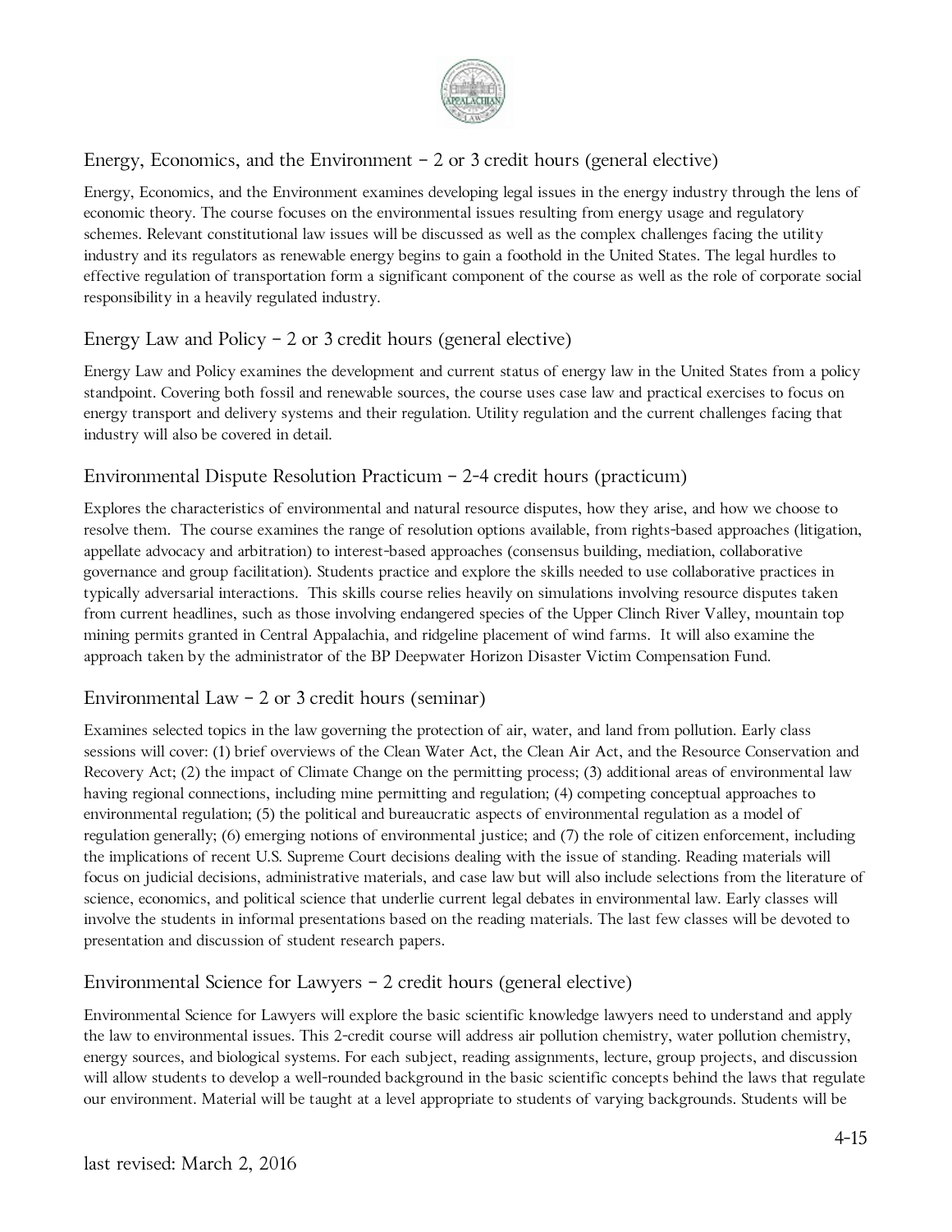## Energy, Economics, and the Environment – 2 or 3 credit hours (general elective)

Energy, Economics, and the Environment examines developing legal issues in the energy industry through the lens of economic theory. The course focuses on the environmental issues resulting from energy usage and regulatory schemes. Relevant constitutional law issues will be discussed as well as the complex challenges facing the utility industry and its regulators as renewable energy begins to gain a foothold in the United States. The legal hurdles to effective regulation of transportation form a significant component of the course as well as the role of corporate social responsibility in a heavily regulated industry.

## Energy Law and Policy – 2 or 3 credit hours (general elective)

Energy Law and Policy examines the development and current status of energy law in the United States from a policy standpoint. Covering both fossil and renewable sources, the course uses case law and practical exercises to focus on energy transport and delivery systems and their regulation. Utility regulation and the current challenges facing that industry will also be covered in detail.

## Environmental Dispute Resolution Practicum – 2-4 credit hours (practicum)

Explores the characteristics of environmental and natural resource disputes, how they arise, and how we choose to resolve them. The course examines the range of resolution options available, from rights-based approaches (litigation, appellate advocacy and arbitration) to interest-based approaches (consensus building, mediation, collaborative governance and group facilitation). Students practice and explore the skills needed to use collaborative practices in typically adversarial interactions. This skills course relies heavily on simulations involving resource disputes taken from current headlines, such as those involving endangered species of the Upper Clinch River Valley, mountain top mining permits granted in Central Appalachia, and ridgeline placement of wind farms. It will also examine the approach taken by the administrator of the BP Deepwater Horizon Disaster Victim Compensation Fund.

## Environmental Law – 2 or 3 credit hours (seminar)

Examines selected topics in the law governing the protection of air, water, and land from pollution. Early class sessions will cover: (1) brief overviews of the Clean Water Act, the Clean Air Act, and the Resource Conservation and Recovery Act; (2) the impact of Climate Change on the permitting process; (3) additional areas of environmental law having regional connections, including mine permitting and regulation; (4) competing conceptual approaches to environmental regulation; (5) the political and bureaucratic aspects of environmental regulation as a model of regulation generally; (6) emerging notions of environmental justice; and (7) the role of citizen enforcement, including the implications of recent U.S. Supreme Court decisions dealing with the issue of standing. Reading materials will focus on judicial decisions, administrative materials, and case law but will also include selections from the literature of science, economics, and political science that underlie current legal debates in environmental law. Early classes will involve the students in informal presentations based on the reading materials. The last few classes will be devoted to presentation and discussion of student research papers.

## Environmental Science for Lawyers – 2 credit hours (general elective)

Environmental Science for Lawyers will explore the basic scientific knowledge lawyers need to understand and apply the law to environmental issues. This 2-credit course will address air pollution chemistry, water pollution chemistry, energy sources, and biological systems. For each subject, reading assignments, lecture, group projects, and discussion will allow students to develop a well-rounded background in the basic scientific concepts behind the laws that regulate our environment. Material will be taught at a level appropriate to students of varying backgrounds. Students will be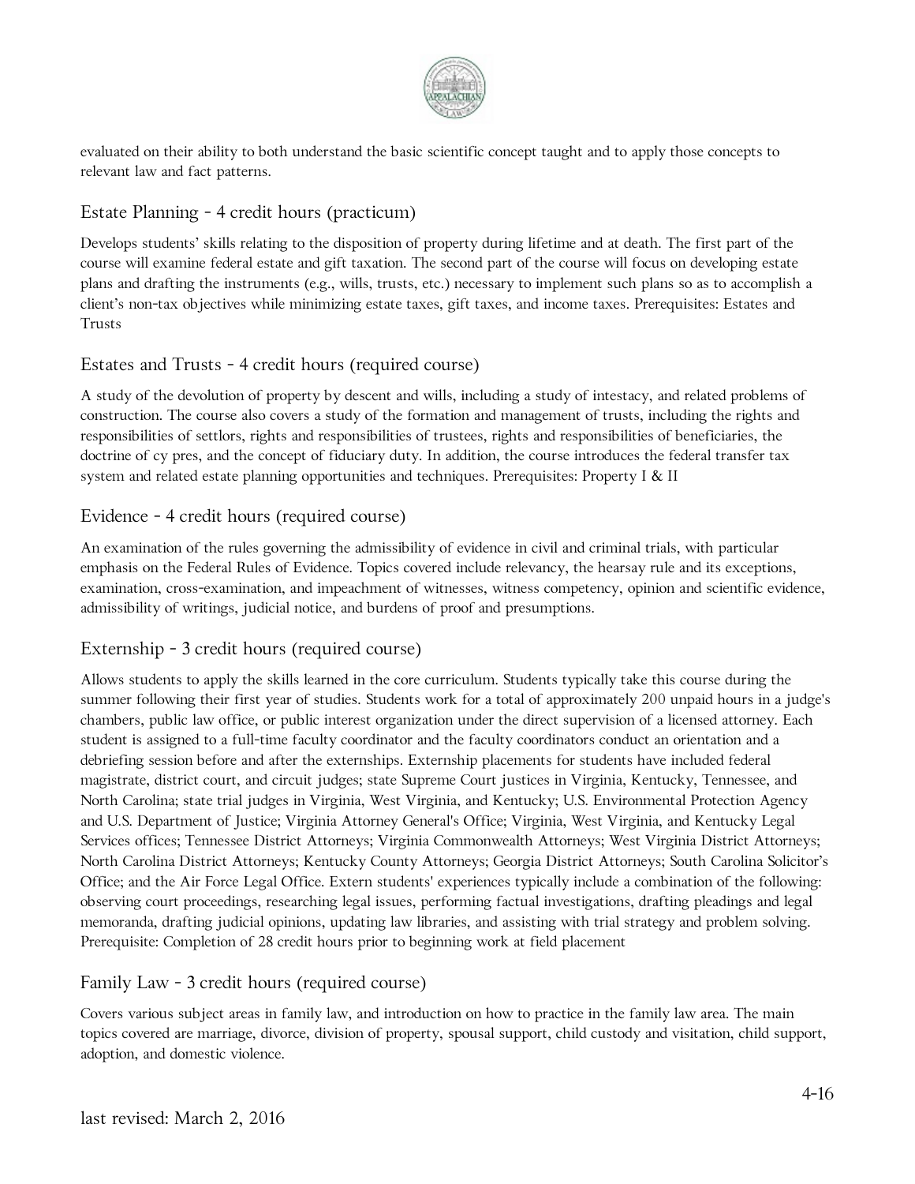evaluated on their ability to both understand the basic scientific concept taught and to apply those concepts to relevant law and fact patterns.

## Estate Planning - 4 credit hours (practicum)

Develops students' skills relating to the disposition of property during lifetime and at death. The first part of the course will examine federal estate and gift taxation. The second part of the course will focus on developing estate plans and drafting the instruments (e.g., wills, trusts, etc.) necessary to implement such plans so as to accomplish a client's non-tax objectives while minimizing estate taxes, gift taxes, and income taxes. Prerequisites: Estates and Trusts

## Estates and Trusts - 4 credit hours (required course)

A study of the devolution of property by descent and wills, including a study of intestacy, and related problems of construction. The course also covers a study of the formation and management of trusts, including the rights and responsibilities of settlors, rights and responsibilities of trustees, rights and responsibilities of beneficiaries, the doctrine of cy pres, and the concept of fiduciary duty. In addition, the course introduces the federal transfer tax system and related estate planning opportunities and techniques. Prerequisites: Property I & II

## Evidence - 4 credit hours (required course)

An examination of the rules governing the admissibility of evidence in civil and criminal trials, with particular emphasis on the Federal Rules of Evidence. Topics covered include relevancy, the hearsay rule and its exceptions, examination, cross-examination, and impeachment of witnesses, witness competency, opinion and scientific evidence, admissibility of writings, judicial notice, and burdens of proof and presumptions.

## Externship - 3 credit hours (required course)

Allows students to apply the skills learned in the core curriculum. Students typically take this course during the summer following their first year of studies. Students work for a total of approximately 200 unpaid hours in a judge's chambers, public law office, or public interest organization under the direct supervision of a licensed attorney. Each student is assigned to a full-time faculty coordinator and the faculty coordinators conduct an orientation and a debriefing session before and after the externships. Externship placements for students have included federal magistrate, district court, and circuit judges; state Supreme Court justices in Virginia, Kentucky, Tennessee, and North Carolina; state trial judges in Virginia, West Virginia, and Kentucky; U.S. Environmental Protection Agency and U.S. Department of Justice; Virginia Attorney General's Office; Virginia, West Virginia, and Kentucky Legal Services offices; Tennessee District Attorneys; Virginia Commonwealth Attorneys; West Virginia District Attorneys; North Carolina District Attorneys; Kentucky County Attorneys; Georgia District Attorneys; South Carolina Solicitor's Office; and the Air Force Legal Office. Extern students' experiences typically include a combination of the following: observing court proceedings, researching legal issues, performing factual investigations, drafting pleadings and legal memoranda, drafting judicial opinions, updating law libraries, and assisting with trial strategy and problem solving. Prerequisite: Completion of 28 credit hours prior to beginning work at field placement

## Family Law - 3 credit hours (required course)

Covers various subject areas in family law, and introduction on how to practice in the family law area. The main topics covered are marriage, divorce, division of property, spousal support, child custody and visitation, child support, adoption, and domestic violence.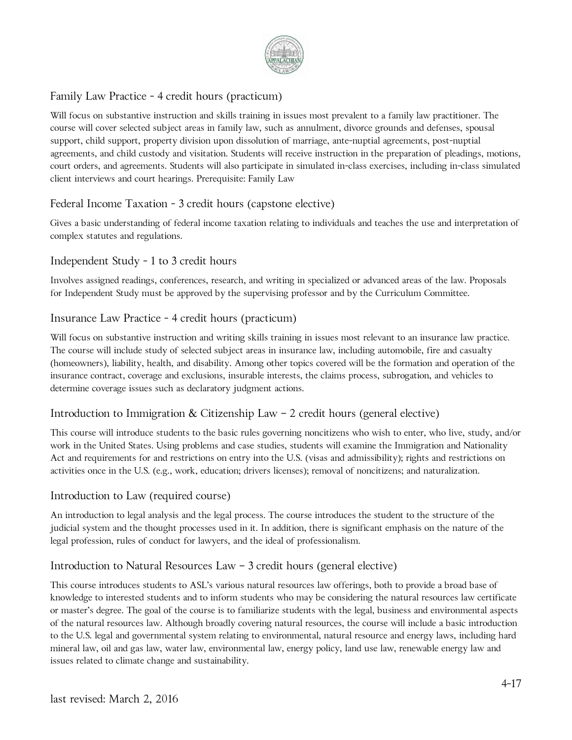## Family Law Practice - 4 credit hours (practicum)

Will focus on substantive instruction and skills training in issues most prevalent to a family law practitioner. The course will cover selected subject areas in family law, such as annulment, divorce grounds and defenses, spousal support, child support, property division upon dissolution of marriage, ante-nuptial agreements, post-nuptial agreements, and child custody and visitation. Students will receive instruction in the preparation of pleadings, motions, court orders, and agreements. Students will also participate in simulated in-class exercises, including in-class simulated client interviews and court hearings. Prerequisite: Family Law

## Federal Income Taxation - 3 credit hours (capstone elective)

Gives a basic understanding of federal income taxation relating to individuals and teaches the use and interpretation of complex statutes and regulations.

## Independent Study - 1 to 3 credit hours

Involves assigned readings, conferences, research, and writing in specialized or advanced areas of the law. Proposals for Independent Study must be approved by the supervising professor and by the Curriculum Committee.

## Insurance Law Practice - 4 credit hours (practicum)

Will focus on substantive instruction and writing skills training in issues most relevant to an insurance law practice. The course will include study of selected subject areas in insurance law, including automobile, fire and casualty (homeowners), liability, health, and disability. Among other topics covered will be the formation and operation of the insurance contract, coverage and exclusions, insurable interests, the claims process, subrogation, and vehicles to determine coverage issues such as declaratory judgment actions.

## Introduction to Immigration & Citizenship Law – 2 credit hours (general elective)

This course will introduce students to the basic rules governing noncitizens who wish to enter, who live, study, and/or work in the United States. Using problems and case studies, students will examine the Immigration and Nationality Act and requirements for and restrictions on entry into the U.S. (visas and admissibility); rights and restrictions on activities once in the U.S. (e.g., work, education; drivers licenses); removal of noncitizens; and naturalization.

## Introduction to Law (required course)

An introduction to legal analysis and the legal process. The course introduces the student to the structure of the judicial system and the thought processes used in it. In addition, there is significant emphasis on the nature of the legal profession, rules of conduct for lawyers, and the ideal of professionalism.

## Introduction to Natural Resources Law – 3 credit hours (general elective)

This course introduces students to ASL's various natural resources law offerings, both to provide a broad base of knowledge to interested students and to inform students who may be considering the natural resources law certificate or master's degree. The goal of the course is to familiarize students with the legal, business and environmental aspects of the natural resources law. Although broadly covering natural resources, the course will include a basic introduction to the U.S. legal and governmental system relating to environmental, natural resource and energy laws, including hard mineral law, oil and gas law, water law, environmental law, energy policy, land use law, renewable energy law and issues related to climate change and sustainability.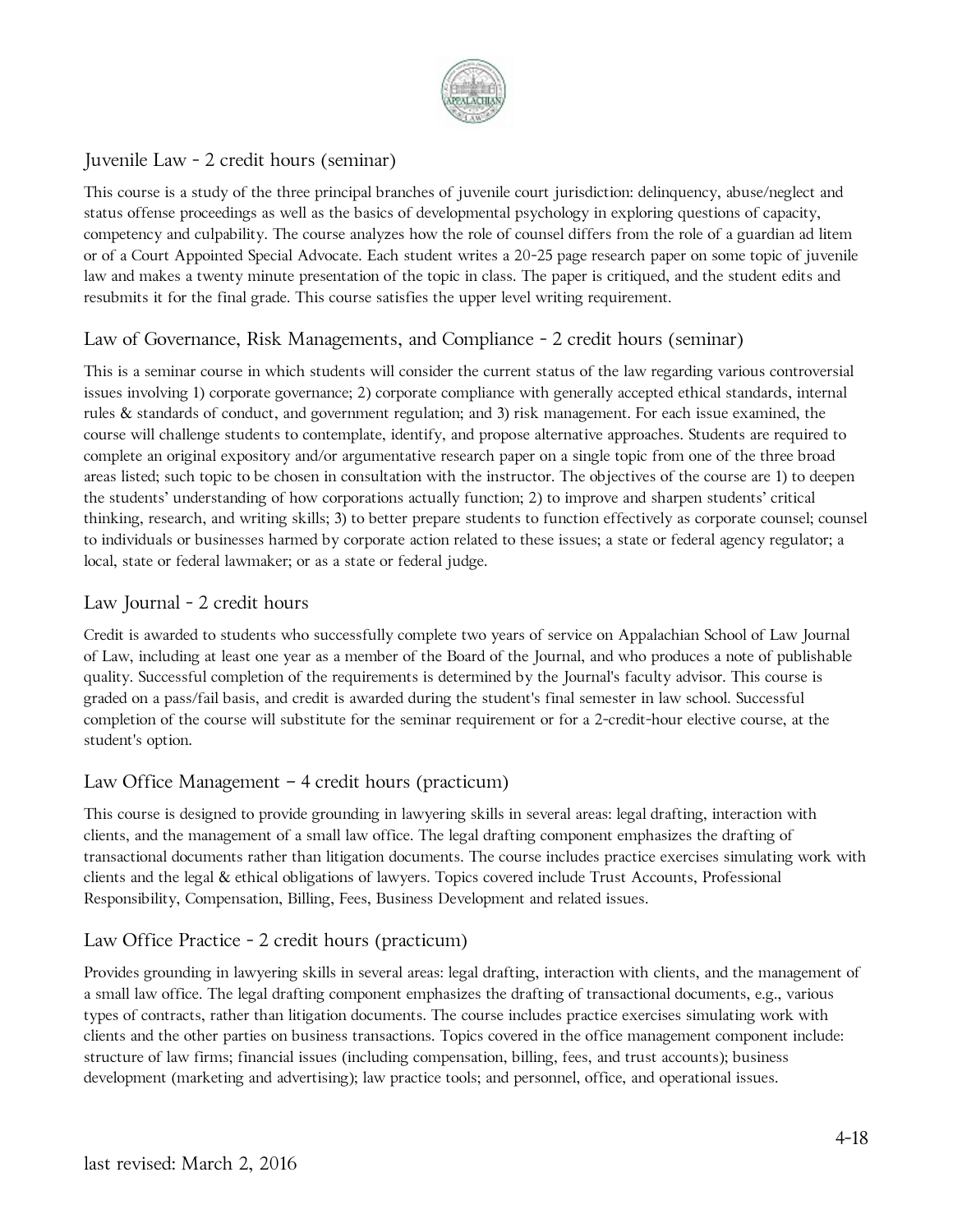## Juvenile Law - 2 credit hours (seminar)

This course is a study of the three principal branches of juvenile court jurisdiction: delinquency, abuse/neglect and status offense proceedings as well as the basics of developmental psychology in exploring questions of capacity, competency and culpability. The course analyzes how the role of counsel differs from the role of a guardian ad litem or of a Court Appointed Special Advocate. Each student writes a 20-25 page research paper on some topic of juvenile law and makes a twenty minute presentation of the topic in class. The paper is critiqued, and the student edits and resubmits it for the final grade. This course satisfies the upper level writing requirement.

## Law of Governance, Risk Managements, and Compliance - 2 credit hours (seminar)

This is a seminar course in which students will consider the current status of the law regarding various controversial issues involving 1) corporate governance; 2) corporate compliance with generally accepted ethical standards, internal rules & standards of conduct, and government regulation; and 3) risk management. For each issue examined, the course will challenge students to contemplate, identify, and propose alternative approaches. Students are required to complete an original expository and/or argumentative research paper on a single topic from one of the three broad areas listed; such topic to be chosen in consultation with the instructor. The objectives of the course are 1) to deepen the students' understanding of how corporations actually function; 2) to improve and sharpen students' critical thinking, research, and writing skills; 3) to better prepare students to function effectively as corporate counsel; counsel to individuals or businesses harmed by corporate action related to these issues; a state or federal agency regulator; a local, state or federal lawmaker; or as a state or federal judge.

## Law Journal - 2 credit hours

Credit is awarded to students who successfully complete two years of service on Appalachian School of Law Journal of Law, including at least one year as a member of the Board of the Journal, and who produces a note of publishable quality. Successful completion of the requirements is determined by the Journal's faculty advisor. This course is graded on a pass/fail basis, and credit is awarded during the student's final semester in law school. Successful completion of the course will substitute for the seminar requirement or for a 2-credit-hour elective course, at the student's option.

## Law Office Management – 4 credit hours (practicum)

This course is designed to provide grounding in lawyering skills in several areas: legal drafting, interaction with clients, and the management of a small law office. The legal drafting component emphasizes the drafting of transactional documents rather than litigation documents. The course includes practice exercises simulating work with clients and the legal & ethical obligations of lawyers. Topics covered include Trust Accounts, Professional Responsibility, Compensation, Billing, Fees, Business Development and related issues.

## Law Office Practice - 2 credit hours (practicum)

Provides grounding in lawyering skills in several areas: legal drafting, interaction with clients, and the management of a small law office. The legal drafting component emphasizes the drafting of transactional documents, e.g., various types of contracts, rather than litigation documents. The course includes practice exercises simulating work with clients and the other parties on business transactions. Topics covered in the office management component include: structure of law firms; financial issues (including compensation, billing, fees, and trust accounts); business development (marketing and advertising); law practice tools; and personnel, office, and operational issues.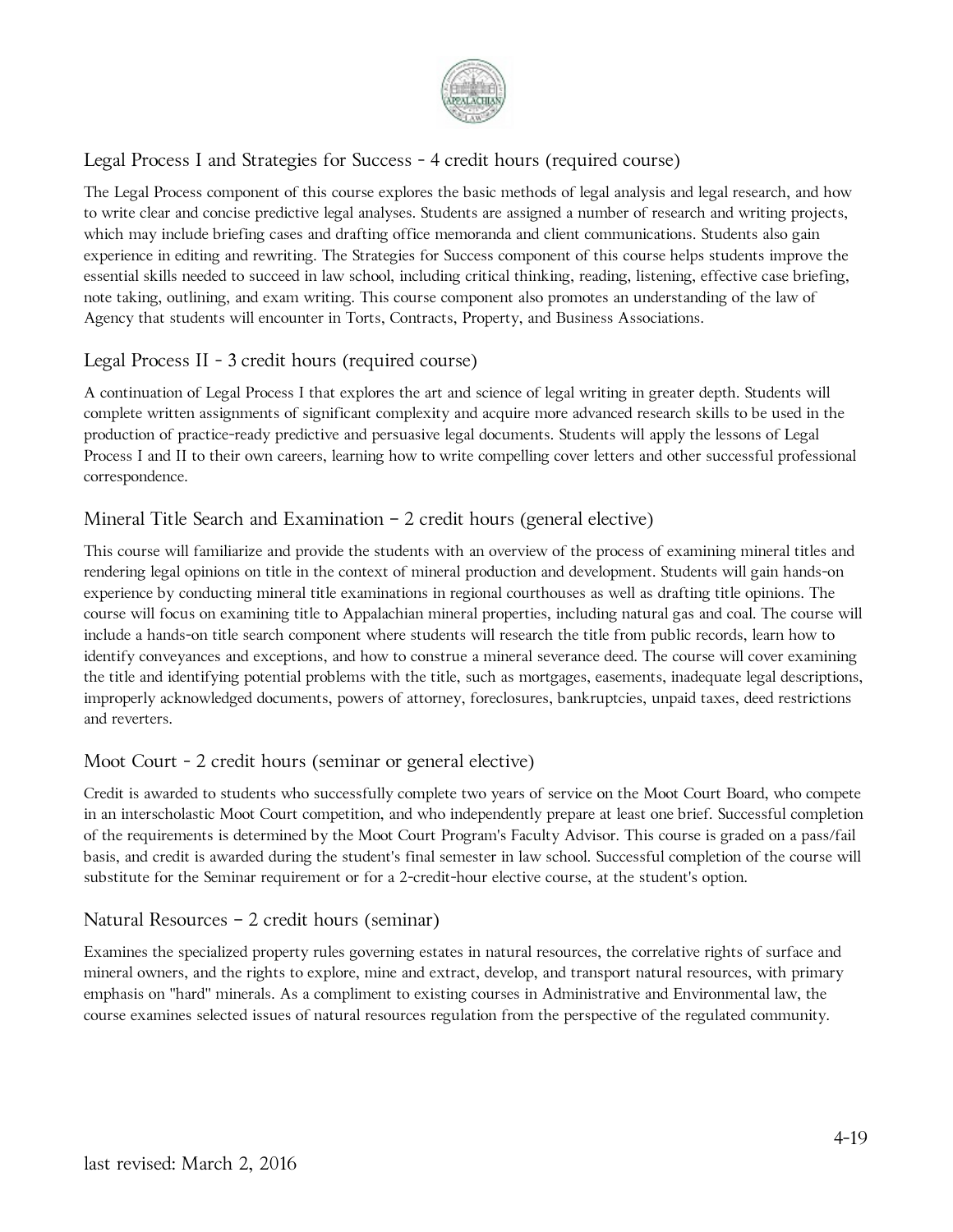## Legal Process I and Strategies for Success - 4 credit hours (required course)

The Legal Process component of this course explores the basic methods of legal analysis and legal research, and how to write clear and concise predictive legal analyses. Students are assigned a number of research and writing projects, which may include briefing cases and drafting office memoranda and client communications. Students also gain experience in editing and rewriting. The Strategies for Success component of this course helps students improve the essential skills needed to succeed in law school, including critical thinking, reading, listening, effective case briefing, note taking, outlining, and exam writing. This course component also promotes an understanding of the law of Agency that students will encounter in Torts, Contracts, Property, and Business Associations.

## Legal Process II - 3 credit hours (required course)

A continuation of Legal Process I that explores the art and science of legal writing in greater depth. Students will complete written assignments of significant complexity and acquire more advanced research skills to be used in the production of practice-ready predictive and persuasive legal documents. Students will apply the lessons of Legal Process I and II to their own careers, learning how to write compelling cover letters and other successful professional correspondence.

## Mineral Title Search and Examination – 2 credit hours (general elective)

This course will familiarize and provide the students with an overview of the process of examining mineral titles and rendering legal opinions on title in the context of mineral production and development. Students will gain hands-on experience by conducting mineral title examinations in regional courthouses as well as drafting title opinions. The course will focus on examining title to Appalachian mineral properties, including natural gas and coal. The course will include a hands-on title search component where students will research the title from public records, learn how to identify conveyances and exceptions, and how to construe a mineral severance deed. The course will cover examining the title and identifying potential problems with the title, such as mortgages, easements, inadequate legal descriptions, improperly acknowledged documents, powers of attorney, foreclosures, bankruptcies, unpaid taxes, deed restrictions and reverters.

## Moot Court - 2 credit hours (seminar or general elective)

Credit is awarded to students who successfully complete two years of service on the Moot Court Board, who compete in an interscholastic Moot Court competition, and who independently prepare at least one brief. Successful completion of the requirements is determined by the Moot Court Program's Faculty Advisor. This course is graded on a pass/fail basis, and credit is awarded during the student's final semester in law school. Successful completion of the course will substitute for the Seminar requirement or for a 2-credit-hour elective course, at the student's option.

## Natural Resources – 2 credit hours (seminar)

Examines the specialized property rules governing estates in natural resources, the correlative rights of surface and mineral owners, and the rights to explore, mine and extract, develop, and transport natural resources, with primary emphasis on "hard" minerals. As a compliment to existing courses in Administrative and Environmental law, the course examines selected issues of natural resources regulation from the perspective of the regulated community.

last revised: March 2, 2016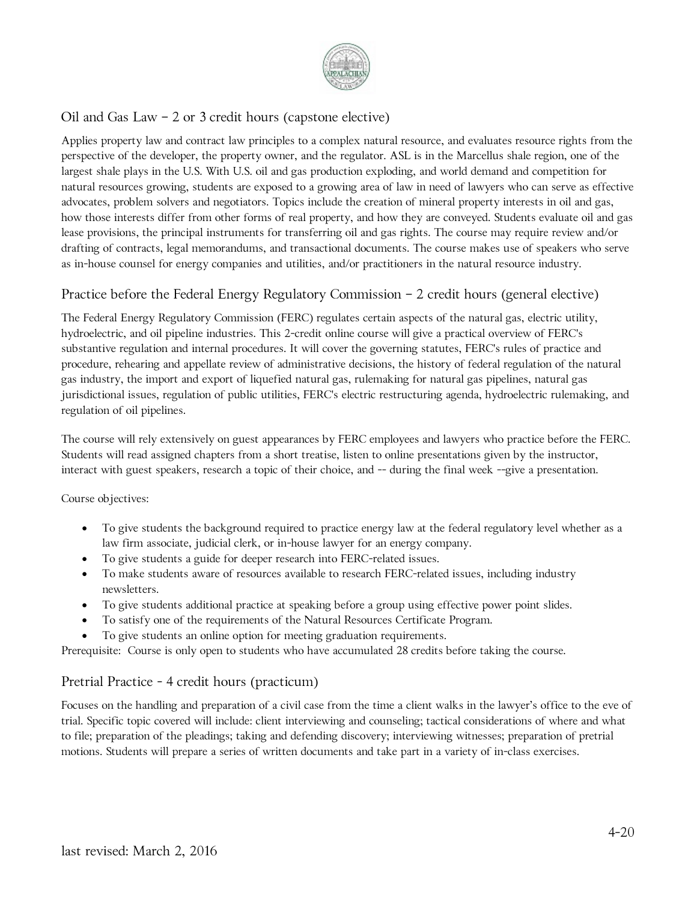## Oil and Gas Law – 2 or 3 credit hours (capstone elective)

Applies property law and contract law principles to a complex natural resource, and evaluates resource rights from the perspective of the developer, the property owner, and the regulator. ASL is in the Marcellus shale region, one of the largest shale plays in the U.S. With U.S. oil and gas production exploding, and world demand and competition for natural resources growing, students are exposed to a growing area of law in need of lawyers who can serve as effective advocates, problem solvers and negotiators. Topics include the creation of mineral property interests in oil and gas, how those interests differ from other forms of real property, and how they are conveyed. Students evaluate oil and gas lease provisions, the principal instruments for transferring oil and gas rights. The course may require review and/or drafting of contracts, legal memorandums, and transactional documents. The course makes use of speakers who serve as in-house counsel for energy companies and utilities, and/or practitioners in the natural resource industry.

## Practice before the Federal Energy Regulatory Commission – 2 credit hours (general elective)

The Federal Energy Regulatory Commission (FERC) regulates certain aspects of the natural gas, electric utility, hydroelectric, and oil pipeline industries. This 2-credit online course will give a practical overview of FERC's substantive regulation and internal procedures. It will cover the governing statutes, FERC's rules of practice and procedure, rehearing and appellate review of administrative decisions, the history of federal regulation of the natural gas industry, the import and export of liquefied natural gas, rulemaking for natural gas pipelines, natural gas jurisdictional issues, regulation of public utilities, FERC's electric restructuring agenda, hydroelectric rulemaking, and regulation of oil pipelines.

The course will rely extensively on guest appearances by FERC employees and lawyers who practice before the FERC. Students will read assigned chapters from a short treatise, listen to online presentations given by the instructor, interact with guest speakers, research a topic of their choice, and -- during the final week --give a presentation.

Course objectives:

- To give students the background required to practice energy law at the federal regulatory level whether as a law firm associate, judicial clerk, or in-house lawyer for an energy company.
- To give students a guide for deeper research into FERC-related issues.
- To make students aware of resources available to research FERC-related issues, including industry newsletters.
- To give students additional practice at speaking before a group using effective power point slides.
- To satisfy one of the requirements of the Natural Resources Certificate Program.
- To give students an online option for meeting graduation requirements.

Prerequisite: Course is only open to students who have accumulated 28 credits before taking the course.

## Pretrial Practice - 4 credit hours (practicum)

Focuses on the handling and preparation of a civil case from the time a client walks in the lawyer's office to the eve of trial. Specific topic covered will include: client interviewing and counseling; tactical considerations of where and what to file; preparation of the pleadings; taking and defending discovery; interviewing witnesses; preparation of pretrial motions. Students will prepare a series of written documents and take part in a variety of in-class exercises.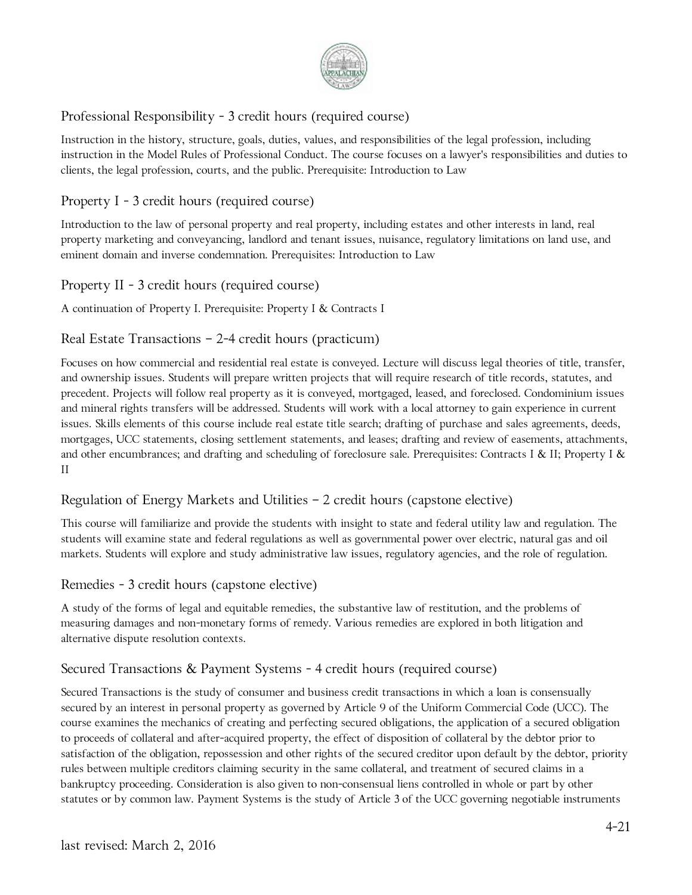## Professional Responsibility - 3 credit hours (required course)

Instruction in the history, structure, goals, duties, values, and responsibilities of the legal profession, including instruction in the Model Rules of Professional Conduct. The course focuses on a lawyer's responsibilities and duties to clients, the legal profession, courts, and the public. Prerequisite: Introduction to Law

## Property I - 3 credit hours (required course)

Introduction to the law of personal property and real property, including estates and other interests in land, real property marketing and conveyancing, landlord and tenant issues, nuisance, regulatory limitations on land use, and eminent domain and inverse condemnation. Prerequisites: Introduction to Law

## Property II - 3 credit hours (required course)

A continuation of Property I. Prerequisite: Property I & Contracts I

## Real Estate Transactions – 2-4 credit hours (practicum)

Focuses on how commercial and residential real estate is conveyed. Lecture will discuss legal theories of title, transfer, and ownership issues. Students will prepare written projects that will require research of title records, statutes, and precedent. Projects will follow real property as it is conveyed, mortgaged, leased, and foreclosed. Condominium issues and mineral rights transfers will be addressed. Students will work with a local attorney to gain experience in current issues. Skills elements of this course include real estate title search; drafting of purchase and sales agreements, deeds, mortgages, UCC statements, closing settlement statements, and leases; drafting and review of easements, attachments, and other encumbrances; and drafting and scheduling of foreclosure sale. Prerequisites: Contracts I & II; Property I & II

## Regulation of Energy Markets and Utilities – 2 credit hours (capstone elective)

This course will familiarize and provide the students with insight to state and federal utility law and regulation. The students will examine state and federal regulations as well as governmental power over electric, natural gas and oil markets. Students will explore and study administrative law issues, regulatory agencies, and the role of regulation.

## Remedies - 3 credit hours (capstone elective)

A study of the forms of legal and equitable remedies, the substantive law of restitution, and the problems of measuring damages and non-monetary forms of remedy. Various remedies are explored in both litigation and alternative dispute resolution contexts.

## Secured Transactions & Payment Systems - 4 credit hours (required course)

Secured Transactions is the study of consumer and business credit transactions in which a loan is consensually secured by an interest in personal property as governed by Article 9 of the Uniform Commercial Code (UCC). The course examines the mechanics of creating and perfecting secured obligations, the application of a secured obligation to proceeds of collateral and after-acquired property, the effect of disposition of collateral by the debtor prior to satisfaction of the obligation, repossession and other rights of the secured creditor upon default by the debtor, priority rules between multiple creditors claiming security in the same collateral, and treatment of secured claims in a bankruptcy proceeding. Consideration is also given to non-consensual liens controlled in whole or part by other statutes or by common law. Payment Systems is the study of Article 3 of the UCC governing negotiable instruments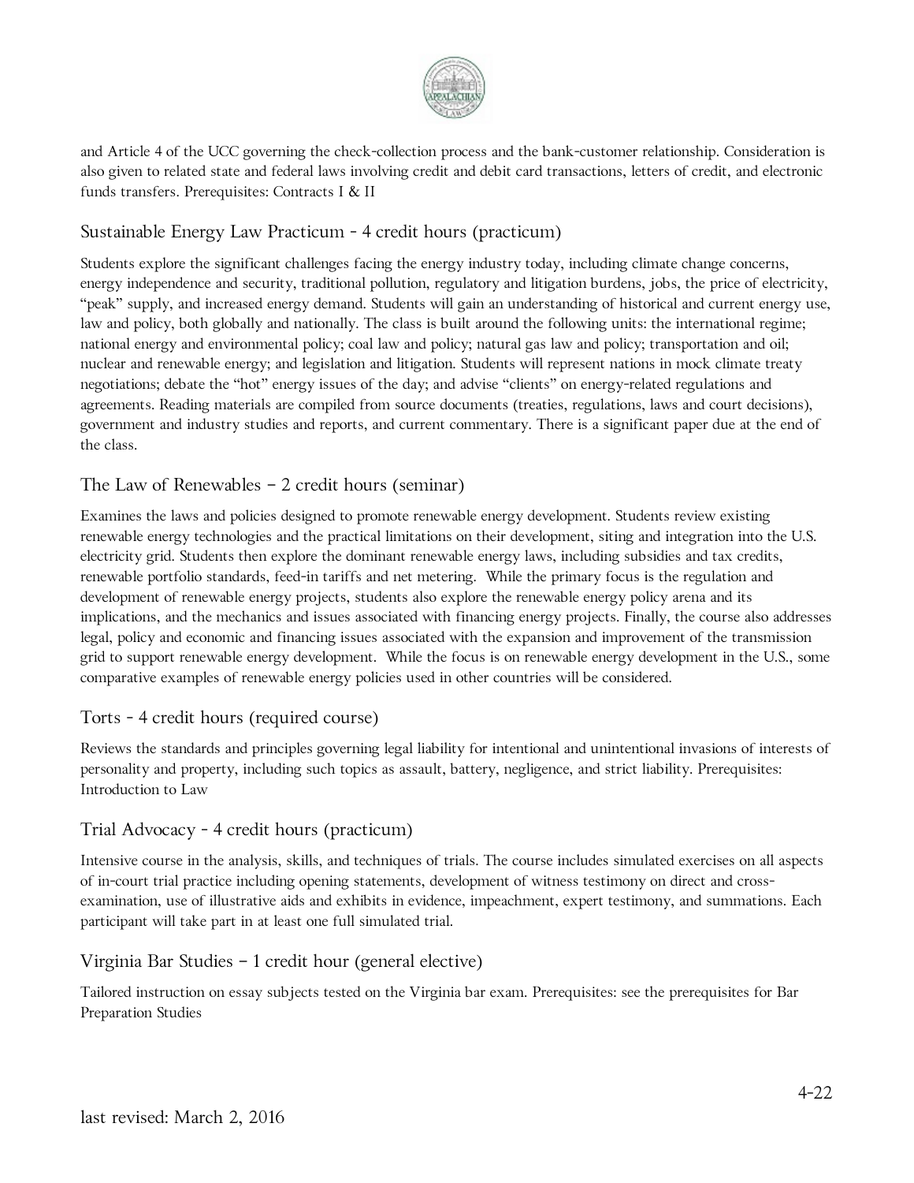and Article 4 of the UCC governing the check-collection process and the bank-customer relationship. Consideration is also given to related state and federal laws involving credit and debit card transactions, letters of credit, and electronic funds transfers. Prerequisites: Contracts I & II

## Sustainable Energy Law Practicum - 4 credit hours (practicum)

Students explore the significant challenges facing the energy industry today, including climate change concerns, energy independence and security, traditional pollution, regulatory and litigation burdens, jobs, the price of electricity, "peak" supply, and increased energy demand. Students will gain an understanding of historical and current energy use, law and policy, both globally and nationally. The class is built around the following units: the international regime; national energy and environmental policy; coal law and policy; natural gas law and policy; transportation and oil; nuclear and renewable energy; and legislation and litigation. Students will represent nations in mock climate treaty negotiations; debate the "hot" energy issues of the day; and advise "clients" on energy-related regulations and agreements. Reading materials are compiled from source documents (treaties, regulations, laws and court decisions), government and industry studies and reports, and current commentary. There is a significant paper due at the end of the class.

## The Law of Renewables – 2 credit hours (seminar)

Examines the laws and policies designed to promote renewable energy development. Students review existing renewable energy technologies and the practical limitations on their development, siting and integration into the U.S. electricity grid. Students then explore the dominant renewable energy laws, including subsidies and tax credits, renewable portfolio standards, feed-in tariffs and net metering. While the primary focus is the regulation and development of renewable energy projects, students also explore the renewable energy policy arena and its implications, and the mechanics and issues associated with financing energy projects. Finally, the course also addresses legal, policy and economic and financing issues associated with the expansion and improvement of the transmission grid to support renewable energy development. While the focus is on renewable energy development in the U.S., some comparative examples of renewable energy policies used in other countries will be considered.

## Torts - 4 credit hours (required course)

Reviews the standards and principles governing legal liability for intentional and unintentional invasions of interests of personality and property, including such topics as assault, battery, negligence, and strict liability. Prerequisites: Introduction to Law

## Trial Advocacy - 4 credit hours (practicum)

Intensive course in the analysis, skills, and techniques of trials. The course includes simulated exercises on all aspects of in-court trial practice including opening statements, development of witness testimony on direct and cross-examination, use of illustrative aids and exhibits in evidence, impeachment, expert testimony, and summations. Each participant will take part in at least one full simulated trial.

## Virginia Bar Studies – 1 credit hour (general elective)

Tailored instruction on essay subjects tested on the Virginia bar exam. Prerequisites: see the prerequisites for Bar Preparation Studies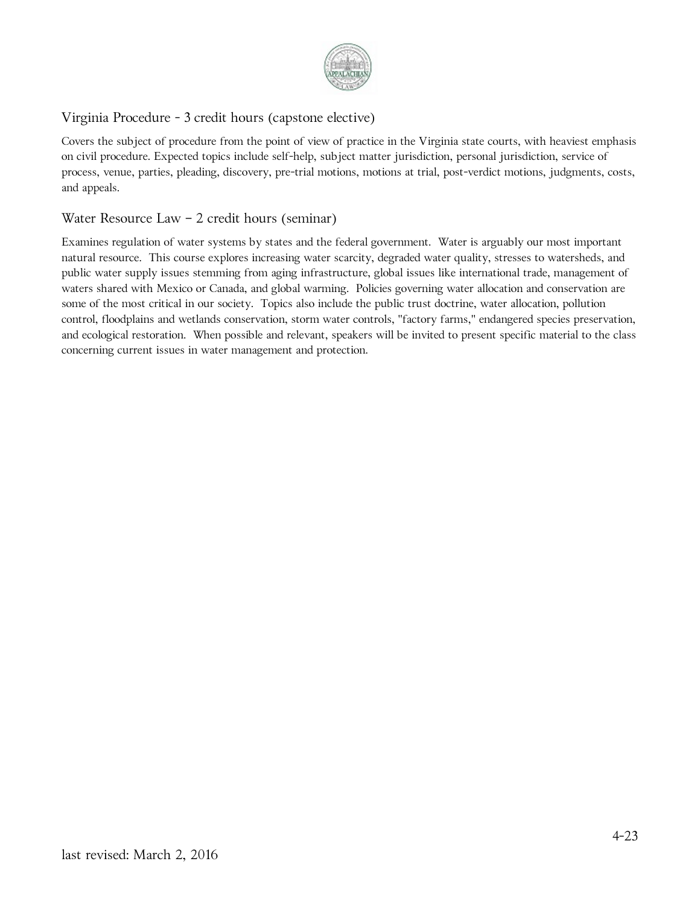## Virginia Procedure - 3 credit hours (capstone elective)

Covers the subject of procedure from the point of view of practice in the Virginia state courts, with heaviest emphasis on civil procedure. Expected topics include self-help, subject matter jurisdiction, personal jurisdiction, service of process, venue, parties, pleading, discovery, pre-trial motions, motions at trial, post-verdict motions, judgments, costs, and appeals.

## Water Resource Law – 2 credit hours (seminar)

Examines regulation of water systems by states and the federal government. Water is arguably our most important natural resource. This course explores increasing water scarcity, degraded water quality, stresses to watersheds, and public water supply issues stemming from aging infrastructure, global issues like international trade, management of waters shared with Mexico or Canada, and global warming. Policies governing water allocation and conservation are some of the most critical in our society. Topics also include the public trust doctrine, water allocation, pollution control, floodplains and wetlands conservation, storm water controls, "factory farms," endangered species preservation, and ecological restoration. When possible and relevant, speakers will be invited to present specific material to the class concerning current issues in water management and protection.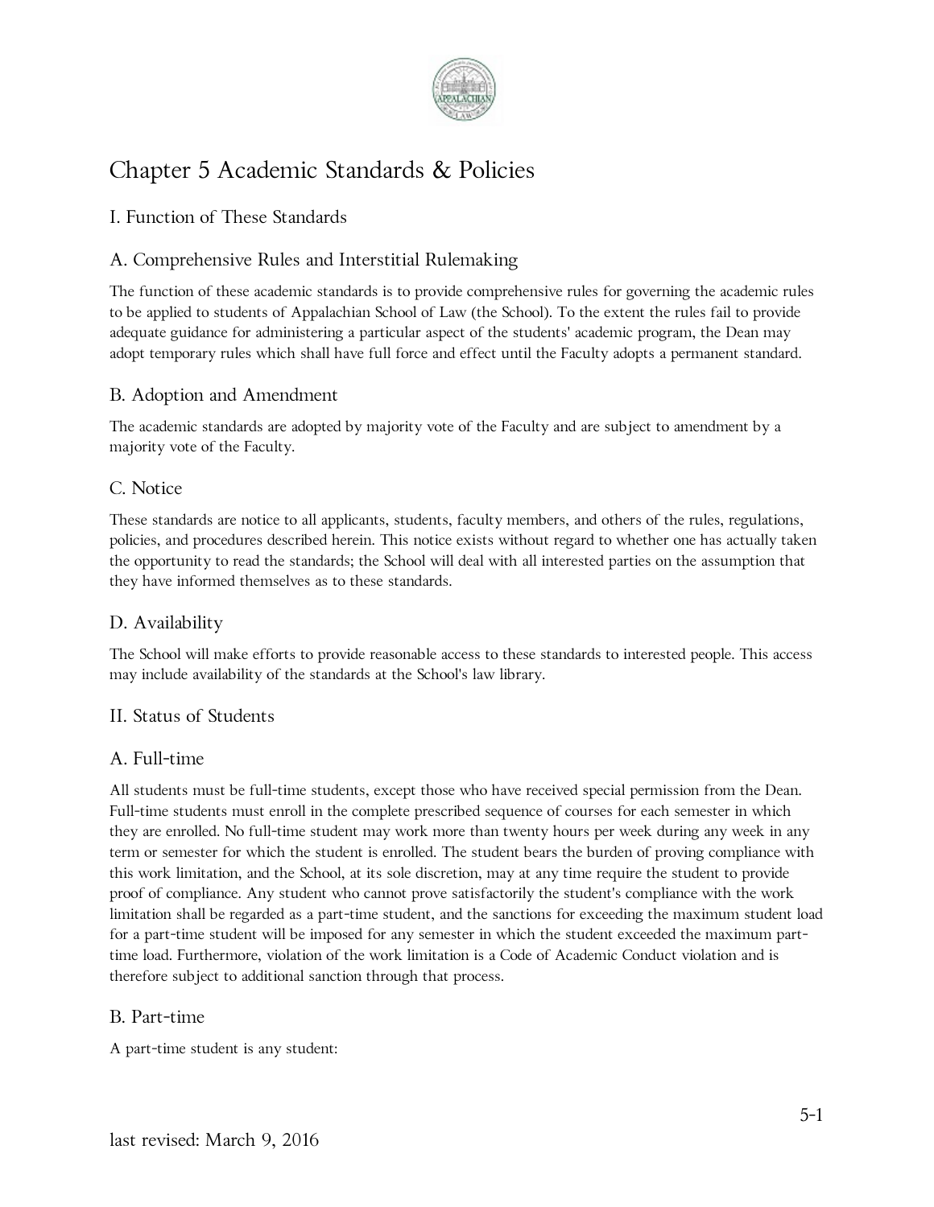# Chapter 5 Academic Standards & Policies

## I. Function of These Standards

### A. Comprehensive Rules and Interstitial Rulemaking

The function of these academic standards is to provide comprehensive rules for governing the academic rules to be applied to students of Appalachian School of Law (the School). To the extent the rules fail to provide adequate guidance for administering a particular aspect of the students' academic program, the Dean may adopt temporary rules which shall have full force and effect until the Faculty adopts a permanent standard.

### B. Adoption and Amendment

The academic standards are adopted by majority vote of the Faculty and are subject to amendment by a majority vote of the Faculty.

### C. Notice

These standards are notice to all applicants, students, faculty members, and others of the rules, regulations, policies, and procedures described herein. This notice exists without regard to whether one has actually taken the opportunity to read the standards; the School will deal with all interested parties on the assumption that they have informed themselves as to these standards.

### D. Availability

The School will make efforts to provide reasonable access to these standards to interested people. This access may include availability of the standards at the School's law library.

## II. Status of Students

### A. Full-time

All students must be full-time students, except those who have received special permission from the Dean. Full-time students must enroll in the complete prescribed sequence of courses for each semester in which they are enrolled. No full-time student may work more than twenty hours per week during any week in any term or semester for which the student is enrolled. The student bears the burden of proving compliance with this work limitation, and the School, at its sole discretion, may at any time require the student to provide proof of compliance. Any student who cannot prove satisfactorily the student's compliance with the work limitation shall be regarded as a part-time student, and the sanctions for exceeding the maximum student load for a part-time student will be imposed for any semester in which the student exceeded the maximum part-time load. Furthermore, violation of the work limitation is a Code of Academic Conduct violation and is therefore subject to additional sanction through that process.

### B. Part-time

A part-time student is any student: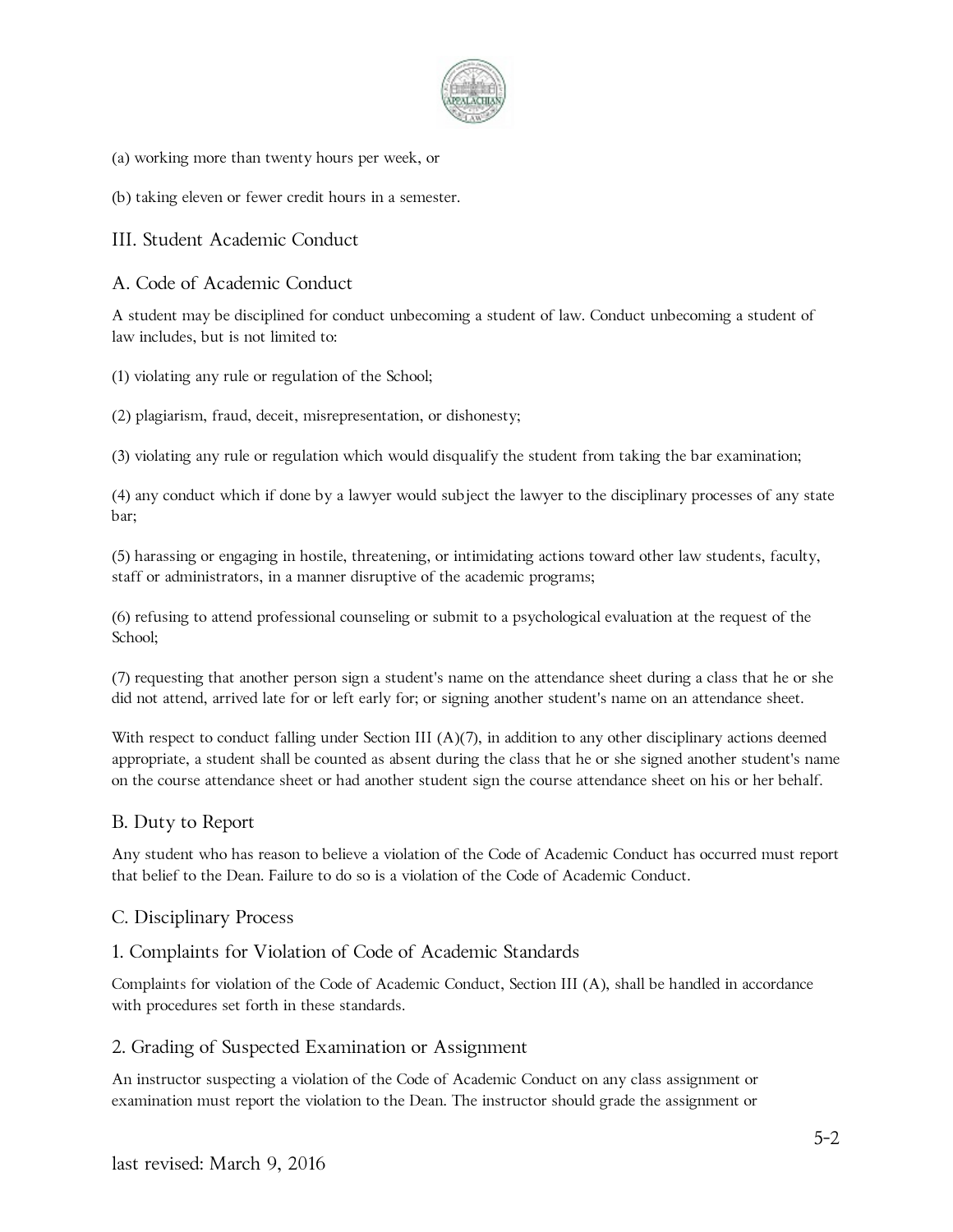(a) working more than twenty hours per week, or

(b) taking eleven or fewer credit hours in a semester.

## III. Student Academic Conduct

### A. Code of Academic Conduct

A student may be disciplined for conduct unbecoming a student of law. Conduct unbecoming a student of law includes, but is not limited to:

(1) violating any rule or regulation of the School;

(2) plagiarism, fraud, deceit, misrepresentation, or dishonesty;

(3) violating any rule or regulation which would disqualify the student from taking the bar examination;

(4) any conduct which if done by a lawyer would subject the lawyer to the disciplinary processes of any state bar;

(5) harassing or engaging in hostile, threatening, or intimidating actions toward other law students, faculty, staff or administrators, in a manner disruptive of the academic programs;

(6) refusing to attend professional counseling or submit to a psychological evaluation at the request of the School;

(7) requesting that another person sign a student's name on the attendance sheet during a class that he or she did not attend, arrived late for or left early for; or signing another student's name on an attendance sheet.

With respect to conduct falling under Section III (A)(7), in addition to any other disciplinary actions deemed appropriate, a student shall be counted as absent during the class that he or she signed another student's name on the course attendance sheet or had another student sign the course attendance sheet on his or her behalf.

### B. Duty to Report

Any student who has reason to believe a violation of the Code of Academic Conduct has occurred must report that belief to the Dean. Failure to do so is a violation of the Code of Academic Conduct.

### C. Disciplinary Process

#### 1. Complaints for Violation of Code of Academic Standards

Complaints for violation of the Code of Academic Conduct, Section III (A), shall be handled in accordance with procedures set forth in these standards.

#### 2. Grading of Suspected Examination or Assignment

An instructor suspecting a violation of the Code of Academic Conduct on any class assignment or examination must report the violation to the Dean. The instructor should grade the assignment or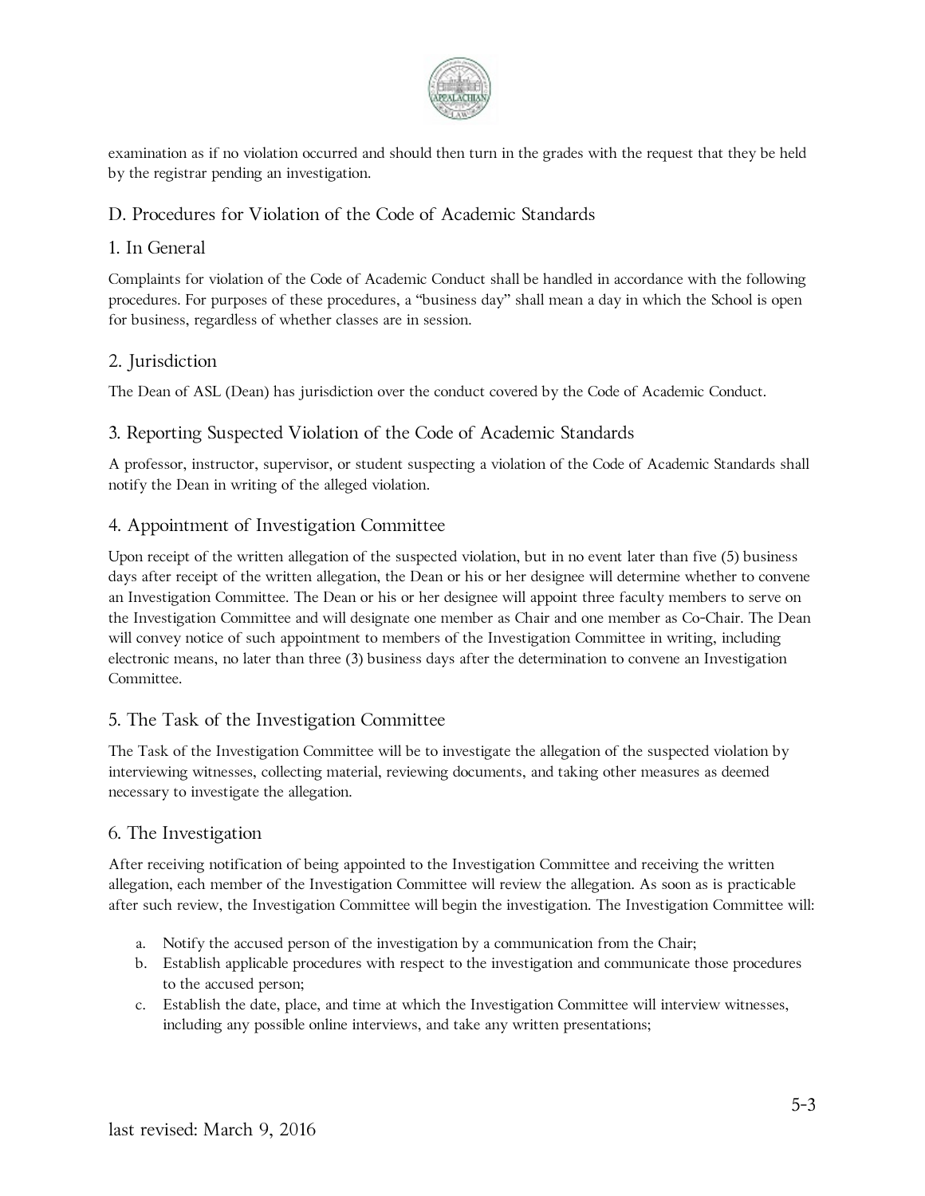examination as if no violation occurred and should then turn in the grades with the request that they be held by the registrar pending an investigation.

## D. Procedures for Violation of the Code of Academic Standards

### 1. In General

Complaints for violation of the Code of Academic Conduct shall be handled in accordance with the following procedures. For purposes of these procedures, a "business day" shall mean a day in which the School is open for business, regardless of whether classes are in session.

### 2. Jurisdiction

The Dean of ASL (Dean) has jurisdiction over the conduct covered by the Code of Academic Conduct.

### 3. Reporting Suspected Violation of the Code of Academic Standards

A professor, instructor, supervisor, or student suspecting a violation of the Code of Academic Standards shall notify the Dean in writing of the alleged violation.

### 4. Appointment of Investigation Committee

Upon receipt of the written allegation of the suspected violation, but in no event later than five (5) business days after receipt of the written allegation, the Dean or his or her designee will determine whether to convene an Investigation Committee. The Dean or his or her designee will appoint three faculty members to serve on the Investigation Committee and will designate one member as Chair and one member as Co-Chair. The Dean will convey notice of such appointment to members of the Investigation Committee in writing, including electronic means, no later than three (3) business days after the determination to convene an Investigation Committee.

### 5. The Task of the Investigation Committee

The Task of the Investigation Committee will be to investigate the allegation of the suspected violation by interviewing witnesses, collecting material, reviewing documents, and taking other measures as deemed necessary to investigate the allegation.

### 6. The Investigation

After receiving notification of being appointed to the Investigation Committee and receiving the written allegation, each member of the Investigation Committee will review the allegation. As soon as is practicable after such review, the Investigation Committee will begin the investigation. The Investigation Committee will:

a. Notify the accused person of the investigation by a communication from the Chair;
b. Establish applicable procedures with respect to the investigation and communicate those procedures to the accused person;
c. Establish the date, place, and time at which the Investigation Committee will interview witnesses, including any possible online interviews, and take any written presentations;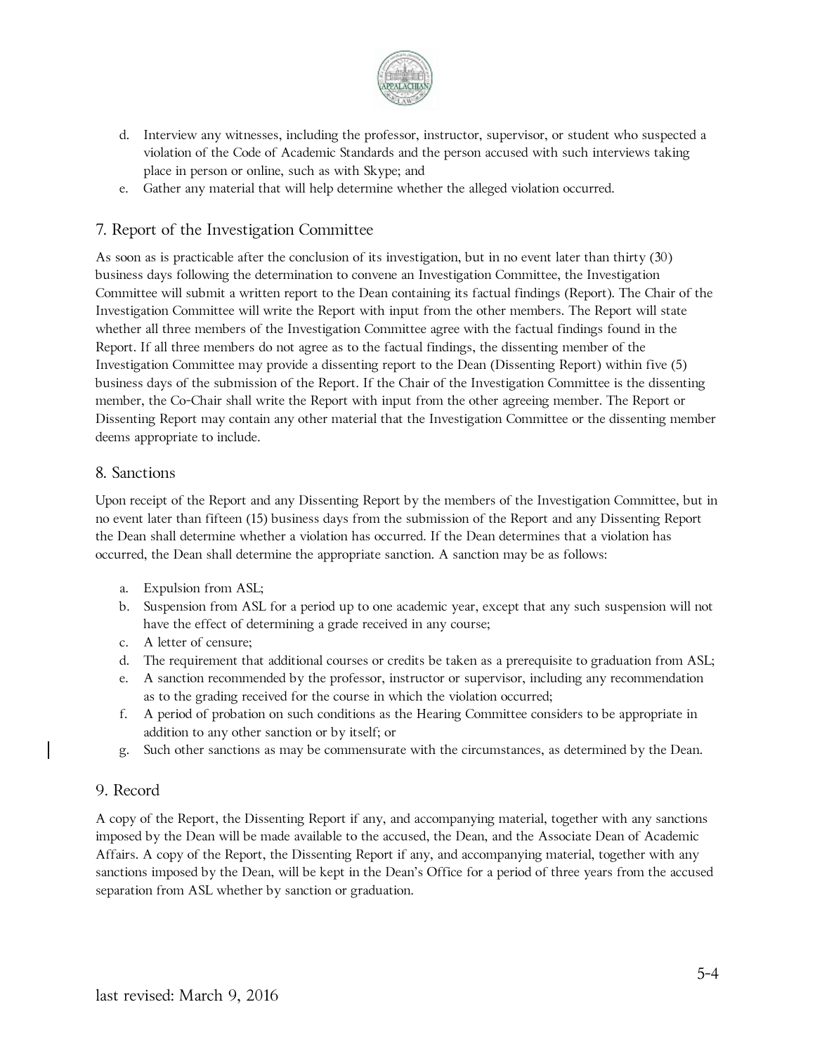d. Interview any witnesses, including the professor, instructor, supervisor, or student who suspected a violation of the Code of Academic Standards and the person accused with such interviews taking place in person or online, such as with Skype; and
e. Gather any material that will help determine whether the alleged violation occurred.

## 7. Report of the Investigation Committee

As soon as is practicable after the conclusion of its investigation, but in no event later than thirty (30) business days following the determination to convene an Investigation Committee, the Investigation Committee will submit a written report to the Dean containing its factual findings (Report). The Chair of the Investigation Committee will write the Report with input from the other members. The Report will state whether all three members of the Investigation Committee agree with the factual findings found in the Report. If all three members do not agree as to the factual findings, the dissenting member of the Investigation Committee may provide a dissenting report to the Dean (Dissenting Report) within five (5) business days of the submission of the Report. If the Chair of the Investigation Committee is the dissenting member, the Co-Chair shall write the Report with input from the other agreeing member. The Report or Dissenting Report may contain any other material that the Investigation Committee or the dissenting member deems appropriate to include.

## 8. Sanctions

Upon receipt of the Report and any Dissenting Report by the members of the Investigation Committee, but in no event later than fifteen (15) business days from the submission of the Report and any Dissenting Report the Dean shall determine whether a violation has occurred. If the Dean determines that a violation has occurred, the Dean shall determine the appropriate sanction. A sanction may be as follows:

a. Expulsion from ASL;
b. Suspension from ASL for a period up to one academic year, except that any such suspension will not have the effect of determining a grade received in any course;
c. A letter of censure;
d. The requirement that additional courses or credits be taken as a prerequisite to graduation from ASL;
e. A sanction recommended by the professor, instructor or supervisor, including any recommendation as to the grading received for the course in which the violation occurred;
f. A period of probation on such conditions as the Hearing Committee considers to be appropriate in addition to any other sanction or by itself; or
g. Such other sanctions as may be commensurate with the circumstances, as determined by the Dean.

## 9. Record

A copy of the Report, the Dissenting Report if any, and accompanying material, together with any sanctions imposed by the Dean will be made available to the accused, the Dean, and the Associate Dean of Academic Affairs. A copy of the Report, the Dissenting Report if any, and accompanying material, together with any sanctions imposed by the Dean, will be kept in the Dean's Office for a period of three years from the accused separation from ASL whether by sanction or graduation.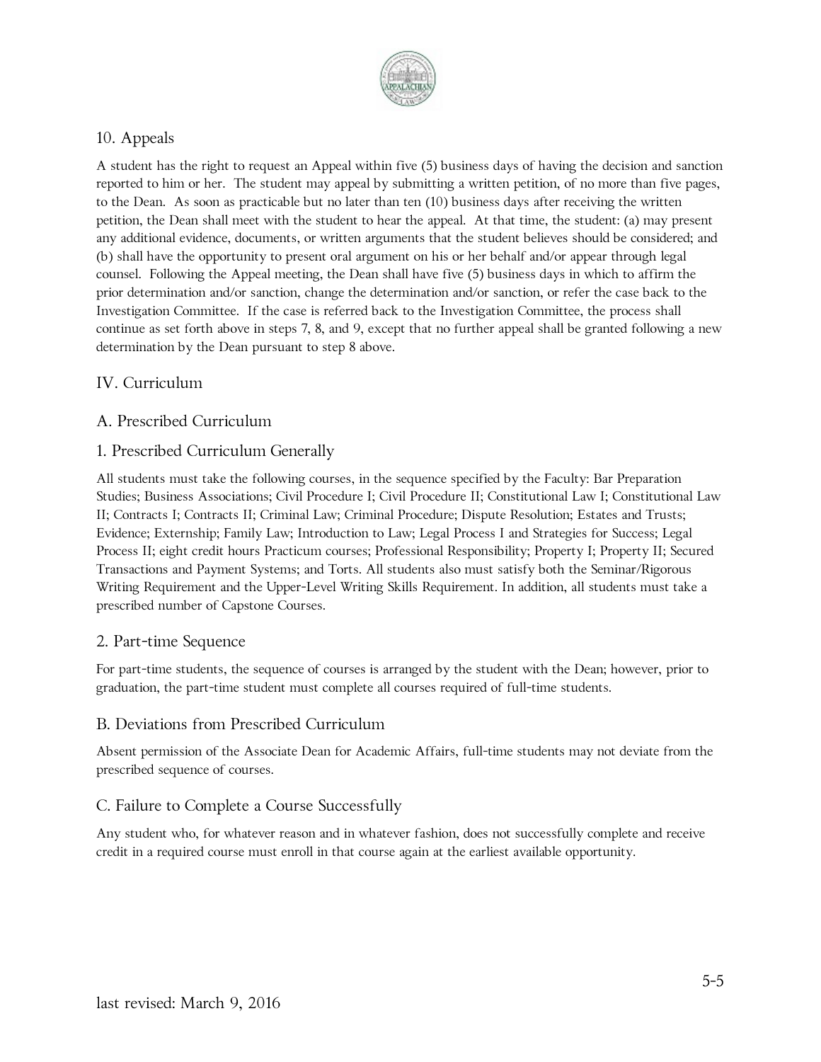## 10. Appeals

A student has the right to request an Appeal within five (5) business days of having the decision and sanction reported to him or her. The student may appeal by submitting a written petition, of no more than five pages, to the Dean. As soon as practicable but no later than ten (10) business days after receiving the written petition, the Dean shall meet with the student to hear the appeal. At that time, the student: (a) may present any additional evidence, documents, or written arguments that the student believes should be considered; and (b) shall have the opportunity to present oral argument on his or her behalf and/or appear through legal counsel. Following the Appeal meeting, the Dean shall have five (5) business days in which to affirm the prior determination and/or sanction, change the determination and/or sanction, or refer the case back to the Investigation Committee. If the case is referred back to the Investigation Committee, the process shall continue as set forth above in steps 7, 8, and 9, except that no further appeal shall be granted following a new determination by the Dean pursuant to step 8 above.

# IV. Curriculum

## A. Prescribed Curriculum

### 1. Prescribed Curriculum Generally

All students must take the following courses, in the sequence specified by the Faculty: Bar Preparation Studies; Business Associations; Civil Procedure I; Civil Procedure II; Constitutional Law I; Constitutional Law II; Contracts I; Contracts II; Criminal Law; Criminal Procedure; Dispute Resolution; Estates and Trusts; Evidence; Externship; Family Law; Introduction to Law; Legal Process I and Strategies for Success; Legal Process II; eight credit hours Practicum courses; Professional Responsibility; Property I; Property II; Secured Transactions and Payment Systems; and Torts. All students also must satisfy both the Seminar/Rigorous Writing Requirement and the Upper-Level Writing Skills Requirement. In addition, all students must take a prescribed number of Capstone Courses.

### 2. Part-time Sequence

For part-time students, the sequence of courses is arranged by the student with the Dean; however, prior to graduation, the part-time student must complete all courses required of full-time students.

## B. Deviations from Prescribed Curriculum

Absent permission of the Associate Dean for Academic Affairs, full-time students may not deviate from the prescribed sequence of courses.

## C. Failure to Complete a Course Successfully

Any student who, for whatever reason and in whatever fashion, does not successfully complete and receive credit in a required course must enroll in that course again at the earliest available opportunity.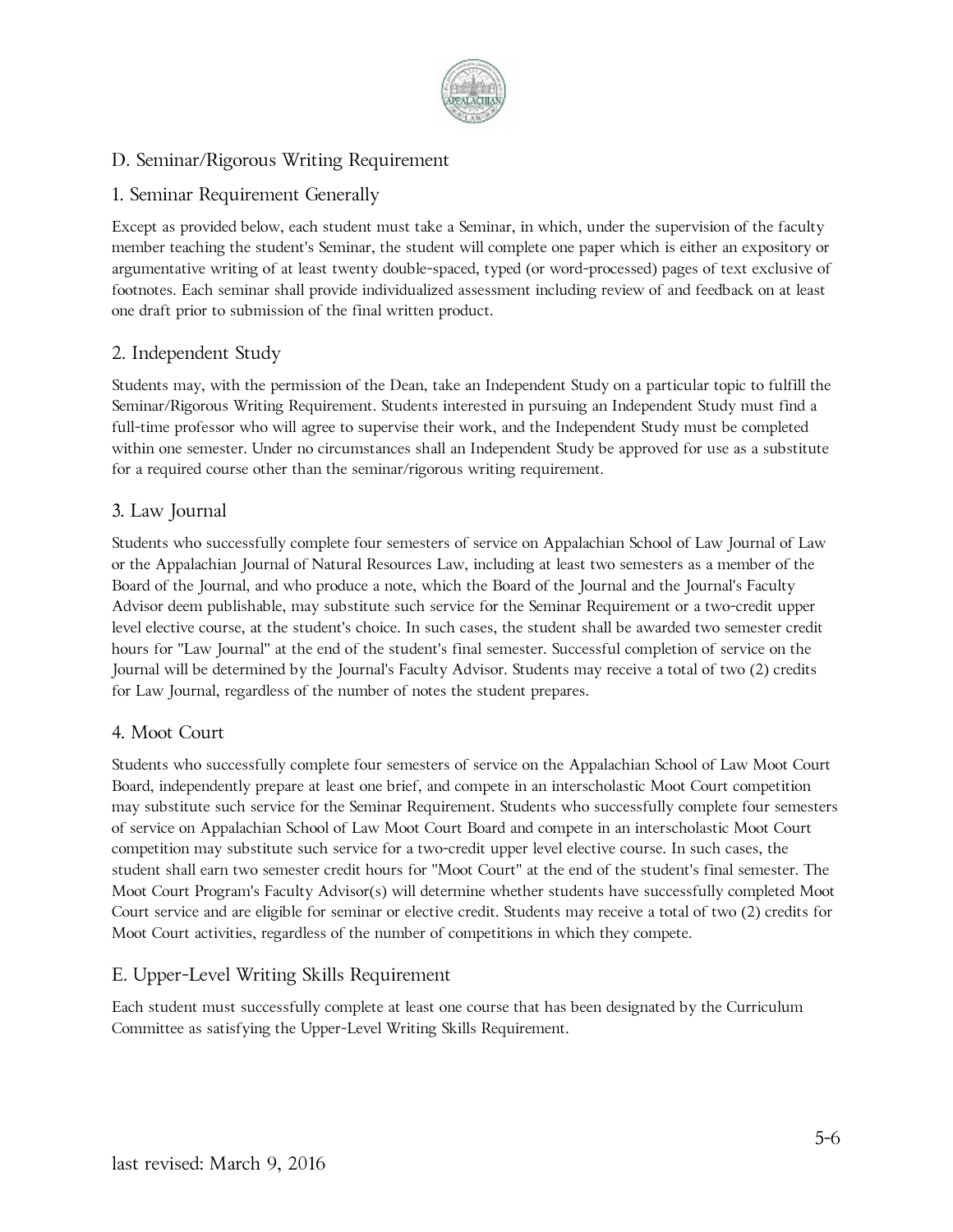## D. Seminar/Rigorous Writing Requirement

### 1. Seminar Requirement Generally

Except as provided below, each student must take a Seminar, in which, under the supervision of the faculty member teaching the student's Seminar, the student will complete one paper which is either an expository or argumentative writing of at least twenty double-spaced, typed (or word-processed) pages of text exclusive of footnotes. Each seminar shall provide individualized assessment including review of and feedback on at least one draft prior to submission of the final written product.

### 2. Independent Study

Students may, with the permission of the Dean, take an Independent Study on a particular topic to fulfill the Seminar/Rigorous Writing Requirement. Students interested in pursuing an Independent Study must find a full-time professor who will agree to supervise their work, and the Independent Study must be completed within one semester. Under no circumstances shall an Independent Study be approved for use as a substitute for a required course other than the seminar/rigorous writing requirement.

### 3. Law Journal

Students who successfully complete four semesters of service on Appalachian School of Law Journal of Law or the Appalachian Journal of Natural Resources Law, including at least two semesters as a member of the Board of the Journal, and who produce a note, which the Board of the Journal and the Journal's Faculty Advisor deem publishable, may substitute such service for the Seminar Requirement or a two-credit upper level elective course, at the student's choice. In such cases, the student shall be awarded two semester credit hours for "Law Journal" at the end of the student's final semester. Successful completion of service on the Journal will be determined by the Journal's Faculty Advisor. Students may receive a total of two (2) credits for Law Journal, regardless of the number of notes the student prepares.

### 4. Moot Court

Students who successfully complete four semesters of service on the Appalachian School of Law Moot Court Board, independently prepare at least one brief, and compete in an interscholastic Moot Court competition may substitute such service for the Seminar Requirement. Students who successfully complete four semesters of service on Appalachian School of Law Moot Court Board and compete in an interscholastic Moot Court competition may substitute such service for a two-credit upper level elective course. In such cases, the student shall earn two semester credit hours for "Moot Court" at the end of the student's final semester. The Moot Court Program's Faculty Advisor(s) will determine whether students have successfully completed Moot Court service and are eligible for seminar or elective credit. Students may receive a total of two (2) credits for Moot Court activities, regardless of the number of competitions in which they compete.

## E. Upper-Level Writing Skills Requirement

Each student must successfully complete at least one course that has been designated by the Curriculum Committee as satisfying the Upper-Level Writing Skills Requirement.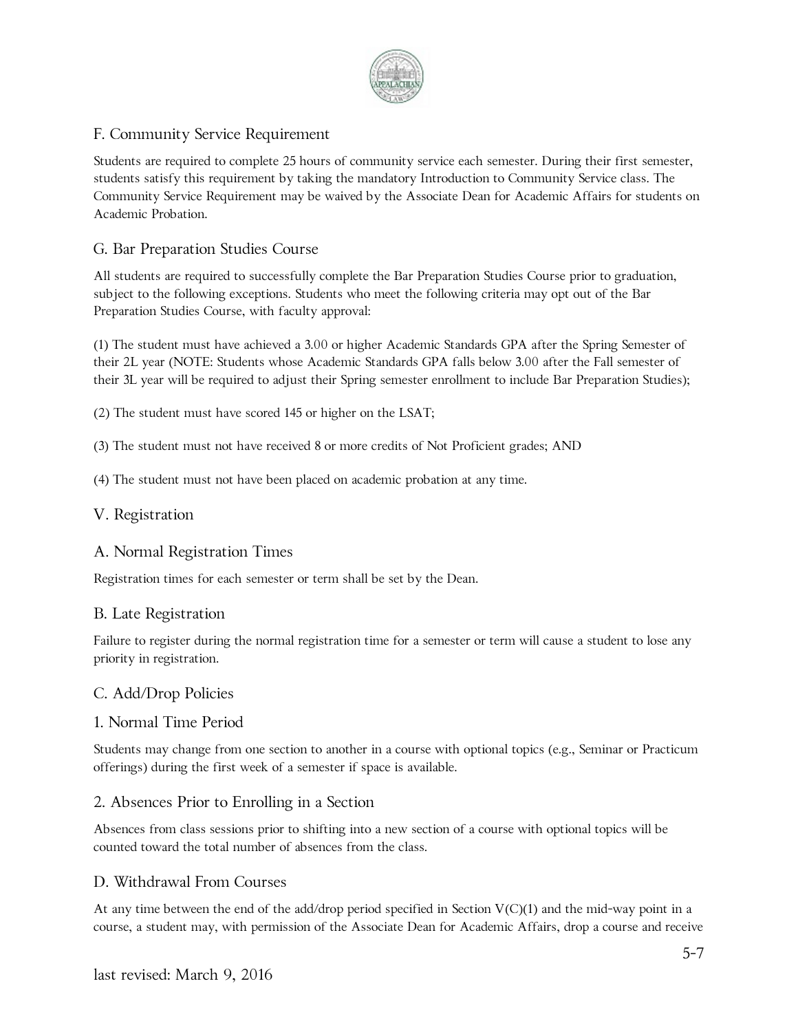## F. Community Service Requirement

Students are required to complete 25 hours of community service each semester. During their first semester, students satisfy this requirement by taking the mandatory Introduction to Community Service class. The Community Service Requirement may be waived by the Associate Dean for Academic Affairs for students on Academic Probation.

## G. Bar Preparation Studies Course

All students are required to successfully complete the Bar Preparation Studies Course prior to graduation, subject to the following exceptions. Students who meet the following criteria may opt out of the Bar Preparation Studies Course, with faculty approval:

(1) The student must have achieved a 3.00 or higher Academic Standards GPA after the Spring Semester of their 2L year (NOTE: Students whose Academic Standards GPA falls below 3.00 after the Fall semester of their 3L year will be required to adjust their Spring semester enrollment to include Bar Preparation Studies);

(2) The student must have scored 145 or higher on the LSAT;

(3) The student must not have received 8 or more credits of Not Proficient grades; AND

(4) The student must not have been placed on academic probation at any time.

# V. Registration

## A. Normal Registration Times

Registration times for each semester or term shall be set by the Dean.

## B. Late Registration

Failure to register during the normal registration time for a semester or term will cause a student to lose any priority in registration.

## C. Add/Drop Policies

### 1. Normal Time Period

Students may change from one section to another in a course with optional topics (e.g., Seminar or Practicum offerings) during the first week of a semester if space is available.

### 2. Absences Prior to Enrolling in a Section

Absences from class sessions prior to shifting into a new section of a course with optional topics will be counted toward the total number of absences from the class.

## D. Withdrawal From Courses

At any time between the end of the add/drop period specified in Section V(C)(1) and the mid-way point in a course, a student may, with permission of the Associate Dean for Academic Affairs, drop a course and receive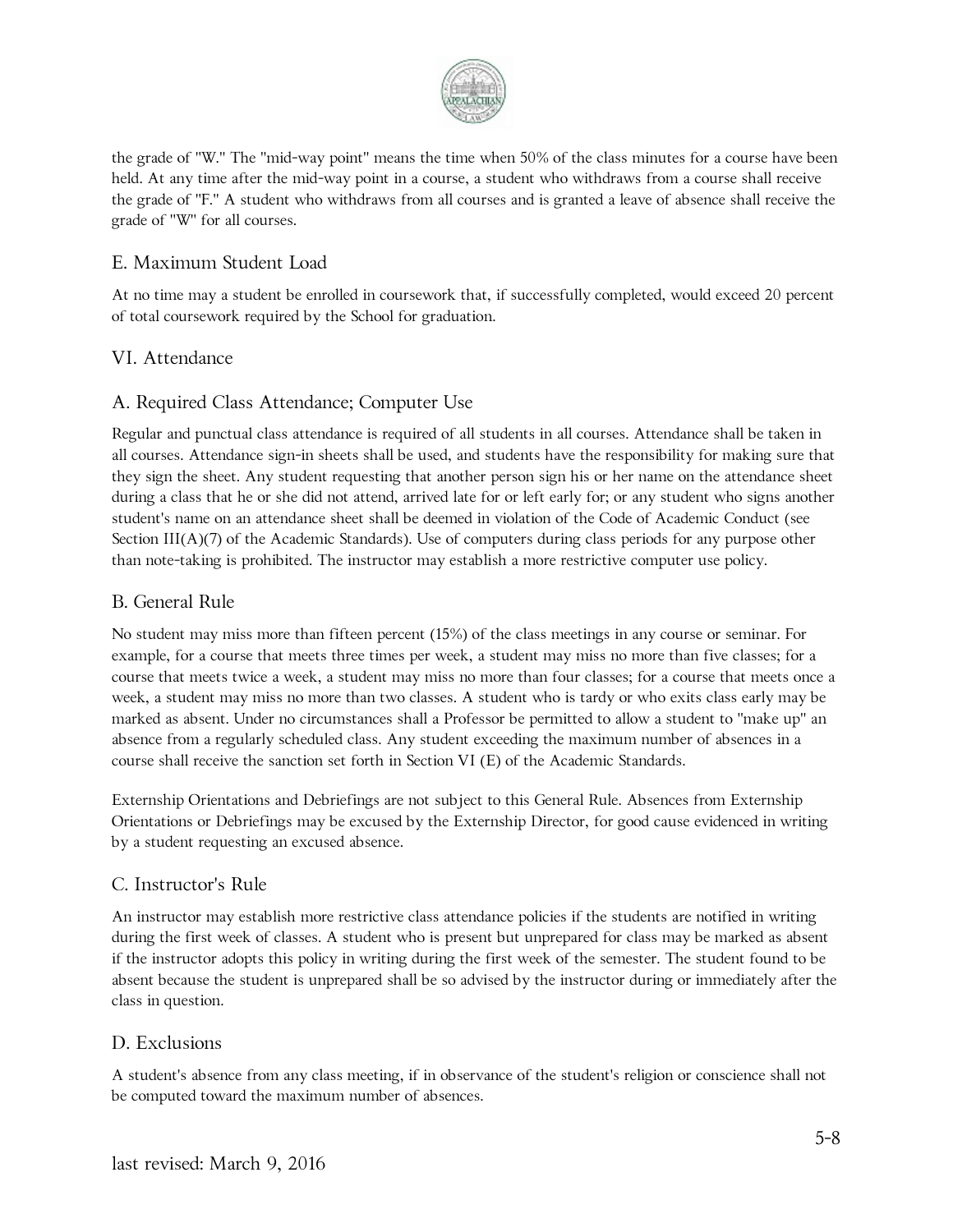the grade of "W." The "mid-way point" means the time when 50% of the class minutes for a course have been held. At any time after the mid-way point in a course, a student who withdraws from a course shall receive the grade of "F." A student who withdraws from all courses and is granted a leave of absence shall receive the grade of "W" for all courses.

### E. Maximum Student Load

At no time may a student be enrolled in coursework that, if successfully completed, would exceed 20 percent of total coursework required by the School for graduation.

## VI. Attendance

### A. Required Class Attendance; Computer Use

Regular and punctual class attendance is required of all students in all courses. Attendance shall be taken in all courses. Attendance sign-in sheets shall be used, and students have the responsibility for making sure that they sign the sheet. Any student requesting that another person sign his or her name on the attendance sheet during a class that he or she did not attend, arrived late for or left early for; or any student who signs another student's name on an attendance sheet shall be deemed in violation of the Code of Academic Conduct (see Section III(A)(7) of the Academic Standards). Use of computers during class periods for any purpose other than note-taking is prohibited. The instructor may establish a more restrictive computer use policy.

### B. General Rule

No student may miss more than fifteen percent (15%) of the class meetings in any course or seminar. For example, for a course that meets three times per week, a student may miss no more than five classes; for a course that meets twice a week, a student may miss no more than four classes; for a course that meets once a week, a student may miss no more than two classes. A student who is tardy or who exits class early may be marked as absent. Under no circumstances shall a Professor be permitted to allow a student to "make up" an absence from a regularly scheduled class. Any student exceeding the maximum number of absences in a course shall receive the sanction set forth in Section VI (E) of the Academic Standards.

Externship Orientations and Debriefings are not subject to this General Rule. Absences from Externship Orientations or Debriefings may be excused by the Externship Director, for good cause evidenced in writing by a student requesting an excused absence.

### C. Instructor's Rule

An instructor may establish more restrictive class attendance policies if the students are notified in writing during the first week of classes. A student who is present but unprepared for class may be marked as absent if the instructor adopts this policy in writing during the first week of the semester. The student found to be absent because the student is unprepared shall be so advised by the instructor during or immediately after the class in question.

### D. Exclusions

A student's absence from any class meeting, if in observance of the student's religion or conscience shall not be computed toward the maximum number of absences.

last revised: March 9, 2016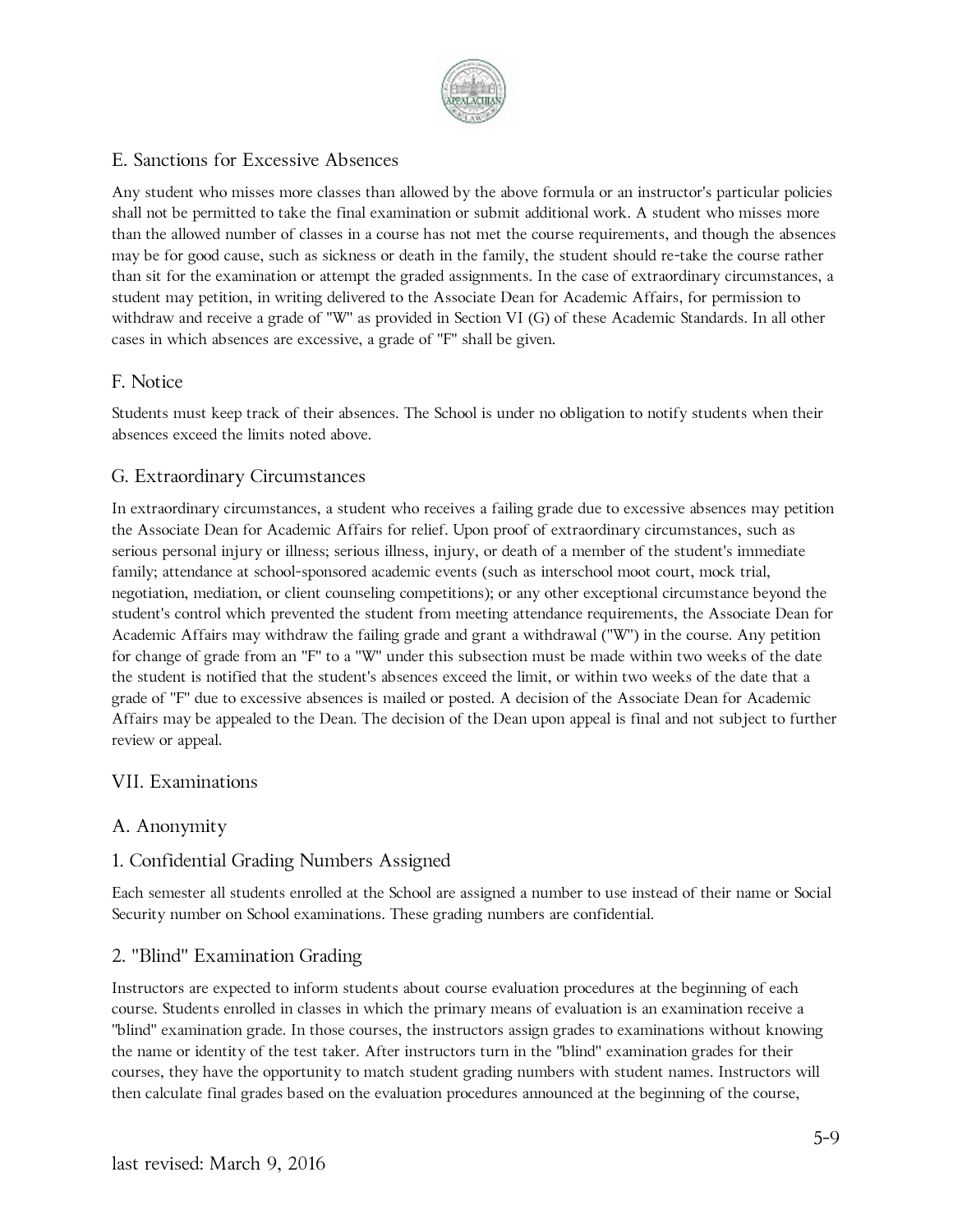## E. Sanctions for Excessive Absences

Any student who misses more classes than allowed by the above formula or an instructor's particular policies shall not be permitted to take the final examination or submit additional work. A student who misses more than the allowed number of classes in a course has not met the course requirements, and though the absences may be for good cause, such as sickness or death in the family, the student should re-take the course rather than sit for the examination or attempt the graded assignments. In the case of extraordinary circumstances, a student may petition, in writing delivered to the Associate Dean for Academic Affairs, for permission to withdraw and receive a grade of "W" as provided in Section VI (G) of these Academic Standards. In all other cases in which absences are excessive, a grade of "F" shall be given.

## F. Notice

Students must keep track of their absences. The School is under no obligation to notify students when their absences exceed the limits noted above.

## G. Extraordinary Circumstances

In extraordinary circumstances, a student who receives a failing grade due to excessive absences may petition the Associate Dean for Academic Affairs for relief. Upon proof of extraordinary circumstances, such as serious personal injury or illness; serious illness, injury, or death of a member of the student's immediate family; attendance at school-sponsored academic events (such as interschool moot court, mock trial, negotiation, mediation, or client counseling competitions); or any other exceptional circumstance beyond the student's control which prevented the student from meeting attendance requirements, the Associate Dean for Academic Affairs may withdraw the failing grade and grant a withdrawal ("W") in the course. Any petition for change of grade from an "F" to a "W" under this subsection must be made within two weeks of the date the student is notified that the student's absences exceed the limit, or within two weeks of the date that a grade of "F" due to excessive absences is mailed or posted. A decision of the Associate Dean for Academic Affairs may be appealed to the Dean. The decision of the Dean upon appeal is final and not subject to further review or appeal.

# VII. Examinations

## A. Anonymity

### 1. Confidential Grading Numbers Assigned

Each semester all students enrolled at the School are assigned a number to use instead of their name or Social Security number on School examinations. These grading numbers are confidential.

### 2. "Blind" Examination Grading

Instructors are expected to inform students about course evaluation procedures at the beginning of each course. Students enrolled in classes in which the primary means of evaluation is an examination receive a "blind" examination grade. In those courses, the instructors assign grades to examinations without knowing the name or identity of the test taker. After instructors turn in the "blind" examination grades for their courses, they have the opportunity to match student grading numbers with student names. Instructors will then calculate final grades based on the evaluation procedures announced at the beginning of the course,

last revised: March 9, 2016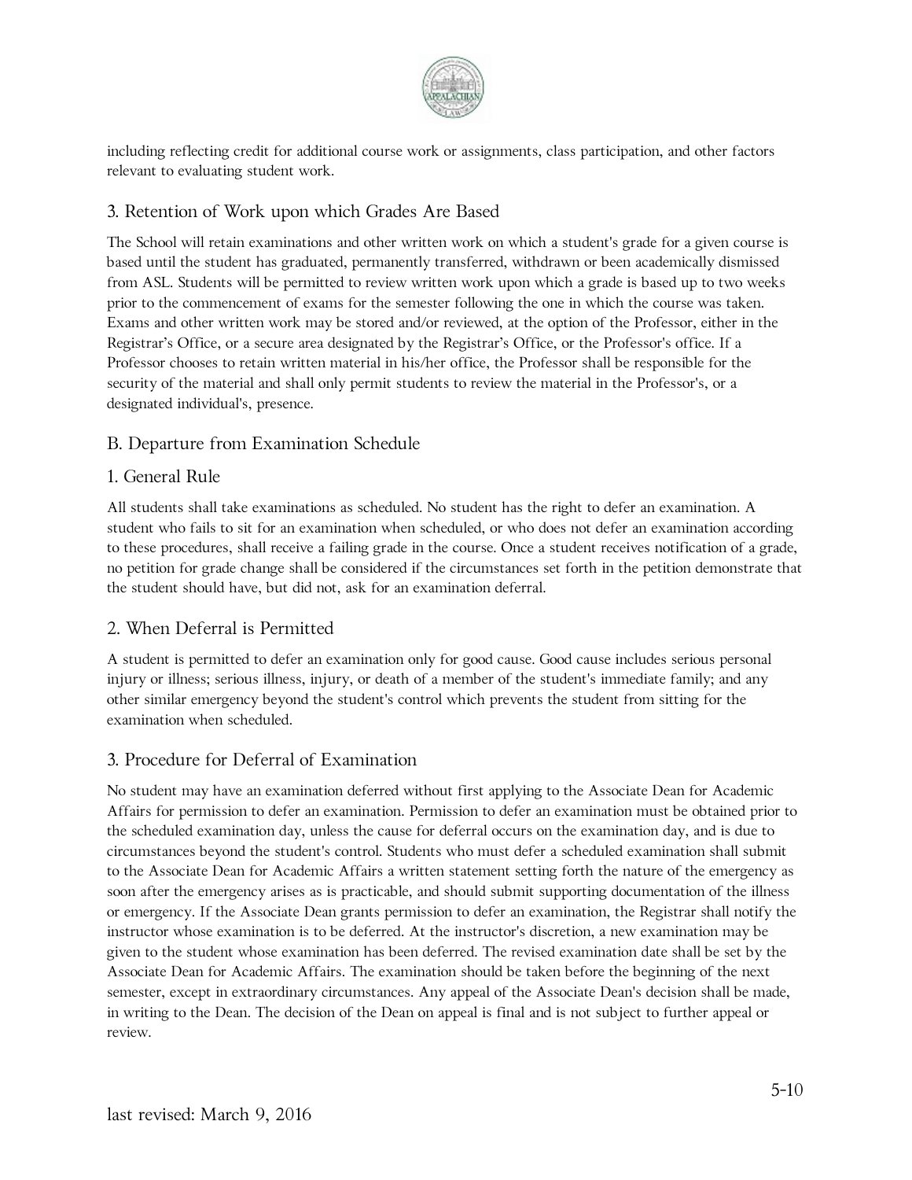including reflecting credit for additional course work or assignments, class participation, and other factors relevant to evaluating student work.

### 3. Retention of Work upon which Grades Are Based

The School will retain examinations and other written work on which a student's grade for a given course is based until the student has graduated, permanently transferred, withdrawn or been academically dismissed from ASL. Students will be permitted to review written work upon which a grade is based up to two weeks prior to the commencement of exams for the semester following the one in which the course was taken. Exams and other written work may be stored and/or reviewed, at the option of the Professor, either in the Registrar's Office, or a secure area designated by the Registrar's Office, or the Professor's office. If a Professor chooses to retain written material in his/her office, the Professor shall be responsible for the security of the material and shall only permit students to review the material in the Professor's, or a designated individual's, presence.

## B. Departure from Examination Schedule

### 1. General Rule

All students shall take examinations as scheduled. No student has the right to defer an examination. A student who fails to sit for an examination when scheduled, or who does not defer an examination according to these procedures, shall receive a failing grade in the course. Once a student receives notification of a grade, no petition for grade change shall be considered if the circumstances set forth in the petition demonstrate that the student should have, but did not, ask for an examination deferral.

### 2. When Deferral is Permitted

A student is permitted to defer an examination only for good cause. Good cause includes serious personal injury or illness; serious illness, injury, or death of a member of the student's immediate family; and any other similar emergency beyond the student's control which prevents the student from sitting for the examination when scheduled.

### 3. Procedure for Deferral of Examination

No student may have an examination deferred without first applying to the Associate Dean for Academic Affairs for permission to defer an examination. Permission to defer an examination must be obtained prior to the scheduled examination day, unless the cause for deferral occurs on the examination day, and is due to circumstances beyond the student's control. Students who must defer a scheduled examination shall submit to the Associate Dean for Academic Affairs a written statement setting forth the nature of the emergency as soon after the emergency arises as is practicable, and should submit supporting documentation of the illness or emergency. If the Associate Dean grants permission to defer an examination, the Registrar shall notify the instructor whose examination is to be deferred. At the instructor's discretion, a new examination may be given to the student whose examination has been deferred. The revised examination date shall be set by the Associate Dean for Academic Affairs. The examination should be taken before the beginning of the next semester, except in extraordinary circumstances. Any appeal of the Associate Dean's decision shall be made, in writing to the Dean. The decision of the Dean on appeal is final and is not subject to further appeal or review.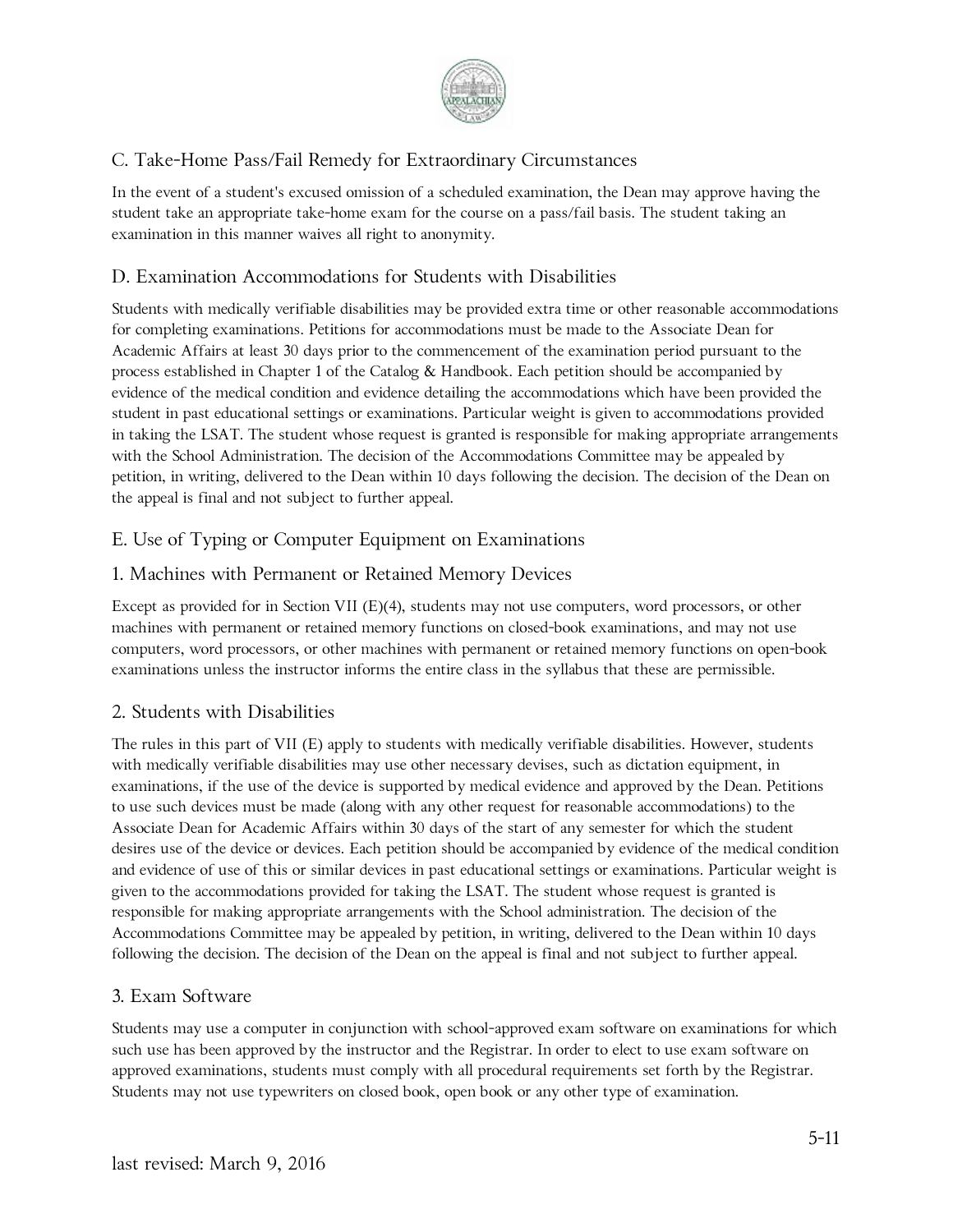## C. Take-Home Pass/Fail Remedy for Extraordinary Circumstances

In the event of a student's excused omission of a scheduled examination, the Dean may approve having the student take an appropriate take-home exam for the course on a pass/fail basis. The student taking an examination in this manner waives all right to anonymity.

## D. Examination Accommodations for Students with Disabilities

Students with medically verifiable disabilities may be provided extra time or other reasonable accommodations for completing examinations. Petitions for accommodations must be made to the Associate Dean for Academic Affairs at least 30 days prior to the commencement of the examination period pursuant to the process established in Chapter 1 of the Catalog & Handbook. Each petition should be accompanied by evidence of the medical condition and evidence detailing the accommodations which have been provided the student in past educational settings or examinations. Particular weight is given to accommodations provided in taking the LSAT. The student whose request is granted is responsible for making appropriate arrangements with the School Administration. The decision of the Accommodations Committee may be appealed by petition, in writing, delivered to the Dean within 10 days following the decision. The decision of the Dean on the appeal is final and not subject to further appeal.

## E. Use of Typing or Computer Equipment on Examinations

### 1. Machines with Permanent or Retained Memory Devices

Except as provided for in Section VII (E)(4), students may not use computers, word processors, or other machines with permanent or retained memory functions on closed-book examinations, and may not use computers, word processors, or other machines with permanent or retained memory functions on open-book examinations unless the instructor informs the entire class in the syllabus that these are permissible.

### 2. Students with Disabilities

The rules in this part of VII (E) apply to students with medically verifiable disabilities. However, students with medically verifiable disabilities may use other necessary devises, such as dictation equipment, in examinations, if the use of the device is supported by medical evidence and approved by the Dean. Petitions to use such devices must be made (along with any other request for reasonable accommodations) to the Associate Dean for Academic Affairs within 30 days of the start of any semester for which the student desires use of the device or devices. Each petition should be accompanied by evidence of the medical condition and evidence of use of this or similar devices in past educational settings or examinations. Particular weight is given to the accommodations provided for taking the LSAT. The student whose request is granted is responsible for making appropriate arrangements with the School administration. The decision of the Accommodations Committee may be appealed by petition, in writing, delivered to the Dean within 10 days following the decision. The decision of the Dean on the appeal is final and not subject to further appeal.

### 3. Exam Software

Students may use a computer in conjunction with school-approved exam software on examinations for which such use has been approved by the instructor and the Registrar. In order to elect to use exam software on approved examinations, students must comply with all procedural requirements set forth by the Registrar. Students may not use typewriters on closed book, open book or any other type of examination.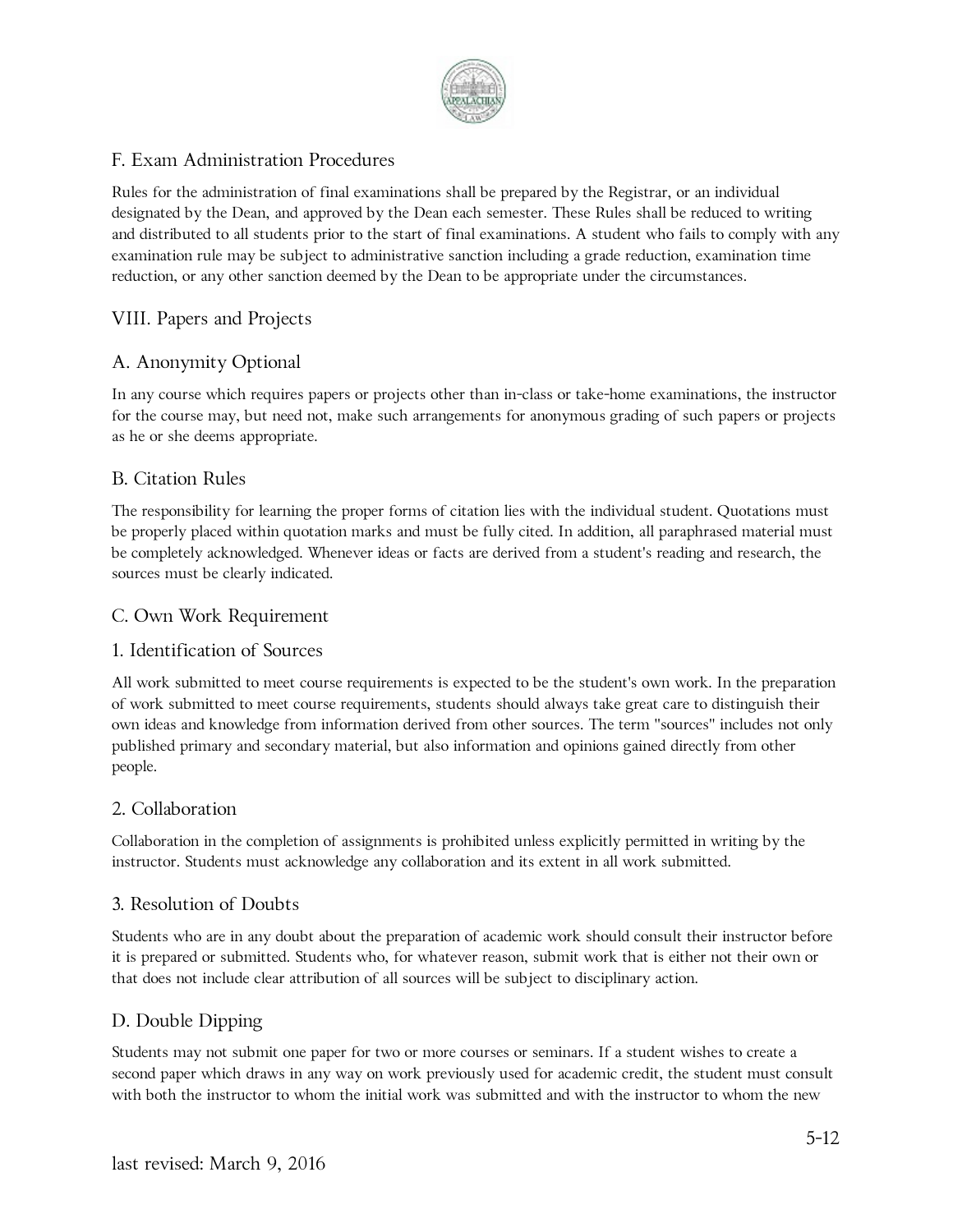## F. Exam Administration Procedures

Rules for the administration of final examinations shall be prepared by the Registrar, or an individual designated by the Dean, and approved by the Dean each semester. These Rules shall be reduced to writing and distributed to all students prior to the start of final examinations. A student who fails to comply with any examination rule may be subject to administrative sanction including a grade reduction, examination time reduction, or any other sanction deemed by the Dean to be appropriate under the circumstances.

# VIII. Papers and Projects

## A. Anonymity Optional

In any course which requires papers or projects other than in-class or take-home examinations, the instructor for the course may, but need not, make such arrangements for anonymous grading of such papers or projects as he or she deems appropriate.

## B. Citation Rules

The responsibility for learning the proper forms of citation lies with the individual student. Quotations must be properly placed within quotation marks and must be fully cited. In addition, all paraphrased material must be completely acknowledged. Whenever ideas or facts are derived from a student's reading and research, the sources must be clearly indicated.

## C. Own Work Requirement

### 1. Identification of Sources

All work submitted to meet course requirements is expected to be the student's own work. In the preparation of work submitted to meet course requirements, students should always take great care to distinguish their own ideas and knowledge from information derived from other sources. The term "sources" includes not only published primary and secondary material, but also information and opinions gained directly from other people.

### 2. Collaboration

Collaboration in the completion of assignments is prohibited unless explicitly permitted in writing by the instructor. Students must acknowledge any collaboration and its extent in all work submitted.

### 3. Resolution of Doubts

Students who are in any doubt about the preparation of academic work should consult their instructor before it is prepared or submitted. Students who, for whatever reason, submit work that is either not their own or that does not include clear attribution of all sources will be subject to disciplinary action.

## D. Double Dipping

Students may not submit one paper for two or more courses or seminars. If a student wishes to create a second paper which draws in any way on work previously used for academic credit, the student must consult with both the instructor to whom the initial work was submitted and with the instructor to whom the new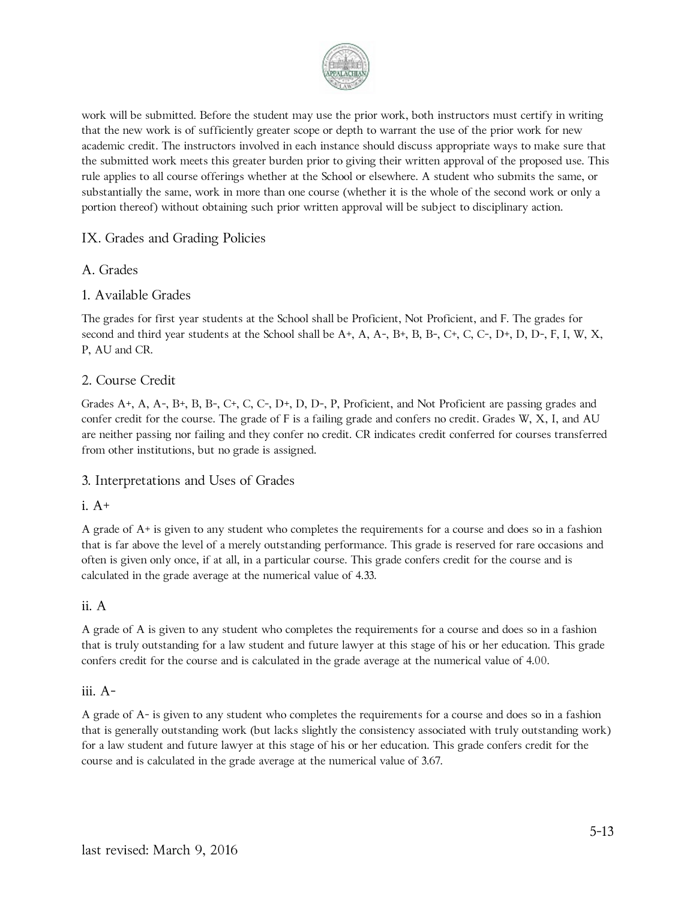work will be submitted. Before the student may use the prior work, both instructors must certify in writing that the new work is of sufficiently greater scope or depth to warrant the use of the prior work for new academic credit. The instructors involved in each instance should discuss appropriate ways to make sure that the submitted work meets this greater burden prior to giving their written approval of the proposed use. This rule applies to all course offerings whether at the School or elsewhere. A student who submits the same, or substantially the same, work in more than one course (whether it is the whole of the second work or only a portion thereof) without obtaining such prior written approval will be subject to disciplinary action.

## IX. Grades and Grading Policies

### A. Grades

#### 1. Available Grades

The grades for first year students at the School shall be Proficient, Not Proficient, and F. The grades for second and third year students at the School shall be A+, A, A-, B+, B, B-, C+, C, C-, D+, D, D-, F, I, W, X, P, AU and CR.

#### 2. Course Credit

Grades A+, A, A-, B+, B, B-, C+, C, C-, D+, D, D-, P, Proficient, and Not Proficient are passing grades and confer credit for the course. The grade of F is a failing grade and confers no credit. Grades W, X, I, and AU are neither passing nor failing and they confer no credit. CR indicates credit conferred for courses transferred from other institutions, but no grade is assigned.

#### 3. Interpretations and Uses of Grades

##### i. A+

A grade of A+ is given to any student who completes the requirements for a course and does so in a fashion that is far above the level of a merely outstanding performance. This grade is reserved for rare occasions and often is given only once, if at all, in a particular course. This grade confers credit for the course and is calculated in the grade average at the numerical value of 4.33.

##### ii. A

A grade of A is given to any student who completes the requirements for a course and does so in a fashion that is truly outstanding for a law student and future lawyer at this stage of his or her education. This grade confers credit for the course and is calculated in the grade average at the numerical value of 4.00.

##### iii. A-

A grade of A- is given to any student who completes the requirements for a course and does so in a fashion that is generally outstanding work (but lacks slightly the consistency associated with truly outstanding work) for a law student and future lawyer at this stage of his or her education. This grade confers credit for the course and is calculated in the grade average at the numerical value of 3.67.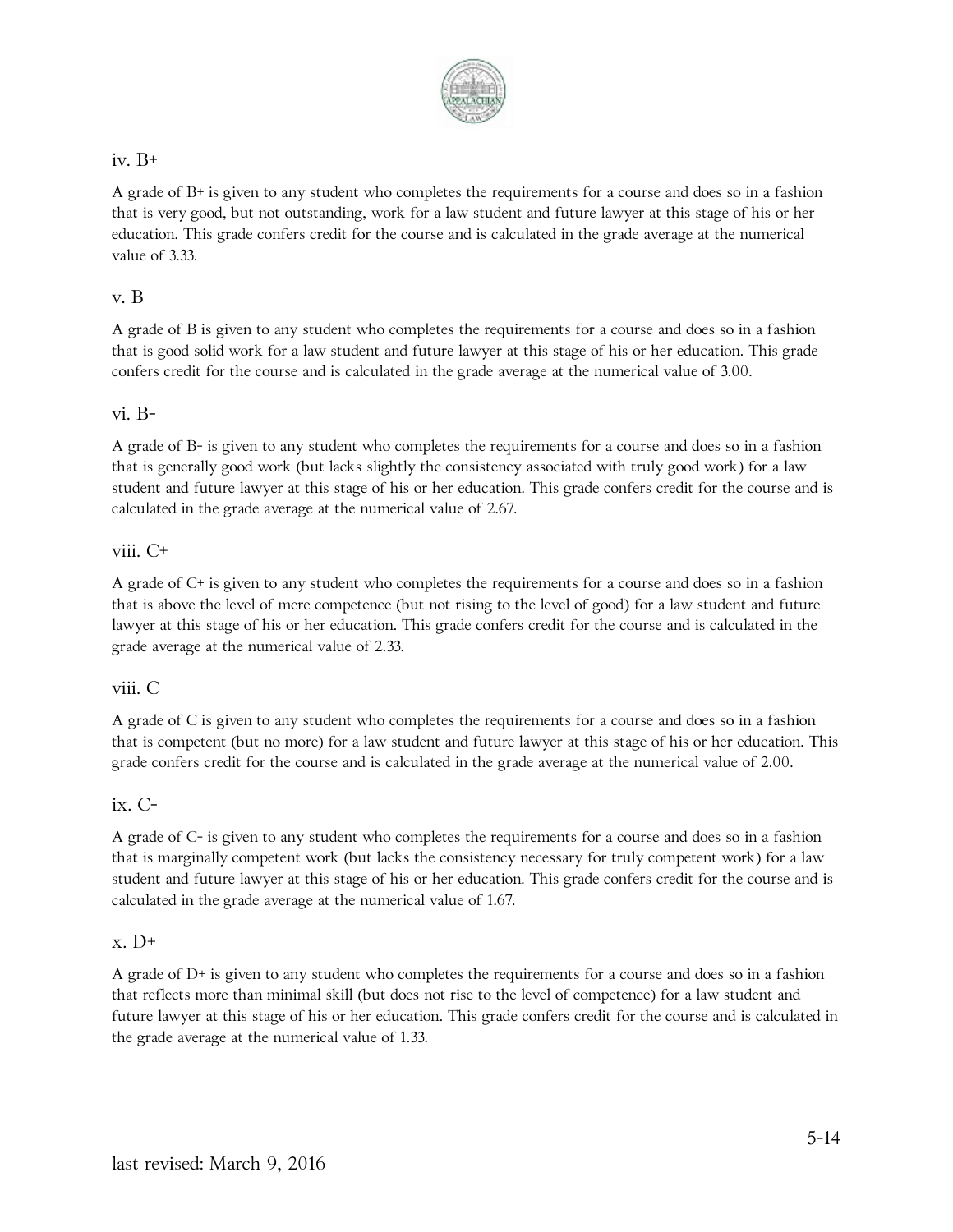iv. B+

A grade of B+ is given to any student who completes the requirements for a course and does so in a fashion that is very good, but not outstanding, work for a law student and future lawyer at this stage of his or her education. This grade confers credit for the course and is calculated in the grade average at the numerical value of 3.33.

v. B

A grade of B is given to any student who completes the requirements for a course and does so in a fashion that is good solid work for a law student and future lawyer at this stage of his or her education. This grade confers credit for the course and is calculated in the grade average at the numerical value of 3.00.

vi. B-

A grade of B- is given to any student who completes the requirements for a course and does so in a fashion that is generally good work (but lacks slightly the consistency associated with truly good work) for a law student and future lawyer at this stage of his or her education. This grade confers credit for the course and is calculated in the grade average at the numerical value of 2.67.

viii. C+

A grade of C+ is given to any student who completes the requirements for a course and does so in a fashion that is above the level of mere competence (but not rising to the level of good) for a law student and future lawyer at this stage of his or her education. This grade confers credit for the course and is calculated in the grade average at the numerical value of 2.33.

viii. C

A grade of C is given to any student who completes the requirements for a course and does so in a fashion that is competent (but no more) for a law student and future lawyer at this stage of his or her education. This grade confers credit for the course and is calculated in the grade average at the numerical value of 2.00.

ix. C-

A grade of C- is given to any student who completes the requirements for a course and does so in a fashion that is marginally competent work (but lacks the consistency necessary for truly competent work) for a law student and future lawyer at this stage of his or her education. This grade confers credit for the course and is calculated in the grade average at the numerical value of 1.67.

x. D+

A grade of D+ is given to any student who completes the requirements for a course and does so in a fashion that reflects more than minimal skill (but does not rise to the level of competence) for a law student and future lawyer at this stage of his or her education. This grade confers credit for the course and is calculated in the grade average at the numerical value of 1.33.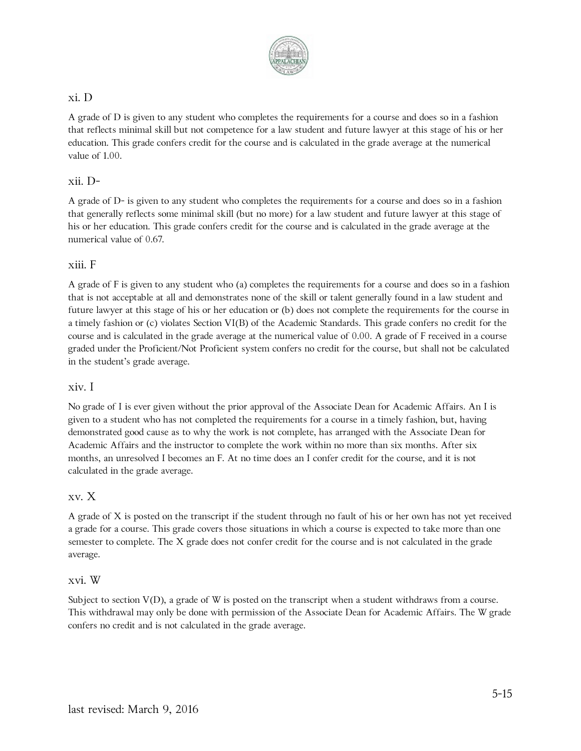### xi. D

A grade of D is given to any student who completes the requirements for a course and does so in a fashion that reflects minimal skill but not competence for a law student and future lawyer at this stage of his or her education. This grade confers credit for the course and is calculated in the grade average at the numerical value of 1.00.

### xii. D-

A grade of D- is given to any student who completes the requirements for a course and does so in a fashion that generally reflects some minimal skill (but no more) for a law student and future lawyer at this stage of his or her education. This grade confers credit for the course and is calculated in the grade average at the numerical value of 0.67.

### xiii. F

A grade of F is given to any student who (a) completes the requirements for a course and does so in a fashion that is not acceptable at all and demonstrates none of the skill or talent generally found in a law student and future lawyer at this stage of his or her education or (b) does not complete the requirements for the course in a timely fashion or (c) violates Section VI(B) of the Academic Standards. This grade confers no credit for the course and is calculated in the grade average at the numerical value of 0.00. A grade of F received in a course graded under the Proficient/Not Proficient system confers no credit for the course, but shall not be calculated in the student's grade average.

### xiv. I

No grade of I is ever given without the prior approval of the Associate Dean for Academic Affairs. An I is given to a student who has not completed the requirements for a course in a timely fashion, but, having demonstrated good cause as to why the work is not complete, has arranged with the Associate Dean for Academic Affairs and the instructor to complete the work within no more than six months. After six months, an unresolved I becomes an F. At no time does an I confer credit for the course, and it is not calculated in the grade average.

### xv. X

A grade of X is posted on the transcript if the student through no fault of his or her own has not yet received a grade for a course. This grade covers those situations in which a course is expected to take more than one semester to complete. The X grade does not confer credit for the course and is not calculated in the grade average.

### xvi. W

Subject to section V(D), a grade of W is posted on the transcript when a student withdraws from a course. This withdrawal may only be done with permission of the Associate Dean for Academic Affairs. The W grade confers no credit and is not calculated in the grade average.

last revised: March 9, 2016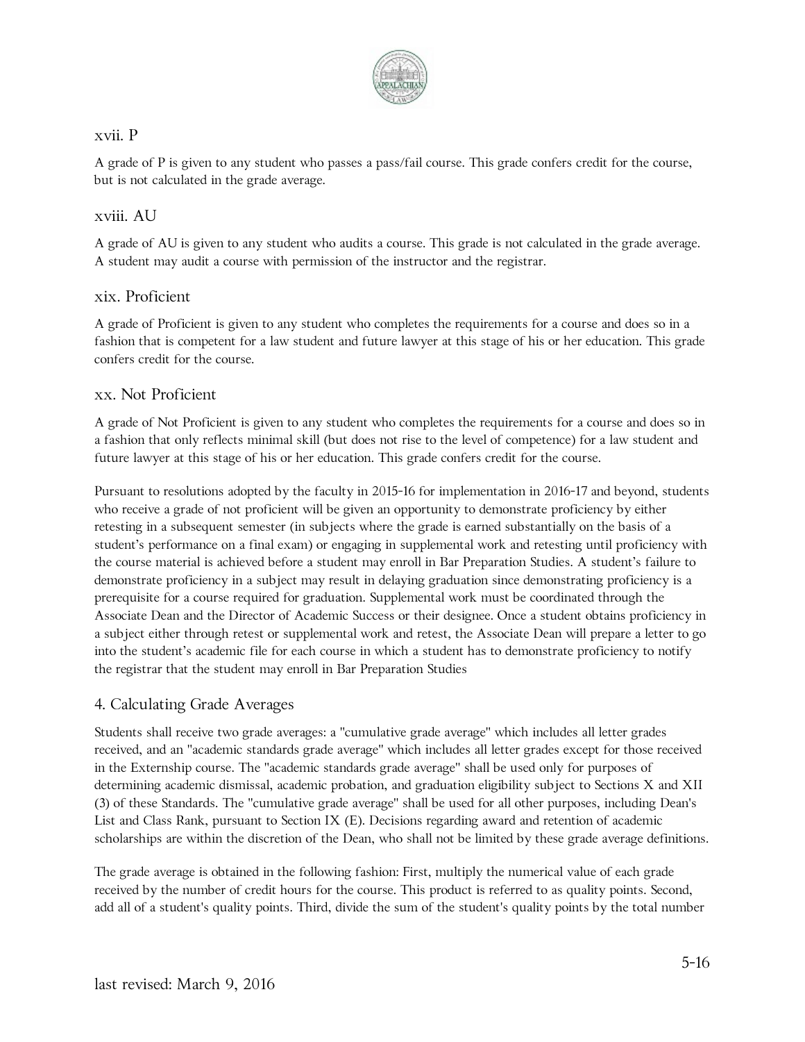### xvii. P

A grade of P is given to any student who passes a pass/fail course. This grade confers credit for the course, but is not calculated in the grade average.

### xviii. AU

A grade of AU is given to any student who audits a course. This grade is not calculated in the grade average. A student may audit a course with permission of the instructor and the registrar.

### xix. Proficient

A grade of Proficient is given to any student who completes the requirements for a course and does so in a fashion that is competent for a law student and future lawyer at this stage of his or her education. This grade confers credit for the course.

### xx. Not Proficient

A grade of Not Proficient is given to any student who completes the requirements for a course and does so in a fashion that only reflects minimal skill (but does not rise to the level of competence) for a law student and future lawyer at this stage of his or her education. This grade confers credit for the course.

Pursuant to resolutions adopted by the faculty in 2015-16 for implementation in 2016-17 and beyond, students who receive a grade of not proficient will be given an opportunity to demonstrate proficiency by either retesting in a subsequent semester (in subjects where the grade is earned substantially on the basis of a student's performance on a final exam) or engaging in supplemental work and retesting until proficiency with the course material is achieved before a student may enroll in Bar Preparation Studies. A student's failure to demonstrate proficiency in a subject may result in delaying graduation since demonstrating proficiency is a prerequisite for a course required for graduation. Supplemental work must be coordinated through the Associate Dean and the Director of Academic Success or their designee. Once a student obtains proficiency in a subject either through retest or supplemental work and retest, the Associate Dean will prepare a letter to go into the student's academic file for each course in which a student has to demonstrate proficiency to notify the registrar that the student may enroll in Bar Preparation Studies

## 4. Calculating Grade Averages

Students shall receive two grade averages: a "cumulative grade average" which includes all letter grades received, and an "academic standards grade average" which includes all letter grades except for those received in the Externship course. The "academic standards grade average" shall be used only for purposes of determining academic dismissal, academic probation, and graduation eligibility subject to Sections X and XII (3) of these Standards. The "cumulative grade average" shall be used for all other purposes, including Dean's List and Class Rank, pursuant to Section IX (E). Decisions regarding award and retention of academic scholarships are within the discretion of the Dean, who shall not be limited by these grade average definitions.

The grade average is obtained in the following fashion: First, multiply the numerical value of each grade received by the number of credit hours for the course. This product is referred to as quality points. Second, add all of a student's quality points. Third, divide the sum of the student's quality points by the total number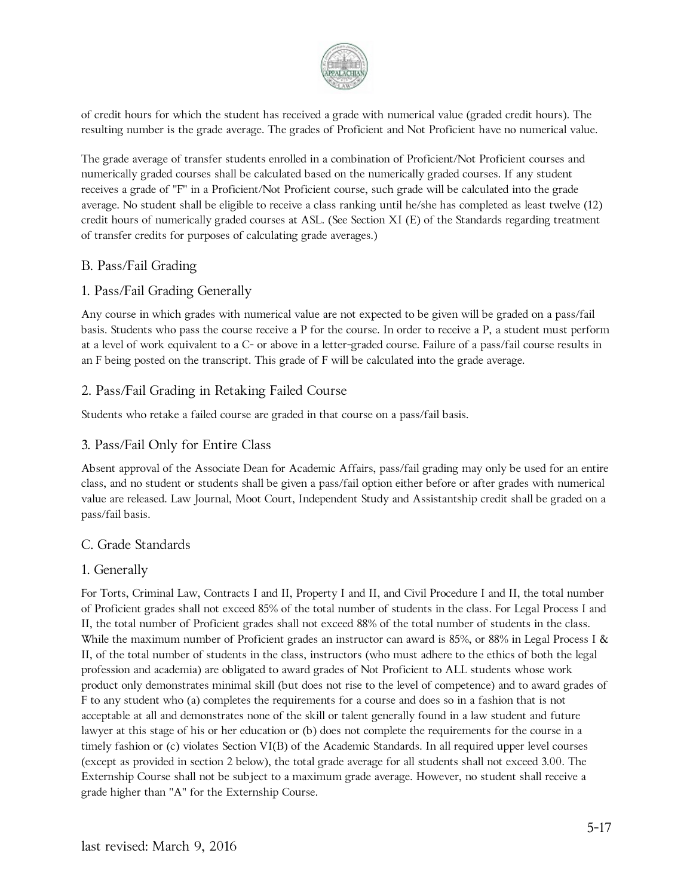of credit hours for which the student has received a grade with numerical value (graded credit hours). The resulting number is the grade average. The grades of Proficient and Not Proficient have no numerical value.

The grade average of transfer students enrolled in a combination of Proficient/Not Proficient courses and numerically graded courses shall be calculated based on the numerically graded courses. If any student receives a grade of "F" in a Proficient/Not Proficient course, such grade will be calculated into the grade average. No student shall be eligible to receive a class ranking until he/she has completed as least twelve (12) credit hours of numerically graded courses at ASL. (See Section XI (E) of the Standards regarding treatment of transfer credits for purposes of calculating grade averages.)

## B. Pass/Fail Grading

### 1. Pass/Fail Grading Generally

Any course in which grades with numerical value are not expected to be given will be graded on a pass/fail basis. Students who pass the course receive a P for the course. In order to receive a P, a student must perform at a level of work equivalent to a C- or above in a letter-graded course. Failure of a pass/fail course results in an F being posted on the transcript. This grade of F will be calculated into the grade average.

### 2. Pass/Fail Grading in Retaking Failed Course

Students who retake a failed course are graded in that course on a pass/fail basis.

### 3. Pass/Fail Only for Entire Class

Absent approval of the Associate Dean for Academic Affairs, pass/fail grading may only be used for an entire class, and no student or students shall be given a pass/fail option either before or after grades with numerical value are released. Law Journal, Moot Court, Independent Study and Assistantship credit shall be graded on a pass/fail basis.

## C. Grade Standards

### 1. Generally

For Torts, Criminal Law, Contracts I and II, Property I and II, and Civil Procedure I and II, the total number of Proficient grades shall not exceed 85% of the total number of students in the class. For Legal Process I and II, the total number of Proficient grades shall not exceed 88% of the total number of students in the class. While the maximum number of Proficient grades an instructor can award is 85%, or 88% in Legal Process I & II, of the total number of students in the class, instructors (who must adhere to the ethics of both the legal profession and academia) are obligated to award grades of Not Proficient to ALL students whose work product only demonstrates minimal skill (but does not rise to the level of competence) and to award grades of F to any student who (a) completes the requirements for a course and does so in a fashion that is not acceptable at all and demonstrates none of the skill or talent generally found in a law student and future lawyer at this stage of his or her education or (b) does not complete the requirements for the course in a timely fashion or (c) violates Section VI(B) of the Academic Standards. In all required upper level courses (except as provided in section 2 below), the total grade average for all students shall not exceed 3.00. The Externship Course shall not be subject to a maximum grade average. However, no student shall receive a grade higher than "A" for the Externship Course.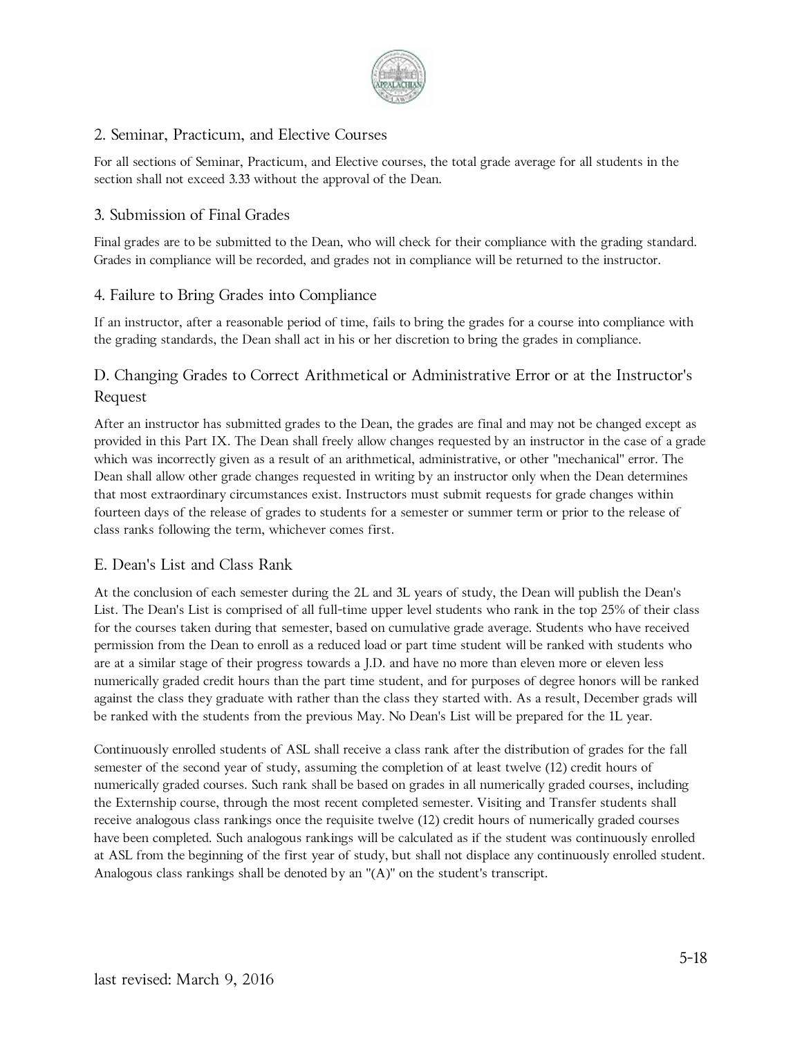### 2. Seminar, Practicum, and Elective Courses

For all sections of Seminar, Practicum, and Elective courses, the total grade average for all students in the section shall not exceed 3.33 without the approval of the Dean.

### 3. Submission of Final Grades

Final grades are to be submitted to the Dean, who will check for their compliance with the grading standard. Grades in compliance will be recorded, and grades not in compliance will be returned to the instructor.

### 4. Failure to Bring Grades into Compliance

If an instructor, after a reasonable period of time, fails to bring the grades for a course into compliance with the grading standards, the Dean shall act in his or her discretion to bring the grades in compliance.

## D. Changing Grades to Correct Arithmetical or Administrative Error or at the Instructor's Request

After an instructor has submitted grades to the Dean, the grades are final and may not be changed except as provided in this Part IX. The Dean shall freely allow changes requested by an instructor in the case of a grade which was incorrectly given as a result of an arithmetical, administrative, or other "mechanical" error. The Dean shall allow other grade changes requested in writing by an instructor only when the Dean determines that most extraordinary circumstances exist. Instructors must submit requests for grade changes within fourteen days of the release of grades to students for a semester or summer term or prior to the release of class ranks following the term, whichever comes first.

## E. Dean's List and Class Rank

At the conclusion of each semester during the 2L and 3L years of study, the Dean will publish the Dean's List. The Dean's List is comprised of all full-time upper level students who rank in the top 25% of their class for the courses taken during that semester, based on cumulative grade average. Students who have received permission from the Dean to enroll as a reduced load or part time student will be ranked with students who are at a similar stage of their progress towards a J.D. and have no more than eleven more or eleven less numerically graded credit hours than the part time student, and for purposes of degree honors will be ranked against the class they graduate with rather than the class they started with. As a result, December grads will be ranked with the students from the previous May. No Dean's List will be prepared for the 1L year.

Continuously enrolled students of ASL shall receive a class rank after the distribution of grades for the fall semester of the second year of study, assuming the completion of at least twelve (12) credit hours of numerically graded courses. Such rank shall be based on grades in all numerically graded courses, including the Externship course, through the most recent completed semester. Visiting and Transfer students shall receive analogous class rankings once the requisite twelve (12) credit hours of numerically graded courses have been completed. Such analogous rankings will be calculated as if the student was continuously enrolled at ASL from the beginning of the first year of study, but shall not displace any continuously enrolled student. Analogous class rankings shall be denoted by an "(A)" on the student's transcript.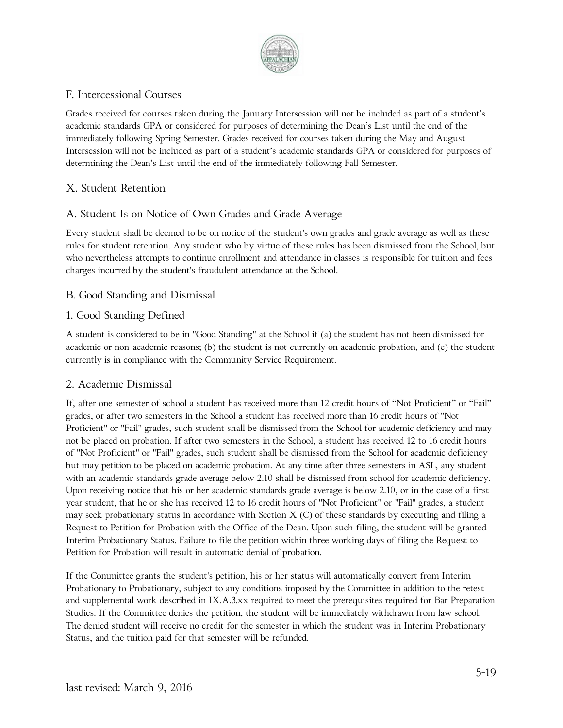## F. Intercessional Courses

Grades received for courses taken during the January Intersession will not be included as part of a student's academic standards GPA or considered for purposes of determining the Dean's List until the end of the immediately following Spring Semester. Grades received for courses taken during the May and August Intersession will not be included as part of a student's academic standards GPA or considered for purposes of determining the Dean's List until the end of the immediately following Fall Semester.

# X. Student Retention

## A. Student Is on Notice of Own Grades and Grade Average

Every student shall be deemed to be on notice of the student's own grades and grade average as well as these rules for student retention. Any student who by virtue of these rules has been dismissed from the School, but who nevertheless attempts to continue enrollment and attendance in classes is responsible for tuition and fees charges incurred by the student's fraudulent attendance at the School.

## B. Good Standing and Dismissal

### 1. Good Standing Defined

A student is considered to be in "Good Standing" at the School if (a) the student has not been dismissed for academic or non-academic reasons; (b) the student is not currently on academic probation, and (c) the student currently is in compliance with the Community Service Requirement.

### 2. Academic Dismissal

If, after one semester of school a student has received more than 12 credit hours of "Not Proficient" or "Fail" grades, or after two semesters in the School a student has received more than 16 credit hours of "Not Proficient" or "Fail" grades, such student shall be dismissed from the School for academic deficiency and may not be placed on probation. If after two semesters in the School, a student has received 12 to 16 credit hours of "Not Proficient" or "Fail" grades, such student shall be dismissed from the School for academic deficiency but may petition to be placed on academic probation. At any time after three semesters in ASL, any student with an academic standards grade average below 2.10 shall be dismissed from school for academic deficiency. Upon receiving notice that his or her academic standards grade average is below 2.10, or in the case of a first year student, that he or she has received 12 to 16 credit hours of "Not Proficient" or "Fail" grades, a student may seek probationary status in accordance with Section X (C) of these standards by executing and filing a Request to Petition for Probation with the Office of the Dean. Upon such filing, the student will be granted Interim Probationary Status. Failure to file the petition within three working days of filing the Request to Petition for Probation will result in automatic denial of probation.

If the Committee grants the student's petition, his or her status will automatically convert from Interim Probationary to Probationary, subject to any conditions imposed by the Committee in addition to the retest and supplemental work described in IX.A.3.xx required to meet the prerequisites required for Bar Preparation Studies. If the Committee denies the petition, the student will be immediately withdrawn from law school. The denied student will receive no credit for the semester in which the student was in Interim Probationary Status, and the tuition paid for that semester will be refunded.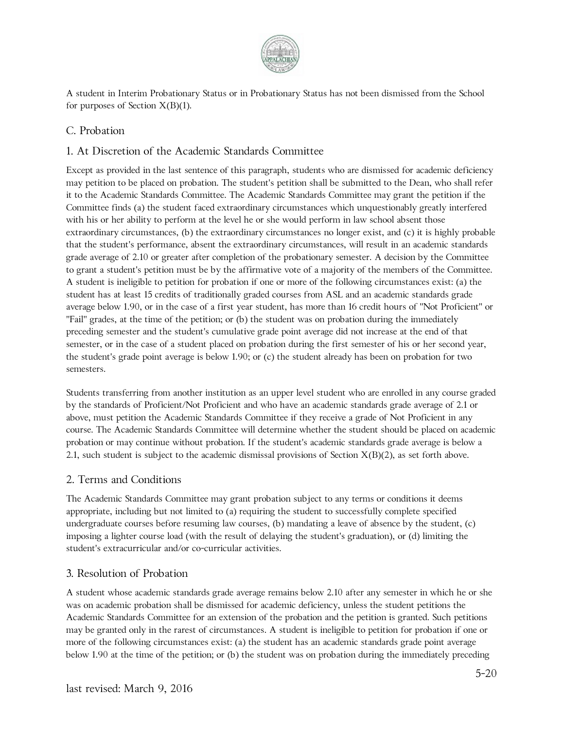A student in Interim Probationary Status or in Probationary Status has not been dismissed from the School for purposes of Section X(B)(1).

## C. Probation

### 1. At Discretion of the Academic Standards Committee

Except as provided in the last sentence of this paragraph, students who are dismissed for academic deficiency may petition to be placed on probation. The student's petition shall be submitted to the Dean, who shall refer it to the Academic Standards Committee. The Academic Standards Committee may grant the petition if the Committee finds (a) the student faced extraordinary circumstances which unquestionably greatly interfered with his or her ability to perform at the level he or she would perform in law school absent those extraordinary circumstances, (b) the extraordinary circumstances no longer exist, and (c) it is highly probable that the student's performance, absent the extraordinary circumstances, will result in an academic standards grade average of 2.10 or greater after completion of the probationary semester. A decision by the Committee to grant a student's petition must be by the affirmative vote of a majority of the members of the Committee. A student is ineligible to petition for probation if one or more of the following circumstances exist: (a) the student has at least 15 credits of traditionally graded courses from ASL and an academic standards grade average below 1.90, or in the case of a first year student, has more than 16 credit hours of "Not Proficient" or "Fail" grades, at the time of the petition; or (b) the student was on probation during the immediately preceding semester and the student's cumulative grade point average did not increase at the end of that semester, or in the case of a student placed on probation during the first semester of his or her second year, the student's grade point average is below 1.90; or (c) the student already has been on probation for two semesters.

Students transferring from another institution as an upper level student who are enrolled in any course graded by the standards of Proficient/Not Proficient and who have an academic standards grade average of 2.1 or above, must petition the Academic Standards Committee if they receive a grade of Not Proficient in any course. The Academic Standards Committee will determine whether the student should be placed on academic probation or may continue without probation. If the student's academic standards grade average is below a 2.1, such student is subject to the academic dismissal provisions of Section X(B)(2), as set forth above.

### 2. Terms and Conditions

The Academic Standards Committee may grant probation subject to any terms or conditions it deems appropriate, including but not limited to (a) requiring the student to successfully complete specified undergraduate courses before resuming law courses, (b) mandating a leave of absence by the student, (c) imposing a lighter course load (with the result of delaying the student's graduation), or (d) limiting the student's extracurricular and/or co-curricular activities.

### 3. Resolution of Probation

A student whose academic standards grade average remains below 2.10 after any semester in which he or she was on academic probation shall be dismissed for academic deficiency, unless the student petitions the Academic Standards Committee for an extension of the probation and the petition is granted. Such petitions may be granted only in the rarest of circumstances. A student is ineligible to petition for probation if one or more of the following circumstances exist: (a) the student has an academic standards grade point average below 1.90 at the time of the petition; or (b) the student was on probation during the immediately preceding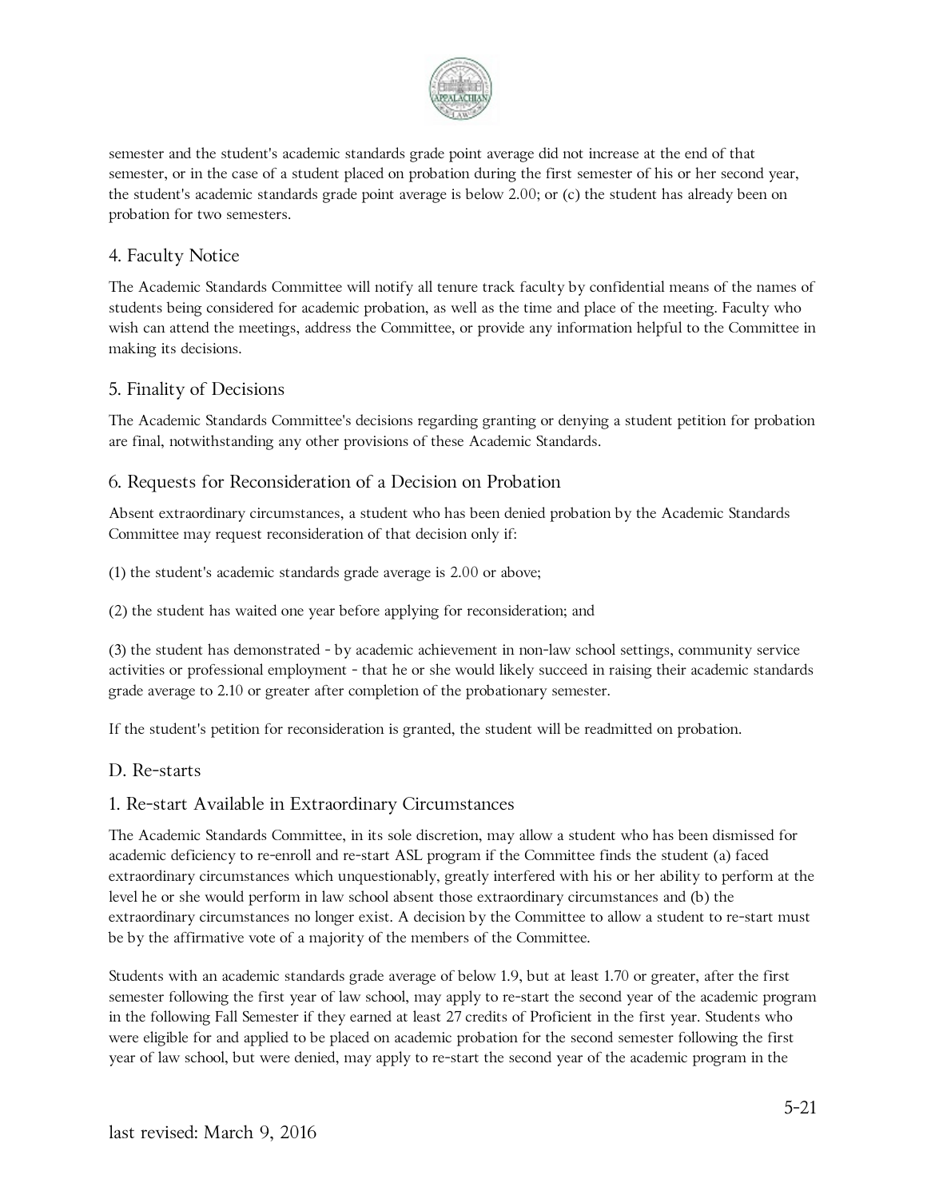semester and the student's academic standards grade point average did not increase at the end of that semester, or in the case of a student placed on probation during the first semester of his or her second year, the student's academic standards grade point average is below 2.00; or (c) the student has already been on probation for two semesters.

### 4. Faculty Notice

The Academic Standards Committee will notify all tenure track faculty by confidential means of the names of students being considered for academic probation, as well as the time and place of the meeting. Faculty who wish can attend the meetings, address the Committee, or provide any information helpful to the Committee in making its decisions.

### 5. Finality of Decisions

The Academic Standards Committee's decisions regarding granting or denying a student petition for probation are final, notwithstanding any other provisions of these Academic Standards.

### 6. Requests for Reconsideration of a Decision on Probation

Absent extraordinary circumstances, a student who has been denied probation by the Academic Standards Committee may request reconsideration of that decision only if:

(1) the student's academic standards grade average is 2.00 or above;

(2) the student has waited one year before applying for reconsideration; and

(3) the student has demonstrated - by academic achievement in non-law school settings, community service activities or professional employment - that he or she would likely succeed in raising their academic standards grade average to 2.10 or greater after completion of the probationary semester.

If the student's petition for reconsideration is granted, the student will be readmitted on probation.

## D. Re-starts

### 1. Re-start Available in Extraordinary Circumstances

The Academic Standards Committee, in its sole discretion, may allow a student who has been dismissed for academic deficiency to re-enroll and re-start ASL program if the Committee finds the student (a) faced extraordinary circumstances which unquestionably, greatly interfered with his or her ability to perform at the level he or she would perform in law school absent those extraordinary circumstances and (b) the extraordinary circumstances no longer exist. A decision by the Committee to allow a student to re-start must be by the affirmative vote of a majority of the members of the Committee.

Students with an academic standards grade average of below 1.9, but at least 1.70 or greater, after the first semester following the first year of law school, may apply to re-start the second year of the academic program in the following Fall Semester if they earned at least 27 credits of Proficient in the first year. Students who were eligible for and applied to be placed on academic probation for the second semester following the first year of law school, but were denied, may apply to re-start the second year of the academic program in the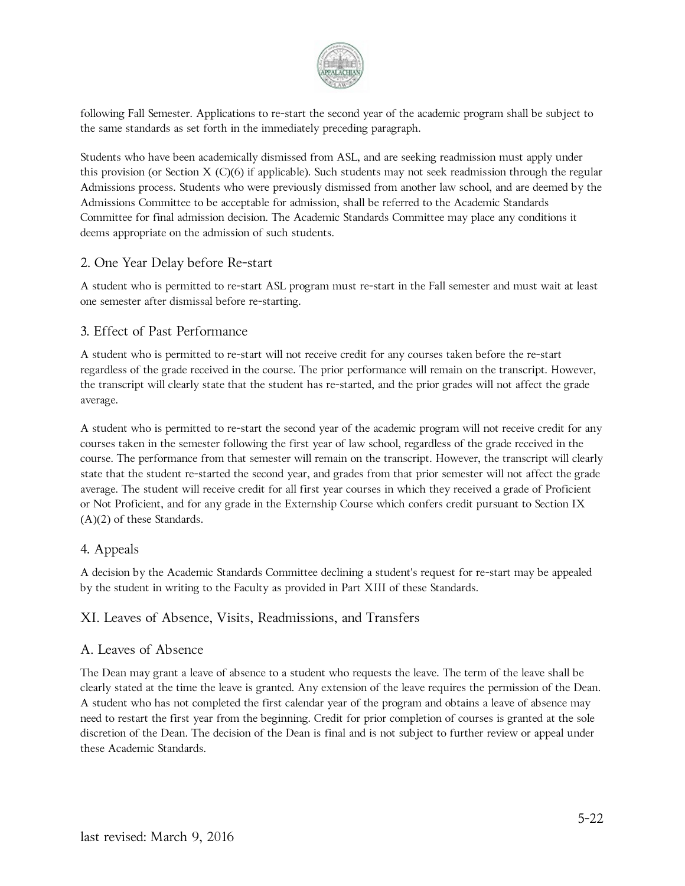following Fall Semester. Applications to re-start the second year of the academic program shall be subject to the same standards as set forth in the immediately preceding paragraph.

Students who have been academically dismissed from ASL, and are seeking readmission must apply under this provision (or Section X (C)(6) if applicable). Such students may not seek readmission through the regular Admissions process. Students who were previously dismissed from another law school, and are deemed by the Admissions Committee to be acceptable for admission, shall be referred to the Academic Standards Committee for final admission decision. The Academic Standards Committee may place any conditions it deems appropriate on the admission of such students.

### 2. One Year Delay before Re-start

A student who is permitted to re-start ASL program must re-start in the Fall semester and must wait at least one semester after dismissal before re-starting.

### 3. Effect of Past Performance

A student who is permitted to re-start will not receive credit for any courses taken before the re-start regardless of the grade received in the course. The prior performance will remain on the transcript. However, the transcript will clearly state that the student has re-started, and the prior grades will not affect the grade average.

A student who is permitted to re-start the second year of the academic program will not receive credit for any courses taken in the semester following the first year of law school, regardless of the grade received in the course. The performance from that semester will remain on the transcript. However, the transcript will clearly state that the student re-started the second year, and grades from that prior semester will not affect the grade average. The student will receive credit for all first year courses in which they received a grade of Proficient or Not Proficient, and for any grade in the Externship Course which confers credit pursuant to Section IX (A)(2) of these Standards.

### 4. Appeals

A decision by the Academic Standards Committee declining a student's request for re-start may be appealed by the student in writing to the Faculty as provided in Part XIII of these Standards.

## XI. Leaves of Absence, Visits, Readmissions, and Transfers

### A. Leaves of Absence

The Dean may grant a leave of absence to a student who requests the leave. The term of the leave shall be clearly stated at the time the leave is granted. Any extension of the leave requires the permission of the Dean. A student who has not completed the first calendar year of the program and obtains a leave of absence may need to restart the first year from the beginning. Credit for prior completion of courses is granted at the sole discretion of the Dean. The decision of the Dean is final and is not subject to further review or appeal under these Academic Standards.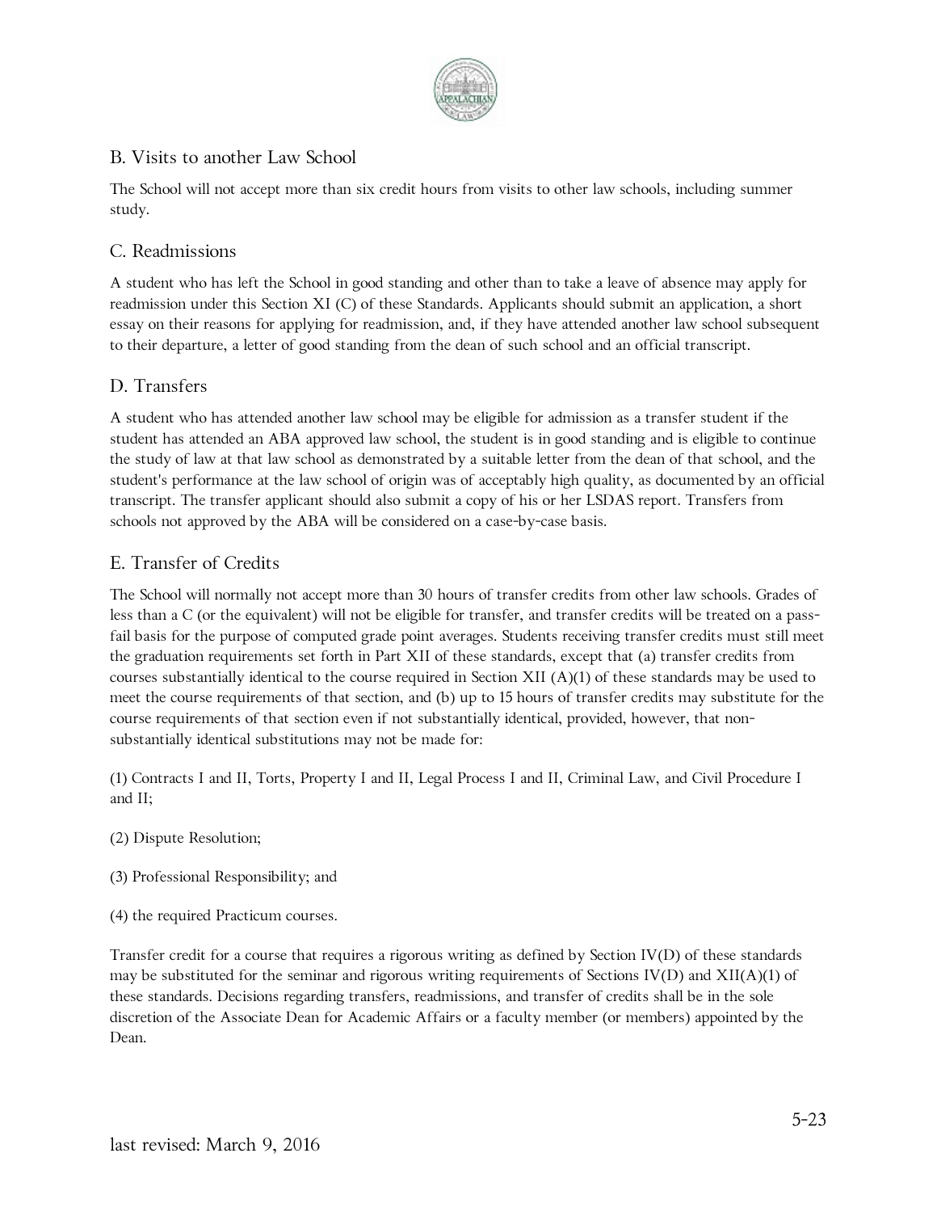## B. Visits to another Law School

The School will not accept more than six credit hours from visits to other law schools, including summer study.

## C. Readmissions

A student who has left the School in good standing and other than to take a leave of absence may apply for readmission under this Section XI (C) of these Standards. Applicants should submit an application, a short essay on their reasons for applying for readmission, and, if they have attended another law school subsequent to their departure, a letter of good standing from the dean of such school and an official transcript.

## D. Transfers

A student who has attended another law school may be eligible for admission as a transfer student if the student has attended an ABA approved law school, the student is in good standing and is eligible to continue the study of law at that law school as demonstrated by a suitable letter from the dean of that school, and the student's performance at the law school of origin was of acceptably high quality, as documented by an official transcript. The transfer applicant should also submit a copy of his or her LSDAS report. Transfers from schools not approved by the ABA will be considered on a case-by-case basis.

## E. Transfer of Credits

The School will normally not accept more than 30 hours of transfer credits from other law schools. Grades of less than a C (or the equivalent) will not be eligible for transfer, and transfer credits will be treated on a pass-fail basis for the purpose of computed grade point averages. Students receiving transfer credits must still meet the graduation requirements set forth in Part XII of these standards, except that (a) transfer credits from courses substantially identical to the course required in Section XII (A)(1) of these standards may be used to meet the course requirements of that section, and (b) up to 15 hours of transfer credits may substitute for the course requirements of that section even if not substantially identical, provided, however, that non-substantially identical substitutions may not be made for:

(1) Contracts I and II, Torts, Property I and II, Legal Process I and II, Criminal Law, and Civil Procedure I and II;

(2) Dispute Resolution;

(3) Professional Responsibility; and

(4) the required Practicum courses.

Transfer credit for a course that requires a rigorous writing as defined by Section IV(D) of these standards may be substituted for the seminar and rigorous writing requirements of Sections IV(D) and XII(A)(1) of these standards. Decisions regarding transfers, readmissions, and transfer of credits shall be in the sole discretion of the Associate Dean for Academic Affairs or a faculty member (or members) appointed by the Dean.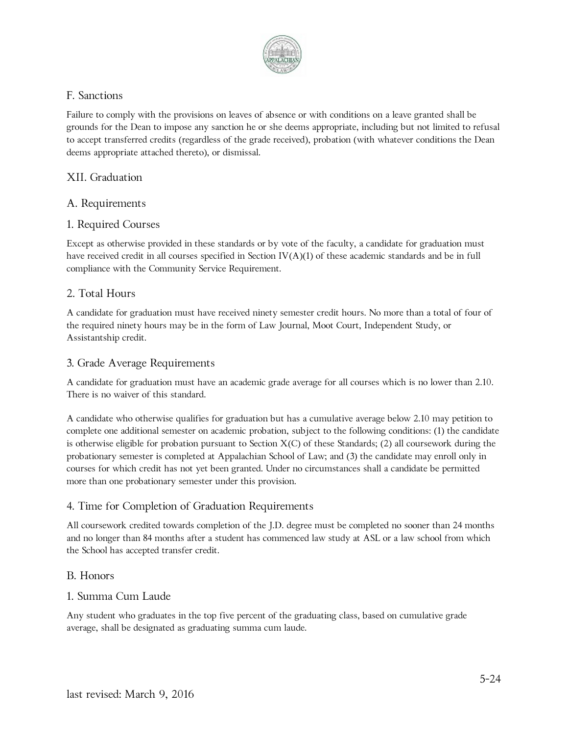## F. Sanctions

Failure to comply with the provisions on leaves of absence or with conditions on a leave granted shall be grounds for the Dean to impose any sanction he or she deems appropriate, including but not limited to refusal to accept transferred credits (regardless of the grade received), probation (with whatever conditions the Dean deems appropriate attached thereto), or dismissal.

# XII. Graduation

## A. Requirements

### 1. Required Courses

Except as otherwise provided in these standards or by vote of the faculty, a candidate for graduation must have received credit in all courses specified in Section IV(A)(1) of these academic standards and be in full compliance with the Community Service Requirement.

### 2. Total Hours

A candidate for graduation must have received ninety semester credit hours. No more than a total of four of the required ninety hours may be in the form of Law Journal, Moot Court, Independent Study, or Assistantship credit.

### 3. Grade Average Requirements

A candidate for graduation must have an academic grade average for all courses which is no lower than 2.10. There is no waiver of this standard.

A candidate who otherwise qualifies for graduation but has a cumulative average below 2.10 may petition to complete one additional semester on academic probation, subject to the following conditions: (1) the candidate is otherwise eligible for probation pursuant to Section X(C) of these Standards; (2) all coursework during the probationary semester is completed at Appalachian School of Law; and (3) the candidate may enroll only in courses for which credit has not yet been granted. Under no circumstances shall a candidate be permitted more than one probationary semester under this provision.

### 4. Time for Completion of Graduation Requirements

All coursework credited towards completion of the J.D. degree must be completed no sooner than 24 months and no longer than 84 months after a student has commenced law study at ASL or a law school from which the School has accepted transfer credit.

## B. Honors

### 1. Summa Cum Laude

Any student who graduates in the top five percent of the graduating class, based on cumulative grade average, shall be designated as graduating summa cum laude.

last revised: March 9, 2016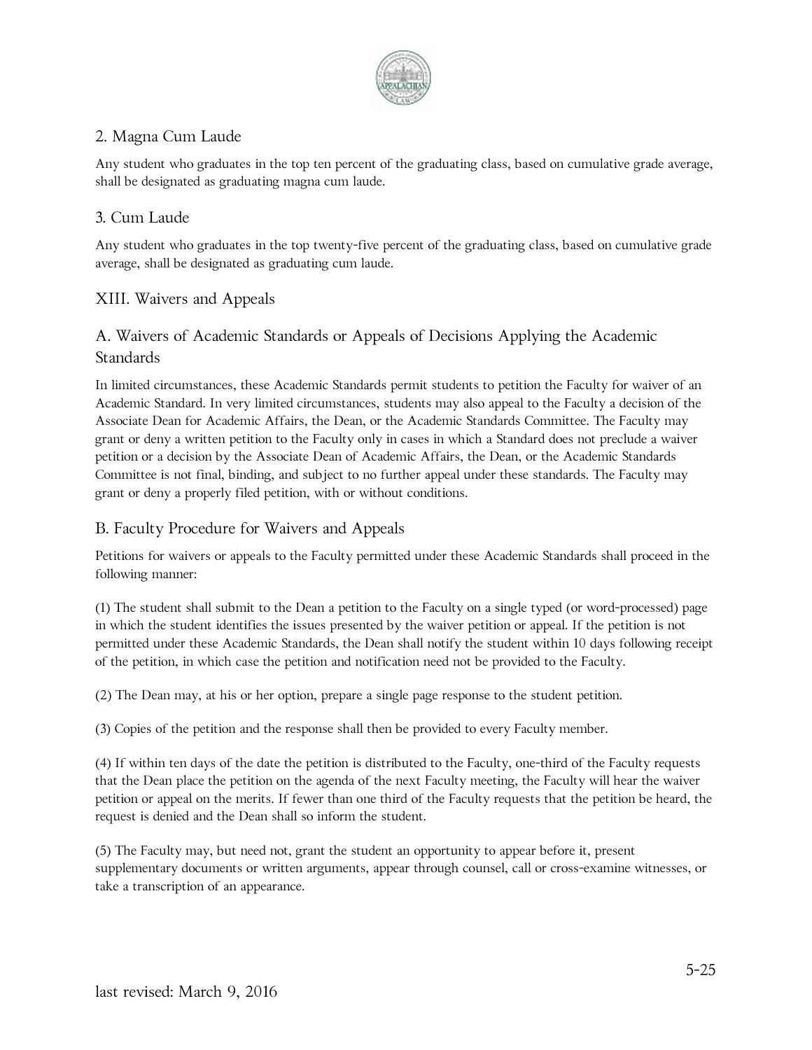### 2. Magna Cum Laude

Any student who graduates in the top ten percent of the graduating class, based on cumulative grade average, shall be designated as graduating magna cum laude.

### 3. Cum Laude

Any student who graduates in the top twenty-five percent of the graduating class, based on cumulative grade average, shall be designated as graduating cum laude.

## XIII. Waivers and Appeals

### A. Waivers of Academic Standards or Appeals of Decisions Applying the Academic Standards

In limited circumstances, these Academic Standards permit students to petition the Faculty for waiver of an Academic Standard. In very limited circumstances, students may also appeal to the Faculty a decision of the Associate Dean for Academic Affairs, the Dean, or the Academic Standards Committee. The Faculty may grant or deny a written petition to the Faculty only in cases in which a Standard does not preclude a waiver petition or a decision by the Associate Dean of Academic Affairs, the Dean, or the Academic Standards Committee is not final, binding, and subject to no further appeal under these standards. The Faculty may grant or deny a properly filed petition, with or without conditions.

### B. Faculty Procedure for Waivers and Appeals

Petitions for waivers or appeals to the Faculty permitted under these Academic Standards shall proceed in the following manner:

(1) The student shall submit to the Dean a petition to the Faculty on a single typed (or word-processed) page in which the student identifies the issues presented by the waiver petition or appeal. If the petition is not permitted under these Academic Standards, the Dean shall notify the student within 10 days following receipt of the petition, in which case the petition and notification need not be provided to the Faculty.

(2) The Dean may, at his or her option, prepare a single page response to the student petition.

(3) Copies of the petition and the response shall then be provided to every Faculty member.

(4) If within ten days of the date the petition is distributed to the Faculty, one-third of the Faculty requests that the Dean place the petition on the agenda of the next Faculty meeting, the Faculty will hear the waiver petition or appeal on the merits. If fewer than one third of the Faculty requests that the petition be heard, the request is denied and the Dean shall so inform the student.

(5) The Faculty may, but need not, grant the student an opportunity to appear before it, present supplementary documents or written arguments, appear through counsel, call or cross-examine witnesses, or take a transcription of an appearance.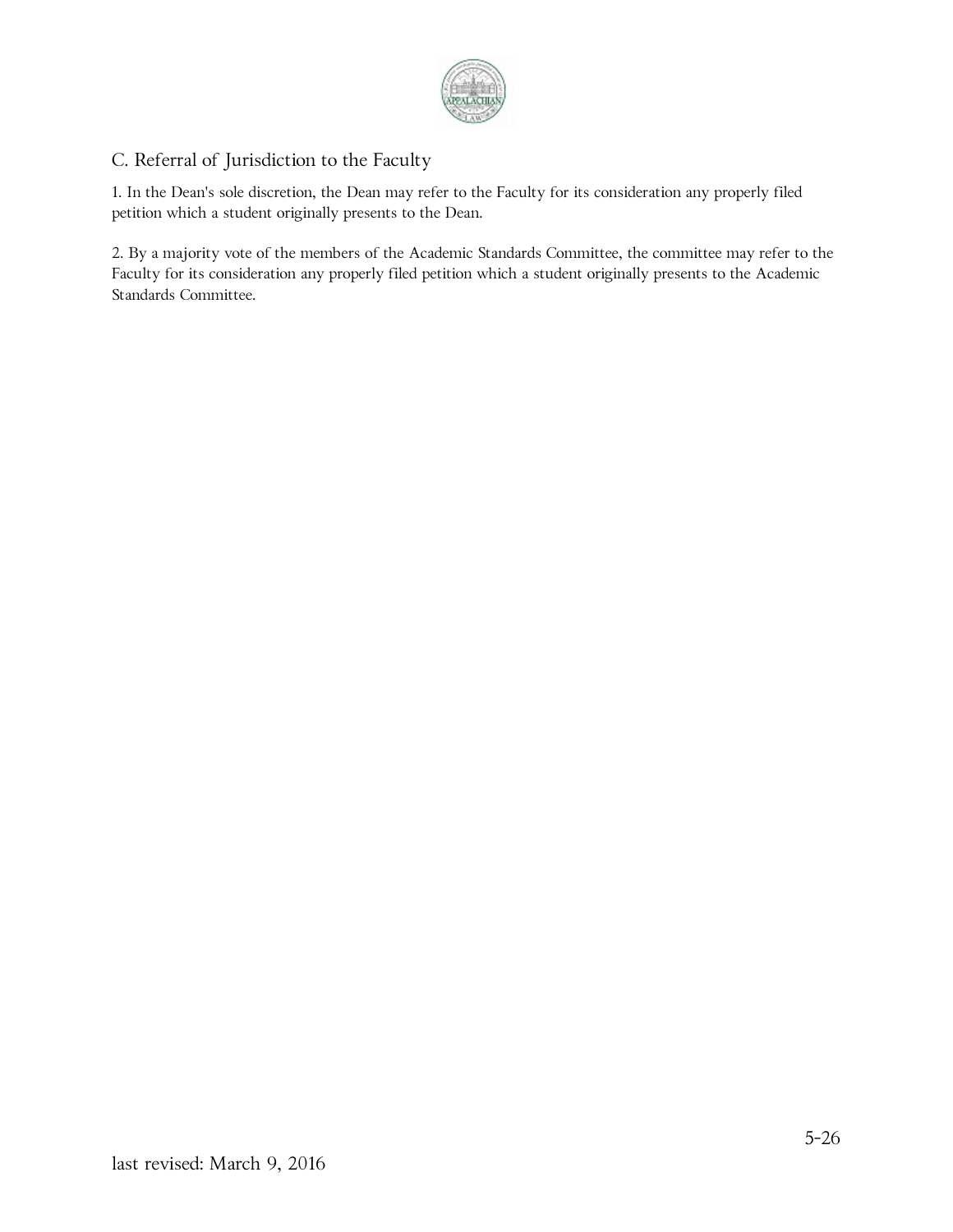## C. Referral of Jurisdiction to the Faculty

1. In the Dean's sole discretion, the Dean may refer to the Faculty for its consideration any properly filed petition which a student originally presents to the Dean.

2. By a majority vote of the members of the Academic Standards Committee, the committee may refer to the Faculty for its consideration any properly filed petition which a student originally presents to the Academic Standards Committee.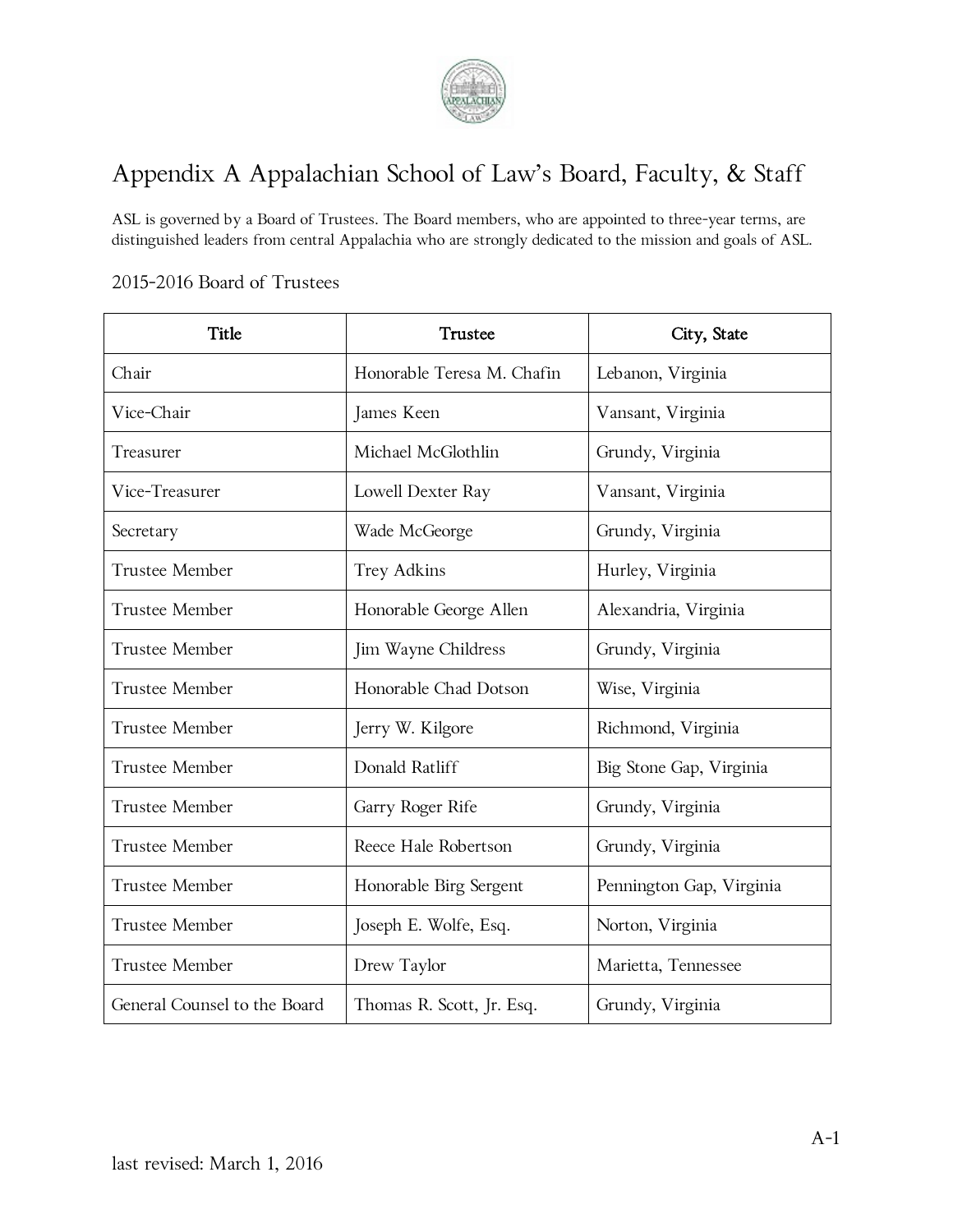# Appendix A Appalachian School of Law's Board, Faculty, & Staff

ASL is governed by a Board of Trustees. The Board members, who are appointed to three-year terms, are distinguished leaders from central Appalachia who are strongly dedicated to the mission and goals of ASL.

## 2015-2016 Board of Trustees

| Title | Trustee | City, State |
|---|---|---|
| Chair | Honorable Teresa M. Chafin | Lebanon, Virginia |
| Vice-Chair | James Keen | Vansant, Virginia |
| Treasurer | Michael McGlothlin | Grundy, Virginia |
| Vice-Treasurer | Lowell Dexter Ray | Vansant, Virginia |
| Secretary | Wade McGeorge | Grundy, Virginia |
| Trustee Member | Trey Adkins | Hurley, Virginia |
| Trustee Member | Honorable George Allen | Alexandria, Virginia |
| Trustee Member | Jim Wayne Childress | Grundy, Virginia |
| Trustee Member | Honorable Chad Dotson | Wise, Virginia |
| Trustee Member | Jerry W. Kilgore | Richmond, Virginia |
| Trustee Member | Donald Ratliff | Big Stone Gap, Virginia |
| Trustee Member | Garry Roger Rife | Grundy, Virginia |
| Trustee Member | Reece Hale Robertson | Grundy, Virginia |
| Trustee Member | Honorable Birg Sergent | Pennington Gap, Virginia |
| Trustee Member | Joseph E. Wolfe, Esq. | Norton, Virginia |
| Trustee Member | Drew Taylor | Marietta, Tennessee |
| General Counsel to the Board | Thomas R. Scott, Jr. Esq. | Grundy, Virginia |

last revised: March 1, 2016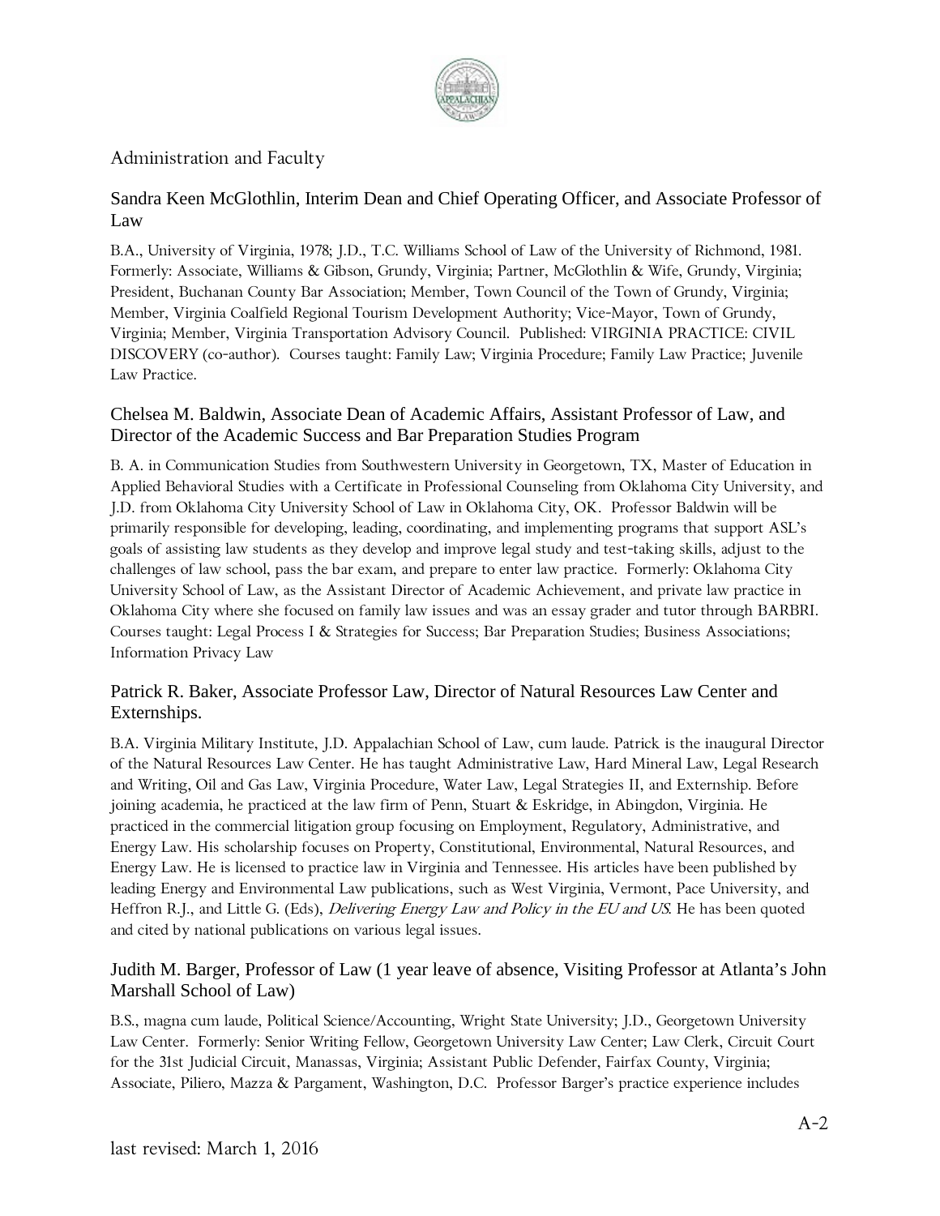## Administration and Faculty

### Sandra Keen McGlothlin, Interim Dean and Chief Operating Officer, and Associate Professor of Law

B.A., University of Virginia, 1978; J.D., T.C. Williams School of Law of the University of Richmond, 1981. Formerly: Associate, Williams & Gibson, Grundy, Virginia; Partner, McGlothlin & Wife, Grundy, Virginia; President, Buchanan County Bar Association; Member, Town Council of the Town of Grundy, Virginia; Member, Virginia Coalfield Regional Tourism Development Authority; Vice-Mayor, Town of Grundy, Virginia; Member, Virginia Transportation Advisory Council. Published: VIRGINIA PRACTICE: CIVIL DISCOVERY (co-author). Courses taught: Family Law; Virginia Procedure; Family Law Practice; Juvenile Law Practice.

### Chelsea M. Baldwin, Associate Dean of Academic Affairs, Assistant Professor of Law, and Director of the Academic Success and Bar Preparation Studies Program

B. A. in Communication Studies from Southwestern University in Georgetown, TX, Master of Education in Applied Behavioral Studies with a Certificate in Professional Counseling from Oklahoma City University, and J.D. from Oklahoma City University School of Law in Oklahoma City, OK. Professor Baldwin will be primarily responsible for developing, leading, coordinating, and implementing programs that support ASL's goals of assisting law students as they develop and improve legal study and test-taking skills, adjust to the challenges of law school, pass the bar exam, and prepare to enter law practice. Formerly: Oklahoma City University School of Law, as the Assistant Director of Academic Achievement, and private law practice in Oklahoma City where she focused on family law issues and was an essay grader and tutor through BARBRI. Courses taught: Legal Process I & Strategies for Success; Bar Preparation Studies; Business Associations; Information Privacy Law

### Patrick R. Baker, Associate Professor Law, Director of Natural Resources Law Center and Externships.

B.A. Virginia Military Institute, J.D. Appalachian School of Law, cum laude. Patrick is the inaugural Director of the Natural Resources Law Center. He has taught Administrative Law, Hard Mineral Law, Legal Research and Writing, Oil and Gas Law, Virginia Procedure, Water Law, Legal Strategies II, and Externship. Before joining academia, he practiced at the law firm of Penn, Stuart & Eskridge, in Abingdon, Virginia. He practiced in the commercial litigation group focusing on Employment, Regulatory, Administrative, and Energy Law. His scholarship focuses on Property, Constitutional, Environmental, Natural Resources, and Energy Law. He is licensed to practice law in Virginia and Tennessee. His articles have been published by leading Energy and Environmental Law publications, such as West Virginia, Vermont, Pace University, and Heffron R.J., and Little G. (Eds), *Delivering Energy Law and Policy in the EU and US*. He has been quoted and cited by national publications on various legal issues.

### Judith M. Barger, Professor of Law (1 year leave of absence, Visiting Professor at Atlanta's John Marshall School of Law)

B.S., magna cum laude, Political Science/Accounting, Wright State University; J.D., Georgetown University Law Center. Formerly: Senior Writing Fellow, Georgetown University Law Center; Law Clerk, Circuit Court for the 31st Judicial Circuit, Manassas, Virginia; Assistant Public Defender, Fairfax County, Virginia; Associate, Piliero, Mazza & Pargament, Washington, D.C. Professor Barger's practice experience includes

last revised: March 1, 2016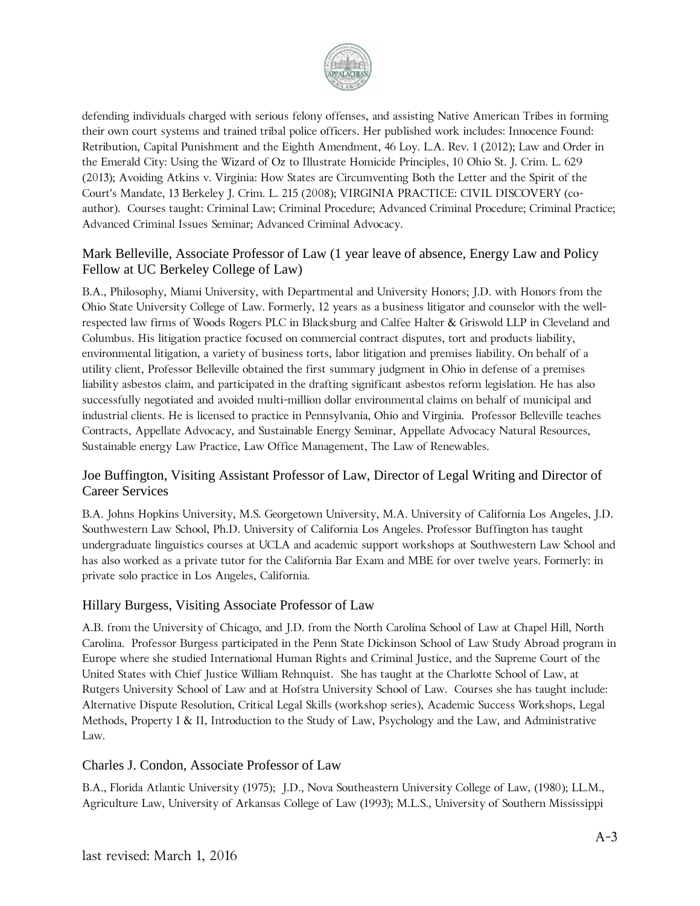defending individuals charged with serious felony offenses, and assisting Native American Tribes in forming their own court systems and trained tribal police officers. Her published work includes: Innocence Found: Retribution, Capital Punishment and the Eighth Amendment, 46 Loy. L.A. Rev. 1 (2012); Law and Order in the Emerald City: Using the Wizard of Oz to Illustrate Homicide Principles, 10 Ohio St. J. Crim. L. 629 (2013); Avoiding Atkins v. Virginia: How States are Circumventing Both the Letter and the Spirit of the Court's Mandate, 13 Berkeley J. Crim. L. 215 (2008); VIRGINIA PRACTICE: CIVIL DISCOVERY (co-author). Courses taught: Criminal Law; Criminal Procedure; Advanced Criminal Procedure; Criminal Practice; Advanced Criminal Issues Seminar; Advanced Criminal Advocacy.

### Mark Belleville, Associate Professor of Law (1 year leave of absence, Energy Law and Policy Fellow at UC Berkeley College of Law)

B.A., Philosophy, Miami University, with Departmental and University Honors; J.D. with Honors from the Ohio State University College of Law. Formerly, 12 years as a business litigator and counselor with the well-respected law firms of Woods Rogers PLC in Blacksburg and Calfee Halter & Griswold LLP in Cleveland and Columbus. His litigation practice focused on commercial contract disputes, tort and products liability, environmental litigation, a variety of business torts, labor litigation and premises liability. On behalf of a utility client, Professor Belleville obtained the first summary judgment in Ohio in defense of a premises liability asbestos claim, and participated in the drafting significant asbestos reform legislation. He has also successfully negotiated and avoided multi-million dollar environmental claims on behalf of municipal and industrial clients. He is licensed to practice in Pennsylvania, Ohio and Virginia. Professor Belleville teaches Contracts, Appellate Advocacy, and Sustainable Energy Seminar, Appellate Advocacy Natural Resources, Sustainable energy Law Practice, Law Office Management, The Law of Renewables.

### Joe Buffington, Visiting Assistant Professor of Law, Director of Legal Writing and Director of Career Services

B.A. Johns Hopkins University, M.S. Georgetown University, M.A. University of California Los Angeles, J.D. Southwestern Law School, Ph.D. University of California Los Angeles. Professor Buffington has taught undergraduate linguistics courses at UCLA and academic support workshops at Southwestern Law School and has also worked as a private tutor for the California Bar Exam and MBE for over twelve years. Formerly: in private solo practice in Los Angeles, California.

### Hillary Burgess, Visiting Associate Professor of Law

A.B. from the University of Chicago, and J.D. from the North Carolina School of Law at Chapel Hill, North Carolina. Professor Burgess participated in the Penn State Dickinson School of Law Study Abroad program in Europe where she studied International Human Rights and Criminal Justice, and the Supreme Court of the United States with Chief Justice William Rehnquist. She has taught at the Charlotte School of Law, at Rutgers University School of Law and at Hofstra University School of Law. Courses she has taught include: Alternative Dispute Resolution, Critical Legal Skills (workshop series), Academic Success Workshops, Legal Methods, Property I & II, Introduction to the Study of Law, Psychology and the Law, and Administrative Law.

### Charles J. Condon, Associate Professor of Law

B.A., Florida Atlantic University (1975); J.D., Nova Southeastern University College of Law, (1980); LL.M., Agriculture Law, University of Arkansas College of Law (1993); M.L.S., University of Southern Mississippi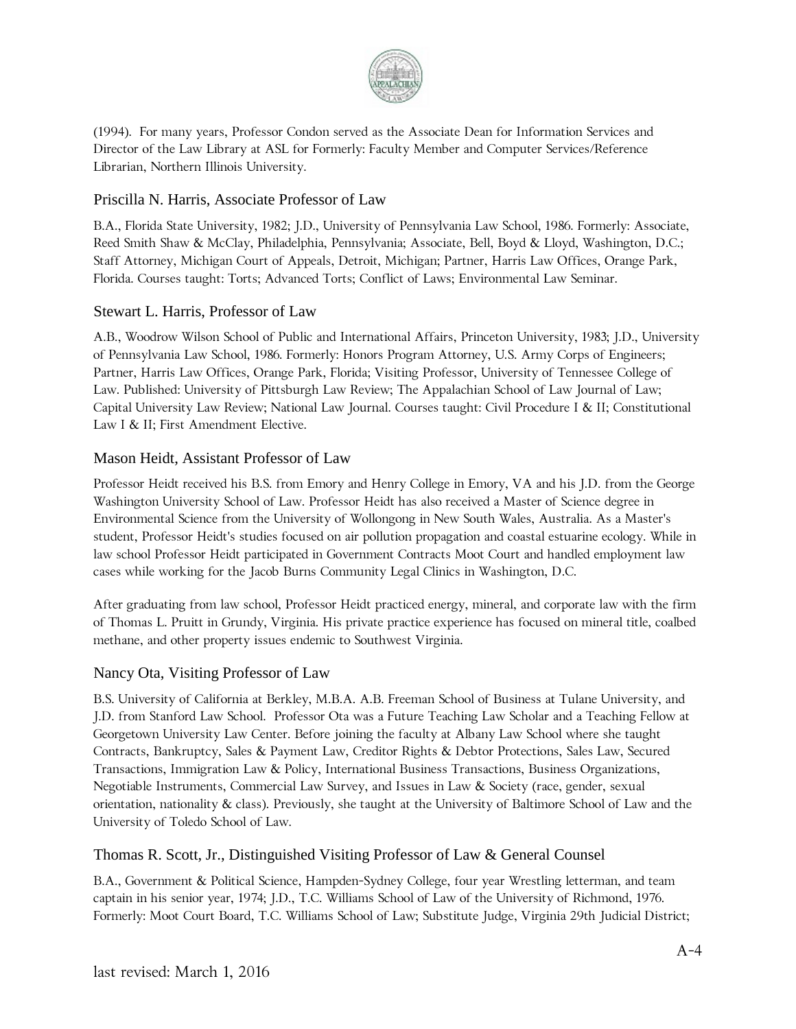(1994). For many years, Professor Condon served as the Associate Dean for Information Services and Director of the Law Library at ASL for Formerly: Faculty Member and Computer Services/Reference Librarian, Northern Illinois University.

### Priscilla N. Harris, Associate Professor of Law

B.A., Florida State University, 1982; J.D., University of Pennsylvania Law School, 1986. Formerly: Associate, Reed Smith Shaw & McClay, Philadelphia, Pennsylvania; Associate, Bell, Boyd & Lloyd, Washington, D.C.; Staff Attorney, Michigan Court of Appeals, Detroit, Michigan; Partner, Harris Law Offices, Orange Park, Florida. Courses taught: Torts; Advanced Torts; Conflict of Laws; Environmental Law Seminar.

### Stewart L. Harris, Professor of Law

A.B., Woodrow Wilson School of Public and International Affairs, Princeton University, 1983; J.D., University of Pennsylvania Law School, 1986. Formerly: Honors Program Attorney, U.S. Army Corps of Engineers; Partner, Harris Law Offices, Orange Park, Florida; Visiting Professor, University of Tennessee College of Law. Published: University of Pittsburgh Law Review; The Appalachian School of Law Journal of Law; Capital University Law Review; National Law Journal. Courses taught: Civil Procedure I & II; Constitutional Law I & II; First Amendment Elective.

### Mason Heidt, Assistant Professor of Law

Professor Heidt received his B.S. from Emory and Henry College in Emory, VA and his J.D. from the George Washington University School of Law. Professor Heidt has also received a Master of Science degree in Environmental Science from the University of Wollongong in New South Wales, Australia. As a Master's student, Professor Heidt's studies focused on air pollution propagation and coastal estuarine ecology. While in law school Professor Heidt participated in Government Contracts Moot Court and handled employment law cases while working for the Jacob Burns Community Legal Clinics in Washington, D.C.

After graduating from law school, Professor Heidt practiced energy, mineral, and corporate law with the firm of Thomas L. Pruitt in Grundy, Virginia. His private practice experience has focused on mineral title, coalbed methane, and other property issues endemic to Southwest Virginia.

### Nancy Ota, Visiting Professor of Law

B.S. University of California at Berkley, M.B.A. A.B. Freeman School of Business at Tulane University, and J.D. from Stanford Law School. Professor Ota was a Future Teaching Law Scholar and a Teaching Fellow at Georgetown University Law Center. Before joining the faculty at Albany Law School where she taught Contracts, Bankruptcy, Sales & Payment Law, Creditor Rights & Debtor Protections, Sales Law, Secured Transactions, Immigration Law & Policy, International Business Transactions, Business Organizations, Negotiable Instruments, Commercial Law Survey, and Issues in Law & Society (race, gender, sexual orientation, nationality & class). Previously, she taught at the University of Baltimore School of Law and the University of Toledo School of Law.

### Thomas R. Scott, Jr., Distinguished Visiting Professor of Law & General Counsel

B.A., Government & Political Science, Hampden-Sydney College, four year Wrestling letterman, and team captain in his senior year, 1974; J.D., T.C. Williams School of Law of the University of Richmond, 1976. Formerly: Moot Court Board, T.C. Williams School of Law; Substitute Judge, Virginia 29th Judicial District;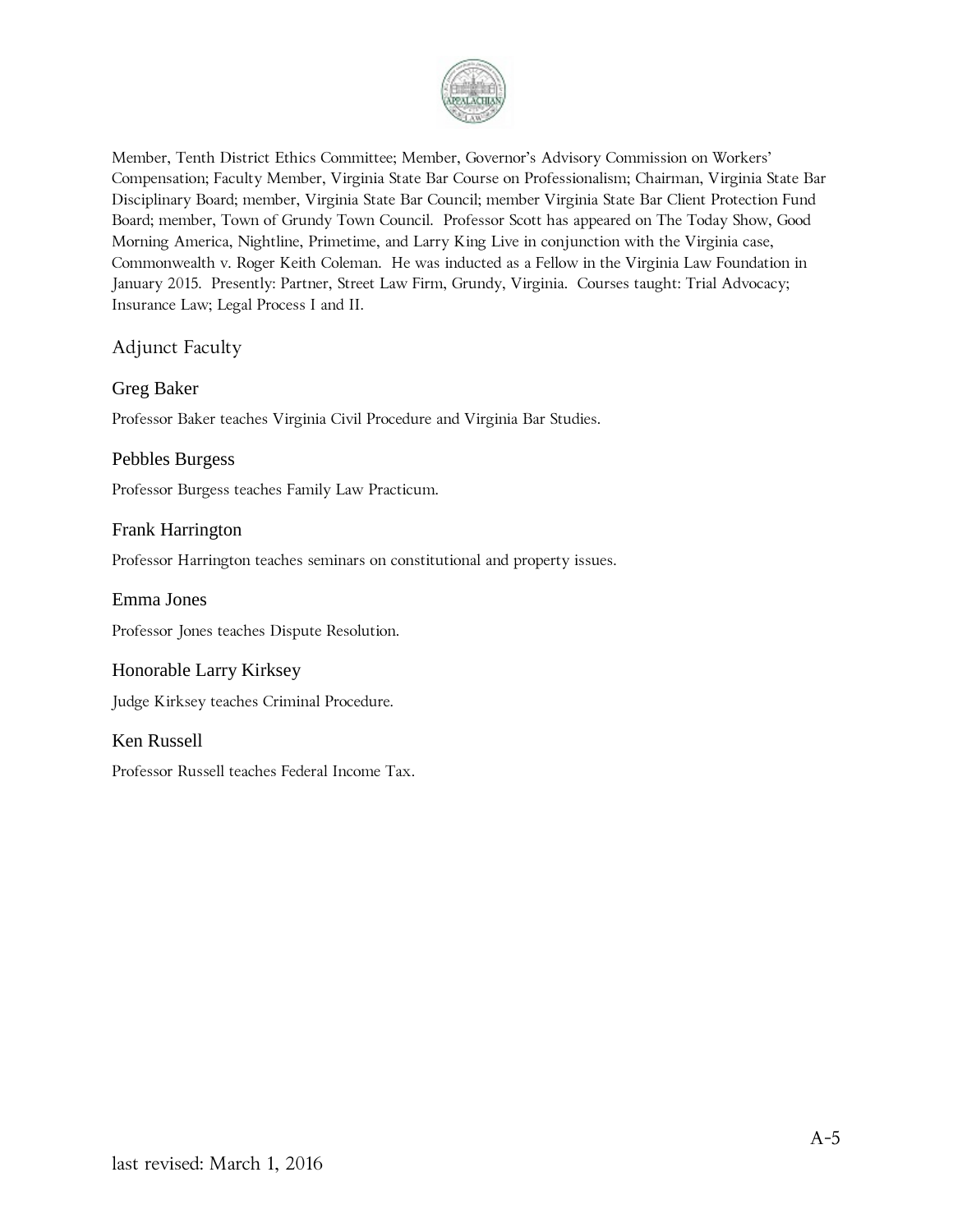Member, Tenth District Ethics Committee; Member, Governor's Advisory Commission on Workers' Compensation; Faculty Member, Virginia State Bar Course on Professionalism; Chairman, Virginia State Bar Disciplinary Board; member, Virginia State Bar Council; member Virginia State Bar Client Protection Fund Board; member, Town of Grundy Town Council. Professor Scott has appeared on The Today Show, Good Morning America, Nightline, Primetime, and Larry King Live in conjunction with the Virginia case, Commonwealth v. Roger Keith Coleman. He was inducted as a Fellow in the Virginia Law Foundation in January 2015. Presently: Partner, Street Law Firm, Grundy, Virginia. Courses taught: Trial Advocacy; Insurance Law; Legal Process I and II.

## Adjunct Faculty

### Greg Baker

Professor Baker teaches Virginia Civil Procedure and Virginia Bar Studies.

### Pebbles Burgess

Professor Burgess teaches Family Law Practicum.

### Frank Harrington

Professor Harrington teaches seminars on constitutional and property issues.

### Emma Jones

Professor Jones teaches Dispute Resolution.

### Honorable Larry Kirksey

Judge Kirksey teaches Criminal Procedure.

### Ken Russell

Professor Russell teaches Federal Income Tax.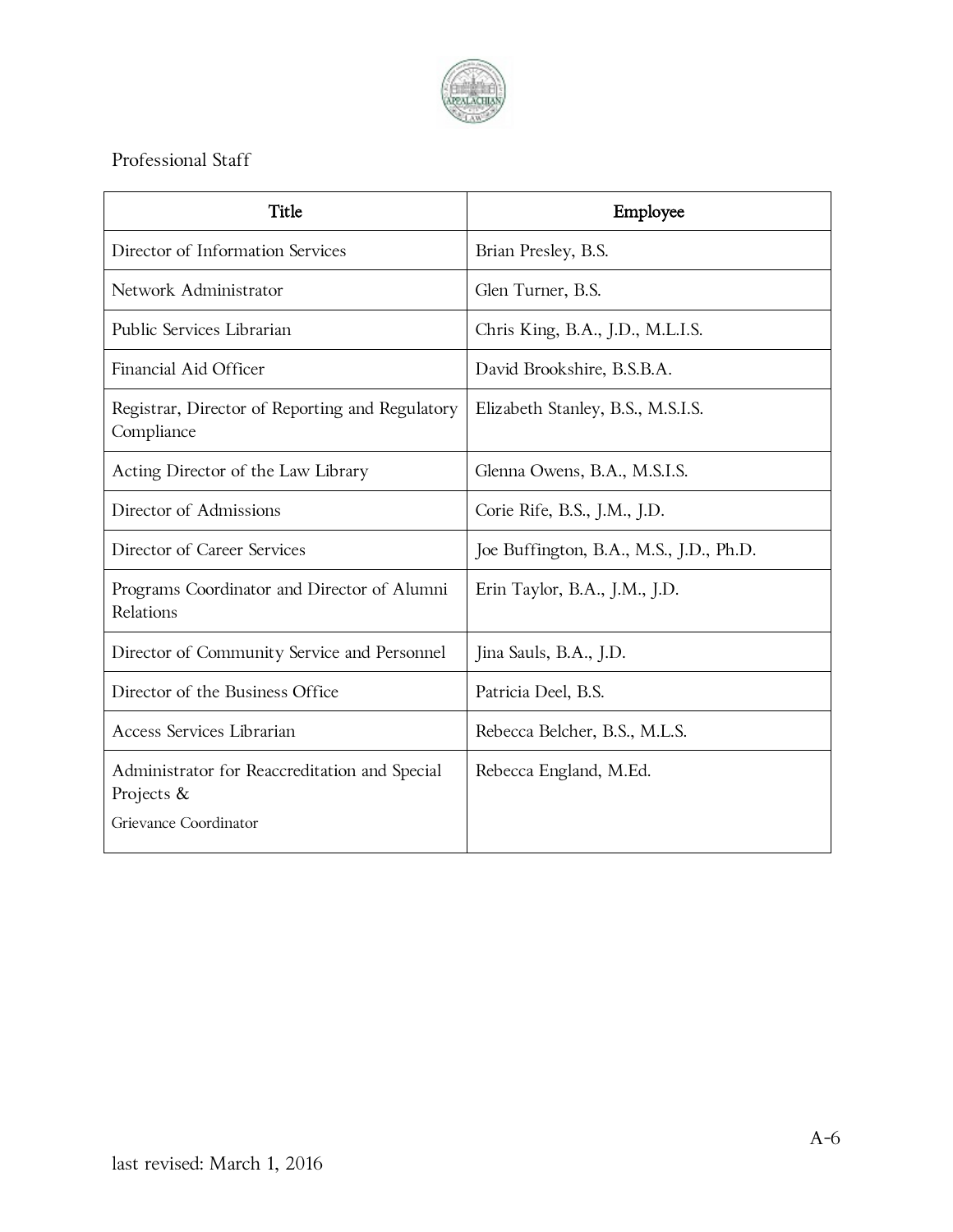Professional Staff

| Title | Employee |
| --- | --- |
| Director of Information Services | Brian Presley, B.S. |
| Network Administrator | Glen Turner, B.S. |
| Public Services Librarian | Chris King, B.A., J.D., M.L.I.S. |
| Financial Aid Officer | David Brookshire, B.S.B.A. |
| Registrar, Director of Reporting and Regulatory Compliance | Elizabeth Stanley, B.S., M.S.I.S. |
| Acting Director of the Law Library | Glenna Owens, B.A., M.S.I.S. |
| Director of Admissions | Corie Rife, B.S., J.M., J.D. |
| Director of Career Services | Joe Buffington, B.A., M.S., J.D., Ph.D. |
| Programs Coordinator and Director of Alumni Relations | Erin Taylor, B.A., J.M., J.D. |
| Director of Community Service and Personnel | Jina Sauls, B.A., J.D. |
| Director of the Business Office | Patricia Deel, B.S. |
| Access Services Librarian | Rebecca Belcher, B.S., M.L.S. |
| Administrator for Reaccreditation and Special Projects & Grievance Coordinator | Rebecca England, M.Ed. |

last revised: March 1, 2016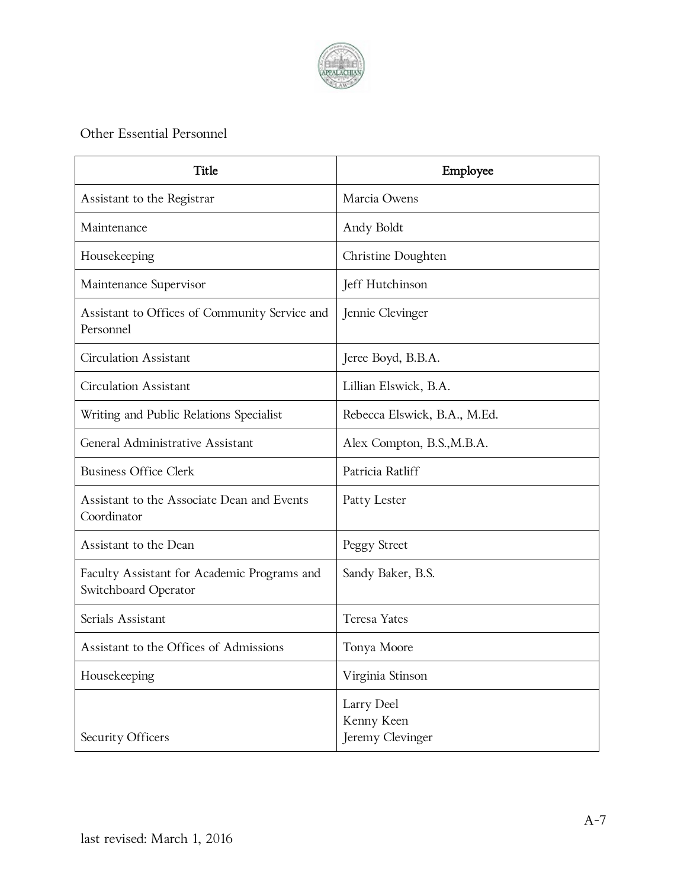Other Essential Personnel

| Title | Employee |
| --- | --- |
| Assistant to the Registrar | Marcia Owens |
| Maintenance | Andy Boldt |
| Housekeeping | Christine Doughten |
| Maintenance Supervisor | Jeff Hutchinson |
| Assistant to Offices of Community Service and Personnel | Jennie Clevinger |
| Circulation Assistant | Jeree Boyd, B.B.A. |
| Circulation Assistant | Lillian Elswick, B.A. |
| Writing and Public Relations Specialist | Rebecca Elswick, B.A., M.Ed. |
| General Administrative Assistant | Alex Compton, B.S.,M.B.A. |
| Business Office Clerk | Patricia Ratliff |
| Assistant to the Associate Dean and Events Coordinator | Patty Lester |
| Assistant to the Dean | Peggy Street |
| Faculty Assistant for Academic Programs and Switchboard Operator | Sandy Baker, B.S. |
| Serials Assistant | Teresa Yates |
| Assistant to the Offices of Admissions | Tonya Moore |
| Housekeeping | Virginia Stinson |
| Security Officers | Larry Deel<br>Kenny Keen<br>Jeremy Clevinger |

last revised: March 1, 2016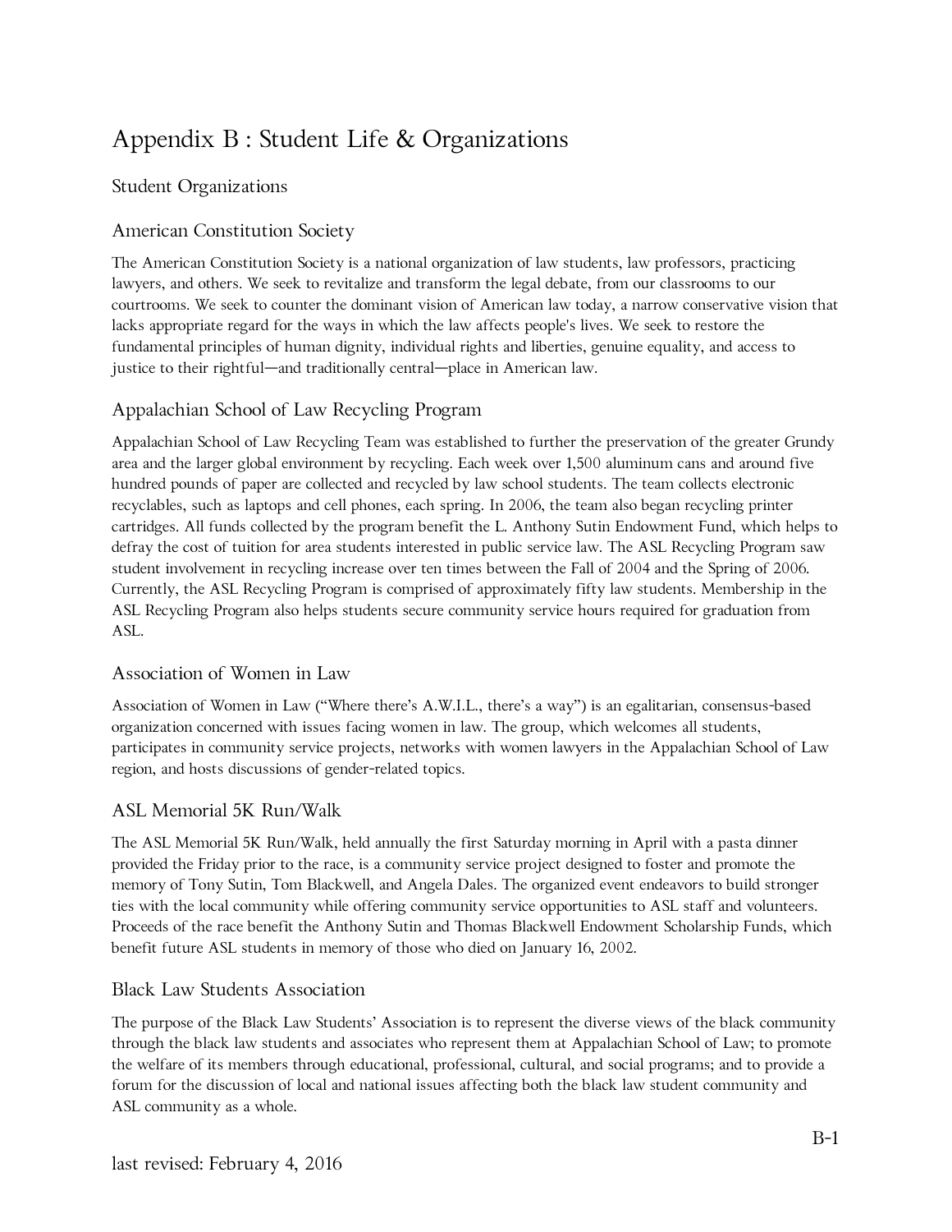# Appendix B : Student Life & Organizations

## Student Organizations

### American Constitution Society

The American Constitution Society is a national organization of law students, law professors, practicing lawyers, and others. We seek to revitalize and transform the legal debate, from our classrooms to our courtrooms. We seek to counter the dominant vision of American law today, a narrow conservative vision that lacks appropriate regard for the ways in which the law affects people's lives. We seek to restore the fundamental principles of human dignity, individual rights and liberties, genuine equality, and access to justice to their rightful—and traditionally central—place in American law.

### Appalachian School of Law Recycling Program

Appalachian School of Law Recycling Team was established to further the preservation of the greater Grundy area and the larger global environment by recycling. Each week over 1,500 aluminum cans and around five hundred pounds of paper are collected and recycled by law school students. The team collects electronic recyclables, such as laptops and cell phones, each spring. In 2006, the team also began recycling printer cartridges. All funds collected by the program benefit the L. Anthony Sutin Endowment Fund, which helps to defray the cost of tuition for area students interested in public service law. The ASL Recycling Program saw student involvement in recycling increase over ten times between the Fall of 2004 and the Spring of 2006. Currently, the ASL Recycling Program is comprised of approximately fifty law students. Membership in the ASL Recycling Program also helps students secure community service hours required for graduation from ASL.

### Association of Women in Law

Association of Women in Law ("Where there's A.W.I.L., there's a way") is an egalitarian, consensus-based organization concerned with issues facing women in law. The group, which welcomes all students, participates in community service projects, networks with women lawyers in the Appalachian School of Law region, and hosts discussions of gender-related topics.

### ASL Memorial 5K Run/Walk

The ASL Memorial 5K Run/Walk, held annually the first Saturday morning in April with a pasta dinner provided the Friday prior to the race, is a community service project designed to foster and promote the memory of Tony Sutin, Tom Blackwell, and Angela Dales. The organized event endeavors to build stronger ties with the local community while offering community service opportunities to ASL staff and volunteers. Proceeds of the race benefit the Anthony Sutin and Thomas Blackwell Endowment Scholarship Funds, which benefit future ASL students in memory of those who died on January 16, 2002.

### Black Law Students Association

The purpose of the Black Law Students' Association is to represent the diverse views of the black community through the black law students and associates who represent them at Appalachian School of Law; to promote the welfare of its members through educational, professional, cultural, and social programs; and to provide a forum for the discussion of local and national issues affecting both the black law student community and ASL community as a whole.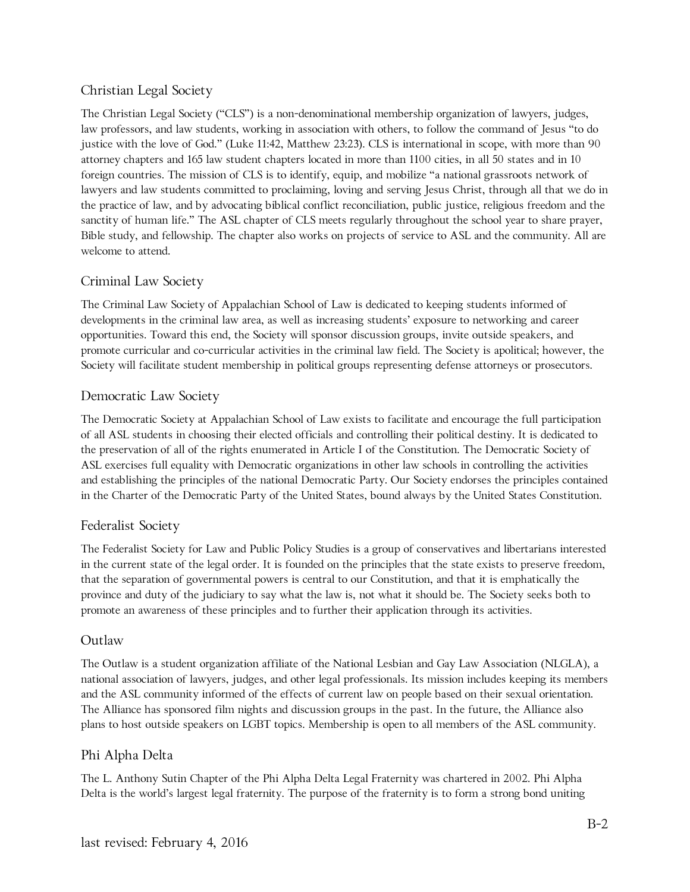### Christian Legal Society

The Christian Legal Society ("CLS") is a non-denominational membership organization of lawyers, judges, law professors, and law students, working in association with others, to follow the command of Jesus "to do justice with the love of God." (Luke 11:42, Matthew 23:23). CLS is international in scope, with more than 90 attorney chapters and 165 law student chapters located in more than 1100 cities, in all 50 states and in 10 foreign countries. The mission of CLS is to identify, equip, and mobilize "a national grassroots network of lawyers and law students committed to proclaiming, loving and serving Jesus Christ, through all that we do in the practice of law, and by advocating biblical conflict reconciliation, public justice, religious freedom and the sanctity of human life." The ASL chapter of CLS meets regularly throughout the school year to share prayer, Bible study, and fellowship. The chapter also works on projects of service to ASL and the community. All are welcome to attend.

### Criminal Law Society

The Criminal Law Society of Appalachian School of Law is dedicated to keeping students informed of developments in the criminal law area, as well as increasing students' exposure to networking and career opportunities. Toward this end, the Society will sponsor discussion groups, invite outside speakers, and promote curricular and co-curricular activities in the criminal law field. The Society is apolitical; however, the Society will facilitate student membership in political groups representing defense attorneys or prosecutors.

### Democratic Law Society

The Democratic Society at Appalachian School of Law exists to facilitate and encourage the full participation of all ASL students in choosing their elected officials and controlling their political destiny. It is dedicated to the preservation of all of the rights enumerated in Article I of the Constitution. The Democratic Society of ASL exercises full equality with Democratic organizations in other law schools in controlling the activities and establishing the principles of the national Democratic Party. Our Society endorses the principles contained in the Charter of the Democratic Party of the United States, bound always by the United States Constitution.

### Federalist Society

The Federalist Society for Law and Public Policy Studies is a group of conservatives and libertarians interested in the current state of the legal order. It is founded on the principles that the state exists to preserve freedom, that the separation of governmental powers is central to our Constitution, and that it is emphatically the province and duty of the judiciary to say what the law is, not what it should be. The Society seeks both to promote an awareness of these principles and to further their application through its activities.

### Outlaw

The Outlaw is a student organization affiliate of the National Lesbian and Gay Law Association (NLGLA), a national association of lawyers, judges, and other legal professionals. Its mission includes keeping its members and the ASL community informed of the effects of current law on people based on their sexual orientation. The Alliance has sponsored film nights and discussion groups in the past. In the future, the Alliance also plans to host outside speakers on LGBT topics. Membership is open to all members of the ASL community.

### Phi Alpha Delta

The L. Anthony Sutin Chapter of the Phi Alpha Delta Legal Fraternity was chartered in 2002. Phi Alpha Delta is the world's largest legal fraternity. The purpose of the fraternity is to form a strong bond uniting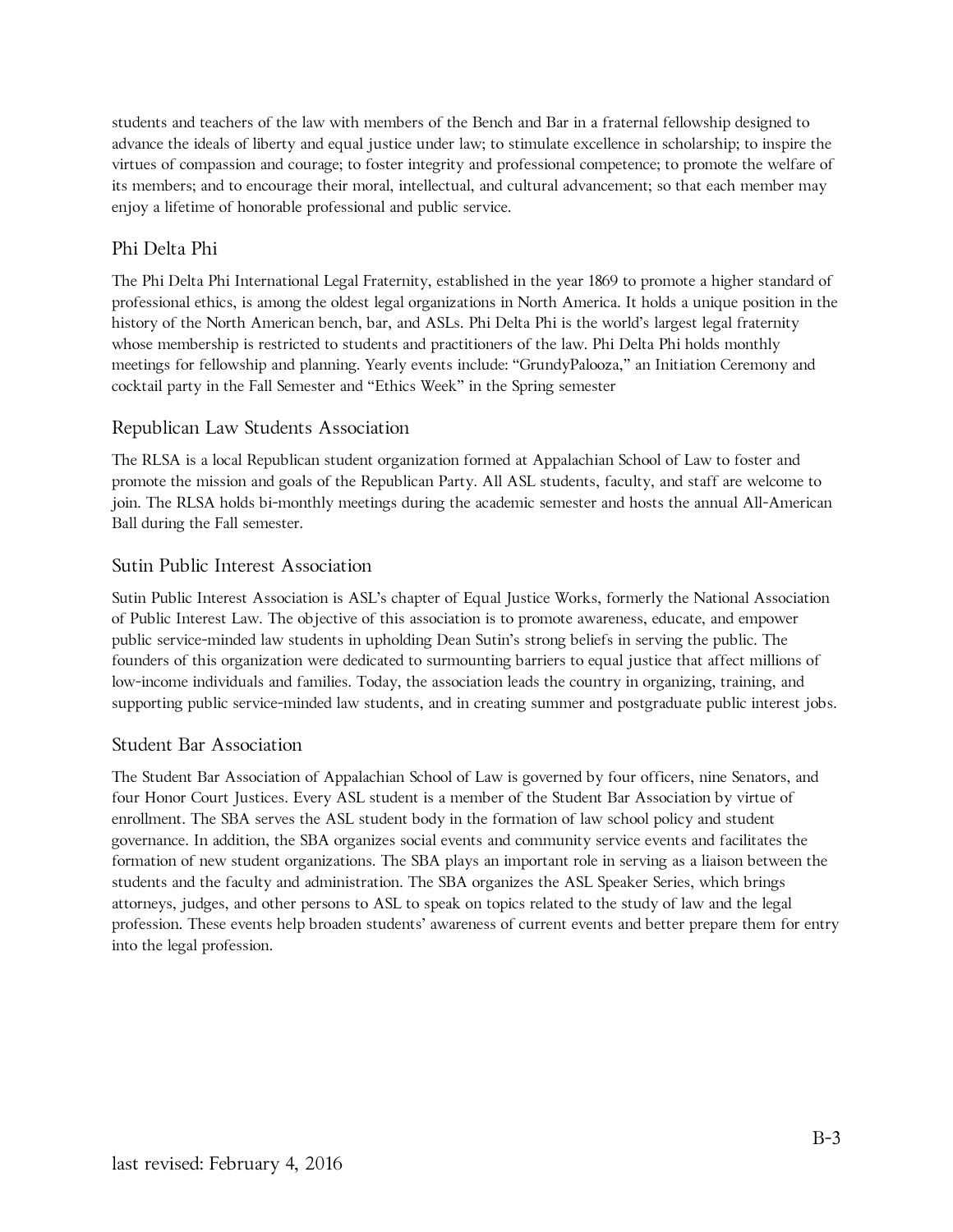students and teachers of the law with members of the Bench and Bar in a fraternal fellowship designed to advance the ideals of liberty and equal justice under law; to stimulate excellence in scholarship; to inspire the virtues of compassion and courage; to foster integrity and professional competence; to promote the welfare of its members; and to encourage their moral, intellectual, and cultural advancement; so that each member may enjoy a lifetime of honorable professional and public service.

### Phi Delta Phi

The Phi Delta Phi International Legal Fraternity, established in the year 1869 to promote a higher standard of professional ethics, is among the oldest legal organizations in North America. It holds a unique position in the history of the North American bench, bar, and ASLs. Phi Delta Phi is the world's largest legal fraternity whose membership is restricted to students and practitioners of the law. Phi Delta Phi holds monthly meetings for fellowship and planning. Yearly events include: "GrundyPalooza," an Initiation Ceremony and cocktail party in the Fall Semester and "Ethics Week" in the Spring semester

### Republican Law Students Association

The RLSA is a local Republican student organization formed at Appalachian School of Law to foster and promote the mission and goals of the Republican Party. All ASL students, faculty, and staff are welcome to join. The RLSA holds bi-monthly meetings during the academic semester and hosts the annual All-American Ball during the Fall semester.

### Sutin Public Interest Association

Sutin Public Interest Association is ASL's chapter of Equal Justice Works, formerly the National Association of Public Interest Law. The objective of this association is to promote awareness, educate, and empower public service-minded law students in upholding Dean Sutin's strong beliefs in serving the public. The founders of this organization were dedicated to surmounting barriers to equal justice that affect millions of low-income individuals and families. Today, the association leads the country in organizing, training, and supporting public service-minded law students, and in creating summer and postgraduate public interest jobs.

### Student Bar Association

The Student Bar Association of Appalachian School of Law is governed by four officers, nine Senators, and four Honor Court Justices. Every ASL student is a member of the Student Bar Association by virtue of enrollment. The SBA serves the ASL student body in the formation of law school policy and student governance. In addition, the SBA organizes social events and community service events and facilitates the formation of new student organizations. The SBA plays an important role in serving as a liaison between the students and the faculty and administration. The SBA organizes the ASL Speaker Series, which brings attorneys, judges, and other persons to ASL to speak on topics related to the study of law and the legal profession. These events help broaden students' awareness of current events and better prepare them for entry into the legal profession.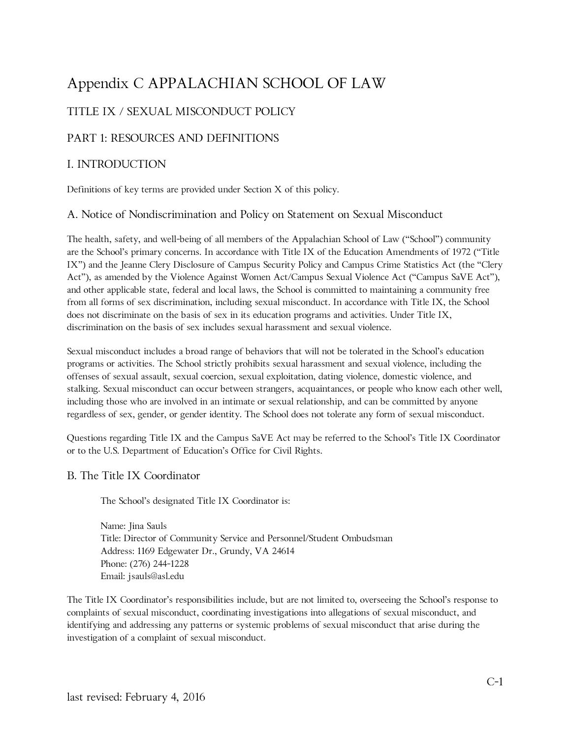# Appendix C APPALACHIAN SCHOOL OF LAW

## TITLE IX / SEXUAL MISCONDUCT POLICY

## PART 1: RESOURCES AND DEFINITIONS

## I. INTRODUCTION

Definitions of key terms are provided under Section X of this policy.

### A. Notice of Nondiscrimination and Policy on Statement on Sexual Misconduct

The health, safety, and well-being of all members of the Appalachian School of Law ("School") community are the School's primary concerns. In accordance with Title IX of the Education Amendments of 1972 ("Title IX") and the Jeanne Clery Disclosure of Campus Security Policy and Campus Crime Statistics Act (the "Clery Act"), as amended by the Violence Against Women Act/Campus Sexual Violence Act ("Campus SaVE Act"), and other applicable state, federal and local laws, the School is committed to maintaining a community free from all forms of sex discrimination, including sexual misconduct. In accordance with Title IX, the School does not discriminate on the basis of sex in its education programs and activities. Under Title IX, discrimination on the basis of sex includes sexual harassment and sexual violence.

Sexual misconduct includes a broad range of behaviors that will not be tolerated in the School's education programs or activities. The School strictly prohibits sexual harassment and sexual violence, including the offenses of sexual assault, sexual coercion, sexual exploitation, dating violence, domestic violence, and stalking. Sexual misconduct can occur between strangers, acquaintances, or people who know each other well, including those who are involved in an intimate or sexual relationship, and can be committed by anyone regardless of sex, gender, or gender identity. The School does not tolerate any form of sexual misconduct.

Questions regarding Title IX and the Campus SaVE Act may be referred to the School's Title IX Coordinator or to the U.S. Department of Education's Office for Civil Rights.

### B. The Title IX Coordinator

The School's designated Title IX Coordinator is:

Name: Jina Sauls
Title: Director of Community Service and Personnel/Student Ombudsman
Address: 1169 Edgewater Dr., Grundy, VA 24614
Phone: (276) 244-1228
Email: jsauls@asl.edu

The Title IX Coordinator's responsibilities include, but are not limited to, overseeing the School's response to complaints of sexual misconduct, coordinating investigations into allegations of sexual misconduct, and identifying and addressing any patterns or systemic problems of sexual misconduct that arise during the investigation of a complaint of sexual misconduct.

last revised: February 4, 2016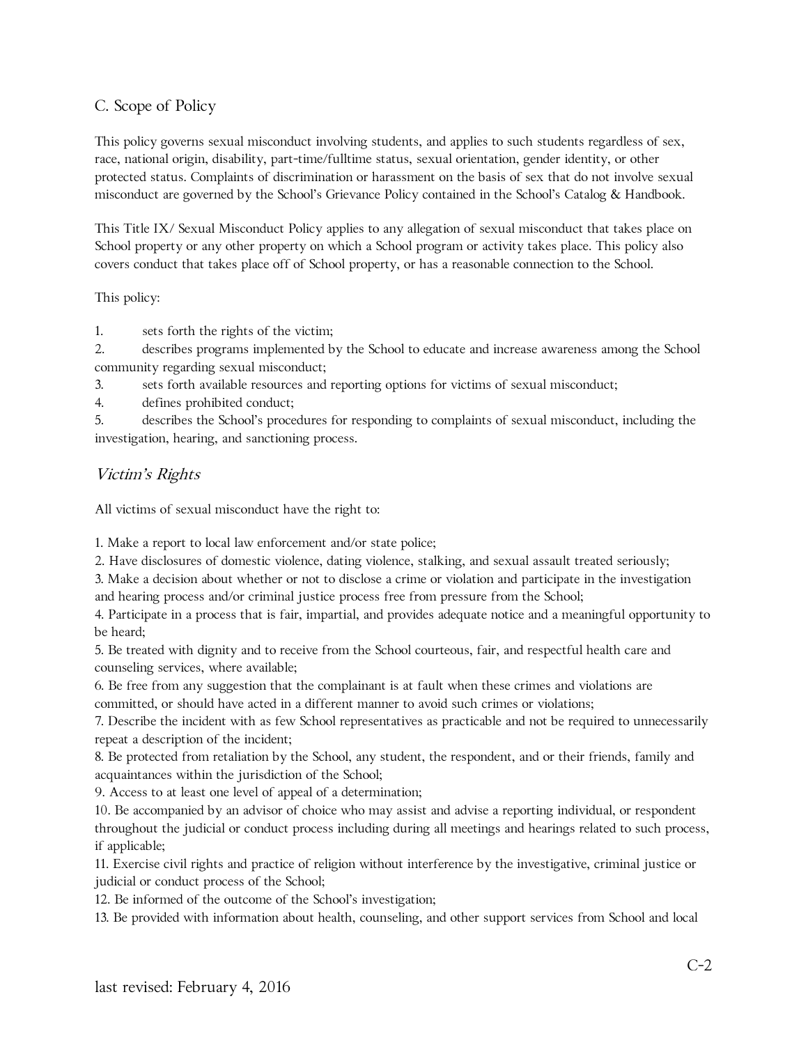## C. Scope of Policy

This policy governs sexual misconduct involving students, and applies to such students regardless of sex, race, national origin, disability, part-time/fulltime status, sexual orientation, gender identity, or other protected status. Complaints of discrimination or harassment on the basis of sex that do not involve sexual misconduct are governed by the School's Grievance Policy contained in the School's Catalog & Handbook.

This Title IX/ Sexual Misconduct Policy applies to any allegation of sexual misconduct that takes place on School property or any other property on which a School program or activity takes place. This policy also covers conduct that takes place off of School property, or has a reasonable connection to the School.

This policy:

1. sets forth the rights of the victim;
2. describes programs implemented by the School to educate and increase awareness among the School community regarding sexual misconduct;
3. sets forth available resources and reporting options for victims of sexual misconduct;
4. defines prohibited conduct;
5. describes the School's procedures for responding to complaints of sexual misconduct, including the investigation, hearing, and sanctioning process.

### *Victim's Rights*

All victims of sexual misconduct have the right to:

1. Make a report to local law enforcement and/or state police;
2. Have disclosures of domestic violence, dating violence, stalking, and sexual assault treated seriously;
3. Make a decision about whether or not to disclose a crime or violation and participate in the investigation and hearing process and/or criminal justice process free from pressure from the School;
4. Participate in a process that is fair, impartial, and provides adequate notice and a meaningful opportunity to be heard;
5. Be treated with dignity and to receive from the School courteous, fair, and respectful health care and counseling services, where available;
6. Be free from any suggestion that the complainant is at fault when these crimes and violations are committed, or should have acted in a different manner to avoid such crimes or violations;
7. Describe the incident with as few School representatives as practicable and not be required to unnecessarily repeat a description of the incident;
8. Be protected from retaliation by the School, any student, the respondent, and or their friends, family and acquaintances within the jurisdiction of the School;
9. Access to at least one level of appeal of a determination;
10. Be accompanied by an advisor of choice who may assist and advise a reporting individual, or respondent throughout the judicial or conduct process including during all meetings and hearings related to such process, if applicable;
11. Exercise civil rights and practice of religion without interference by the investigative, criminal justice or judicial or conduct process of the School;
12. Be informed of the outcome of the School's investigation;
13. Be provided with information about health, counseling, and other support services from School and local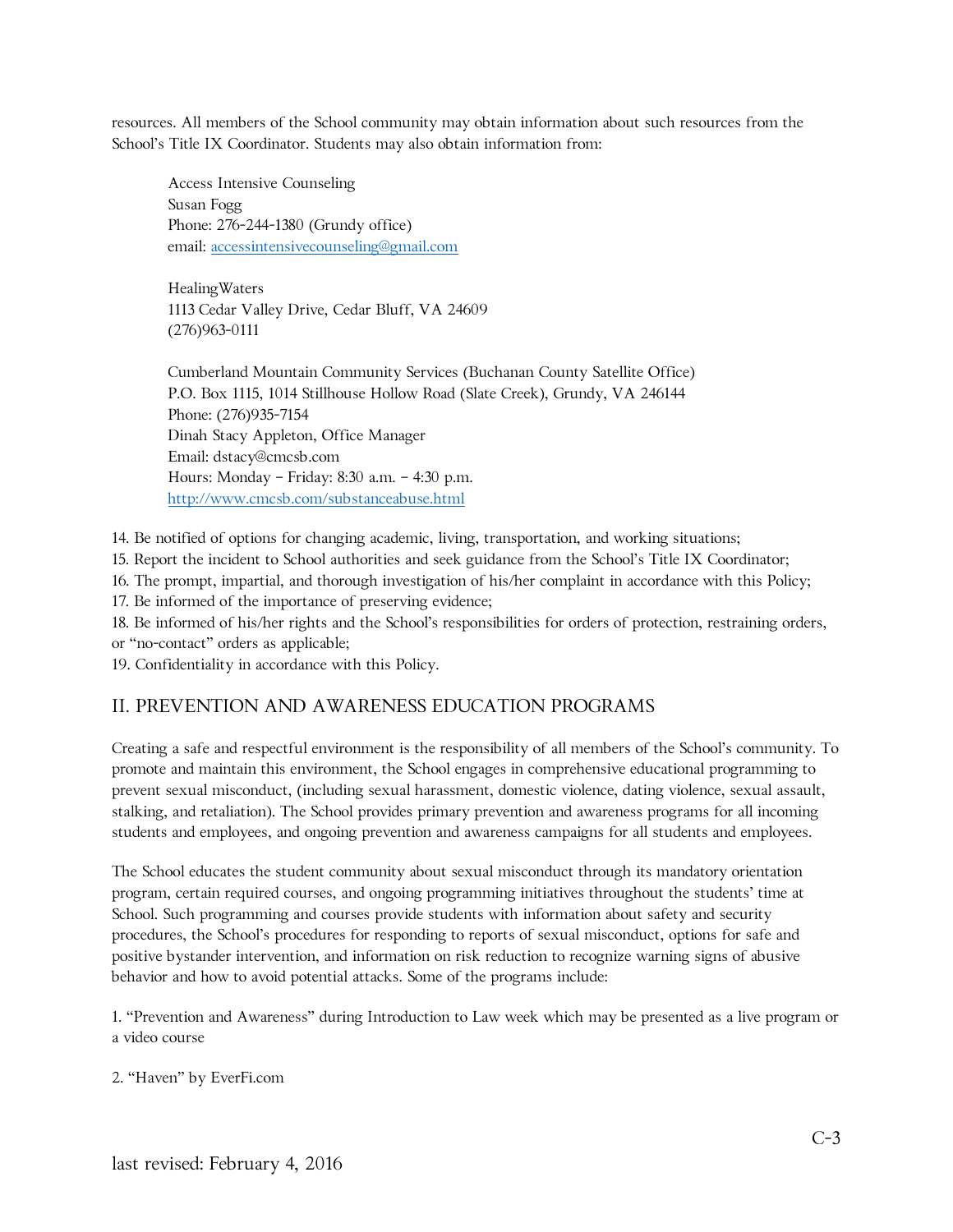resources. All members of the School community may obtain information about such resources from the School's Title IX Coordinator. Students may also obtain information from:

> Access Intensive Counseling
> Susan Fogg
> Phone: 276-244-1380 (Grundy office)
> email: accessintensivecounseling@gmail.com
>
> HealingWaters
> 1113 Cedar Valley Drive, Cedar Bluff, VA 24609
> (276)963-0111
>
> Cumberland Mountain Community Services (Buchanan County Satellite Office)
> P.O. Box 1115, 1014 Stillhouse Hollow Road (Slate Creek), Grundy, VA 246144
> Phone: (276)935-7154
> Dinah Stacy Appleton, Office Manager
> Email: dstacy@cmcsb.com
> Hours: Monday – Friday: 8:30 a.m. – 4:30 p.m.
> http://www.cmcsb.com/substanceabuse.html

14. Be notified of options for changing academic, living, transportation, and working situations;
15. Report the incident to School authorities and seek guidance from the School's Title IX Coordinator;
16. The prompt, impartial, and thorough investigation of his/her complaint in accordance with this Policy;
17. Be informed of the importance of preserving evidence;
18. Be informed of his/her rights and the School's responsibilities for orders of protection, restraining orders, or "no-contact" orders as applicable;
19. Confidentiality in accordance with this Policy.

## II. PREVENTION AND AWARENESS EDUCATION PROGRAMS

Creating a safe and respectful environment is the responsibility of all members of the School's community. To promote and maintain this environment, the School engages in comprehensive educational programming to prevent sexual misconduct, (including sexual harassment, domestic violence, dating violence, sexual assault, stalking, and retaliation). The School provides primary prevention and awareness programs for all incoming students and employees, and ongoing prevention and awareness campaigns for all students and employees.

The School educates the student community about sexual misconduct through its mandatory orientation program, certain required courses, and ongoing programming initiatives throughout the students' time at School. Such programming and courses provide students with information about safety and security procedures, the School's procedures for responding to reports of sexual misconduct, options for safe and positive bystander intervention, and information on risk reduction to recognize warning signs of abusive behavior and how to avoid potential attacks. Some of the programs include:

1. "Prevention and Awareness" during Introduction to Law week which may be presented as a live program or a video course

2. "Haven" by EverFi.com

last revised: February 4, 2016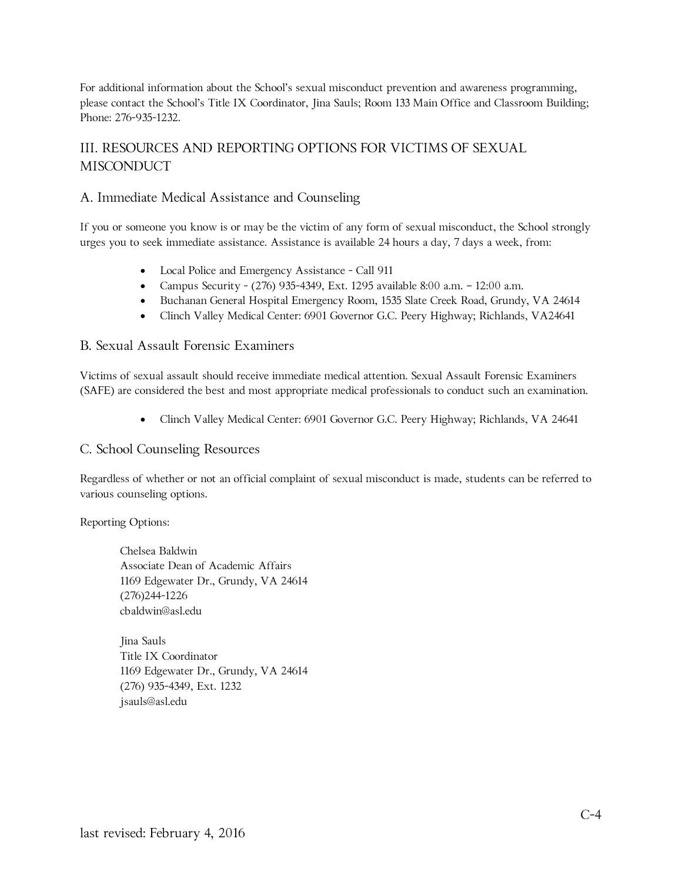For additional information about the School's sexual misconduct prevention and awareness programming, please contact the School's Title IX Coordinator, Jina Sauls; Room 133 Main Office and Classroom Building; Phone: 276-935-1232.

## III. RESOURCES AND REPORTING OPTIONS FOR VICTIMS OF SEXUAL MISCONDUCT

### A. Immediate Medical Assistance and Counseling

If you or someone you know is or may be the victim of any form of sexual misconduct, the School strongly urges you to seek immediate assistance. Assistance is available 24 hours a day, 7 days a week, from:

- Local Police and Emergency Assistance - Call 911
- Campus Security - (276) 935-4349, Ext. 1295 available 8:00 a.m. – 12:00 a.m.
- Buchanan General Hospital Emergency Room, 1535 Slate Creek Road, Grundy, VA 24614
- Clinch Valley Medical Center: 6901 Governor G.C. Peery Highway; Richlands, VA24641

### B. Sexual Assault Forensic Examiners

Victims of sexual assault should receive immediate medical attention. Sexual Assault Forensic Examiners (SAFE) are considered the best and most appropriate medical professionals to conduct such an examination.

- Clinch Valley Medical Center: 6901 Governor G.C. Peery Highway; Richlands, VA 24641

### C. School Counseling Resources

Regardless of whether or not an official complaint of sexual misconduct is made, students can be referred to various counseling options.

Reporting Options:

> Chelsea Baldwin
> Associate Dean of Academic Affairs
> 1169 Edgewater Dr., Grundy, VA 24614
> (276)244-1226
> cbaldwin@asl.edu
>
> Jina Sauls
> Title IX Coordinator
> 1169 Edgewater Dr., Grundy, VA 24614
> (276) 935-4349, Ext. 1232
> jsauls@asl.edu

last revised: February 4, 2016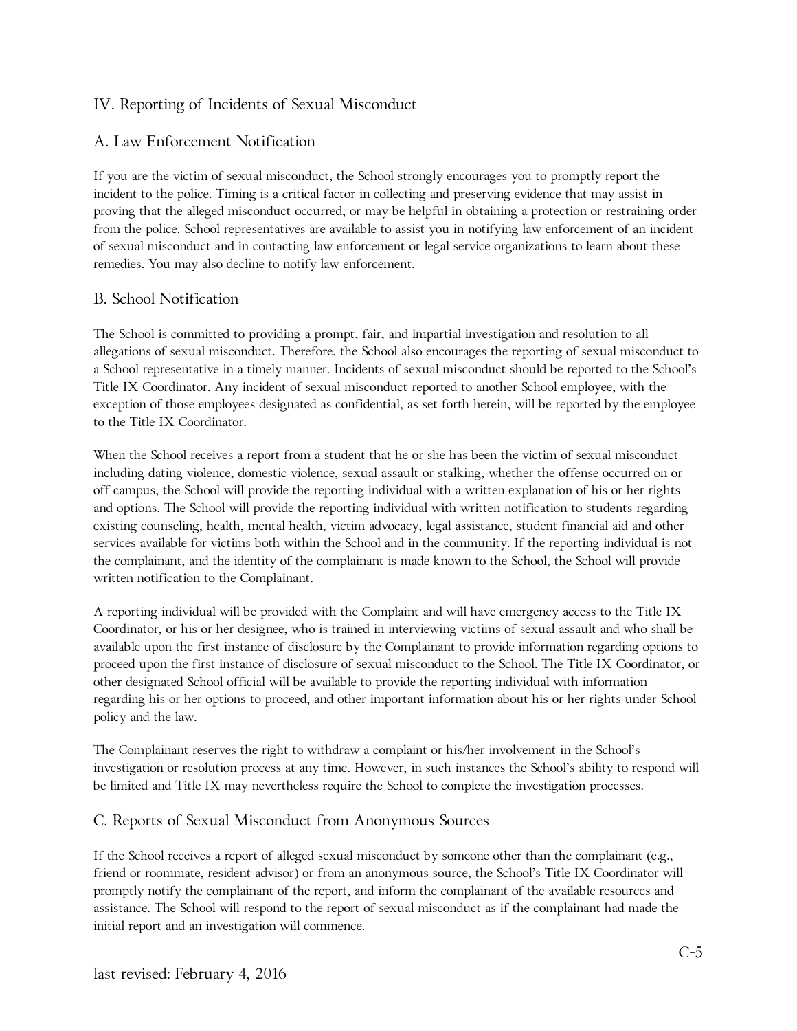## IV. Reporting of Incidents of Sexual Misconduct

### A. Law Enforcement Notification

If you are the victim of sexual misconduct, the School strongly encourages you to promptly report the incident to the police. Timing is a critical factor in collecting and preserving evidence that may assist in proving that the alleged misconduct occurred, or may be helpful in obtaining a protection or restraining order from the police. School representatives are available to assist you in notifying law enforcement of an incident of sexual misconduct and in contacting law enforcement or legal service organizations to learn about these remedies. You may also decline to notify law enforcement.

### B. School Notification

The School is committed to providing a prompt, fair, and impartial investigation and resolution to all allegations of sexual misconduct. Therefore, the School also encourages the reporting of sexual misconduct to a School representative in a timely manner. Incidents of sexual misconduct should be reported to the School's Title IX Coordinator. Any incident of sexual misconduct reported to another School employee, with the exception of those employees designated as confidential, as set forth herein, will be reported by the employee to the Title IX Coordinator.

When the School receives a report from a student that he or she has been the victim of sexual misconduct including dating violence, domestic violence, sexual assault or stalking, whether the offense occurred on or off campus, the School will provide the reporting individual with a written explanation of his or her rights and options. The School will provide the reporting individual with written notification to students regarding existing counseling, health, mental health, victim advocacy, legal assistance, student financial aid and other services available for victims both within the School and in the community. If the reporting individual is not the complainant, and the identity of the complainant is made known to the School, the School will provide written notification to the Complainant.

A reporting individual will be provided with the Complaint and will have emergency access to the Title IX Coordinator, or his or her designee, who is trained in interviewing victims of sexual assault and who shall be available upon the first instance of disclosure by the Complainant to provide information regarding options to proceed upon the first instance of disclosure of sexual misconduct to the School. The Title IX Coordinator, or other designated School official will be available to provide the reporting individual with information regarding his or her options to proceed, and other important information about his or her rights under School policy and the law.

The Complainant reserves the right to withdraw a complaint or his/her involvement in the School's investigation or resolution process at any time. However, in such instances the School's ability to respond will be limited and Title IX may nevertheless require the School to complete the investigation processes.

### C. Reports of Sexual Misconduct from Anonymous Sources

If the School receives a report of alleged sexual misconduct by someone other than the complainant (e.g., friend or roommate, resident advisor) or from an anonymous source, the School's Title IX Coordinator will promptly notify the complainant of the report, and inform the complainant of the available resources and assistance. The School will respond to the report of sexual misconduct as if the complainant had made the initial report and an investigation will commence.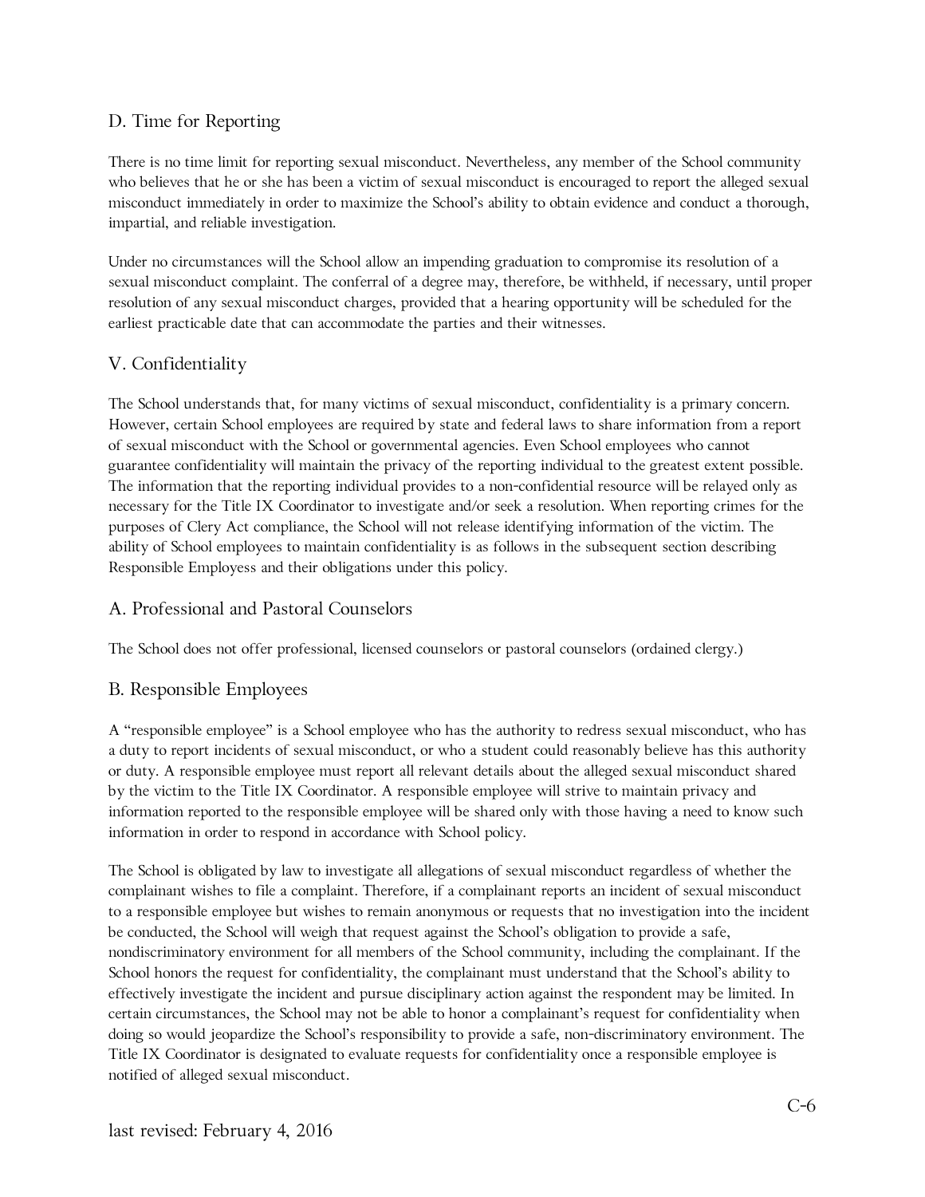## D. Time for Reporting

There is no time limit for reporting sexual misconduct. Nevertheless, any member of the School community who believes that he or she has been a victim of sexual misconduct is encouraged to report the alleged sexual misconduct immediately in order to maximize the School's ability to obtain evidence and conduct a thorough, impartial, and reliable investigation.

Under no circumstances will the School allow an impending graduation to compromise its resolution of a sexual misconduct complaint. The conferral of a degree may, therefore, be withheld, if necessary, until proper resolution of any sexual misconduct charges, provided that a hearing opportunity will be scheduled for the earliest practicable date that can accommodate the parties and their witnesses.

## V. Confidentiality

The School understands that, for many victims of sexual misconduct, confidentiality is a primary concern. However, certain School employees are required by state and federal laws to share information from a report of sexual misconduct with the School or governmental agencies. Even School employees who cannot guarantee confidentiality will maintain the privacy of the reporting individual to the greatest extent possible. The information that the reporting individual provides to a non-confidential resource will be relayed only as necessary for the Title IX Coordinator to investigate and/or seek a resolution. When reporting crimes for the purposes of Clery Act compliance, the School will not release identifying information of the victim. The ability of School employees to maintain confidentiality is as follows in the subsequent section describing Responsible Employess and their obligations under this policy.

## A. Professional and Pastoral Counselors

The School does not offer professional, licensed counselors or pastoral counselors (ordained clergy.)

## B. Responsible Employees

A "responsible employee" is a School employee who has the authority to redress sexual misconduct, who has a duty to report incidents of sexual misconduct, or who a student could reasonably believe has this authority or duty. A responsible employee must report all relevant details about the alleged sexual misconduct shared by the victim to the Title IX Coordinator. A responsible employee will strive to maintain privacy and information reported to the responsible employee will be shared only with those having a need to know such information in order to respond in accordance with School policy.

The School is obligated by law to investigate all allegations of sexual misconduct regardless of whether the complainant wishes to file a complaint. Therefore, if a complainant reports an incident of sexual misconduct to a responsible employee but wishes to remain anonymous or requests that no investigation into the incident be conducted, the School will weigh that request against the School's obligation to provide a safe, nondiscriminatory environment for all members of the School community, including the complainant. If the School honors the request for confidentiality, the complainant must understand that the School's ability to effectively investigate the incident and pursue disciplinary action against the respondent may be limited. In certain circumstances, the School may not be able to honor a complainant's request for confidentiality when doing so would jeopardize the School's responsibility to provide a safe, non-discriminatory environment. The Title IX Coordinator is designated to evaluate requests for confidentiality once a responsible employee is notified of alleged sexual misconduct.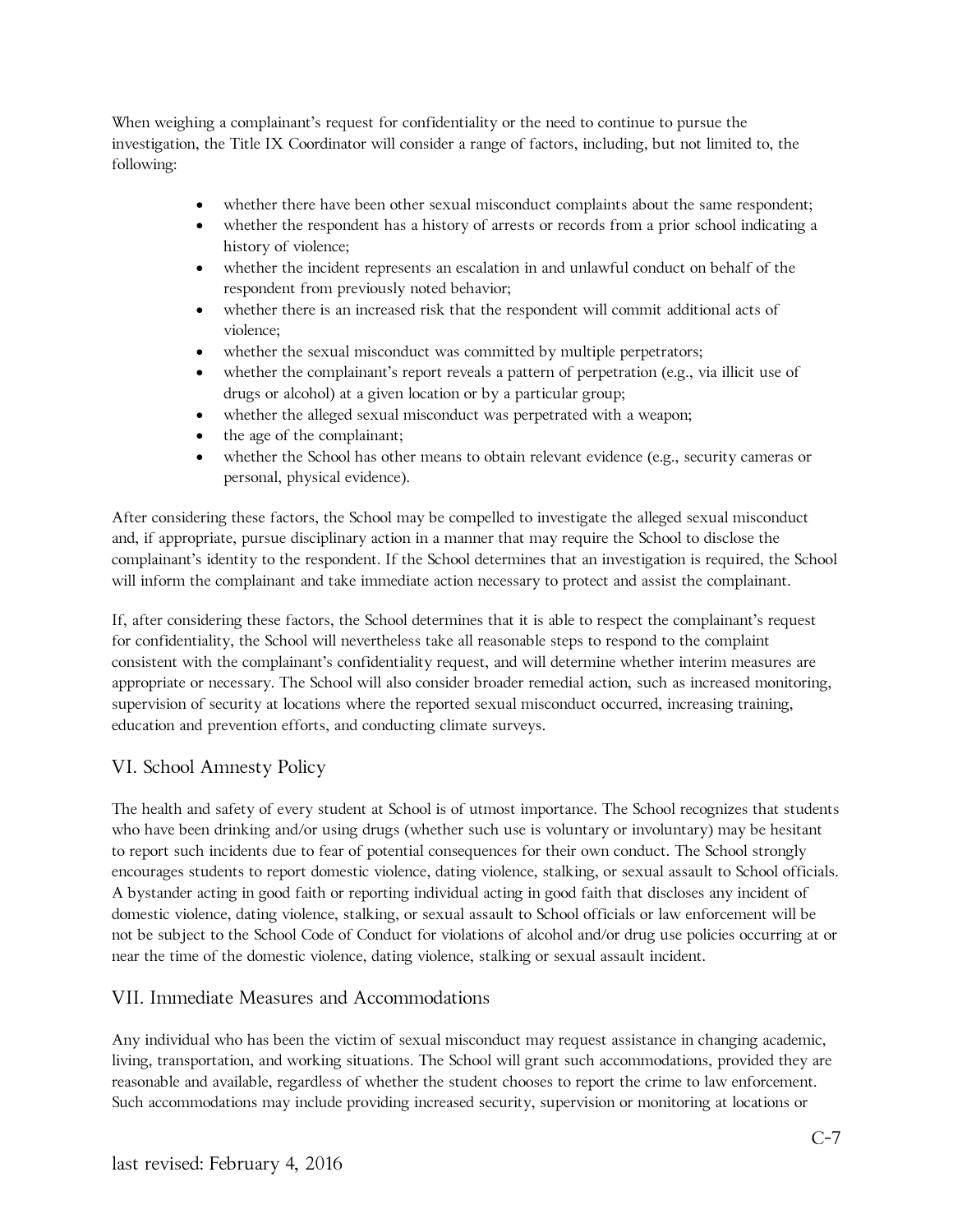When weighing a complainant's request for confidentiality or the need to continue to pursue the investigation, the Title IX Coordinator will consider a range of factors, including, but not limited to, the following:

- whether there have been other sexual misconduct complaints about the same respondent;
- whether the respondent has a history of arrests or records from a prior school indicating a history of violence;
- whether the incident represents an escalation in and unlawful conduct on behalf of the respondent from previously noted behavior;
- whether there is an increased risk that the respondent will commit additional acts of violence;
- whether the sexual misconduct was committed by multiple perpetrators;
- whether the complainant's report reveals a pattern of perpetration (e.g., via illicit use of drugs or alcohol) at a given location or by a particular group;
- whether the alleged sexual misconduct was perpetrated with a weapon;
- the age of the complainant;
- whether the School has other means to obtain relevant evidence (e.g., security cameras or personal, physical evidence).

After considering these factors, the School may be compelled to investigate the alleged sexual misconduct and, if appropriate, pursue disciplinary action in a manner that may require the School to disclose the complainant's identity to the respondent. If the School determines that an investigation is required, the School will inform the complainant and take immediate action necessary to protect and assist the complainant.

If, after considering these factors, the School determines that it is able to respect the complainant's request for confidentiality, the School will nevertheless take all reasonable steps to respond to the complaint consistent with the complainant's confidentiality request, and will determine whether interim measures are appropriate or necessary. The School will also consider broader remedial action, such as increased monitoring, supervision of security at locations where the reported sexual misconduct occurred, increasing training, education and prevention efforts, and conducting climate surveys.

## VI. School Amnesty Policy

The health and safety of every student at School is of utmost importance. The School recognizes that students who have been drinking and/or using drugs (whether such use is voluntary or involuntary) may be hesitant to report such incidents due to fear of potential consequences for their own conduct. The School strongly encourages students to report domestic violence, dating violence, stalking, or sexual assault to School officials. A bystander acting in good faith or reporting individual acting in good faith that discloses any incident of domestic violence, dating violence, stalking, or sexual assault to School officials or law enforcement will be not be subject to the School Code of Conduct for violations of alcohol and/or drug use policies occurring at or near the time of the domestic violence, dating violence, stalking or sexual assault incident.

## VII. Immediate Measures and Accommodations

Any individual who has been the victim of sexual misconduct may request assistance in changing academic, living, transportation, and working situations. The School will grant such accommodations, provided they are reasonable and available, regardless of whether the student chooses to report the crime to law enforcement. Such accommodations may include providing increased security, supervision or monitoring at locations or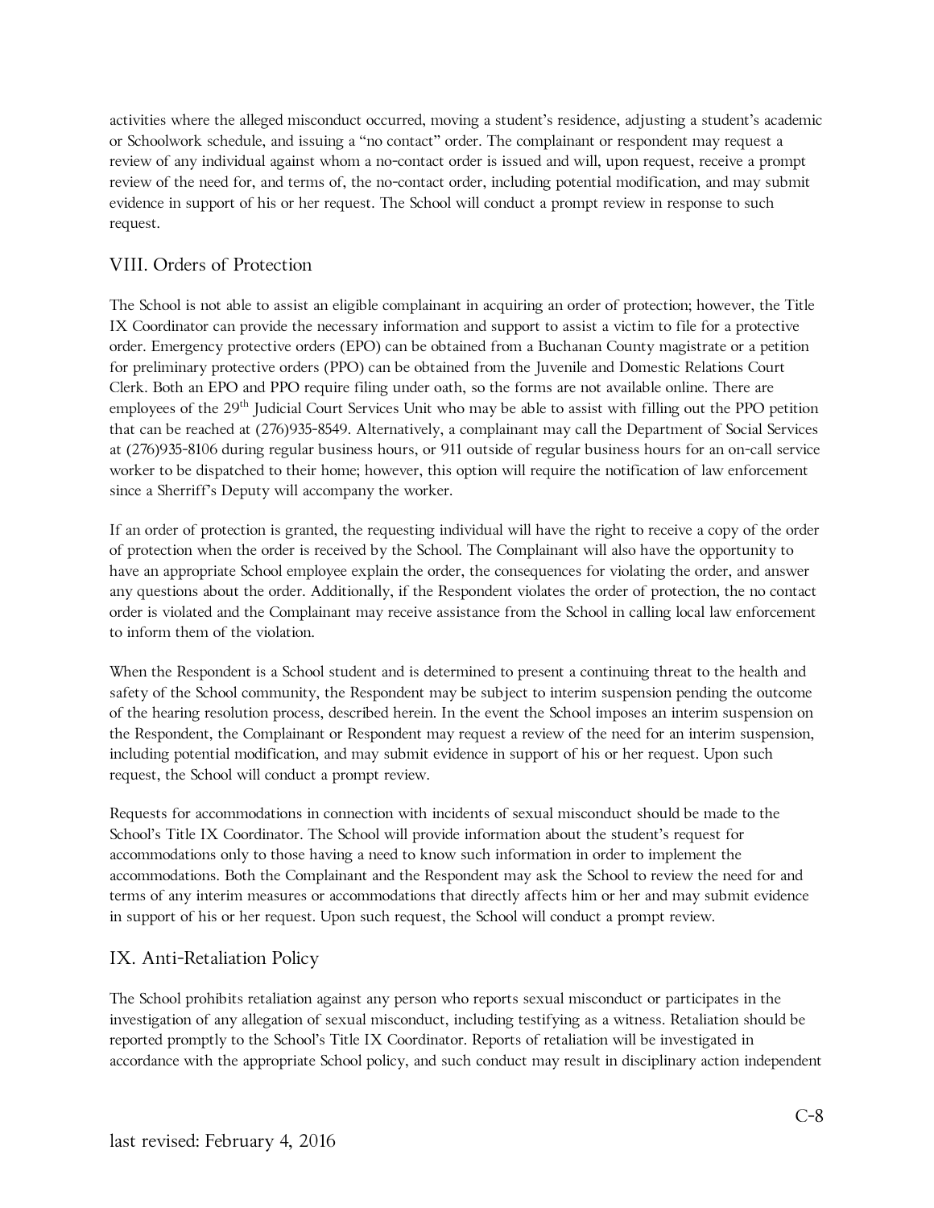activities where the alleged misconduct occurred, moving a student's residence, adjusting a student's academic or Schoolwork schedule, and issuing a "no contact" order. The complainant or respondent may request a review of any individual against whom a no-contact order is issued and will, upon request, receive a prompt review of the need for, and terms of, the no-contact order, including potential modification, and may submit evidence in support of his or her request. The School will conduct a prompt review in response to such request.

## VIII. Orders of Protection

The School is not able to assist an eligible complainant in acquiring an order of protection; however, the Title IX Coordinator can provide the necessary information and support to assist a victim to file for a protective order. Emergency protective orders (EPO) can be obtained from a Buchanan County magistrate or a petition for preliminary protective orders (PPO) can be obtained from the Juvenile and Domestic Relations Court Clerk. Both an EPO and PPO require filing under oath, so the forms are not available online. There are employees of the 29th Judicial Court Services Unit who may be able to assist with filling out the PPO petition that can be reached at (276)935-8549. Alternatively, a complainant may call the Department of Social Services at (276)935-8106 during regular business hours, or 911 outside of regular business hours for an on-call service worker to be dispatched to their home; however, this option will require the notification of law enforcement since a Sherriff's Deputy will accompany the worker.

If an order of protection is granted, the requesting individual will have the right to receive a copy of the order of protection when the order is received by the School. The Complainant will also have the opportunity to have an appropriate School employee explain the order, the consequences for violating the order, and answer any questions about the order. Additionally, if the Respondent violates the order of protection, the no contact order is violated and the Complainant may receive assistance from the School in calling local law enforcement to inform them of the violation.

When the Respondent is a School student and is determined to present a continuing threat to the health and safety of the School community, the Respondent may be subject to interim suspension pending the outcome of the hearing resolution process, described herein. In the event the School imposes an interim suspension on the Respondent, the Complainant or Respondent may request a review of the need for an interim suspension, including potential modification, and may submit evidence in support of his or her request. Upon such request, the School will conduct a prompt review.

Requests for accommodations in connection with incidents of sexual misconduct should be made to the School's Title IX Coordinator. The School will provide information about the student's request for accommodations only to those having a need to know such information in order to implement the accommodations. Both the Complainant and the Respondent may ask the School to review the need for and terms of any interim measures or accommodations that directly affects him or her and may submit evidence in support of his or her request. Upon such request, the School will conduct a prompt review.

## IX. Anti-Retaliation Policy

The School prohibits retaliation against any person who reports sexual misconduct or participates in the investigation of any allegation of sexual misconduct, including testifying as a witness. Retaliation should be reported promptly to the School's Title IX Coordinator. Reports of retaliation will be investigated in accordance with the appropriate School policy, and such conduct may result in disciplinary action independent

last revised: February 4, 2016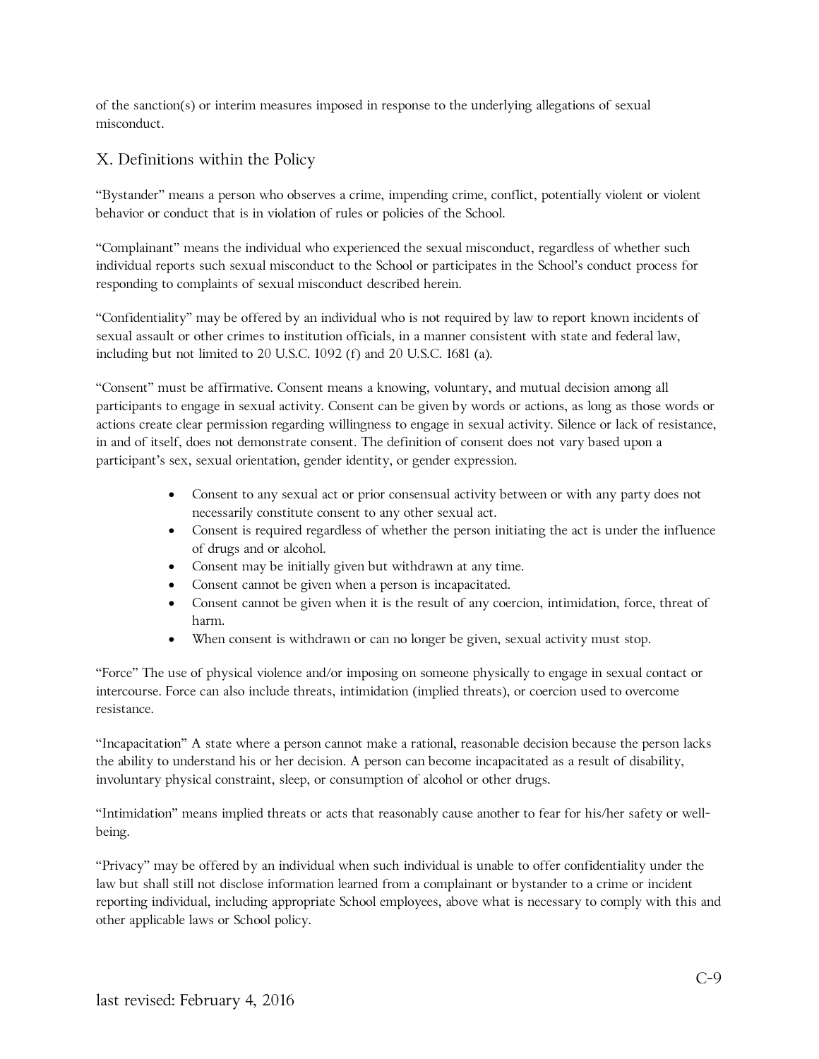of the sanction(s) or interim measures imposed in response to the underlying allegations of sexual misconduct.

## X. Definitions within the Policy

"Bystander" means a person who observes a crime, impending crime, conflict, potentially violent or violent behavior or conduct that is in violation of rules or policies of the School.

"Complainant" means the individual who experienced the sexual misconduct, regardless of whether such individual reports such sexual misconduct to the School or participates in the School's conduct process for responding to complaints of sexual misconduct described herein.

"Confidentiality" may be offered by an individual who is not required by law to report known incidents of sexual assault or other crimes to institution officials, in a manner consistent with state and federal law, including but not limited to 20 U.S.C. 1092 (f) and 20 U.S.C. 1681 (a).

"Consent" must be affirmative. Consent means a knowing, voluntary, and mutual decision among all participants to engage in sexual activity. Consent can be given by words or actions, as long as those words or actions create clear permission regarding willingness to engage in sexual activity. Silence or lack of resistance, in and of itself, does not demonstrate consent. The definition of consent does not vary based upon a participant's sex, sexual orientation, gender identity, or gender expression.

- Consent to any sexual act or prior consensual activity between or with any party does not necessarily constitute consent to any other sexual act.
- Consent is required regardless of whether the person initiating the act is under the influence of drugs and or alcohol.
- Consent may be initially given but withdrawn at any time.
- Consent cannot be given when a person is incapacitated.
- Consent cannot be given when it is the result of any coercion, intimidation, force, threat of harm.
- When consent is withdrawn or can no longer be given, sexual activity must stop.

"Force" The use of physical violence and/or imposing on someone physically to engage in sexual contact or intercourse. Force can also include threats, intimidation (implied threats), or coercion used to overcome resistance.

"Incapacitation" A state where a person cannot make a rational, reasonable decision because the person lacks the ability to understand his or her decision. A person can become incapacitated as a result of disability, involuntary physical constraint, sleep, or consumption of alcohol or other drugs.

"Intimidation" means implied threats or acts that reasonably cause another to fear for his/her safety or well-being.

"Privacy" may be offered by an individual when such individual is unable to offer confidentiality under the law but shall still not disclose information learned from a complainant or bystander to a crime or incident reporting individual, including appropriate School employees, above what is necessary to comply with this and other applicable laws or School policy.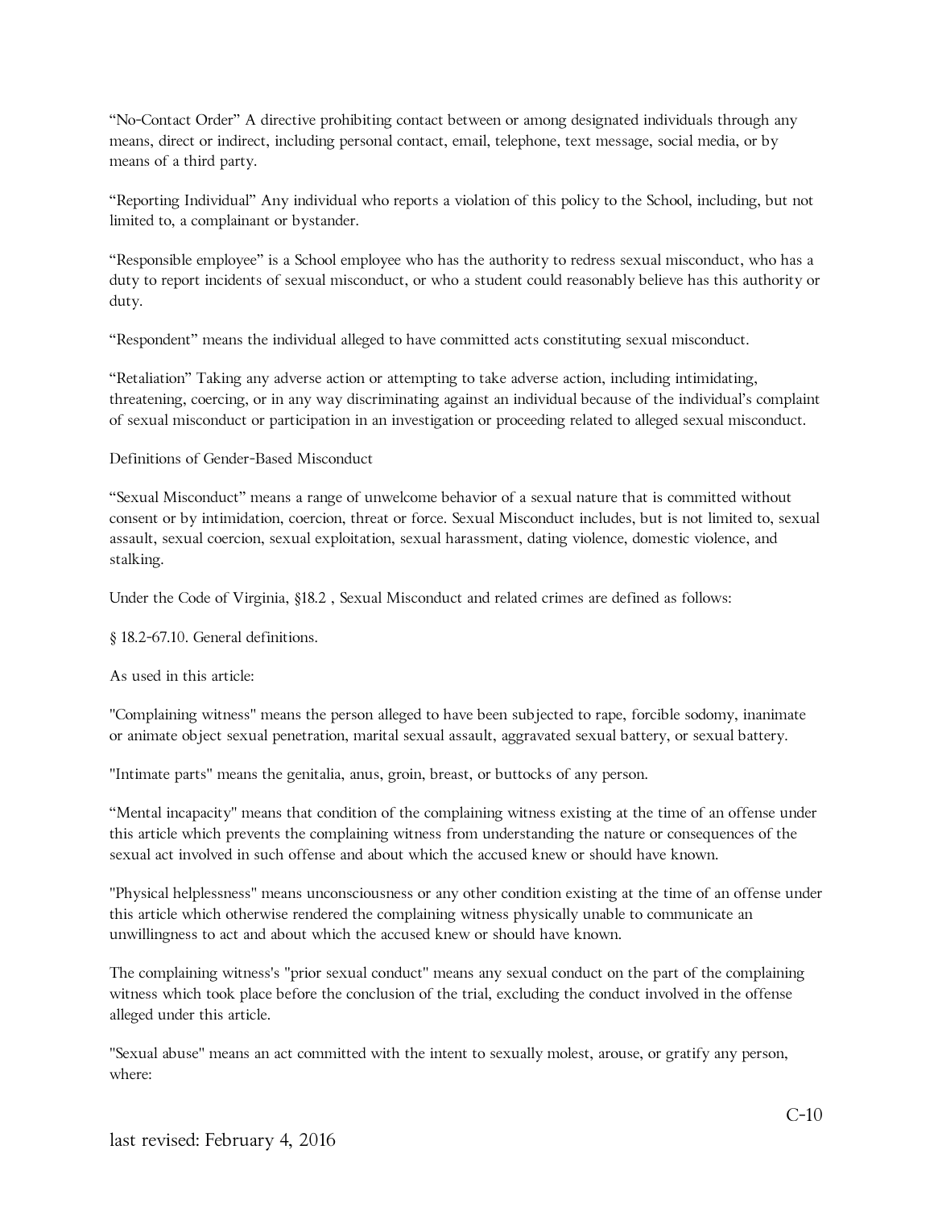“No-Contact Order” A directive prohibiting contact between or among designated individuals through any means, direct or indirect, including personal contact, email, telephone, text message, social media, or by means of a third party.

“Reporting Individual” Any individual who reports a violation of this policy to the School, including, but not limited to, a complainant or bystander.

“Responsible employee” is a School employee who has the authority to redress sexual misconduct, who has a duty to report incidents of sexual misconduct, or who a student could reasonably believe has this authority or duty.

“Respondent” means the individual alleged to have committed acts constituting sexual misconduct.

“Retaliation” Taking any adverse action or attempting to take adverse action, including intimidating, threatening, coercing, or in any way discriminating against an individual because of the individual’s complaint of sexual misconduct or participation in an investigation or proceeding related to alleged sexual misconduct.

Definitions of Gender-Based Misconduct

“Sexual Misconduct” means a range of unwelcome behavior of a sexual nature that is committed without consent or by intimidation, coercion, threat or force. Sexual Misconduct includes, but is not limited to, sexual assault, sexual coercion, sexual exploitation, sexual harassment, dating violence, domestic violence, and stalking.

Under the Code of Virginia, §18.2 , Sexual Misconduct and related crimes are defined as follows:

§ 18.2-67.10. General definitions.

As used in this article:

"Complaining witness" means the person alleged to have been subjected to rape, forcible sodomy, inanimate or animate object sexual penetration, marital sexual assault, aggravated sexual battery, or sexual battery.

"Intimate parts" means the genitalia, anus, groin, breast, or buttocks of any person.

“Mental incapacity" means that condition of the complaining witness existing at the time of an offense under this article which prevents the complaining witness from understanding the nature or consequences of the sexual act involved in such offense and about which the accused knew or should have known.

"Physical helplessness" means unconsciousness or any other condition existing at the time of an offense under this article which otherwise rendered the complaining witness physically unable to communicate an unwillingness to act and about which the accused knew or should have known.

The complaining witness's "prior sexual conduct" means any sexual conduct on the part of the complaining witness which took place before the conclusion of the trial, excluding the conduct involved in the offense alleged under this article.

"Sexual abuse" means an act committed with the intent to sexually molest, arouse, or gratify any person, where:

last revised: February 4, 2016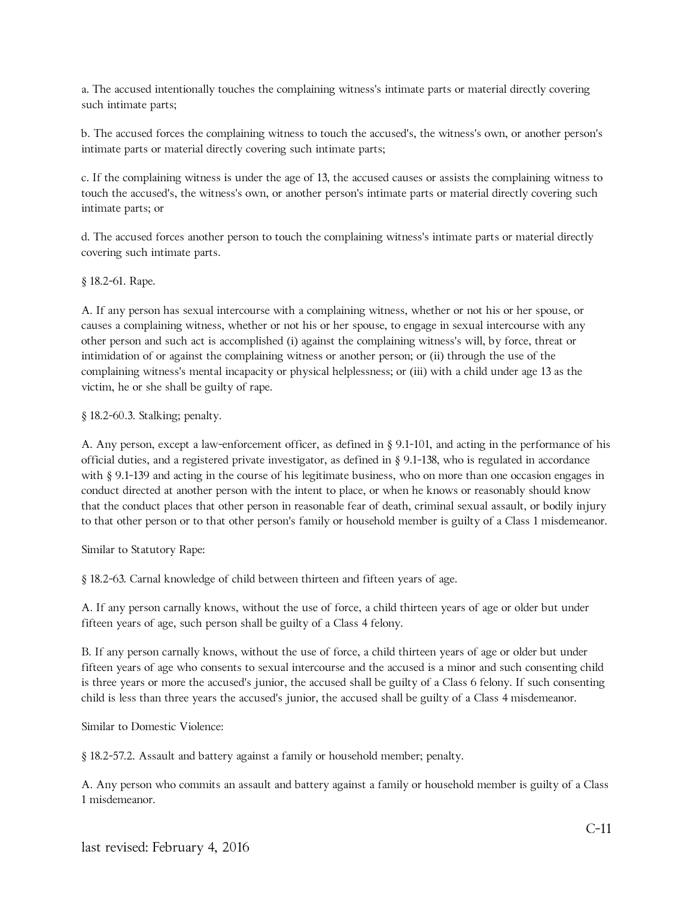a. The accused intentionally touches the complaining witness's intimate parts or material directly covering such intimate parts;

b. The accused forces the complaining witness to touch the accused's, the witness's own, or another person's intimate parts or material directly covering such intimate parts;

c. If the complaining witness is under the age of 13, the accused causes or assists the complaining witness to touch the accused's, the witness's own, or another person's intimate parts or material directly covering such intimate parts; or

d. The accused forces another person to touch the complaining witness's intimate parts or material directly covering such intimate parts.

§ 18.2-61. Rape.

A. If any person has sexual intercourse with a complaining witness, whether or not his or her spouse, or causes a complaining witness, whether or not his or her spouse, to engage in sexual intercourse with any other person and such act is accomplished (i) against the complaining witness's will, by force, threat or intimidation of or against the complaining witness or another person; or (ii) through the use of the complaining witness's mental incapacity or physical helplessness; or (iii) with a child under age 13 as the victim, he or she shall be guilty of rape.

§ 18.2-60.3. Stalking; penalty.

A. Any person, except a law-enforcement officer, as defined in § 9.1-101, and acting in the performance of his official duties, and a registered private investigator, as defined in § 9.1-138, who is regulated in accordance with § 9.1-139 and acting in the course of his legitimate business, who on more than one occasion engages in conduct directed at another person with the intent to place, or when he knows or reasonably should know that the conduct places that other person in reasonable fear of death, criminal sexual assault, or bodily injury to that other person or to that other person's family or household member is guilty of a Class 1 misdemeanor.

Similar to Statutory Rape:

§ 18.2-63. Carnal knowledge of child between thirteen and fifteen years of age.

A. If any person carnally knows, without the use of force, a child thirteen years of age or older but under fifteen years of age, such person shall be guilty of a Class 4 felony.

B. If any person carnally knows, without the use of force, a child thirteen years of age or older but under fifteen years of age who consents to sexual intercourse and the accused is a minor and such consenting child is three years or more the accused's junior, the accused shall be guilty of a Class 6 felony. If such consenting child is less than three years the accused's junior, the accused shall be guilty of a Class 4 misdemeanor.

Similar to Domestic Violence:

§ 18.2-57.2. Assault and battery against a family or household member; penalty.

A. Any person who commits an assault and battery against a family or household member is guilty of a Class 1 misdemeanor.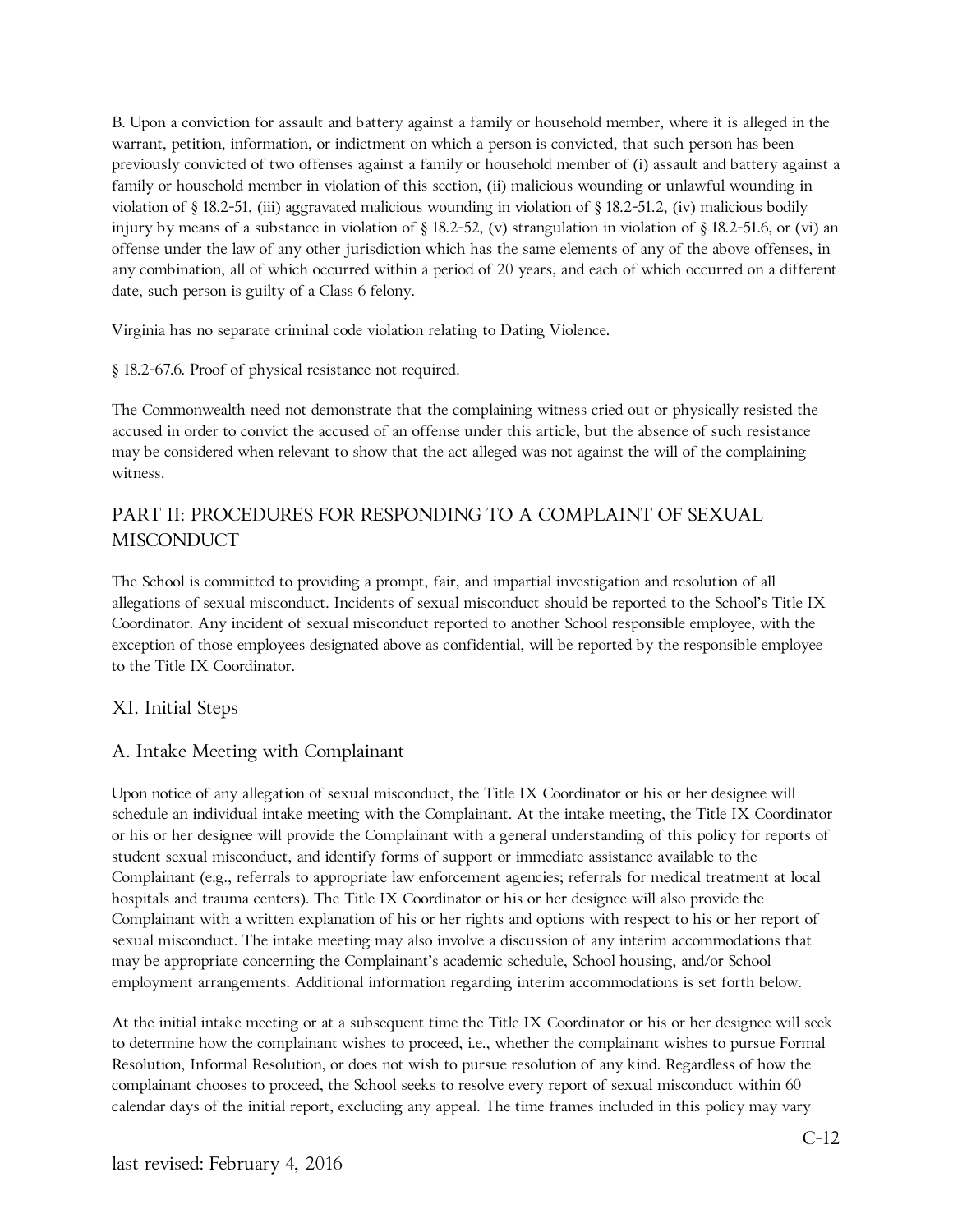B. Upon a conviction for assault and battery against a family or household member, where it is alleged in the warrant, petition, information, or indictment on which a person is convicted, that such person has been previously convicted of two offenses against a family or household member of (i) assault and battery against a family or household member in violation of this section, (ii) malicious wounding or unlawful wounding in violation of § 18.2-51, (iii) aggravated malicious wounding in violation of § 18.2-51.2, (iv) malicious bodily injury by means of a substance in violation of § 18.2-52, (v) strangulation in violation of § 18.2-51.6, or (vi) an offense under the law of any other jurisdiction which has the same elements of any of the above offenses, in any combination, all of which occurred within a period of 20 years, and each of which occurred on a different date, such person is guilty of a Class 6 felony.

Virginia has no separate criminal code violation relating to Dating Violence.

§ 18.2-67.6. Proof of physical resistance not required.

The Commonwealth need not demonstrate that the complaining witness cried out or physically resisted the accused in order to convict the accused of an offense under this article, but the absence of such resistance may be considered when relevant to show that the act alleged was not against the will of the complaining witness.

## PART II: PROCEDURES FOR RESPONDING TO A COMPLAINT OF SEXUAL MISCONDUCT

The School is committed to providing a prompt, fair, and impartial investigation and resolution of all allegations of sexual misconduct. Incidents of sexual misconduct should be reported to the School's Title IX Coordinator. Any incident of sexual misconduct reported to another School responsible employee, with the exception of those employees designated above as confidential, will be reported by the responsible employee to the Title IX Coordinator.

## XI. Initial Steps

### A. Intake Meeting with Complainant

Upon notice of any allegation of sexual misconduct, the Title IX Coordinator or his or her designee will schedule an individual intake meeting with the Complainant. At the intake meeting, the Title IX Coordinator or his or her designee will provide the Complainant with a general understanding of this policy for reports of student sexual misconduct, and identify forms of support or immediate assistance available to the Complainant (e.g., referrals to appropriate law enforcement agencies; referrals for medical treatment at local hospitals and trauma centers). The Title IX Coordinator or his or her designee will also provide the Complainant with a written explanation of his or her rights and options with respect to his or her report of sexual misconduct. The intake meeting may also involve a discussion of any interim accommodations that may be appropriate concerning the Complainant's academic schedule, School housing, and/or School employment arrangements. Additional information regarding interim accommodations is set forth below.

At the initial intake meeting or at a subsequent time the Title IX Coordinator or his or her designee will seek to determine how the complainant wishes to proceed, i.e., whether the complainant wishes to pursue Formal Resolution, Informal Resolution, or does not wish to pursue resolution of any kind. Regardless of how the complainant chooses to proceed, the School seeks to resolve every report of sexual misconduct within 60 calendar days of the initial report, excluding any appeal. The time frames included in this policy may vary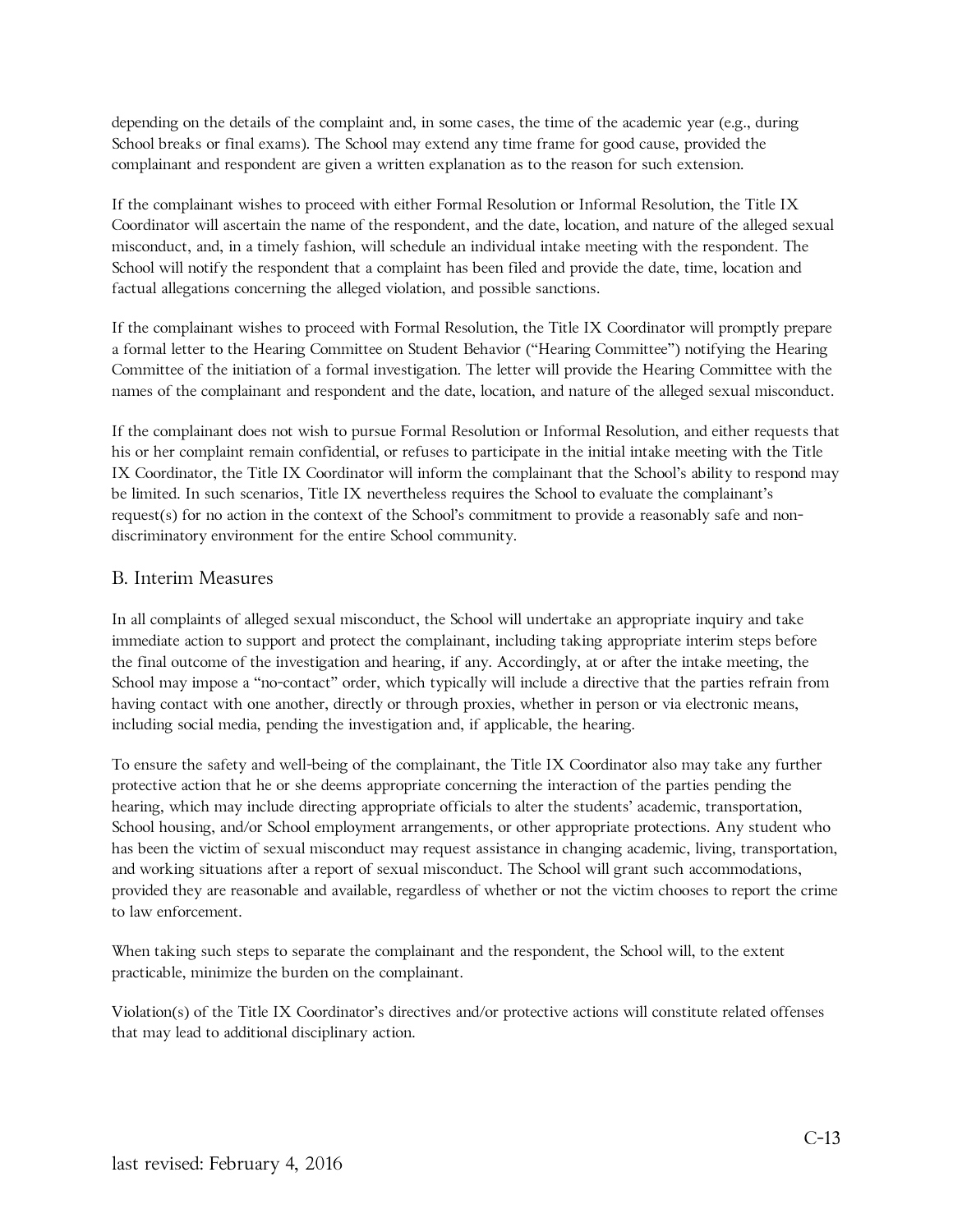depending on the details of the complaint and, in some cases, the time of the academic year (e.g., during School breaks or final exams). The School may extend any time frame for good cause, provided the complainant and respondent are given a written explanation as to the reason for such extension.

If the complainant wishes to proceed with either Formal Resolution or Informal Resolution, the Title IX Coordinator will ascertain the name of the respondent, and the date, location, and nature of the alleged sexual misconduct, and, in a timely fashion, will schedule an individual intake meeting with the respondent. The School will notify the respondent that a complaint has been filed and provide the date, time, location and factual allegations concerning the alleged violation, and possible sanctions.

If the complainant wishes to proceed with Formal Resolution, the Title IX Coordinator will promptly prepare a formal letter to the Hearing Committee on Student Behavior ("Hearing Committee") notifying the Hearing Committee of the initiation of a formal investigation. The letter will provide the Hearing Committee with the names of the complainant and respondent and the date, location, and nature of the alleged sexual misconduct.

If the complainant does not wish to pursue Formal Resolution or Informal Resolution, and either requests that his or her complaint remain confidential, or refuses to participate in the initial intake meeting with the Title IX Coordinator, the Title IX Coordinator will inform the complainant that the School's ability to respond may be limited. In such scenarios, Title IX nevertheless requires the School to evaluate the complainant's request(s) for no action in the context of the School's commitment to provide a reasonably safe and non-discriminatory environment for the entire School community.

## B. Interim Measures

In all complaints of alleged sexual misconduct, the School will undertake an appropriate inquiry and take immediate action to support and protect the complainant, including taking appropriate interim steps before the final outcome of the investigation and hearing, if any. Accordingly, at or after the intake meeting, the School may impose a "no-contact" order, which typically will include a directive that the parties refrain from having contact with one another, directly or through proxies, whether in person or via electronic means, including social media, pending the investigation and, if applicable, the hearing.

To ensure the safety and well-being of the complainant, the Title IX Coordinator also may take any further protective action that he or she deems appropriate concerning the interaction of the parties pending the hearing, which may include directing appropriate officials to alter the students' academic, transportation, School housing, and/or School employment arrangements, or other appropriate protections. Any student who has been the victim of sexual misconduct may request assistance in changing academic, living, transportation, and working situations after a report of sexual misconduct. The School will grant such accommodations, provided they are reasonable and available, regardless of whether or not the victim chooses to report the crime to law enforcement.

When taking such steps to separate the complainant and the respondent, the School will, to the extent practicable, minimize the burden on the complainant.

Violation(s) of the Title IX Coordinator's directives and/or protective actions will constitute related offenses that may lead to additional disciplinary action.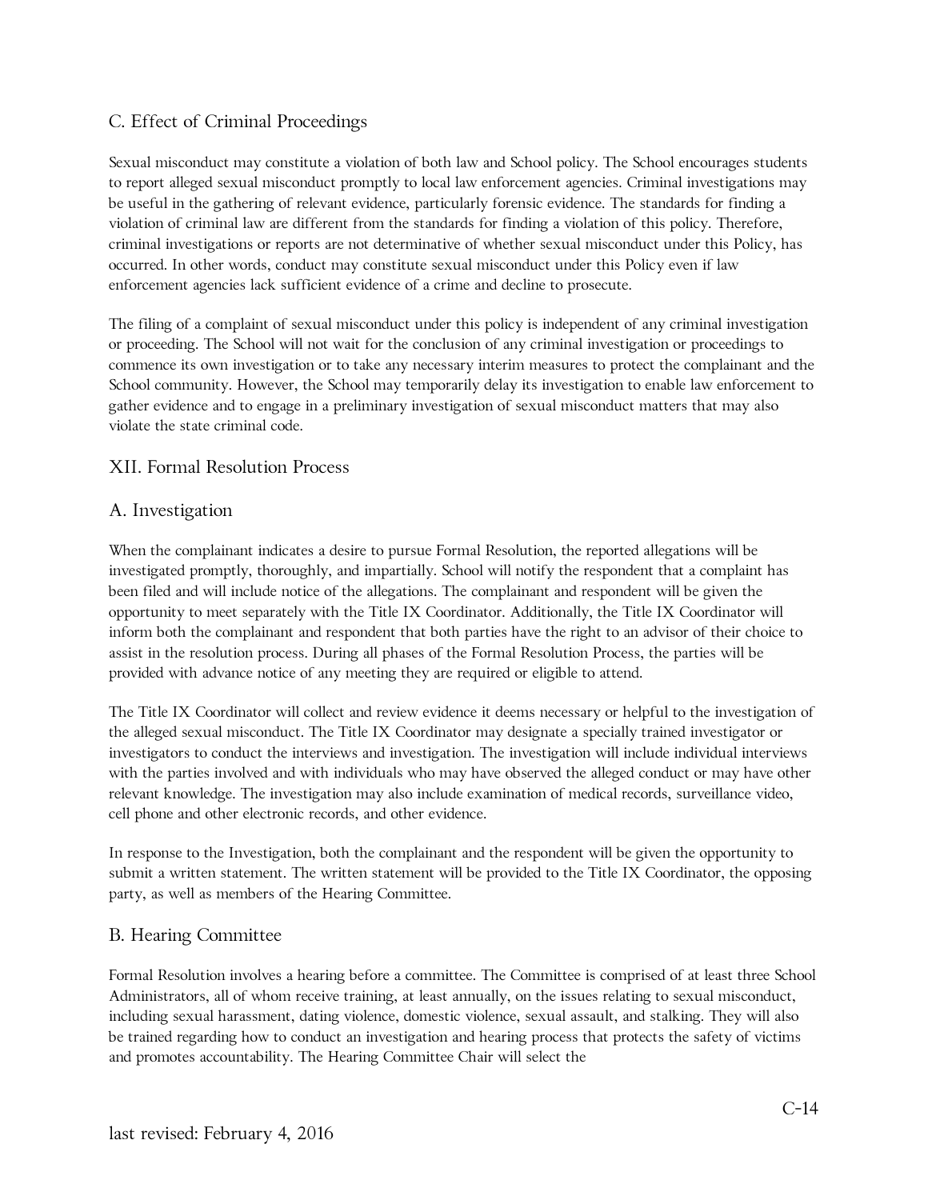### C. Effect of Criminal Proceedings

Sexual misconduct may constitute a violation of both law and School policy. The School encourages students to report alleged sexual misconduct promptly to local law enforcement agencies. Criminal investigations may be useful in the gathering of relevant evidence, particularly forensic evidence. The standards for finding a violation of criminal law are different from the standards for finding a violation of this policy. Therefore, criminal investigations or reports are not determinative of whether sexual misconduct under this Policy, has occurred. In other words, conduct may constitute sexual misconduct under this Policy even if law enforcement agencies lack sufficient evidence of a crime and decline to prosecute.

The filing of a complaint of sexual misconduct under this policy is independent of any criminal investigation or proceeding. The School will not wait for the conclusion of any criminal investigation or proceedings to commence its own investigation or to take any necessary interim measures to protect the complainant and the School community. However, the School may temporarily delay its investigation to enable law enforcement to gather evidence and to engage in a preliminary investigation of sexual misconduct matters that may also violate the state criminal code.

## XII. Formal Resolution Process

### A. Investigation

When the complainant indicates a desire to pursue Formal Resolution, the reported allegations will be investigated promptly, thoroughly, and impartially. School will notify the respondent that a complaint has been filed and will include notice of the allegations. The complainant and respondent will be given the opportunity to meet separately with the Title IX Coordinator. Additionally, the Title IX Coordinator will inform both the complainant and respondent that both parties have the right to an advisor of their choice to assist in the resolution process. During all phases of the Formal Resolution Process, the parties will be provided with advance notice of any meeting they are required or eligible to attend.

The Title IX Coordinator will collect and review evidence it deems necessary or helpful to the investigation of the alleged sexual misconduct. The Title IX Coordinator may designate a specially trained investigator or investigators to conduct the interviews and investigation. The investigation will include individual interviews with the parties involved and with individuals who may have observed the alleged conduct or may have other relevant knowledge. The investigation may also include examination of medical records, surveillance video, cell phone and other electronic records, and other evidence.

In response to the Investigation, both the complainant and the respondent will be given the opportunity to submit a written statement. The written statement will be provided to the Title IX Coordinator, the opposing party, as well as members of the Hearing Committee.

### B. Hearing Committee

Formal Resolution involves a hearing before a committee. The Committee is comprised of at least three School Administrators, all of whom receive training, at least annually, on the issues relating to sexual misconduct, including sexual harassment, dating violence, domestic violence, sexual assault, and stalking. They will also be trained regarding how to conduct an investigation and hearing process that protects the safety of victims and promotes accountability. The Hearing Committee Chair will select the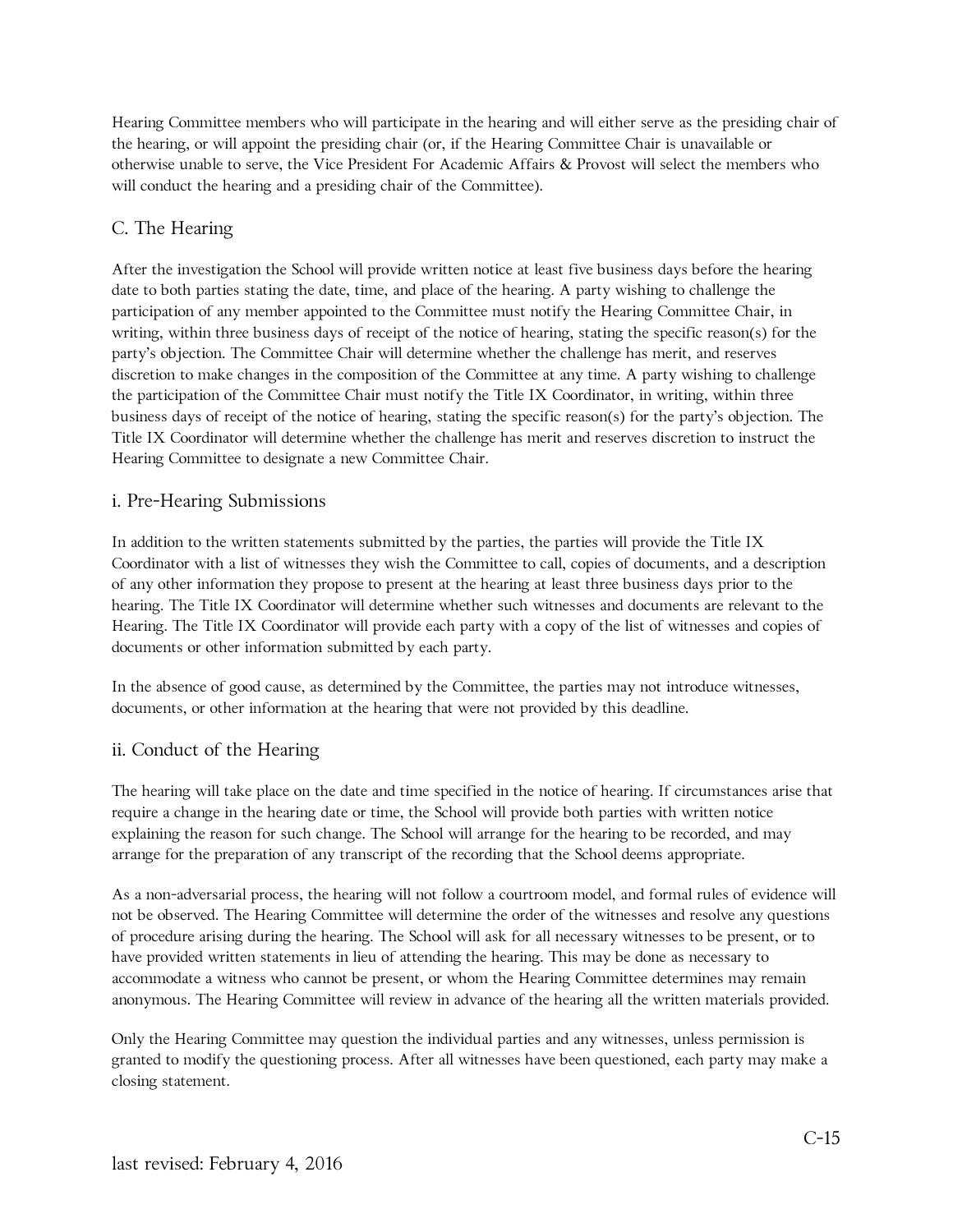Hearing Committee members who will participate in the hearing and will either serve as the presiding chair of the hearing, or will appoint the presiding chair (or, if the Hearing Committee Chair is unavailable or otherwise unable to serve, the Vice President For Academic Affairs & Provost will select the members who will conduct the hearing and a presiding chair of the Committee).

## C. The Hearing

After the investigation the School will provide written notice at least five business days before the hearing date to both parties stating the date, time, and place of the hearing. A party wishing to challenge the participation of any member appointed to the Committee must notify the Hearing Committee Chair, in writing, within three business days of receipt of the notice of hearing, stating the specific reason(s) for the party's objection. The Committee Chair will determine whether the challenge has merit, and reserves discretion to make changes in the composition of the Committee at any time. A party wishing to challenge the participation of the Committee Chair must notify the Title IX Coordinator, in writing, within three business days of receipt of the notice of hearing, stating the specific reason(s) for the party's objection. The Title IX Coordinator will determine whether the challenge has merit and reserves discretion to instruct the Hearing Committee to designate a new Committee Chair.

### i. Pre-Hearing Submissions

In addition to the written statements submitted by the parties, the parties will provide the Title IX Coordinator with a list of witnesses they wish the Committee to call, copies of documents, and a description of any other information they propose to present at the hearing at least three business days prior to the hearing. The Title IX Coordinator will determine whether such witnesses and documents are relevant to the Hearing. The Title IX Coordinator will provide each party with a copy of the list of witnesses and copies of documents or other information submitted by each party.

In the absence of good cause, as determined by the Committee, the parties may not introduce witnesses, documents, or other information at the hearing that were not provided by this deadline.

### ii. Conduct of the Hearing

The hearing will take place on the date and time specified in the notice of hearing. If circumstances arise that require a change in the hearing date or time, the School will provide both parties with written notice explaining the reason for such change. The School will arrange for the hearing to be recorded, and may arrange for the preparation of any transcript of the recording that the School deems appropriate.

As a non-adversarial process, the hearing will not follow a courtroom model, and formal rules of evidence will not be observed. The Hearing Committee will determine the order of the witnesses and resolve any questions of procedure arising during the hearing. The School will ask for all necessary witnesses to be present, or to have provided written statements in lieu of attending the hearing. This may be done as necessary to accommodate a witness who cannot be present, or whom the Hearing Committee determines may remain anonymous. The Hearing Committee will review in advance of the hearing all the written materials provided.

Only the Hearing Committee may question the individual parties and any witnesses, unless permission is granted to modify the questioning process. After all witnesses have been questioned, each party may make a closing statement.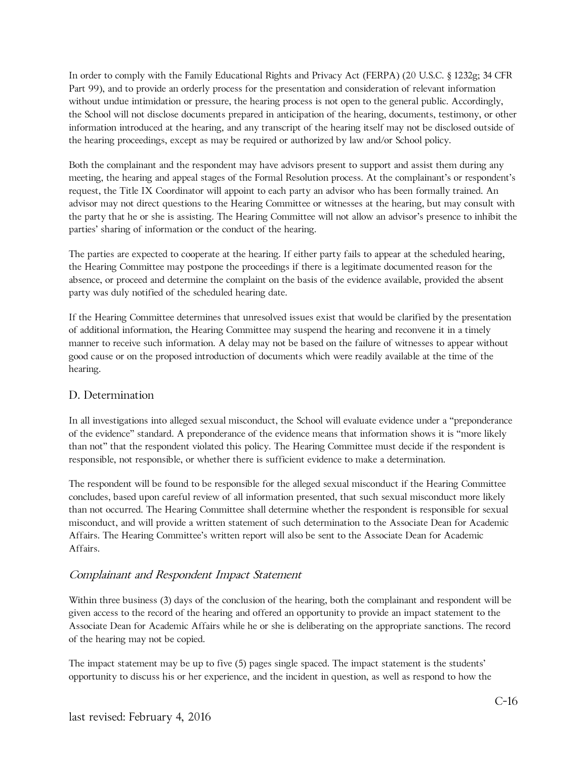In order to comply with the Family Educational Rights and Privacy Act (FERPA) (20 U.S.C. § 1232g; 34 CFR Part 99), and to provide an orderly process for the presentation and consideration of relevant information without undue intimidation or pressure, the hearing process is not open to the general public. Accordingly, the School will not disclose documents prepared in anticipation of the hearing, documents, testimony, or other information introduced at the hearing, and any transcript of the hearing itself may not be disclosed outside of the hearing proceedings, except as may be required or authorized by law and/or School policy.

Both the complainant and the respondent may have advisors present to support and assist them during any meeting, the hearing and appeal stages of the Formal Resolution process. At the complainant's or respondent's request, the Title IX Coordinator will appoint to each party an advisor who has been formally trained. An advisor may not direct questions to the Hearing Committee or witnesses at the hearing, but may consult with the party that he or she is assisting. The Hearing Committee will not allow an advisor's presence to inhibit the parties' sharing of information or the conduct of the hearing.

The parties are expected to cooperate at the hearing. If either party fails to appear at the scheduled hearing, the Hearing Committee may postpone the proceedings if there is a legitimate documented reason for the absence, or proceed and determine the complaint on the basis of the evidence available, provided the absent party was duly notified of the scheduled hearing date.

If the Hearing Committee determines that unresolved issues exist that would be clarified by the presentation of additional information, the Hearing Committee may suspend the hearing and reconvene it in a timely manner to receive such information. A delay may not be based on the failure of witnesses to appear without good cause or on the proposed introduction of documents which were readily available at the time of the hearing.

## D. Determination

In all investigations into alleged sexual misconduct, the School will evaluate evidence under a "preponderance of the evidence" standard. A preponderance of the evidence means that information shows it is "more likely than not" that the respondent violated this policy. The Hearing Committee must decide if the respondent is responsible, not responsible, or whether there is sufficient evidence to make a determination.

The respondent will be found to be responsible for the alleged sexual misconduct if the Hearing Committee concludes, based upon careful review of all information presented, that such sexual misconduct more likely than not occurred. The Hearing Committee shall determine whether the respondent is responsible for sexual misconduct, and will provide a written statement of such determination to the Associate Dean for Academic Affairs. The Hearing Committee's written report will also be sent to the Associate Dean for Academic Affairs.

### *Complainant and Respondent Impact Statement*

Within three business (3) days of the conclusion of the hearing, both the complainant and respondent will be given access to the record of the hearing and offered an opportunity to provide an impact statement to the Associate Dean for Academic Affairs while he or she is deliberating on the appropriate sanctions. The record of the hearing may not be copied.

The impact statement may be up to five (5) pages single spaced. The impact statement is the students' opportunity to discuss his or her experience, and the incident in question, as well as respond to how the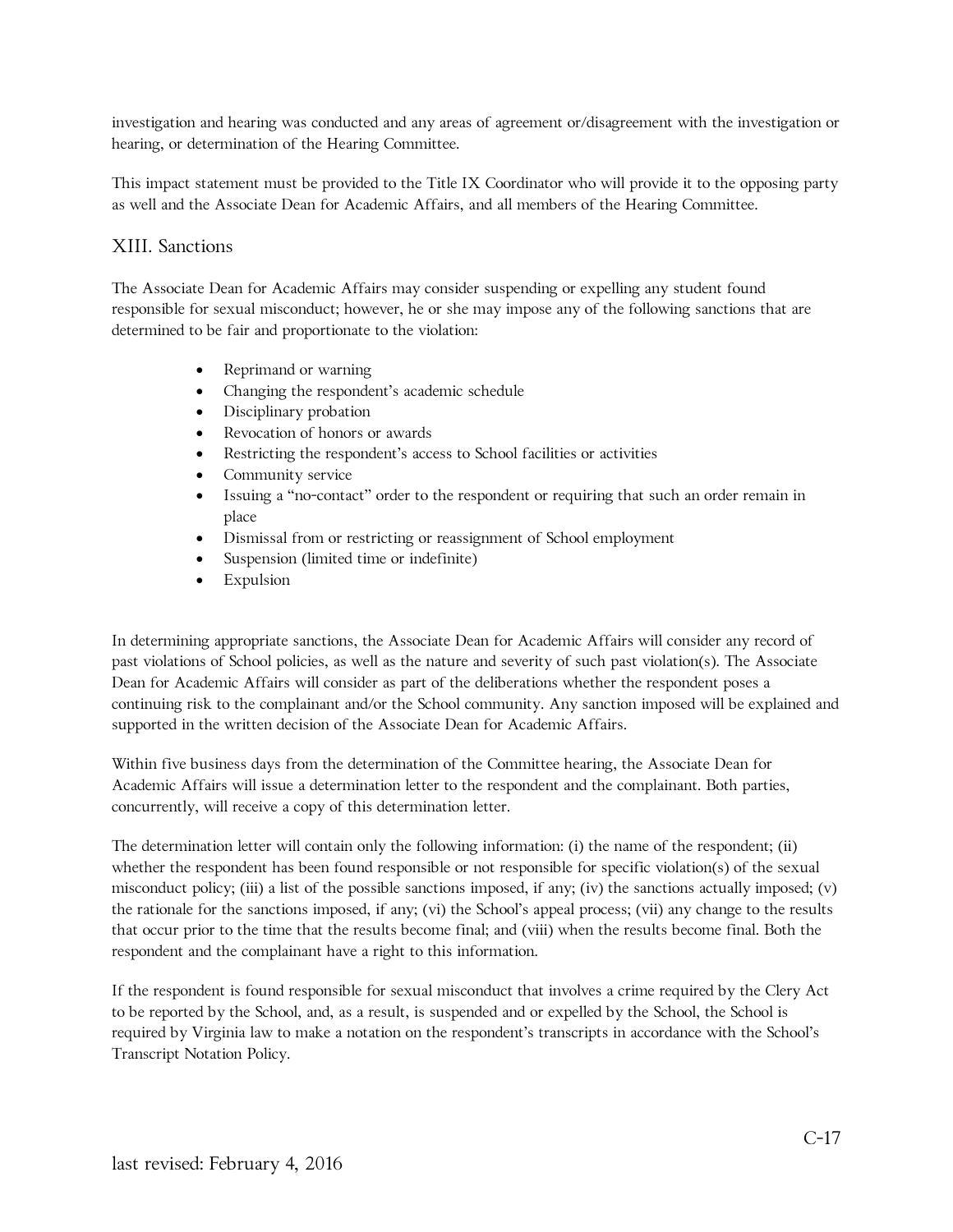investigation and hearing was conducted and any areas of agreement or/disagreement with the investigation or hearing, or determination of the Hearing Committee.

This impact statement must be provided to the Title IX Coordinator who will provide it to the opposing party as well and the Associate Dean for Academic Affairs, and all members of the Hearing Committee.

## XIII. Sanctions

The Associate Dean for Academic Affairs may consider suspending or expelling any student found responsible for sexual misconduct; however, he or she may impose any of the following sanctions that are determined to be fair and proportionate to the violation:

- Reprimand or warning
- Changing the respondent's academic schedule
- Disciplinary probation
- Revocation of honors or awards
- Restricting the respondent's access to School facilities or activities
- Community service
- Issuing a "no-contact" order to the respondent or requiring that such an order remain in place
- Dismissal from or restricting or reassignment of School employment
- Suspension (limited time or indefinite)
- Expulsion

In determining appropriate sanctions, the Associate Dean for Academic Affairs will consider any record of past violations of School policies, as well as the nature and severity of such past violation(s). The Associate Dean for Academic Affairs will consider as part of the deliberations whether the respondent poses a continuing risk to the complainant and/or the School community. Any sanction imposed will be explained and supported in the written decision of the Associate Dean for Academic Affairs.

Within five business days from the determination of the Committee hearing, the Associate Dean for Academic Affairs will issue a determination letter to the respondent and the complainant. Both parties, concurrently, will receive a copy of this determination letter.

The determination letter will contain only the following information: (i) the name of the respondent; (ii) whether the respondent has been found responsible or not responsible for specific violation(s) of the sexual misconduct policy; (iii) a list of the possible sanctions imposed, if any; (iv) the sanctions actually imposed; (v) the rationale for the sanctions imposed, if any; (vi) the School's appeal process; (vii) any change to the results that occur prior to the time that the results become final; and (viii) when the results become final. Both the respondent and the complainant have a right to this information.

If the respondent is found responsible for sexual misconduct that involves a crime required by the Clery Act to be reported by the School, and, as a result, is suspended and or expelled by the School, the School is required by Virginia law to make a notation on the respondent's transcripts in accordance with the School's Transcript Notation Policy.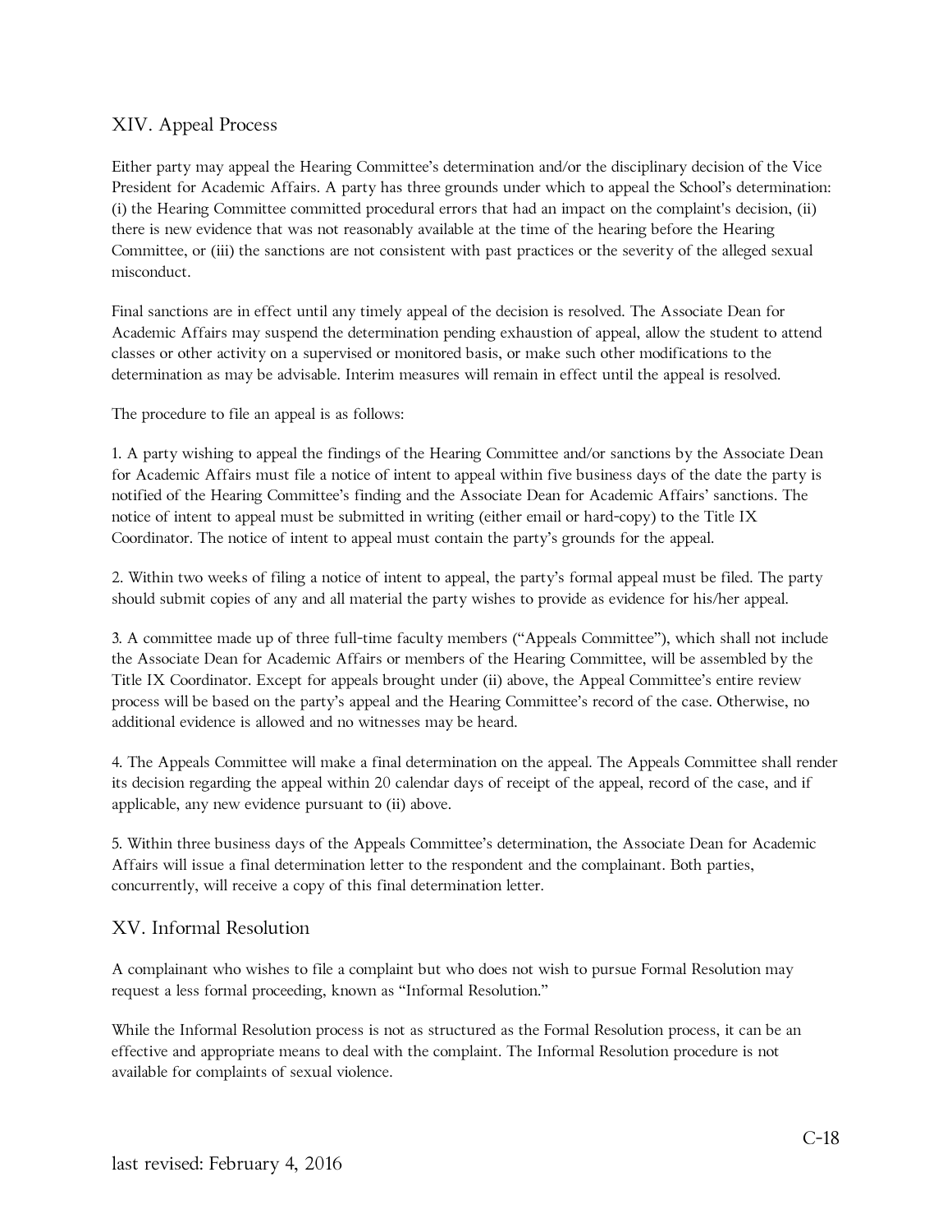## XIV. Appeal Process

Either party may appeal the Hearing Committee's determination and/or the disciplinary decision of the Vice President for Academic Affairs. A party has three grounds under which to appeal the School's determination: (i) the Hearing Committee committed procedural errors that had an impact on the complaint's decision, (ii) there is new evidence that was not reasonably available at the time of the hearing before the Hearing Committee, or (iii) the sanctions are not consistent with past practices or the severity of the alleged sexual misconduct.

Final sanctions are in effect until any timely appeal of the decision is resolved. The Associate Dean for Academic Affairs may suspend the determination pending exhaustion of appeal, allow the student to attend classes or other activity on a supervised or monitored basis, or make such other modifications to the determination as may be advisable. Interim measures will remain in effect until the appeal is resolved.

The procedure to file an appeal is as follows:

1. A party wishing to appeal the findings of the Hearing Committee and/or sanctions by the Associate Dean for Academic Affairs must file a notice of intent to appeal within five business days of the date the party is notified of the Hearing Committee's finding and the Associate Dean for Academic Affairs' sanctions. The notice of intent to appeal must be submitted in writing (either email or hard-copy) to the Title IX Coordinator. The notice of intent to appeal must contain the party's grounds for the appeal.

2. Within two weeks of filing a notice of intent to appeal, the party's formal appeal must be filed. The party should submit copies of any and all material the party wishes to provide as evidence for his/her appeal.

3. A committee made up of three full-time faculty members ("Appeals Committee"), which shall not include the Associate Dean for Academic Affairs or members of the Hearing Committee, will be assembled by the Title IX Coordinator. Except for appeals brought under (ii) above, the Appeal Committee's entire review process will be based on the party's appeal and the Hearing Committee's record of the case. Otherwise, no additional evidence is allowed and no witnesses may be heard.

4. The Appeals Committee will make a final determination on the appeal. The Appeals Committee shall render its decision regarding the appeal within 20 calendar days of receipt of the appeal, record of the case, and if applicable, any new evidence pursuant to (ii) above.

5. Within three business days of the Appeals Committee's determination, the Associate Dean for Academic Affairs will issue a final determination letter to the respondent and the complainant. Both parties, concurrently, will receive a copy of this final determination letter.

## XV. Informal Resolution

A complainant who wishes to file a complaint but who does not wish to pursue Formal Resolution may request a less formal proceeding, known as "Informal Resolution."

While the Informal Resolution process is not as structured as the Formal Resolution process, it can be an effective and appropriate means to deal with the complaint. The Informal Resolution procedure is not available for complaints of sexual violence.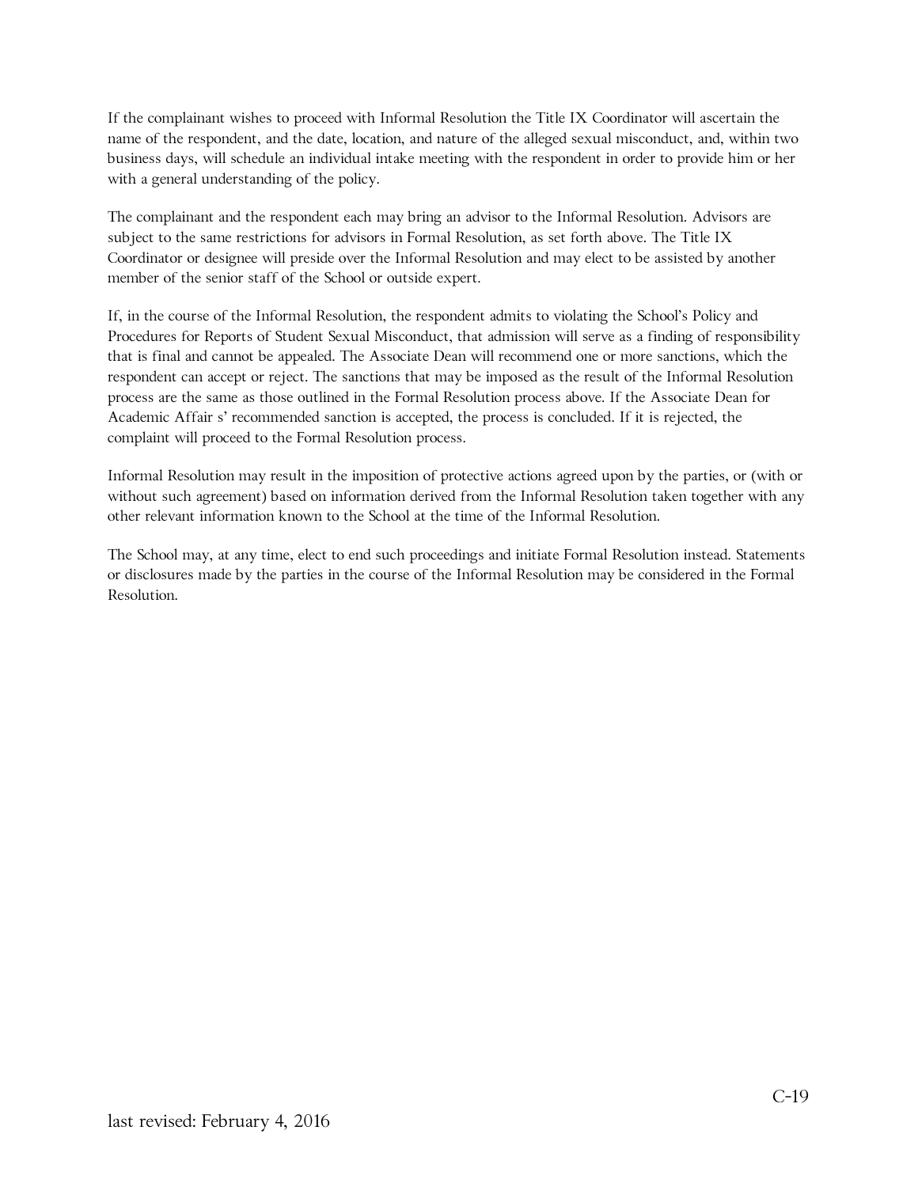If the complainant wishes to proceed with Informal Resolution the Title IX Coordinator will ascertain the name of the respondent, and the date, location, and nature of the alleged sexual misconduct, and, within two business days, will schedule an individual intake meeting with the respondent in order to provide him or her with a general understanding of the policy.

The complainant and the respondent each may bring an advisor to the Informal Resolution. Advisors are subject to the same restrictions for advisors in Formal Resolution, as set forth above. The Title IX Coordinator or designee will preside over the Informal Resolution and may elect to be assisted by another member of the senior staff of the School or outside expert.

If, in the course of the Informal Resolution, the respondent admits to violating the School's Policy and Procedures for Reports of Student Sexual Misconduct, that admission will serve as a finding of responsibility that is final and cannot be appealed. The Associate Dean will recommend one or more sanctions, which the respondent can accept or reject. The sanctions that may be imposed as the result of the Informal Resolution process are the same as those outlined in the Formal Resolution process above. If the Associate Dean for Academic Affair s' recommended sanction is accepted, the process is concluded. If it is rejected, the complaint will proceed to the Formal Resolution process.

Informal Resolution may result in the imposition of protective actions agreed upon by the parties, or (with or without such agreement) based on information derived from the Informal Resolution taken together with any other relevant information known to the School at the time of the Informal Resolution.

The School may, at any time, elect to end such proceedings and initiate Formal Resolution instead. Statements or disclosures made by the parties in the course of the Informal Resolution may be considered in the Formal Resolution.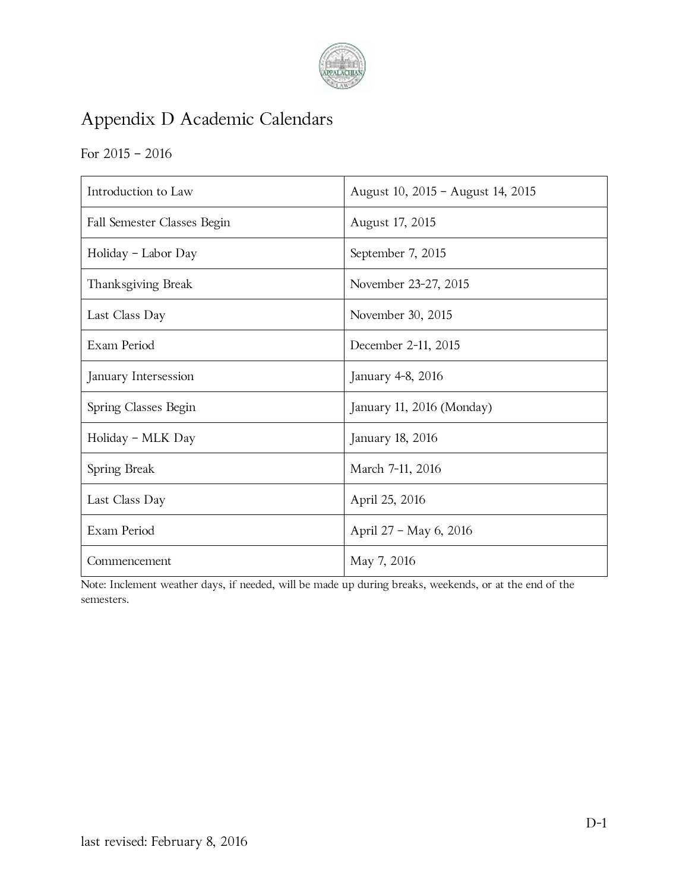# Appendix D Academic Calendars

For 2015 – 2016

| | |
|---|---|
| Introduction to Law | August 10, 2015 – August 14, 2015 |
| Fall Semester Classes Begin | August 17, 2015 |
| Holiday – Labor Day | September 7, 2015 |
| Thanksgiving Break | November 23-27, 2015 |
| Last Class Day | November 30, 2015 |
| Exam Period | December 2-11, 2015 |
| January Intersession | January 4-8, 2016 |
| Spring Classes Begin | January 11, 2016 (Monday) |
| Holiday – MLK Day | January 18, 2016 |
| Spring Break | March 7-11, 2016 |
| Last Class Day | April 25, 2016 |
| Exam Period | April 27 – May 6, 2016 |
| Commencement | May 7, 2016 |

Note: Inclement weather days, if needed, will be made up during breaks, weekends, or at the end of the semesters.

last revised: February 8, 2016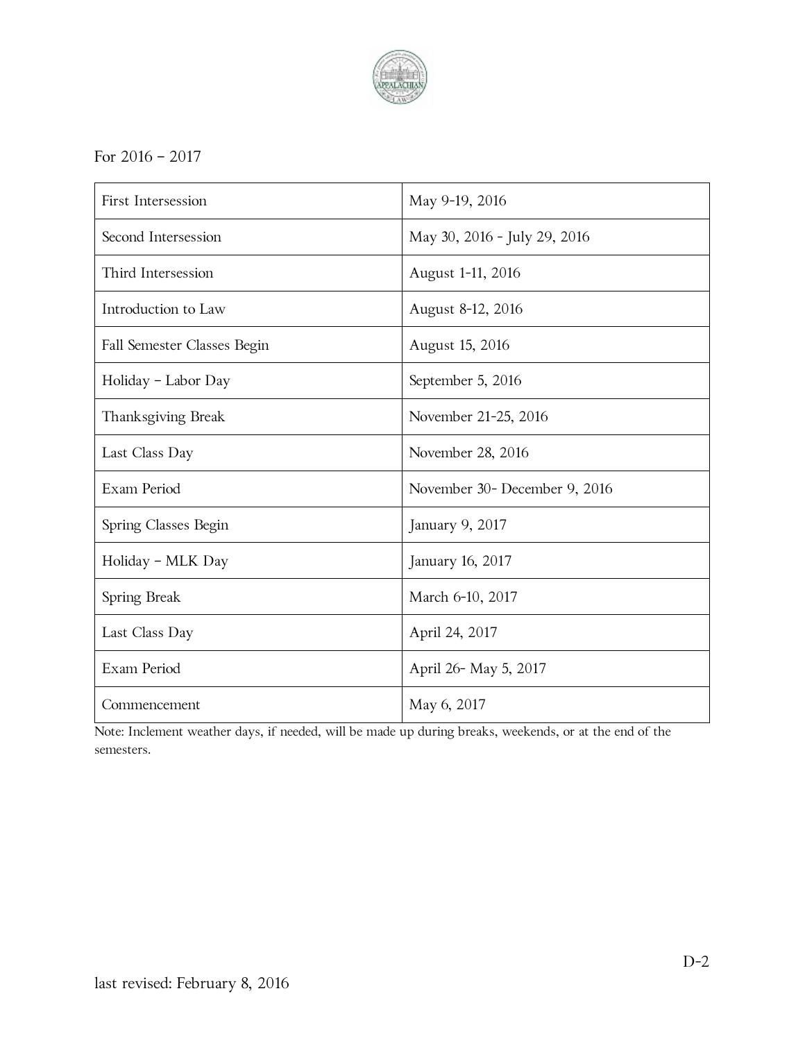For 2016 – 2017

| | |
|---|---|
| First Intersession | May 9-19, 2016 |
| Second Intersession | May 30, 2016 - July 29, 2016 |
| Third Intersession | August 1-11, 2016 |
| Introduction to Law | August 8-12, 2016 |
| Fall Semester Classes Begin | August 15, 2016 |
| Holiday – Labor Day | September 5, 2016 |
| Thanksgiving Break | November 21-25, 2016 |
| Last Class Day | November 28, 2016 |
| Exam Period | November 30- December 9, 2016 |
| Spring Classes Begin | January 9, 2017 |
| Holiday – MLK Day | January 16, 2017 |
| Spring Break | March 6-10, 2017 |
| Last Class Day | April 24, 2017 |
| Exam Period | April 26- May 5, 2017 |
| Commencement | May 6, 2017 |

Note: Inclement weather days, if needed, will be made up during breaks, weekends, or at the end of the semesters.

D-2

last revised: February 8, 2016